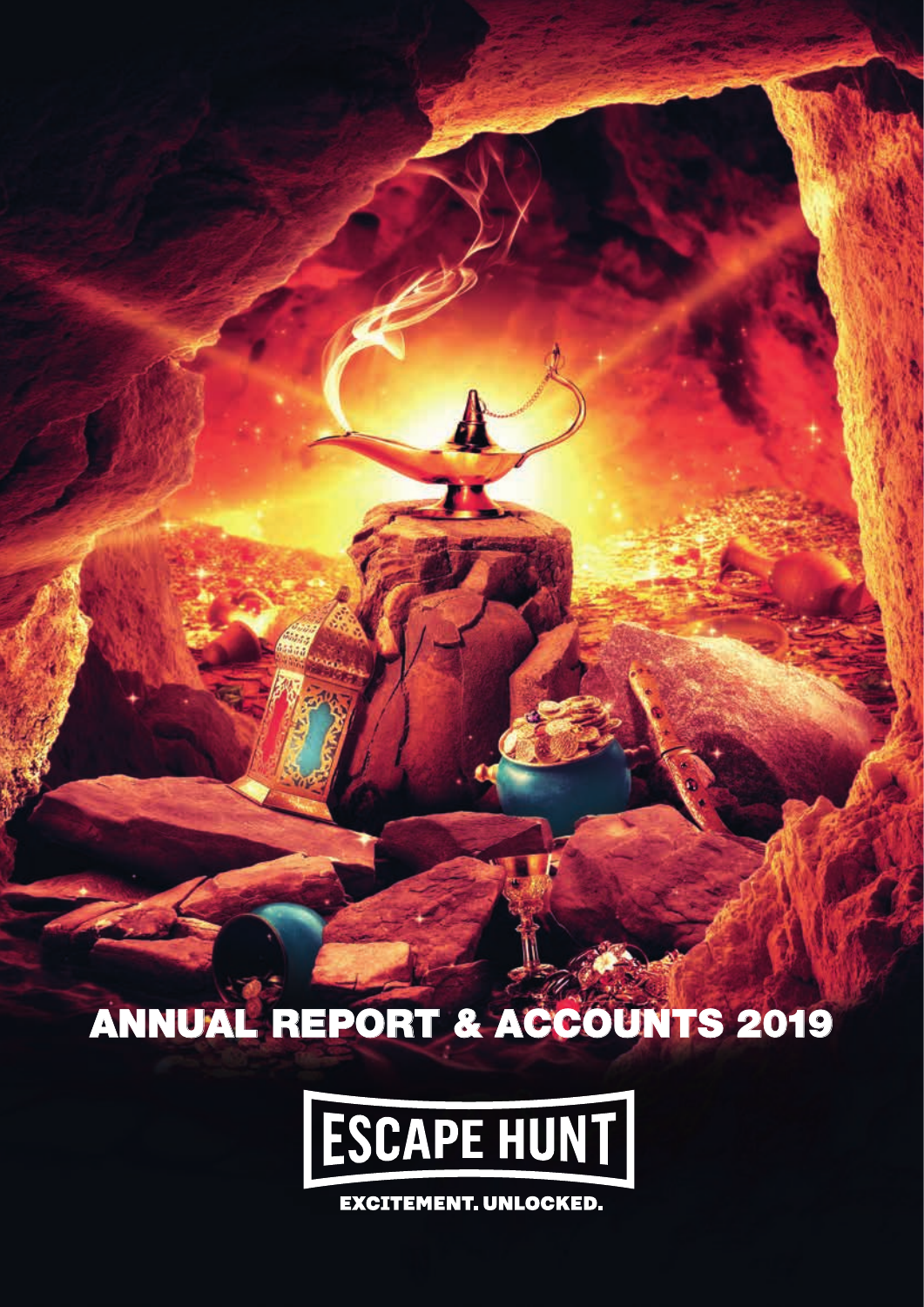# ANNUAL REPORT & ACCOUNTS 2019

ESCAPE HUNT

EXCITEMENT. UNLOCKED.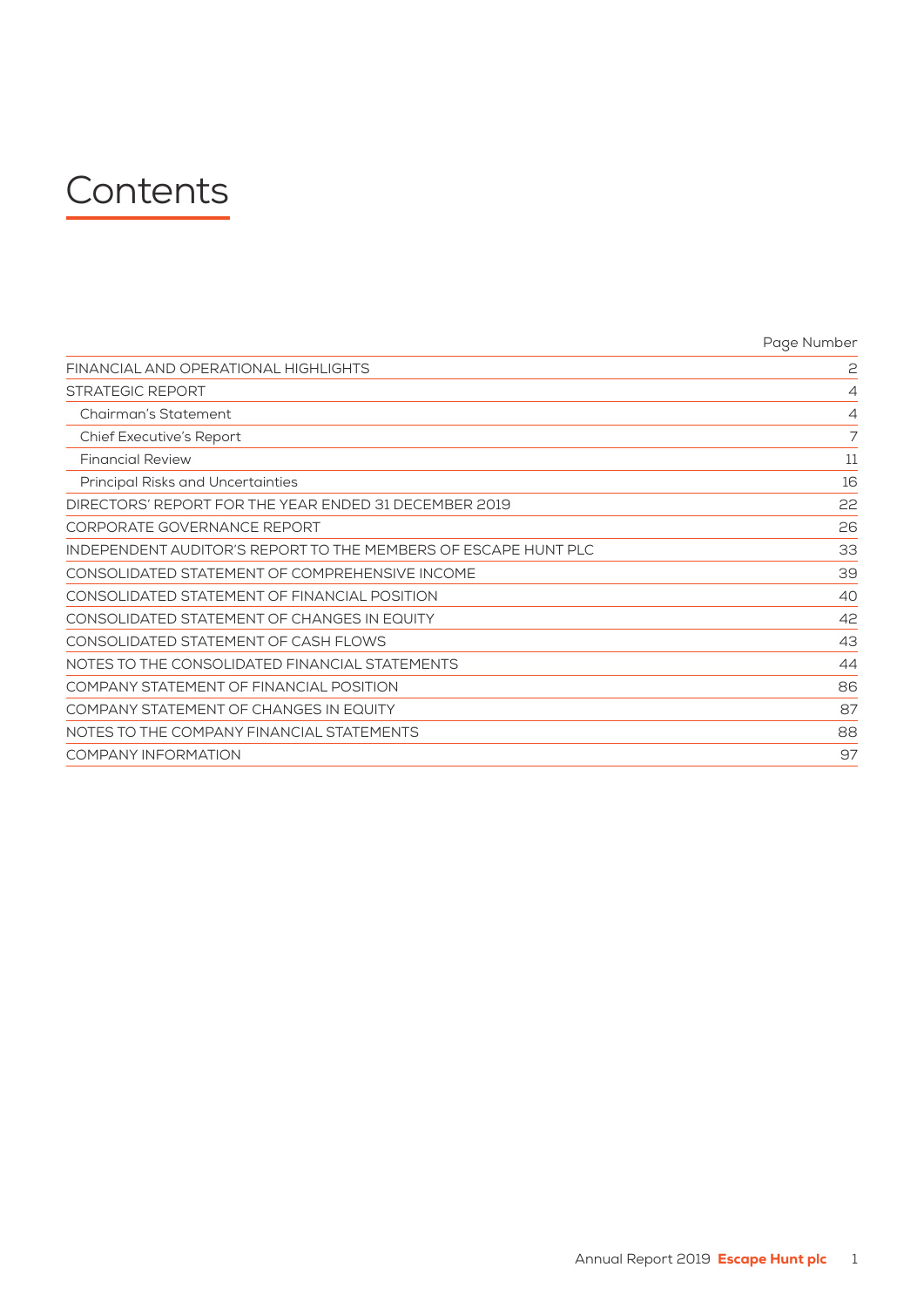# Contents

| | Page Number |
|---|---|
| FINANCIAL AND OPERATIONAL HIGHLIGHTS | 2 |
| STRATEGIC REPORT | 4 |
| Chairman's Statement | 4 |
| Chief Executive's Report | 7 |
| Financial Review | 11 |
| Principal Risks and Uncertainties | 16 |
| DIRECTORS' REPORT FOR THE YEAR ENDED 31 DECEMBER 2019 | 22 |
| CORPORATE GOVERNANCE REPORT | 26 |
| INDEPENDENT AUDITOR'S REPORT TO THE MEMBERS OF ESCAPE HUNT PLC | 33 |
| CONSOLIDATED STATEMENT OF COMPREHENSIVE INCOME | 39 |
| CONSOLIDATED STATEMENT OF FINANCIAL POSITION | 40 |
| CONSOLIDATED STATEMENT OF CHANGES IN EQUITY | 42 |
| CONSOLIDATED STATEMENT OF CASH FLOWS | 43 |
| NOTES TO THE CONSOLIDATED FINANCIAL STATEMENTS | 44 |
| COMPANY STATEMENT OF FINANCIAL POSITION | 86 |
| COMPANY STATEMENT OF CHANGES IN EQUITY | 87 |
| NOTES TO THE COMPANY FINANCIAL STATEMENTS | 88 |
| COMPANY INFORMATION | 97 |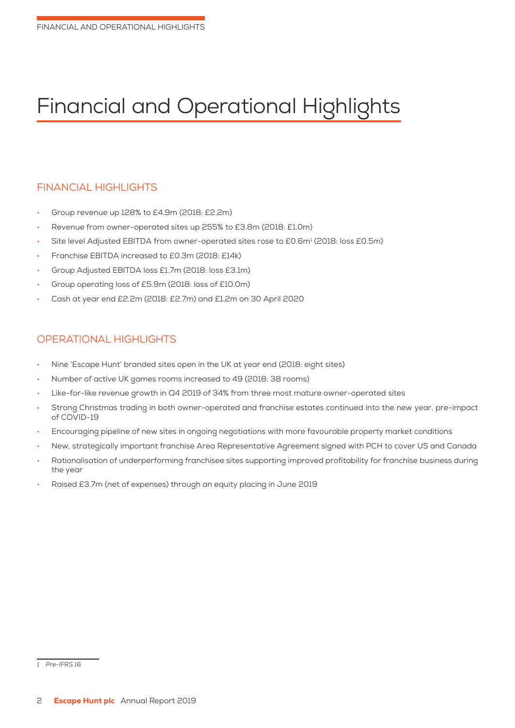# Financial and Operational Highlights

## FINANCIAL HIGHLIGHTS

- Group revenue up 128% to £4.9m (2018: £2.2m)
- Revenue from owner-operated sites up 255% to £3.8m (2018: £1.0m)
- Site level Adjusted EBITDA from owner-operated sites rose to £0.6m[1] (2018: loss £0.5m)
- Franchise EBITDA increased to £0.3m (2018: £14k)
- Group Adjusted EBITDA loss £1.7m (2018: loss £3.1m)
- Group operating loss of £5.9m (2018: loss of £10.0m)
- Cash at year end £2.2m (2018: £2.7m) and £1.2m on 30 April 2020

## OPERATIONAL HIGHLIGHTS

- Nine 'Escape Hunt' branded sites open in the UK at year end (2018: eight sites)
- Number of active UK games rooms increased to 49 (2018: 38 rooms)
- Like-for-like revenue growth in Q4 2019 of 34% from three most mature owner-operated sites
- Strong Christmas trading in both owner-operated and franchise estates continued into the new year, pre-impact of COVID-19
- Encouraging pipeline of new sites in ongoing negotiations with more favourable property market conditions
- New, strategically important franchise Area Representative Agreement signed with PCH to cover US and Canada
- Rationalisation of underperforming franchisee sites supporting improved profitability for franchise business during the year
- Raised £3.7m (net of expenses) through an equity placing in June 2019

*1 Pre-IFRS 16*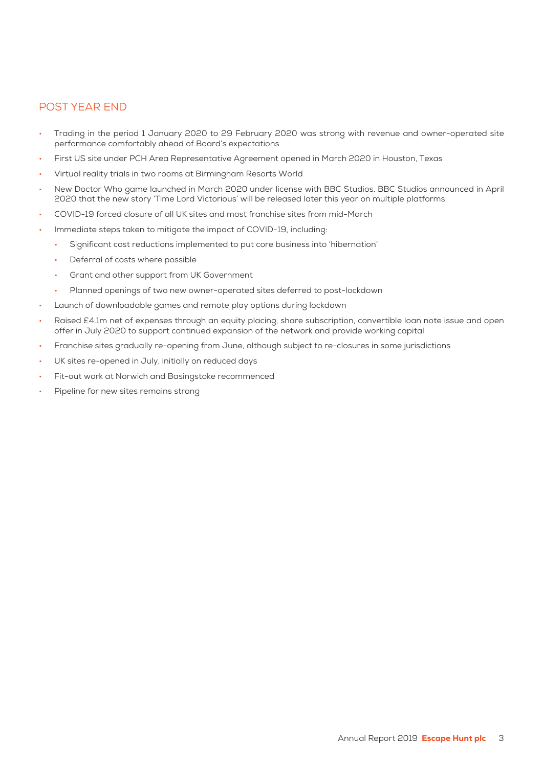## POST YEAR END

- Trading in the period 1 January 2020 to 29 February 2020 was strong with revenue and owner-operated site performance comfortably ahead of Board's expectations
- First US site under PCH Area Representative Agreement opened in March 2020 in Houston, Texas
- Virtual reality trials in two rooms at Birmingham Resorts World
- New Doctor Who game launched in March 2020 under license with BBC Studios. BBC Studios announced in April 2020 that the new story 'Time Lord Victorious' will be released later this year on multiple platforms
- COVID-19 forced closure of all UK sites and most franchise sites from mid-March
- Immediate steps taken to mitigate the impact of COVID-19, including:
  - Significant cost reductions implemented to put core business into 'hibernation'
  - Deferral of costs where possible
  - Grant and other support from UK Government
  - Planned openings of two new owner-operated sites deferred to post-lockdown
- Launch of downloadable games and remote play options during lockdown
- Raised £4.1m net of expenses through an equity placing, share subscription, convertible loan note issue and open offer in July 2020 to support continued expansion of the network and provide working capital
- Franchise sites gradually re-opening from June, although subject to re-closures in some jurisdictions
- UK sites re-opened in July, initially on reduced days
- Fit-out work at Norwich and Basingstoke recommenced
- Pipeline for new sites remains strong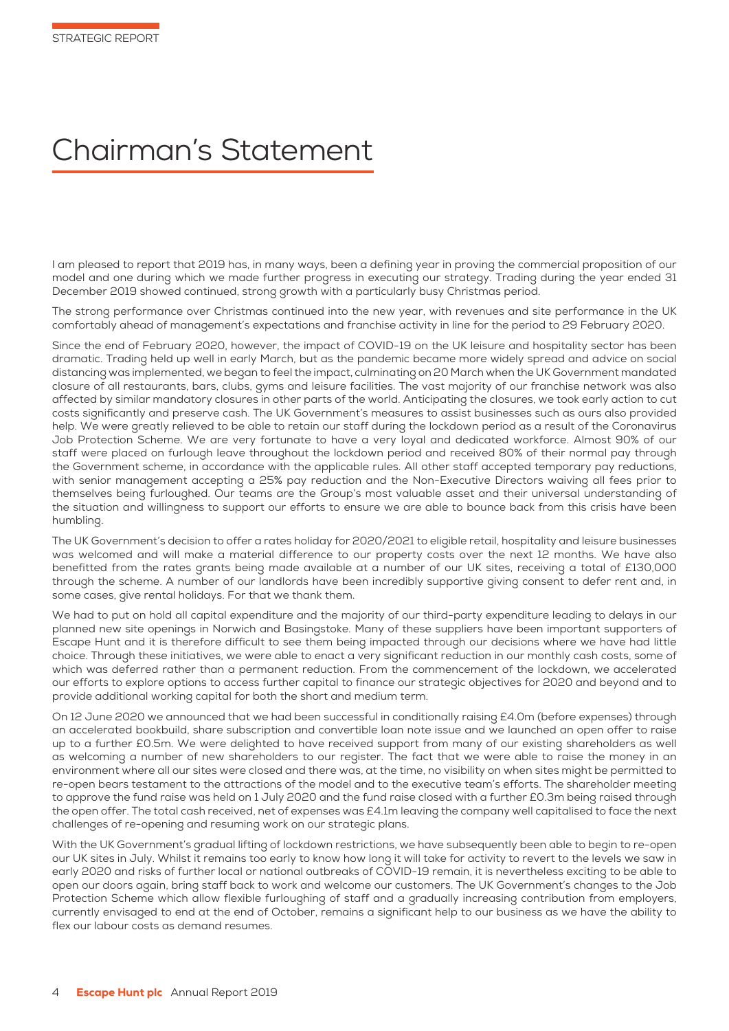# Chairman's Statement

I am pleased to report that 2019 has, in many ways, been a defining year in proving the commercial proposition of our model and one during which we made further progress in executing our strategy. Trading during the year ended 31 December 2019 showed continued, strong growth with a particularly busy Christmas period.

The strong performance over Christmas continued into the new year, with revenues and site performance in the UK comfortably ahead of management's expectations and franchise activity in line for the period to 29 February 2020.

Since the end of February 2020, however, the impact of COVID-19 on the UK leisure and hospitality sector has been dramatic. Trading held up well in early March, but as the pandemic became more widely spread and advice on social distancing was implemented, we began to feel the impact, culminating on 20 March when the UK Government mandated closure of all restaurants, bars, clubs, gyms and leisure facilities. The vast majority of our franchise network was also affected by similar mandatory closures in other parts of the world. Anticipating the closures, we took early action to cut costs significantly and preserve cash. The UK Government's measures to assist businesses such as ours also provided help. We were greatly relieved to be able to retain our staff during the lockdown period as a result of the Coronavirus Job Protection Scheme. We are very fortunate to have a very loyal and dedicated workforce. Almost 90% of our staff were placed on furlough leave throughout the lockdown period and received 80% of their normal pay through the Government scheme, in accordance with the applicable rules. All other staff accepted temporary pay reductions, with senior management accepting a 25% pay reduction and the Non-Executive Directors waiving all fees prior to themselves being furloughed. Our teams are the Group's most valuable asset and their universal understanding of the situation and willingness to support our efforts to ensure we are able to bounce back from this crisis have been humbling.

The UK Government's decision to offer a rates holiday for 2020/2021 to eligible retail, hospitality and leisure businesses was welcomed and will make a material difference to our property costs over the next 12 months. We have also benefitted from the rates grants being made available at a number of our UK sites, receiving a total of £130,000 through the scheme. A number of our landlords have been incredibly supportive giving consent to defer rent and, in some cases, give rental holidays. For that we thank them.

We had to put on hold all capital expenditure and the majority of our third-party expenditure leading to delays in our planned new site openings in Norwich and Basingstoke. Many of these suppliers have been important supporters of Escape Hunt and it is therefore difficult to see them being impacted through our decisions where we have had little choice. Through these initiatives, we were able to enact a very significant reduction in our monthly cash costs, some of which was deferred rather than a permanent reduction. From the commencement of the lockdown, we accelerated our efforts to explore options to access further capital to finance our strategic objectives for 2020 and beyond and to provide additional working capital for both the short and medium term.

On 12 June 2020 we announced that we had been successful in conditionally raising £4.0m (before expenses) through an accelerated bookbuild, share subscription and convertible loan note issue and we launched an open offer to raise up to a further £0.5m. We were delighted to have received support from many of our existing shareholders as well as welcoming a number of new shareholders to our register. The fact that we were able to raise the money in an environment where all our sites were closed and there was, at the time, no visibility on when sites might be permitted to re-open bears testament to the attractions of the model and to the executive team's efforts. The shareholder meeting to approve the fund raise was held on 1 July 2020 and the fund raise closed with a further £0.3m being raised through the open offer. The total cash received, net of expenses was £4.1m leaving the company well capitalised to face the next challenges of re-opening and resuming work on our strategic plans.

With the UK Government's gradual lifting of lockdown restrictions, we have subsequently been able to begin to re-open our UK sites in July. Whilst it remains too early to know how long it will take for activity to revert to the levels we saw in early 2020 and risks of further local or national outbreaks of COVID-19 remain, it is nevertheless exciting to be able to open our doors again, bring staff back to work and welcome our customers. The UK Government's changes to the Job Protection Scheme which allow flexible furloughing of staff and a gradually increasing contribution from employers, currently envisaged to end at the end of October, remains a significant help to our business as we have the ability to flex our labour costs as demand resumes.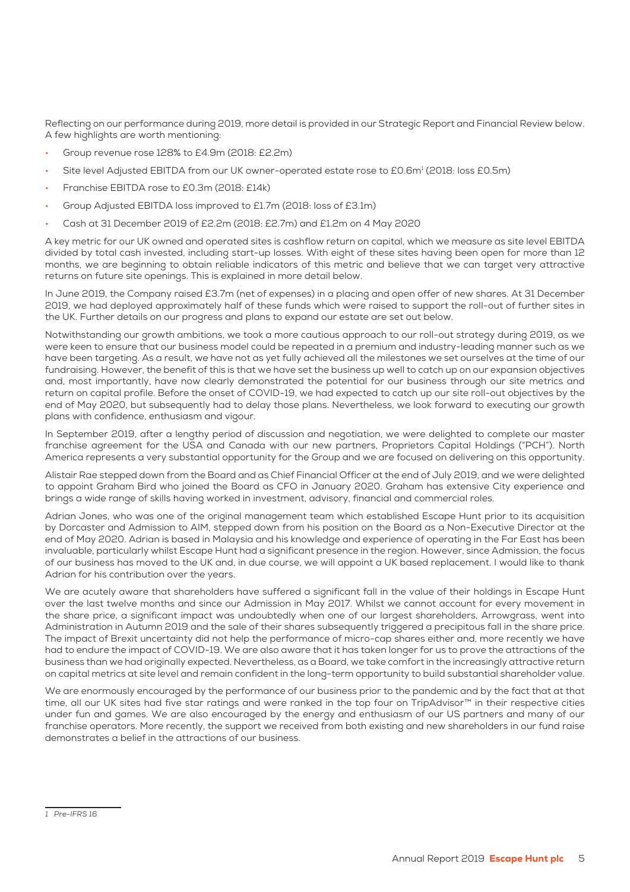Reflecting on our performance during 2019, more detail is provided in our Strategic Report and Financial Review below. A few highlights are worth mentioning:

- Group revenue rose 128% to £4.9m (2018: £2.2m)
- Site level Adjusted EBITDA from our UK owner-operated estate rose to £0.6m[1] (2018: loss £0.5m)
- Franchise EBITDA rose to £0.3m (2018: £14k)
- Group Adjusted EBITDA loss improved to £1.7m (2018: loss of £3.1m)
- Cash at 31 December 2019 of £2.2m (2018: £2.7m) and £1.2m on 4 May 2020

A key metric for our UK owned and operated sites is cashflow return on capital, which we measure as site level EBITDA divided by total cash invested, including start-up losses. With eight of these sites having been open for more than 12 months, we are beginning to obtain reliable indicators of this metric and believe that we can target very attractive returns on future site openings. This is explained in more detail below.

In June 2019, the Company raised £3.7m (net of expenses) in a placing and open offer of new shares. At 31 December 2019, we had deployed approximately half of these funds which were raised to support the roll-out of further sites in the UK. Further details on our progress and plans to expand our estate are set out below.

Notwithstanding our growth ambitions, we took a more cautious approach to our roll-out strategy during 2019, as we were keen to ensure that our business model could be repeated in a premium and industry-leading manner such as we have been targeting. As a result, we have not as yet fully achieved all the milestones we set ourselves at the time of our fundraising. However, the benefit of this is that we have set the business up well to catch up on our expansion objectives and, most importantly, have now clearly demonstrated the potential for our business through our site metrics and return on capital profile. Before the onset of COVID-19, we had expected to catch up our site roll-out objectives by the end of May 2020, but subsequently had to delay those plans. Nevertheless, we look forward to executing our growth plans with confidence, enthusiasm and vigour.

In September 2019, after a lengthy period of discussion and negotiation, we were delighted to complete our master franchise agreement for the USA and Canada with our new partners, Proprietors Capital Holdings ("PCH"). North America represents a very substantial opportunity for the Group and we are focused on delivering on this opportunity.

Alistair Rae stepped down from the Board and as Chief Financial Officer at the end of July 2019, and we were delighted to appoint Graham Bird who joined the Board as CFO in January 2020. Graham has extensive City experience and brings a wide range of skills having worked in investment, advisory, financial and commercial roles.

Adrian Jones, who was one of the original management team which established Escape Hunt prior to its acquisition by Dorcaster and Admission to AIM, stepped down from his position on the Board as a Non-Executive Director at the end of May 2020. Adrian is based in Malaysia and his knowledge and experience of operating in the Far East has been invaluable, particularly whilst Escape Hunt had a significant presence in the region. However, since Admission, the focus of our business has moved to the UK and, in due course, we will appoint a UK based replacement. I would like to thank Adrian for his contribution over the years.

We are acutely aware that shareholders have suffered a significant fall in the value of their holdings in Escape Hunt over the last twelve months and since our Admission in May 2017. Whilst we cannot account for every movement in the share price, a significant impact was undoubtedly when one of our largest shareholders, Arrowgrass, went into Administration in Autumn 2019 and the sale of their shares subsequently triggered a precipitous fall in the share price. The impact of Brexit uncertainty did not help the performance of micro-cap shares either and, more recently we have had to endure the impact of COVID-19. We are also aware that it has taken longer for us to prove the attractions of the business than we had originally expected. Nevertheless, as a Board, we take comfort in the increasingly attractive return on capital metrics at site level and remain confident in the long-term opportunity to build substantial shareholder value.

We are enormously encouraged by the performance of our business prior to the pandemic and by the fact that at that time, all our UK sites had five star ratings and were ranked in the top four on TripAdvisor™ in their respective cities under fun and games. We are also encouraged by the energy and enthusiasm of our US partners and many of our franchise operators. More recently, the support we received from both existing and new shareholders in our fund raise demonstrates a belief in the attractions of our business.

---

[1] *Pre-IFRS 16*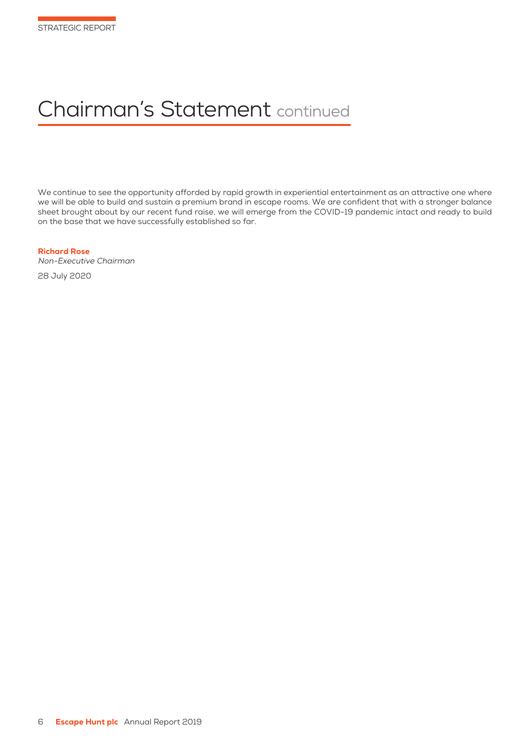# Chairman's Statement continued

We continue to see the opportunity afforded by rapid growth in experiential entertainment as an attractive one where we will be able to build and sustain a premium brand in escape rooms. We are confident that with a stronger balance sheet brought about by our recent fund raise, we will emerge from the COVID-19 pandemic intact and ready to build on the base that we have successfully established so far.

**Richard Rose**
*Non-Executive Chairman*

28 July 2020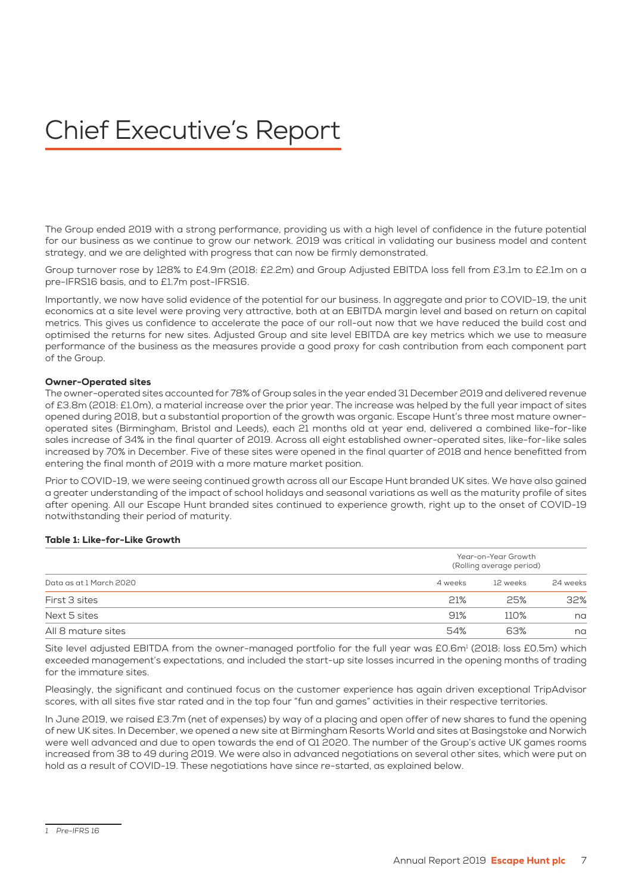# Chief Executive's Report

The Group ended 2019 with a strong performance, providing us with a high level of confidence in the future potential for our business as we continue to grow our network. 2019 was critical in validating our business model and content strategy, and we are delighted with progress that can now be firmly demonstrated.

Group turnover rose by 128% to £4.9m (2018: £2.2m) and Group Adjusted EBITDA loss fell from £3.1m to £2.1m on a pre-IFRS16 basis, and to £1.7m post-IFRS16.

Importantly, we now have solid evidence of the potential for our business. In aggregate and prior to COVID-19, the unit economics at a site level were proving very attractive, both at an EBITDA margin level and based on return on capital metrics. This gives us confidence to accelerate the pace of our roll-out now that we have reduced the build cost and optimised the returns for new sites. Adjusted Group and site level EBITDA are key metrics which we use to measure performance of the business as the measures provide a good proxy for cash contribution from each component part of the Group.

**Owner-Operated sites**

The owner-operated sites accounted for 78% of Group sales in the year ended 31 December 2019 and delivered revenue of £3.8m (2018: £1.0m), a material increase over the prior year. The increase was helped by the full year impact of sites opened during 2018, but a substantial proportion of the growth was organic. Escape Hunt's three most mature owner-operated sites (Birmingham, Bristol and Leeds), each 21 months old at year end, delivered a combined like-for-like sales increase of 34% in the final quarter of 2019. Across all eight established owner-operated sites, like-for-like sales increased by 70% in December. Five of these sites were opened in the final quarter of 2018 and hence benefitted from entering the final month of 2019 with a more mature market position.

Prior to COVID-19, we were seeing continued growth across all our Escape Hunt branded UK sites. We have also gained a greater understanding of the impact of school holidays and seasonal variations as well as the maturity profile of sites after opening. All our Escape Hunt branded sites continued to experience growth, right up to the onset of COVID-19 notwithstanding their period of maturity.

**Table 1: Like-for-Like Growth**

| | Year-on-Year Growth (Rolling average period) | | |
|---|---|---|---|
| Data as at 1 March 2020 | 4 weeks | 12 weeks | 24 weeks |
| First 3 sites | 21% | 25% | 32% |
| Next 5 sites | 91% | 110% | na |
| All 8 mature sites | 54% | 63% | na |

Site level adjusted EBITDA from the owner-managed portfolio for the full year was £0.6m[1] (2018: loss £0.5m) which exceeded management's expectations, and included the start-up site losses incurred in the opening months of trading for the immature sites.

Pleasingly, the significant and continued focus on the customer experience has again driven exceptional TripAdvisor scores, with all sites five star rated and in the top four "fun and games" activities in their respective territories.

In June 2019, we raised £3.7m (net of expenses) by way of a placing and open offer of new shares to fund the opening of new UK sites. In December, we opened a new site at Birmingham Resorts World and sites at Basingstoke and Norwich were well advanced and due to open towards the end of Q1 2020. The number of the Group's active UK games rooms increased from 38 to 49 during 2019. We were also in advanced negotiations on several other sites, which were put on hold as a result of COVID-19. These negotiations have since re-started, as explained below.

1 *Pre-IFRS 16*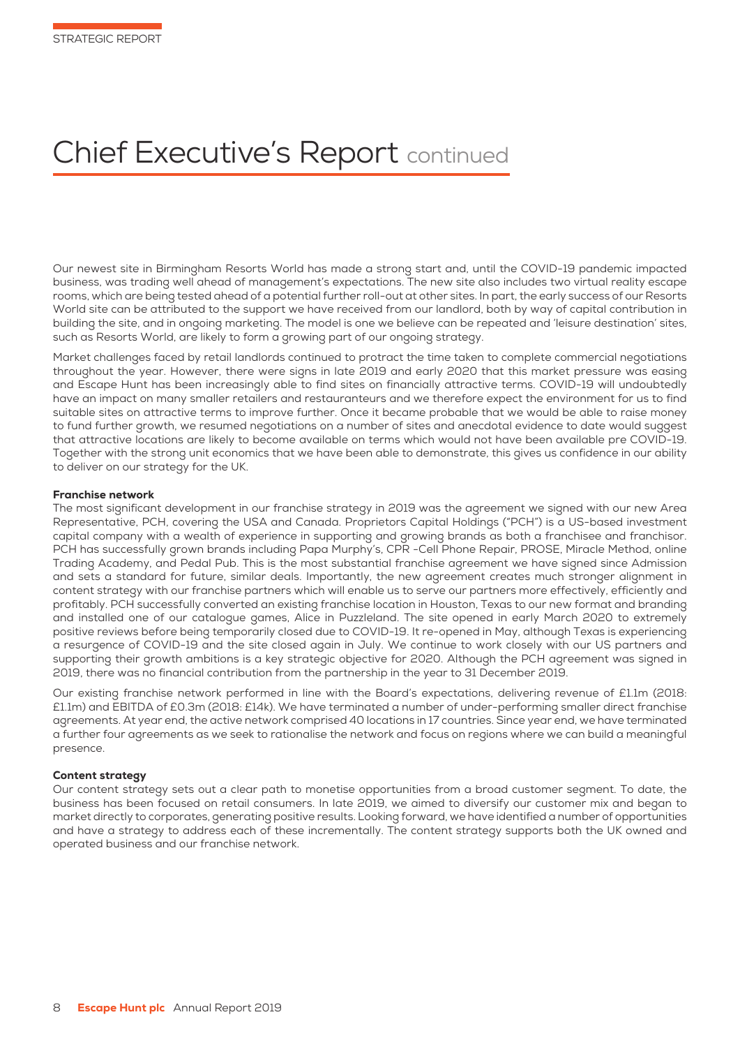# Chief Executive's Report continued

Our newest site in Birmingham Resorts World has made a strong start and, until the COVID-19 pandemic impacted business, was trading well ahead of management's expectations. The new site also includes two virtual reality escape rooms, which are being tested ahead of a potential further roll-out at other sites. In part, the early success of our Resorts World site can be attributed to the support we have received from our landlord, both by way of capital contribution in building the site, and in ongoing marketing. The model is one we believe can be repeated and 'leisure destination' sites, such as Resorts World, are likely to form a growing part of our ongoing strategy.

Market challenges faced by retail landlords continued to protract the time taken to complete commercial negotiations throughout the year. However, there were signs in late 2019 and early 2020 that this market pressure was easing and Escape Hunt has been increasingly able to find sites on financially attractive terms. COVID-19 will undoubtedly have an impact on many smaller retailers and restauranteurs and we therefore expect the environment for us to find suitable sites on attractive terms to improve further. Once it became probable that we would be able to raise money to fund further growth, we resumed negotiations on a number of sites and anecdotal evidence to date would suggest that attractive locations are likely to become available on terms which would not have been available pre COVID-19. Together with the strong unit economics that we have been able to demonstrate, this gives us confidence in our ability to deliver on our strategy for the UK.

**Franchise network**

The most significant development in our franchise strategy in 2019 was the agreement we signed with our new Area Representative, PCH, covering the USA and Canada. Proprietors Capital Holdings ("PCH") is a US-based investment capital company with a wealth of experience in supporting and growing brands as both a franchisee and franchisor. PCH has successfully grown brands including Papa Murphy's, CPR -Cell Phone Repair, PROSE, Miracle Method, online Trading Academy, and Pedal Pub. This is the most substantial franchise agreement we have signed since Admission and sets a standard for future, similar deals. Importantly, the new agreement creates much stronger alignment in content strategy with our franchise partners which will enable us to serve our partners more effectively, efficiently and profitably. PCH successfully converted an existing franchise location in Houston, Texas to our new format and branding and installed one of our catalogue games, Alice in Puzzleland. The site opened in early March 2020 to extremely positive reviews before being temporarily closed due to COVID-19. It re-opened in May, although Texas is experiencing a resurgence of COVID-19 and the site closed again in July. We continue to work closely with our US partners and supporting their growth ambitions is a key strategic objective for 2020. Although the PCH agreement was signed in 2019, there was no financial contribution from the partnership in the year to 31 December 2019.

Our existing franchise network performed in line with the Board's expectations, delivering revenue of £1.1m (2018: £1.1m) and EBITDA of £0.3m (2018: £14k). We have terminated a number of under-performing smaller direct franchise agreements. At year end, the active network comprised 40 locations in 17 countries. Since year end, we have terminated a further four agreements as we seek to rationalise the network and focus on regions where we can build a meaningful presence.

**Content strategy**

Our content strategy sets out a clear path to monetise opportunities from a broad customer segment. To date, the business has been focused on retail consumers. In late 2019, we aimed to diversify our customer mix and began to market directly to corporates, generating positive results. Looking forward, we have identified a number of opportunities and have a strategy to address each of these incrementally. The content strategy supports both the UK owned and operated business and our franchise network.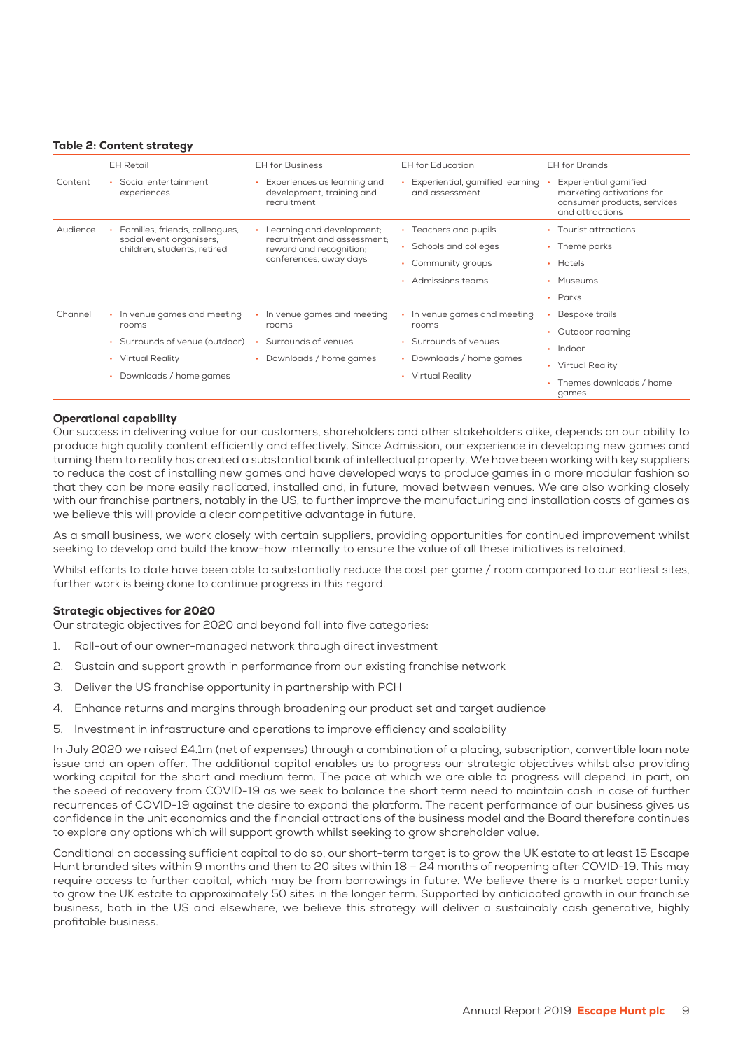**Table 2: Content strategy**

| | EH Retail | EH for Business | EH for Education | EH for Brands |
|---|---|---|---|---|
| Content | • Social entertainment experiences | • Experiences as learning and development, training and recruitment | • Experiential, gamified learning and assessment | • Experiential gamified marketing activations for consumer products, services and attractions |
| Audience | • Families, friends, colleagues, social event organisers, children, students, retired | • Learning and development; recruitment and assessment; reward and recognition; conferences, away days | • Teachers and pupils<br>• Schools and colleges<br>• Community groups<br>• Admissions teams | • Tourist attractions<br>• Theme parks<br>• Hotels<br>• Museums<br>• Parks |
| Channel | • In venue games and meeting rooms<br>• Surrounds of venue (outdoor)<br>• Virtual Reality<br>• Downloads / home games | • In venue games and meeting rooms<br>• Surrounds of venues<br>• Downloads / home games | • In venue games and meeting rooms<br>• Surrounds of venues<br>• Downloads / home games<br>• Virtual Reality | • Bespoke trails<br>• Outdoor roaming<br>• Indoor<br>• Virtual Reality<br>• Themes downloads / home games |

### Operational capability

Our success in delivering value for our customers, shareholders and other stakeholders alike, depends on our ability to produce high quality content efficiently and effectively. Since Admission, our experience in developing new games and turning them to reality has created a substantial bank of intellectual property. We have been working with key suppliers to reduce the cost of installing new games and have developed ways to produce games in a more modular fashion so that they can be more easily replicated, installed and, in future, moved between venues. We are also working closely with our franchise partners, notably in the US, to further improve the manufacturing and installation costs of games as we believe this will provide a clear competitive advantage in future.

As a small business, we work closely with certain suppliers, providing opportunities for continued improvement whilst seeking to develop and build the know-how internally to ensure the value of all these initiatives is retained.

Whilst efforts to date have been able to substantially reduce the cost per game / room compared to our earliest sites, further work is being done to continue progress in this regard.

### Strategic objectives for 2020

Our strategic objectives for 2020 and beyond fall into five categories:

1. Roll-out of our owner-managed network through direct investment
2. Sustain and support growth in performance from our existing franchise network
3. Deliver the US franchise opportunity in partnership with PCH
4. Enhance returns and margins through broadening our product set and target audience
5. Investment in infrastructure and operations to improve efficiency and scalability

In July 2020 we raised £4.1m (net of expenses) through a combination of a placing, subscription, convertible loan note issue and an open offer. The additional capital enables us to progress our strategic objectives whilst also providing working capital for the short and medium term. The pace at which we are able to progress will depend, in part, on the speed of recovery from COVID-19 as we seek to balance the short term need to maintain cash in case of further recurrences of COVID-19 against the desire to expand the platform. The recent performance of our business gives us confidence in the unit economics and the financial attractions of the business model and the Board therefore continues to explore any options which will support growth whilst seeking to grow shareholder value.

Conditional on accessing sufficient capital to do so, our short-term target is to grow the UK estate to at least 15 Escape Hunt branded sites within 9 months and then to 20 sites within 18 – 24 months of reopening after COVID-19. This may require access to further capital, which may be from borrowings in future. We believe there is a market opportunity to grow the UK estate to approximately 50 sites in the longer term. Supported by anticipated growth in our franchise business, both in the US and elsewhere, we believe this strategy will deliver a sustainably cash generative, highly profitable business.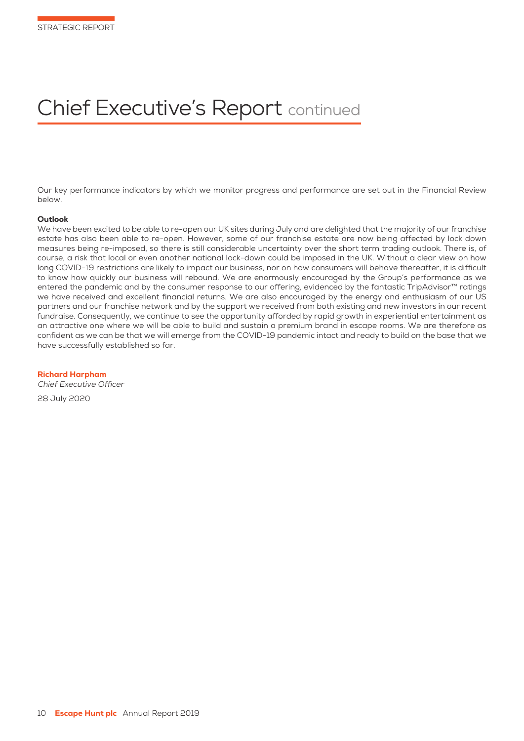# Chief Executive's Report continued

Our key performance indicators by which we monitor progress and performance are set out in the Financial Review below.

**Outlook**

We have been excited to be able to re-open our UK sites during July and are delighted that the majority of our franchise estate has also been able to re-open. However, some of our franchise estate are now being affected by lock down measures being re-imposed, so there is still considerable uncertainty over the short term trading outlook. There is, of course, a risk that local or even another national lock-down could be imposed in the UK. Without a clear view on how long COVID-19 restrictions are likely to impact our business, nor on how consumers will behave thereafter, it is difficult to know how quickly our business will rebound. We are enormously encouraged by the Group's performance as we entered the pandemic and by the consumer response to our offering, evidenced by the fantastic TripAdvisor™ ratings we have received and excellent financial returns. We are also encouraged by the energy and enthusiasm of our US partners and our franchise network and by the support we received from both existing and new investors in our recent fundraise. Consequently, we continue to see the opportunity afforded by rapid growth in experiential entertainment as an attractive one where we will be able to build and sustain a premium brand in escape rooms. We are therefore as confident as we can be that we will emerge from the COVID-19 pandemic intact and ready to build on the base that we have successfully established so far.

**Richard Harpham**
*Chief Executive Officer*

28 July 2020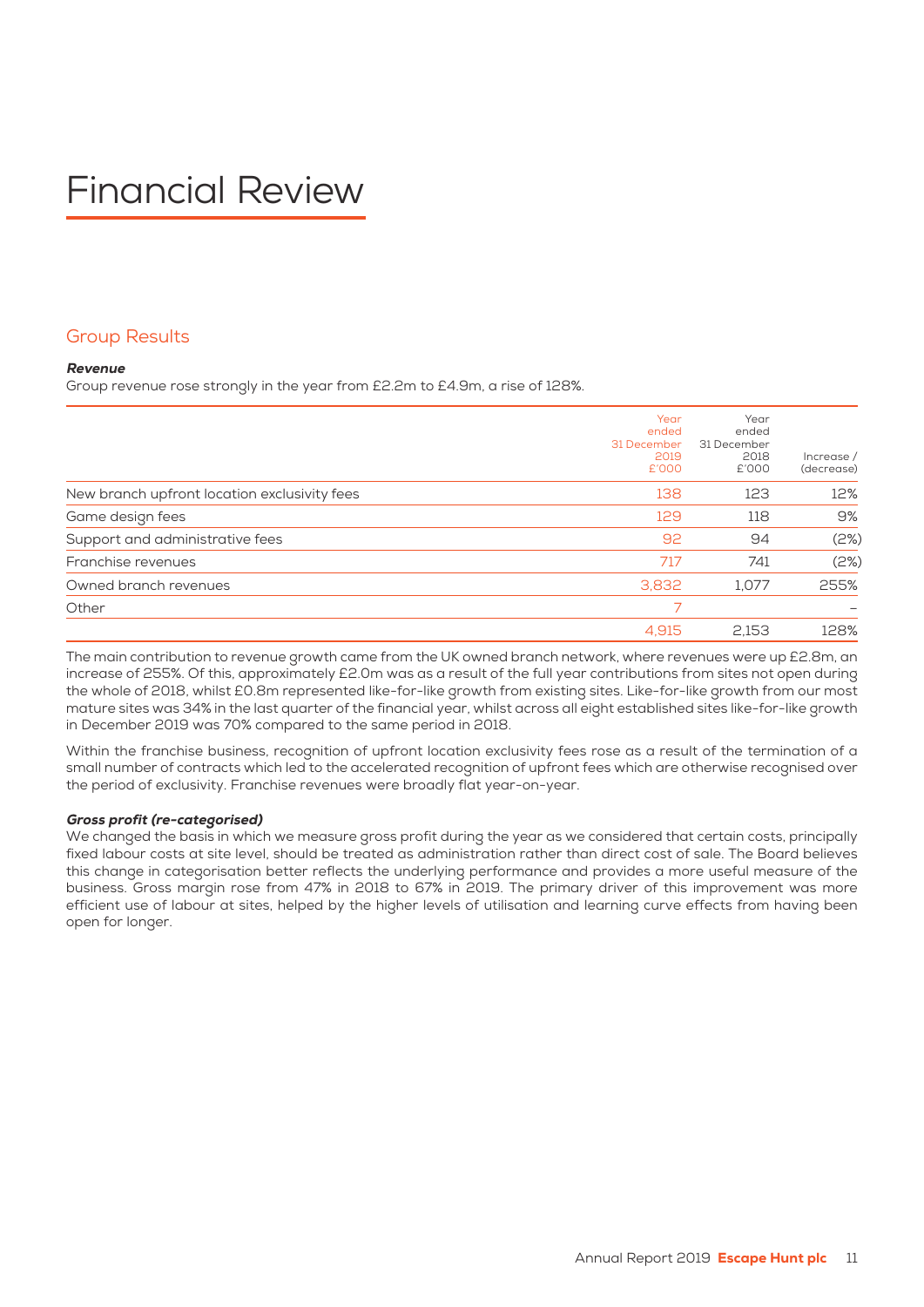# Financial Review

## Group Results

***Revenue***

Group revenue rose strongly in the year from £2.2m to £4.9m, a rise of 128%.

| | Year ended 31 December 2019 £'000 | Year ended 31 December 2018 £'000 | Increase / (decrease) |
|---|---|---|---|
| New branch upfront location exclusivity fees | 138 | 123 | 12% |
| Game design fees | 129 | 118 | 9% |
| Support and administrative fees | 92 | 94 | (2%) |
| Franchise revenues | 717 | 741 | (2%) |
| Owned branch revenues | 3,832 | 1,077 | 255% |
| Other | 7 | | – |
| | 4,915 | 2,153 | 128% |

The main contribution to revenue growth came from the UK owned branch network, where revenues were up £2.8m, an increase of 255%. Of this, approximately £2.0m was as a result of the full year contributions from sites not open during the whole of 2018, whilst £0.8m represented like-for-like growth from existing sites. Like-for-like growth from our most mature sites was 34% in the last quarter of the financial year, whilst across all eight established sites like-for-like growth in December 2019 was 70% compared to the same period in 2018.

Within the franchise business, recognition of upfront location exclusivity fees rose as a result of the termination of a small number of contracts which led to the accelerated recognition of upfront fees which are otherwise recognised over the period of exclusivity. Franchise revenues were broadly flat year-on-year.

***Gross profit (re-categorised)***

We changed the basis in which we measure gross profit during the year as we considered that certain costs, principally fixed labour costs at site level, should be treated as administration rather than direct cost of sale. The Board believes this change in categorisation better reflects the underlying performance and provides a more useful measure of the business. Gross margin rose from 47% in 2018 to 67% in 2019. The primary driver of this improvement was more efficient use of labour at sites, helped by the higher levels of utilisation and learning curve effects from having been open for longer.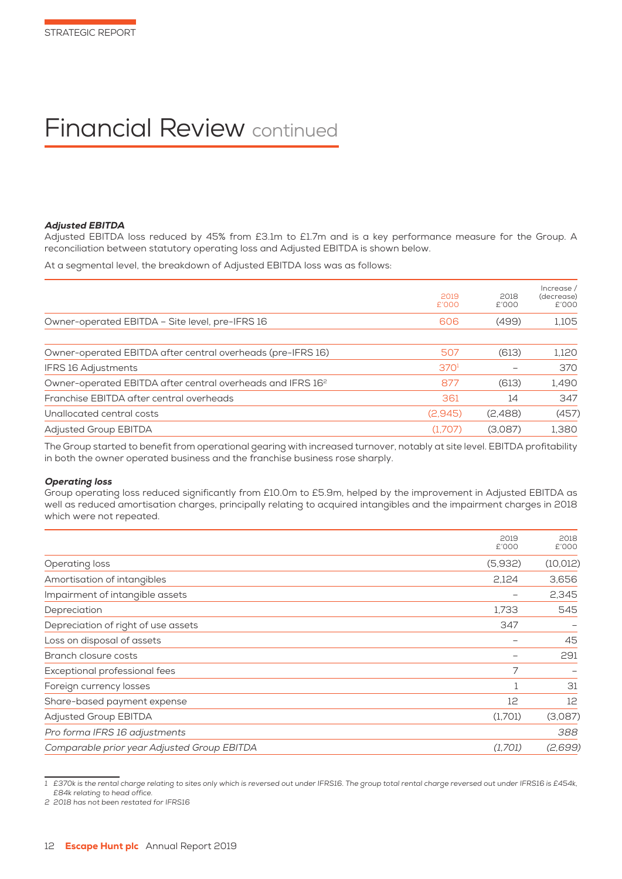# Financial Review continued

### *Adjusted EBITDA*

Adjusted EBITDA loss reduced by 45% from £3.1m to £1.7m and is a key performance measure for the Group. A reconciliation between statutory operating loss and Adjusted EBITDA is shown below.

At a segmental level, the breakdown of Adjusted EBITDA loss was as follows:

| | 2019 £'000 | 2018 £'000 | Increase / (decrease) £'000 |
|---|---|---|---|
| Owner-operated EBITDA – Site level, pre-IFRS 16 | 606 | (499) | 1,105 |
| Owner-operated EBITDA after central overheads (pre-IFRS 16) | 507 | (613) | 1,120 |
| IFRS 16 Adjustments | 370[1] | – | 370 |
| Owner-operated EBITDA after central overheads and IFRS 16[2] | 877 | (613) | 1,490 |
| Franchise EBITDA after central overheads | 361 | 14 | 347 |
| Unallocated central costs | (2,945) | (2,488) | (457) |
| Adjusted Group EBITDA | (1,707) | (3,087) | 1,380 |

The Group started to benefit from operational gearing with increased turnover, notably at site level. EBITDA profitability in both the owner operated business and the franchise business rose sharply.

### *Operating loss*

Group operating loss reduced significantly from £10.0m to £5.9m, helped by the improvement in Adjusted EBITDA as well as reduced amortisation charges, principally relating to acquired intangibles and the impairment charges in 2018 which were not repeated.

| | 2019 £'000 | 2018 £'000 |
|---|---|---|
| Operating loss | (5,932) | (10,012) |
| Amortisation of intangibles | 2,124 | 3,656 |
| Impairment of intangible assets | – | 2,345 |
| Depreciation | 1,733 | 545 |
| Depreciation of right of use assets | 347 | – |
| Loss on disposal of assets | – | 45 |
| Branch closure costs | – | 291 |
| Exceptional professional fees | 7 | – |
| Foreign currency losses | 1 | 31 |
| Share-based payment expense | 12 | 12 |
| Adjusted Group EBITDA | (1,701) | (3,087) |
| *Pro forma IFRS 16 adjustments* | | *388* |
| *Comparable prior year Adjusted Group EBITDA* | *(1,701)* | *(2,699)* |

*1 £370k is the rental charge relating to sites only which is reversed out under IFRS16. The group total rental charge reversed out under IFRS16 is £454k, £84k relating to head office.*

*2 2018 has not been restated for IFRS16*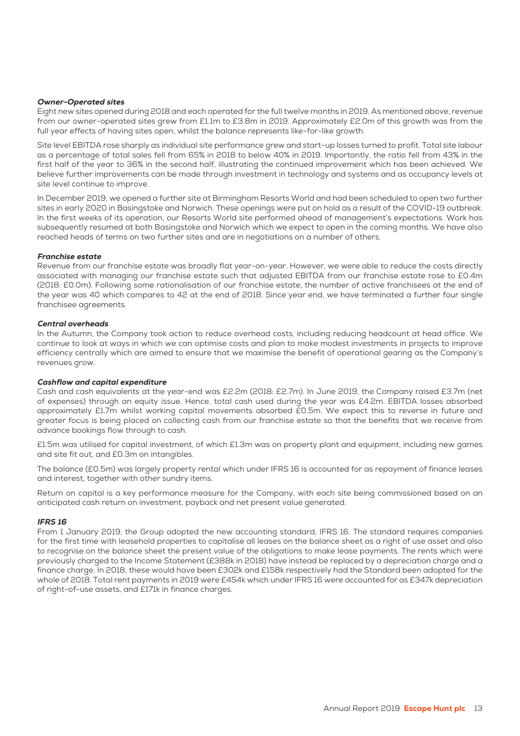### *Owner-Operated sites*

Eight new sites opened during 2018 and each operated for the full twelve months in 2019. As mentioned above, revenue from our owner-operated sites grew from £1.1m to £3.8m in 2019. Approximately £2.0m of this growth was from the full year effects of having sites open, whilst the balance represents like-for-like growth.

Site level EBITDA rose sharply as individual site performance grew and start-up losses turned to profit. Total site labour as a percentage of total sales fell from 65% in 2018 to below 40% in 2019. Importantly, the ratio fell from 43% in the first half of the year to 36% in the second half, illustrating the continued improvement which has been achieved. We believe further improvements can be made through investment in technology and systems and as occupancy levels at site level continue to improve.

In December 2019, we opened a further site at Birmingham Resorts World and had been scheduled to open two further sites in early 2020 in Basingstoke and Norwich. These openings were put on hold as a result of the COVID-19 outbreak. In the first weeks of its operation, our Resorts World site performed ahead of management's expectations. Work has subsequently resumed at both Basingstoke and Norwich which we expect to open in the coming months. We have also reached heads of terms on two further sites and are in negotiations on a number of others.

### *Franchise estate*

Revenue from our franchise estate was broadly flat year-on-year. However, we were able to reduce the costs directly associated with managing our franchise estate such that adjusted EBITDA from our franchise estate rose to £0.4m (2018: £0.0m). Following some rationalisation of our franchise estate, the number of active franchisees at the end of the year was 40 which compares to 42 at the end of 2018. Since year end, we have terminated a further four single franchisee agreements.

### *Central overheads*

In the Autumn, the Company took action to reduce overhead costs, including reducing headcount at head office. We continue to look at ways in which we can optimise costs and plan to make modest investments in projects to improve efficiency centrally which are aimed to ensure that we maximise the benefit of operational gearing as the Company's revenues grow.

### *Cashflow and capital expenditure*

Cash and cash equivalents at the year-end was £2.2m (2018: £2.7m). In June 2019, the Company raised £3.7m (net of expenses) through an equity issue. Hence, total cash used during the year was £4.2m. EBITDA losses absorbed approximately £1.7m whilst working capital movements absorbed £0.5m. We expect this to reverse in future and greater focus is being placed on collecting cash from our franchise estate so that the benefits that we receive from advance bookings flow through to cash.

£1.5m was utilised for capital investment, of which £1.3m was on property plant and equipment, including new games and site fit out, and £0.3m on intangibles.

The balance (£0.5m) was largely property rental which under IFRS 16 is accounted for as repayment of finance leases and interest, together with other sundry items.

Return on capital is a key performance measure for the Company, with each site being commissioned based on an anticipated cash return on investment, payback and net present value generated.

### *IFRS 16*

From 1 January 2019, the Group adopted the new accounting standard, IFRS 16. The standard requires companies for the first time with leasehold properties to capitalise all leases on the balance sheet as a right of use asset and also to recognise on the balance sheet the present value of the obligations to make lease payments. The rents which were previously charged to the Income Statement (£388k in 2018) have instead be replaced by a depreciation charge and a finance charge. In 2018, these would have been £302k and £158k respectively had the Standard been adopted for the whole of 2018. Total rent payments in 2019 were £454k which under IFRS 16 were accounted for as £347k depreciation of right-of-use assets, and £171k in finance charges.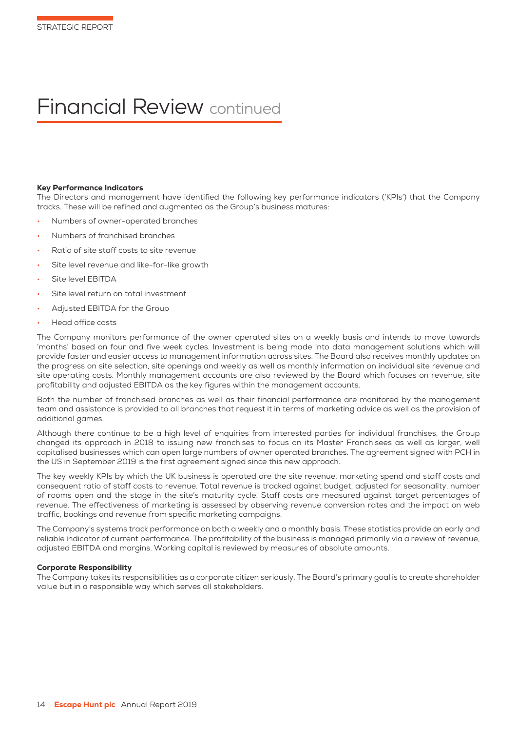# Financial Review continued

**Key Performance Indicators**

The Directors and management have identified the following key performance indicators ('KPIs') that the Company tracks. These will be refined and augmented as the Group's business matures:

- Numbers of owner-operated branches
- Numbers of franchised branches
- Ratio of site staff costs to site revenue
- Site level revenue and like-for-like growth
- Site level EBITDA
- Site level return on total investment
- Adjusted EBITDA for the Group
- Head office costs

The Company monitors performance of the owner operated sites on a weekly basis and intends to move towards 'months' based on four and five week cycles. Investment is being made into data management solutions which will provide faster and easier access to management information across sites. The Board also receives monthly updates on the progress on site selection, site openings and weekly as well as monthly information on individual site revenue and site operating costs. Monthly management accounts are also reviewed by the Board which focuses on revenue, site profitability and adjusted EBITDA as the key figures within the management accounts.

Both the number of franchised branches as well as their financial performance are monitored by the management team and assistance is provided to all branches that request it in terms of marketing advice as well as the provision of additional games.

Although there continue to be a high level of enquiries from interested parties for individual franchises, the Group changed its approach in 2018 to issuing new franchises to focus on its Master Franchisees as well as larger, well capitalised businesses which can open large numbers of owner operated branches. The agreement signed with PCH in the US in September 2019 is the first agreement signed since this new approach.

The key weekly KPIs by which the UK business is operated are the site revenue, marketing spend and staff costs and consequent ratio of staff costs to revenue. Total revenue is tracked against budget, adjusted for seasonality, number of rooms open and the stage in the site's maturity cycle. Staff costs are measured against target percentages of revenue. The effectiveness of marketing is assessed by observing revenue conversion rates and the impact on web traffic, bookings and revenue from specific marketing campaigns.

The Company's systems track performance on both a weekly and a monthly basis. These statistics provide an early and reliable indicator of current performance. The profitability of the business is managed primarily via a review of revenue, adjusted EBITDA and margins. Working capital is reviewed by measures of absolute amounts.

**Corporate Responsibility**

The Company takes its responsibilities as a corporate citizen seriously. The Board's primary goal is to create shareholder value but in a responsible way which serves all stakeholders.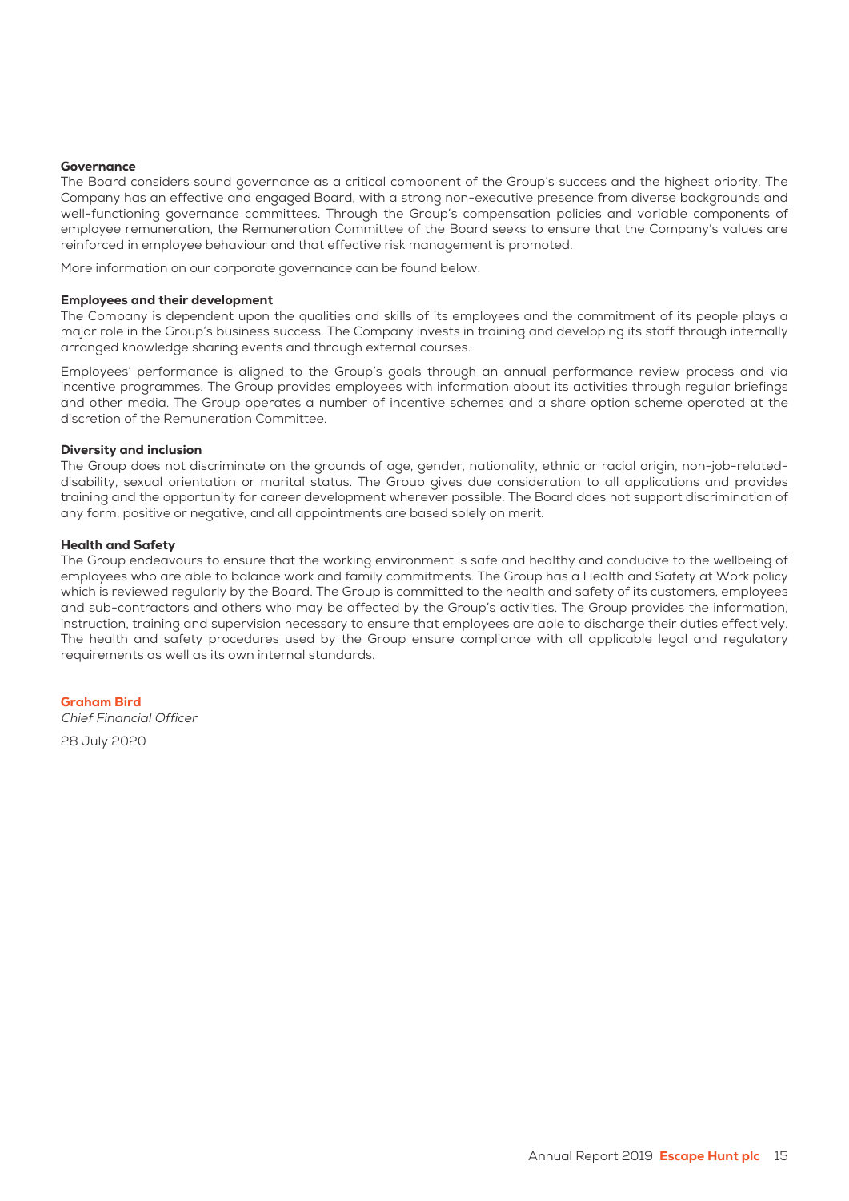### Governance

The Board considers sound governance as a critical component of the Group's success and the highest priority. The Company has an effective and engaged Board, with a strong non-executive presence from diverse backgrounds and well-functioning governance committees. Through the Group's compensation policies and variable components of employee remuneration, the Remuneration Committee of the Board seeks to ensure that the Company's values are reinforced in employee behaviour and that effective risk management is promoted.

More information on our corporate governance can be found below.

### Employees and their development

The Company is dependent upon the qualities and skills of its employees and the commitment of its people plays a major role in the Group's business success. The Company invests in training and developing its staff through internally arranged knowledge sharing events and through external courses.

Employees' performance is aligned to the Group's goals through an annual performance review process and via incentive programmes. The Group provides employees with information about its activities through regular briefings and other media. The Group operates a number of incentive schemes and a share option scheme operated at the discretion of the Remuneration Committee.

### Diversity and inclusion

The Group does not discriminate on the grounds of age, gender, nationality, ethnic or racial origin, non-job-related-disability, sexual orientation or marital status. The Group gives due consideration to all applications and provides training and the opportunity for career development wherever possible. The Board does not support discrimination of any form, positive or negative, and all appointments are based solely on merit.

### Health and Safety

The Group endeavours to ensure that the working environment is safe and healthy and conducive to the wellbeing of employees who are able to balance work and family commitments. The Group has a Health and Safety at Work policy which is reviewed regularly by the Board. The Group is committed to the health and safety of its customers, employees and sub-contractors and others who may be affected by the Group's activities. The Group provides the information, instruction, training and supervision necessary to ensure that employees are able to discharge their duties effectively. The health and safety procedures used by the Group ensure compliance with all applicable legal and regulatory requirements as well as its own internal standards.

**Graham Bird**
*Chief Financial Officer*

28 July 2020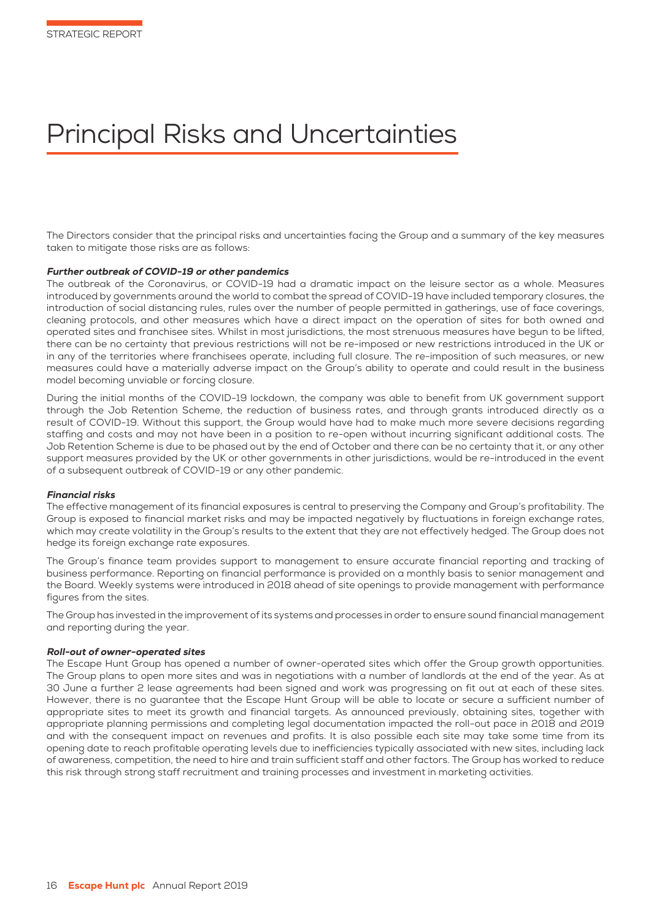# Principal Risks and Uncertainties

The Directors consider that the principal risks and uncertainties facing the Group and a summary of the key measures taken to mitigate those risks are as follows:

***Further outbreak of COVID-19 or other pandemics***

The outbreak of the Coronavirus, or COVID-19 had a dramatic impact on the leisure sector as a whole. Measures introduced by governments around the world to combat the spread of COVID-19 have included temporary closures, the introduction of social distancing rules, rules over the number of people permitted in gatherings, use of face coverings, cleaning protocols, and other measures which have a direct impact on the operation of sites for both owned and operated sites and franchisee sites. Whilst in most jurisdictions, the most strenuous measures have begun to be lifted, there can be no certainty that previous restrictions will not be re-imposed or new restrictions introduced in the UK or in any of the territories where franchisees operate, including full closure. The re-imposition of such measures, or new measures could have a materially adverse impact on the Group's ability to operate and could result in the business model becoming unviable or forcing closure.

During the initial months of the COVID-19 lockdown, the company was able to benefit from UK government support through the Job Retention Scheme, the reduction of business rates, and through grants introduced directly as a result of COVID-19. Without this support, the Group would have had to make much more severe decisions regarding staffing and costs and may not have been in a position to re-open without incurring significant additional costs. The Job Retention Scheme is due to be phased out by the end of October and there can be no certainty that it, or any other support measures provided by the UK or other governments in other jurisdictions, would be re-introduced in the event of a subsequent outbreak of COVID-19 or any other pandemic.

***Financial risks***

The effective management of its financial exposures is central to preserving the Company and Group's profitability. The Group is exposed to financial market risks and may be impacted negatively by fluctuations in foreign exchange rates, which may create volatility in the Group's results to the extent that they are not effectively hedged. The Group does not hedge its foreign exchange rate exposures.

The Group's finance team provides support to management to ensure accurate financial reporting and tracking of business performance. Reporting on financial performance is provided on a monthly basis to senior management and the Board. Weekly systems were introduced in 2018 ahead of site openings to provide management with performance figures from the sites.

The Group has invested in the improvement of its systems and processes in order to ensure sound financial management and reporting during the year.

***Roll-out of owner-operated sites***

The Escape Hunt Group has opened a number of owner-operated sites which offer the Group growth opportunities. The Group plans to open more sites and was in negotiations with a number of landlords at the end of the year. As at 30 June a further 2 lease agreements had been signed and work was progressing on fit out at each of these sites. However, there is no guarantee that the Escape Hunt Group will be able to locate or secure a sufficient number of appropriate sites to meet its growth and financial targets. As announced previously, obtaining sites, together with appropriate planning permissions and completing legal documentation impacted the roll-out pace in 2018 and 2019 and with the consequent impact on revenues and profits. It is also possible each site may take some time from its opening date to reach profitable operating levels due to inefficiencies typically associated with new sites, including lack of awareness, competition, the need to hire and train sufficient staff and other factors. The Group has worked to reduce this risk through strong staff recruitment and training processes and investment in marketing activities.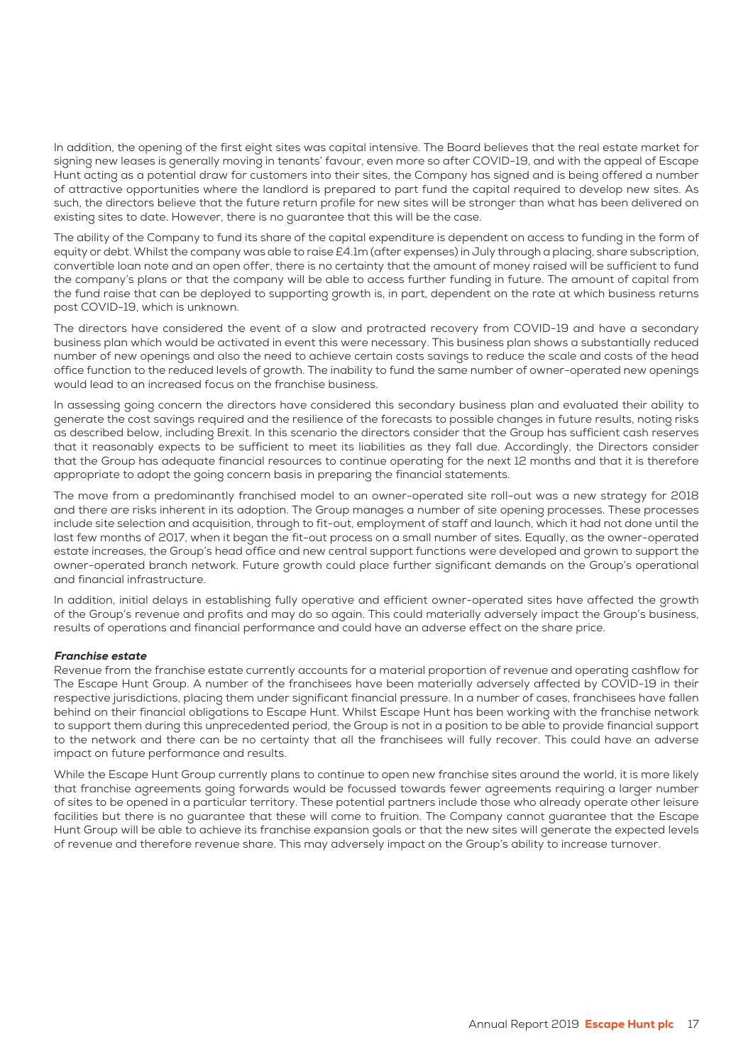In addition, the opening of the first eight sites was capital intensive. The Board believes that the real estate market for signing new leases is generally moving in tenants' favour, even more so after COVID-19, and with the appeal of Escape Hunt acting as a potential draw for customers into their sites, the Company has signed and is being offered a number of attractive opportunities where the landlord is prepared to part fund the capital required to develop new sites. As such, the directors believe that the future return profile for new sites will be stronger than what has been delivered on existing sites to date. However, there is no guarantee that this will be the case.

The ability of the Company to fund its share of the capital expenditure is dependent on access to funding in the form of equity or debt. Whilst the company was able to raise £4.1m (after expenses) in July through a placing, share subscription, convertible loan note and an open offer, there is no certainty that the amount of money raised will be sufficient to fund the company's plans or that the company will be able to access further funding in future. The amount of capital from the fund raise that can be deployed to supporting growth is, in part, dependent on the rate at which business returns post COVID-19, which is unknown.

The directors have considered the event of a slow and protracted recovery from COVID-19 and have a secondary business plan which would be activated in event this were necessary. This business plan shows a substantially reduced number of new openings and also the need to achieve certain costs savings to reduce the scale and costs of the head office function to the reduced levels of growth. The inability to fund the same number of owner-operated new openings would lead to an increased focus on the franchise business.

In assessing going concern the directors have considered this secondary business plan and evaluated their ability to generate the cost savings required and the resilience of the forecasts to possible changes in future results, noting risks as described below, including Brexit. In this scenario the directors consider that the Group has sufficient cash reserves that it reasonably expects to be sufficient to meet its liabilities as they fall due. Accordingly, the Directors consider that the Group has adequate financial resources to continue operating for the next 12 months and that it is therefore appropriate to adopt the going concern basis in preparing the financial statements.

The move from a predominantly franchised model to an owner-operated site roll-out was a new strategy for 2018 and there are risks inherent in its adoption. The Group manages a number of site opening processes. These processes include site selection and acquisition, through to fit-out, employment of staff and launch, which it had not done until the last few months of 2017, when it began the fit-out process on a small number of sites. Equally, as the owner-operated estate increases, the Group's head office and new central support functions were developed and grown to support the owner-operated branch network. Future growth could place further significant demands on the Group's operational and financial infrastructure.

In addition, initial delays in establishing fully operative and efficient owner-operated sites have affected the growth of the Group's revenue and profits and may do so again. This could materially adversely impact the Group's business, results of operations and financial performance and could have an adverse effect on the share price.

***Franchise estate***

Revenue from the franchise estate currently accounts for a material proportion of revenue and operating cashflow for The Escape Hunt Group. A number of the franchisees have been materially adversely affected by COVID-19 in their respective jurisdictions, placing them under significant financial pressure. In a number of cases, franchisees have fallen behind on their financial obligations to Escape Hunt. Whilst Escape Hunt has been working with the franchise network to support them during this unprecedented period, the Group is not in a position to be able to provide financial support to the network and there can be no certainty that all the franchisees will fully recover. This could have an adverse impact on future performance and results.

While the Escape Hunt Group currently plans to continue to open new franchise sites around the world, it is more likely that franchise agreements going forwards would be focussed towards fewer agreements requiring a larger number of sites to be opened in a particular territory. These potential partners include those who already operate other leisure facilities but there is no guarantee that these will come to fruition. The Company cannot guarantee that the Escape Hunt Group will be able to achieve its franchise expansion goals or that the new sites will generate the expected levels of revenue and therefore revenue share. This may adversely impact on the Group's ability to increase turnover.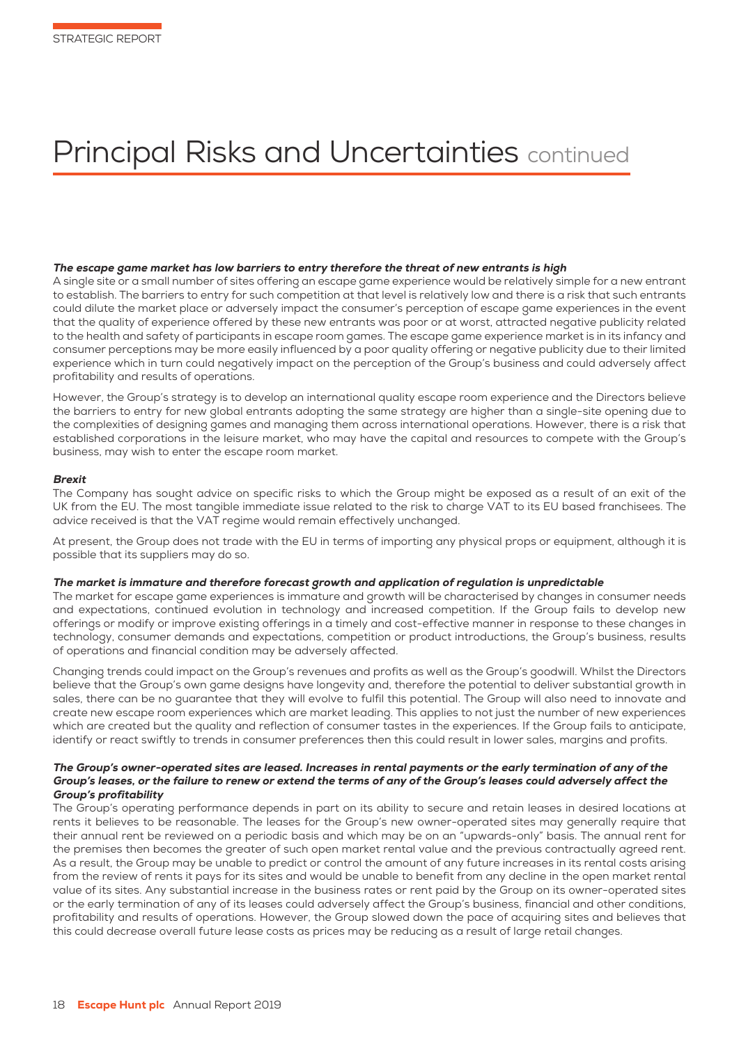# Principal Risks and Uncertainties continued

***The escape game market has low barriers to entry therefore the threat of new entrants is high***

A single site or a small number of sites offering an escape game experience would be relatively simple for a new entrant to establish. The barriers to entry for such competition at that level is relatively low and there is a risk that such entrants could dilute the market place or adversely impact the consumer's perception of escape game experiences in the event that the quality of experience offered by these new entrants was poor or at worst, attracted negative publicity related to the health and safety of participants in escape room games. The escape game experience market is in its infancy and consumer perceptions may be more easily influenced by a poor quality offering or negative publicity due to their limited experience which in turn could negatively impact on the perception of the Group's business and could adversely affect profitability and results of operations.

However, the Group's strategy is to develop an international quality escape room experience and the Directors believe the barriers to entry for new global entrants adopting the same strategy are higher than a single-site opening due to the complexities of designing games and managing them across international operations. However, there is a risk that established corporations in the leisure market, who may have the capital and resources to compete with the Group's business, may wish to enter the escape room market.

***Brexit***

The Company has sought advice on specific risks to which the Group might be exposed as a result of an exit of the UK from the EU. The most tangible immediate issue related to the risk to charge VAT to its EU based franchisees. The advice received is that the VAT regime would remain effectively unchanged.

At present, the Group does not trade with the EU in terms of importing any physical props or equipment, although it is possible that its suppliers may do so.

***The market is immature and therefore forecast growth and application of regulation is unpredictable***

The market for escape game experiences is immature and growth will be characterised by changes in consumer needs and expectations, continued evolution in technology and increased competition. If the Group fails to develop new offerings or modify or improve existing offerings in a timely and cost-effective manner in response to these changes in technology, consumer demands and expectations, competition or product introductions, the Group's business, results of operations and financial condition may be adversely affected.

Changing trends could impact on the Group's revenues and profits as well as the Group's goodwill. Whilst the Directors believe that the Group's own game designs have longevity and, therefore the potential to deliver substantial growth in sales, there can be no guarantee that they will evolve to fulfil this potential. The Group will also need to innovate and create new escape room experiences which are market leading. This applies to not just the number of new experiences which are created but the quality and reflection of consumer tastes in the experiences. If the Group fails to anticipate, identify or react swiftly to trends in consumer preferences then this could result in lower sales, margins and profits.

***The Group's owner-operated sites are leased. Increases in rental payments or the early termination of any of the Group's leases, or the failure to renew or extend the terms of any of the Group's leases could adversely affect the Group's profitability***

The Group's operating performance depends in part on its ability to secure and retain leases in desired locations at rents it believes to be reasonable. The leases for the Group's new owner-operated sites may generally require that their annual rent be reviewed on a periodic basis and which may be on an "upwards-only" basis. The annual rent for the premises then becomes the greater of such open market rental value and the previous contractually agreed rent. As a result, the Group may be unable to predict or control the amount of any future increases in its rental costs arising from the review of rents it pays for its sites and would be unable to benefit from any decline in the open market rental value of its sites. Any substantial increase in the business rates or rent paid by the Group on its owner-operated sites or the early termination of any of its leases could adversely affect the Group's business, financial and other conditions, profitability and results of operations. However, the Group slowed down the pace of acquiring sites and believes that this could decrease overall future lease costs as prices may be reducing as a result of large retail changes.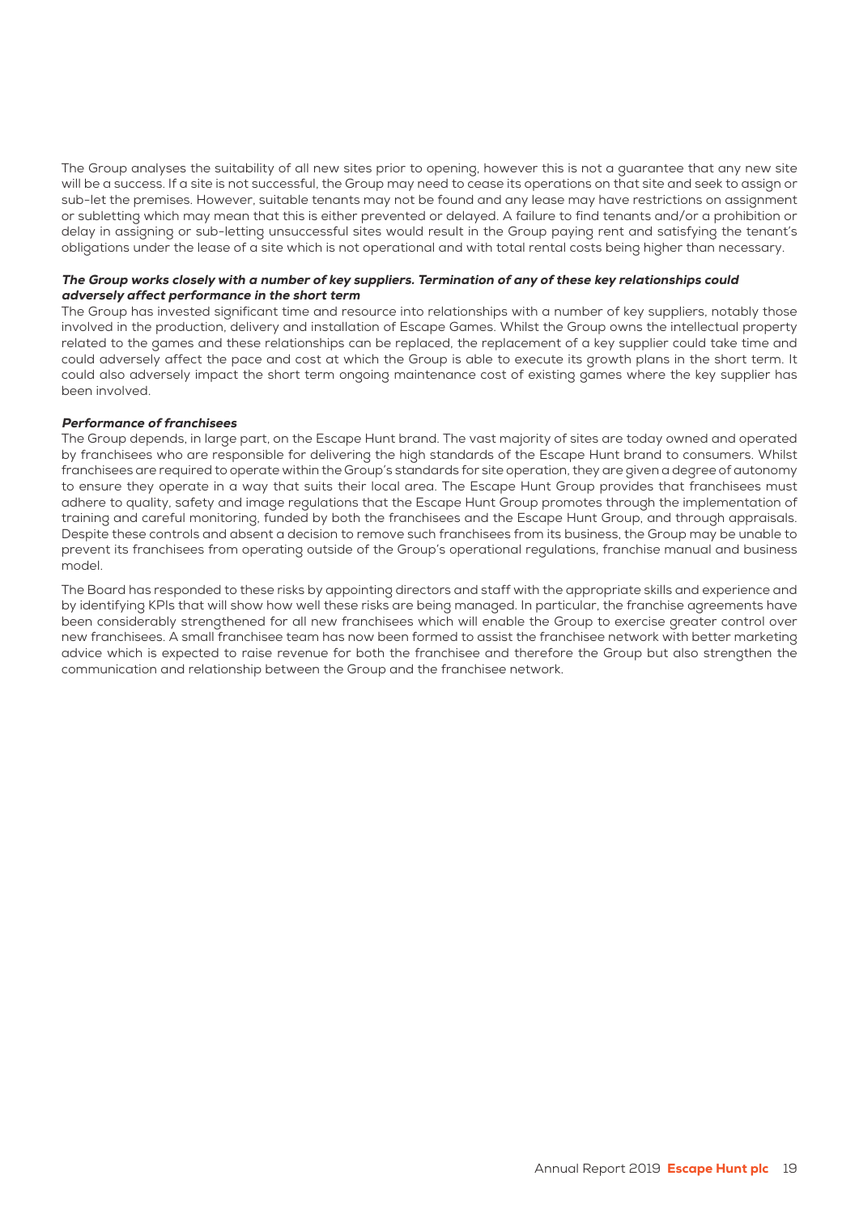The Group analyses the suitability of all new sites prior to opening, however this is not a guarantee that any new site will be a success. If a site is not successful, the Group may need to cease its operations on that site and seek to assign or sub-let the premises. However, suitable tenants may not be found and any lease may have restrictions on assignment or subletting which may mean that this is either prevented or delayed. A failure to find tenants and/or a prohibition or delay in assigning or sub-letting unsuccessful sites would result in the Group paying rent and satisfying the tenant's obligations under the lease of a site which is not operational and with total rental costs being higher than necessary.

***The Group works closely with a number of key suppliers. Termination of any of these key relationships could adversely affect performance in the short term***

The Group has invested significant time and resource into relationships with a number of key suppliers, notably those involved in the production, delivery and installation of Escape Games. Whilst the Group owns the intellectual property related to the games and these relationships can be replaced, the replacement of a key supplier could take time and could adversely affect the pace and cost at which the Group is able to execute its growth plans in the short term. It could also adversely impact the short term ongoing maintenance cost of existing games where the key supplier has been involved.

***Performance of franchisees***

The Group depends, in large part, on the Escape Hunt brand. The vast majority of sites are today owned and operated by franchisees who are responsible for delivering the high standards of the Escape Hunt brand to consumers. Whilst franchisees are required to operate within the Group's standards for site operation, they are given a degree of autonomy to ensure they operate in a way that suits their local area. The Escape Hunt Group provides that franchisees must adhere to quality, safety and image regulations that the Escape Hunt Group promotes through the implementation of training and careful monitoring, funded by both the franchisees and the Escape Hunt Group, and through appraisals. Despite these controls and absent a decision to remove such franchisees from its business, the Group may be unable to prevent its franchisees from operating outside of the Group's operational regulations, franchise manual and business model.

The Board has responded to these risks by appointing directors and staff with the appropriate skills and experience and by identifying KPIs that will show how well these risks are being managed. In particular, the franchise agreements have been considerably strengthened for all new franchisees which will enable the Group to exercise greater control over new franchisees. A small franchisee team has now been formed to assist the franchisee network with better marketing advice which is expected to raise revenue for both the franchisee and therefore the Group but also strengthen the communication and relationship between the Group and the franchisee network.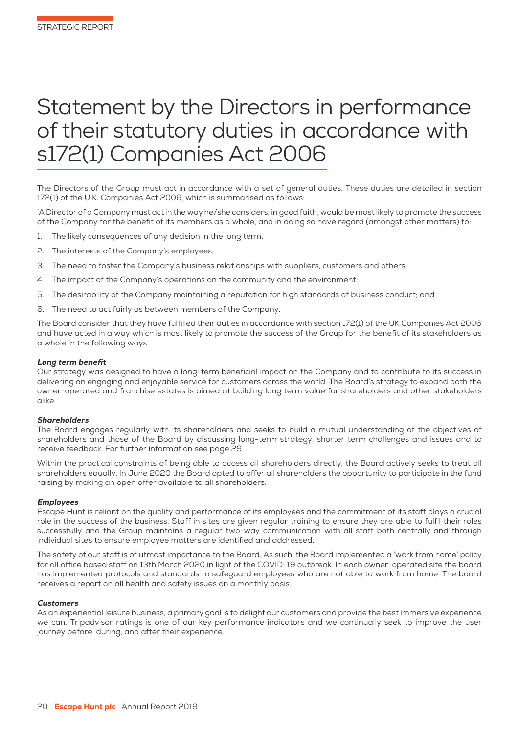# Statement by the Directors in performance of their statutory duties in accordance with s172(1) Companies Act 2006

The Directors of the Group must act in accordance with a set of general duties. These duties are detailed in section 172(1) of the U.K. Companies Act 2006, which is summarised as follows:

'A Director of a Company must act in the way he/she considers, in good faith, would be most likely to promote the success of the Company for the benefit of its members as a whole, and in doing so have regard (amongst other matters) to:

1. The likely consequences of any decision in the long term;
2. The interests of the Company's employees;
3. The need to foster the Company's business relationships with suppliers, customers and others;
4. The impact of the Company's operations on the community and the environment;
5. The desirability of the Company maintaining a reputation for high standards of business conduct; and
6. The need to act fairly as between members of the Company.

The Board consider that they have fulfilled their duties in accordance with section 172(1) of the UK Companies Act 2006 and have acted in a way which is most likely to promote the success of the Group for the benefit of its stakeholders as a whole in the following ways:

***Long term benefit***

Our strategy was designed to have a long-term beneficial impact on the Company and to contribute to its success in delivering an engaging and enjoyable service for customers across the world. The Board's strategy to expand both the owner-operated and franchise estates is aimed at building long term value for shareholders and other stakeholders alike.

***Shareholders***

The Board engages regularly with its shareholders and seeks to build a mutual understanding of the objectives of shareholders and those of the Board by discussing long-term strategy, shorter term challenges and issues and to receive feedback. For further information see page 29.

Within the practical constraints of being able to access all shareholders directly, the Board actively seeks to treat all shareholders equally. In June 2020 the Board opted to offer all shareholders the opportunity to participate in the fund raising by making an open offer available to all shareholders.

***Employees***

Escape Hunt is reliant on the quality and performance of its employees and the commitment of its staff plays a crucial role in the success of the business. Staff in sites are given regular training to ensure they are able to fulfil their roles successfully and the Group maintains a regular two-way communication with all staff both centrally and through individual sites to ensure employee matters are identified and addressed.

The safety of our staff is of utmost importance to the Board. As such, the Board implemented a 'work from home' policy for all office based staff on 13th March 2020 in light of the COVID-19 outbreak. In each owner-operated site the board has implemented protocols and standards to safeguard employees who are not able to work from home. The board receives a report on all health and safety issues on a monthly basis.

***Customers***

As an experiential leisure business, a primary goal is to delight our customers and provide the best immersive experience we can. Tripadvisor ratings is one of our key performance indicators and we continually seek to improve the user journey before, during, and after their experience.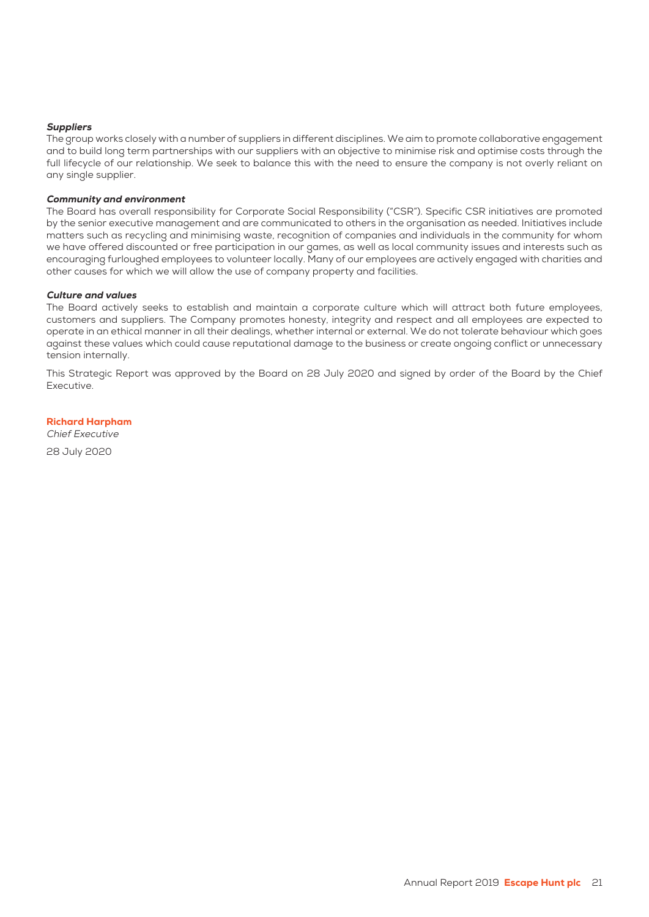***Suppliers***

The group works closely with a number of suppliers in different disciplines. We aim to promote collaborative engagement and to build long term partnerships with our suppliers with an objective to minimise risk and optimise costs through the full lifecycle of our relationship. We seek to balance this with the need to ensure the company is not overly reliant on any single supplier.

***Community and environment***

The Board has overall responsibility for Corporate Social Responsibility ("CSR"). Specific CSR initiatives are promoted by the senior executive management and are communicated to others in the organisation as needed. Initiatives include matters such as recycling and minimising waste, recognition of companies and individuals in the community for whom we have offered discounted or free participation in our games, as well as local community issues and interests such as encouraging furloughed employees to volunteer locally. Many of our employees are actively engaged with charities and other causes for which we will allow the use of company property and facilities.

***Culture and values***

The Board actively seeks to establish and maintain a corporate culture which will attract both future employees, customers and suppliers. The Company promotes honesty, integrity and respect and all employees are expected to operate in an ethical manner in all their dealings, whether internal or external. We do not tolerate behaviour which goes against these values which could cause reputational damage to the business or create ongoing conflict or unnecessary tension internally.

This Strategic Report was approved by the Board on 28 July 2020 and signed by order of the Board by the Chief Executive.

**Richard Harpham**
*Chief Executive*

28 July 2020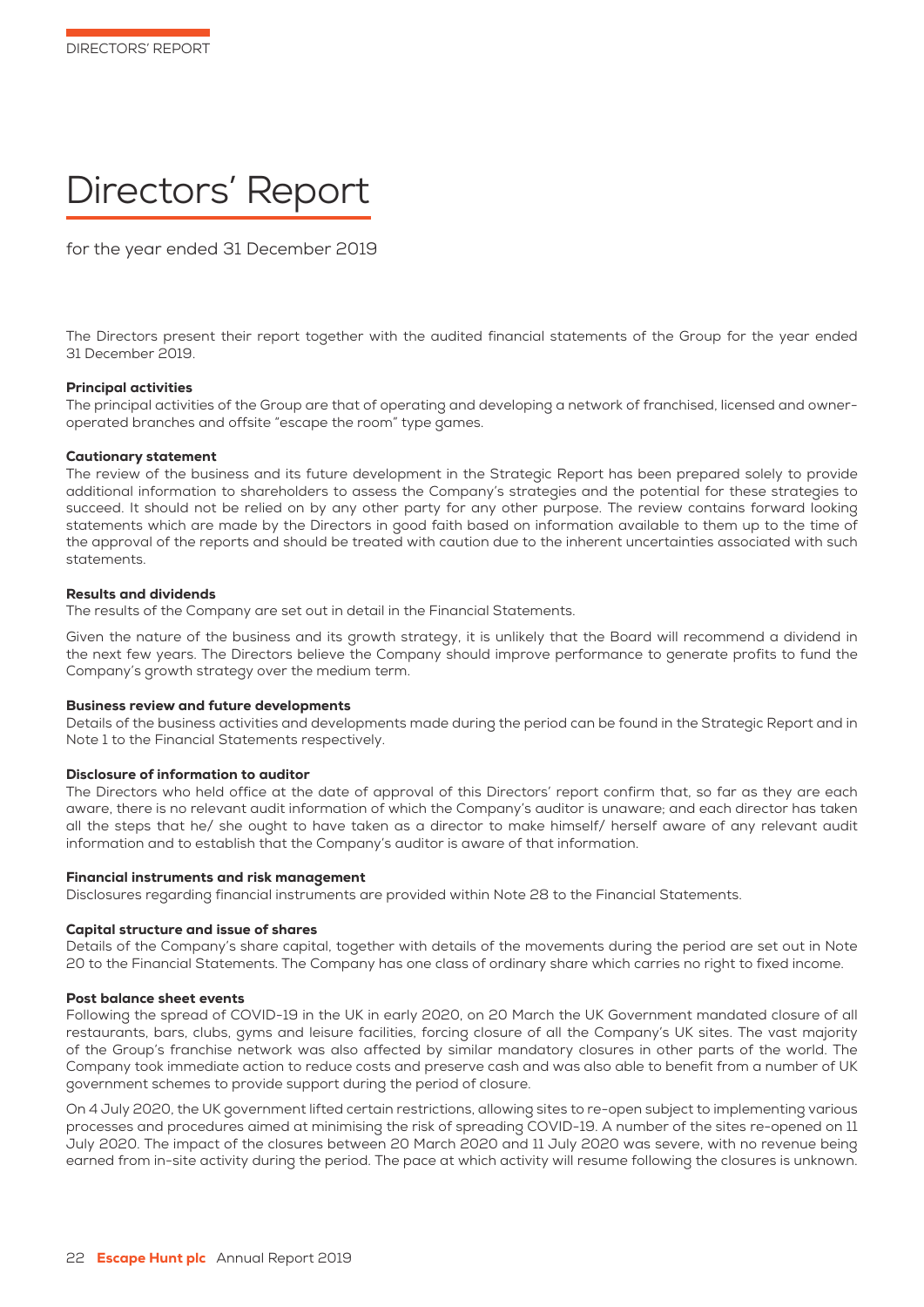# Directors' Report

for the year ended 31 December 2019

The Directors present their report together with the audited financial statements of the Group for the year ended 31 December 2019.

**Principal activities**

The principal activities of the Group are that of operating and developing a network of franchised, licensed and owner-operated branches and offsite "escape the room" type games.

**Cautionary statement**

The review of the business and its future development in the Strategic Report has been prepared solely to provide additional information to shareholders to assess the Company's strategies and the potential for these strategies to succeed. It should not be relied on by any other party for any other purpose. The review contains forward looking statements which are made by the Directors in good faith based on information available to them up to the time of the approval of the reports and should be treated with caution due to the inherent uncertainties associated with such statements.

**Results and dividends**

The results of the Company are set out in detail in the Financial Statements.

Given the nature of the business and its growth strategy, it is unlikely that the Board will recommend a dividend in the next few years. The Directors believe the Company should improve performance to generate profits to fund the Company's growth strategy over the medium term.

**Business review and future developments**

Details of the business activities and developments made during the period can be found in the Strategic Report and in Note 1 to the Financial Statements respectively.

**Disclosure of information to auditor**

The Directors who held office at the date of approval of this Directors' report confirm that, so far as they are each aware, there is no relevant audit information of which the Company's auditor is unaware; and each director has taken all the steps that he/ she ought to have taken as a director to make himself/ herself aware of any relevant audit information and to establish that the Company's auditor is aware of that information.

**Financial instruments and risk management**

Disclosures regarding financial instruments are provided within Note 28 to the Financial Statements.

**Capital structure and issue of shares**

Details of the Company's share capital, together with details of the movements during the period are set out in Note 20 to the Financial Statements. The Company has one class of ordinary share which carries no right to fixed income.

**Post balance sheet events**

Following the spread of COVID-19 in the UK in early 2020, on 20 March the UK Government mandated closure of all restaurants, bars, clubs, gyms and leisure facilities, forcing closure of all the Company's UK sites. The vast majority of the Group's franchise network was also affected by similar mandatory closures in other parts of the world. The Company took immediate action to reduce costs and preserve cash and was also able to benefit from a number of UK government schemes to provide support during the period of closure.

On 4 July 2020, the UK government lifted certain restrictions, allowing sites to re-open subject to implementing various processes and procedures aimed at minimising the risk of spreading COVID-19. A number of the sites re-opened on 11 July 2020. The impact of the closures between 20 March 2020 and 11 July 2020 was severe, with no revenue being earned from in-site activity during the period. The pace at which activity will resume following the closures is unknown.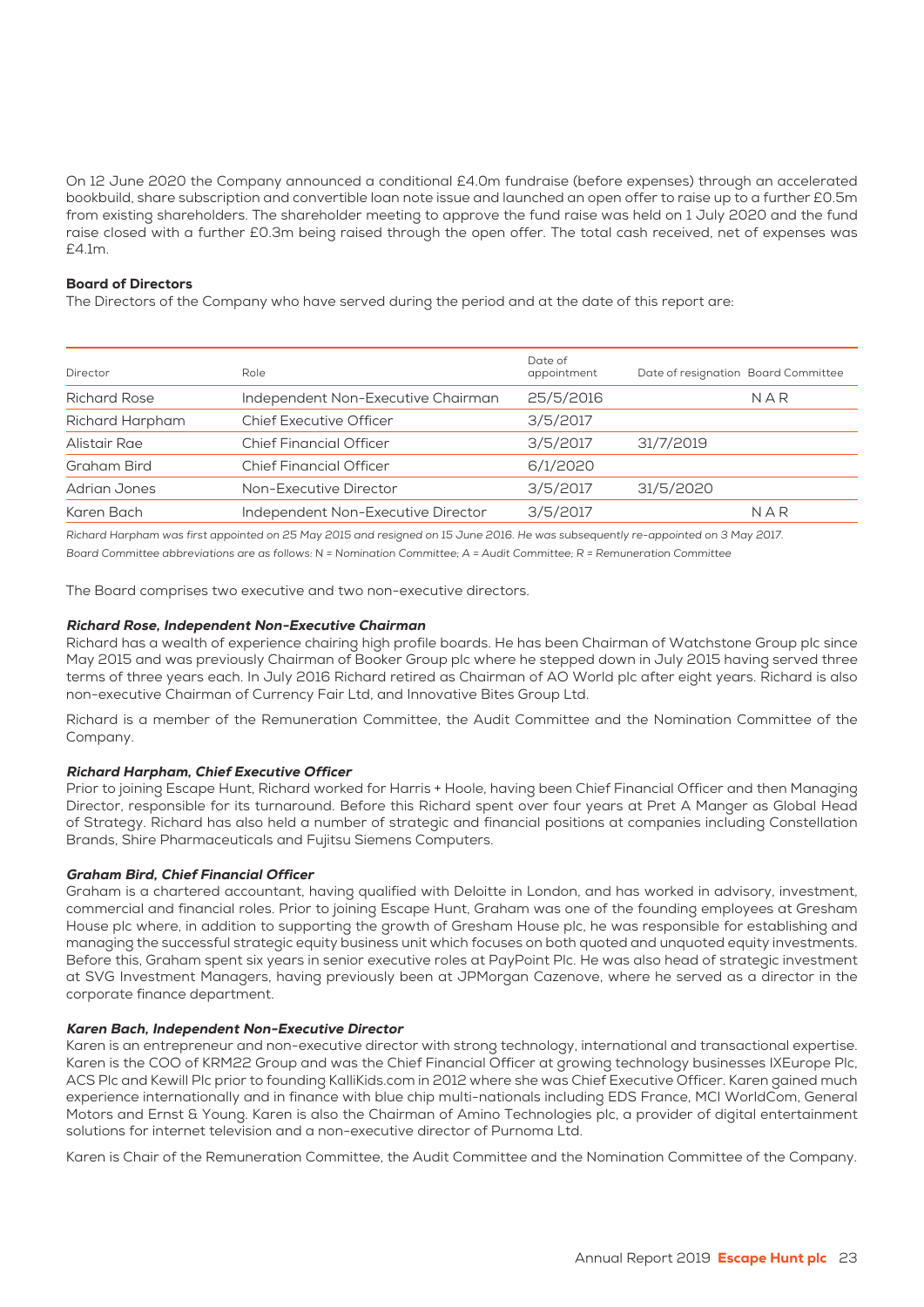On 12 June 2020 the Company announced a conditional £4.0m fundraise (before expenses) through an accelerated bookbuild, share subscription and convertible loan note issue and launched an open offer to raise up to a further £0.5m from existing shareholders. The shareholder meeting to approve the fund raise was held on 1 July 2020 and the fund raise closed with a further £0.3m being raised through the open offer. The total cash received, net of expenses was £4.1m.

**Board of Directors**

The Directors of the Company who have served during the period and at the date of this report are:

| Director | Role | Date of appointment | Date of resignation | Board Committee |
|---|---|---|---|---|
| Richard Rose | Independent Non-Executive Chairman | 25/5/2016 | | N A R |
| Richard Harpham | Chief Executive Officer | 3/5/2017 | | |
| Alistair Rae | Chief Financial Officer | 3/5/2017 | 31/7/2019 | |
| Graham Bird | Chief Financial Officer | 6/1/2020 | | |
| Adrian Jones | Non-Executive Director | 3/5/2017 | 31/5/2020 | |
| Karen Bach | Independent Non-Executive Director | 3/5/2017 | | N A R |

*Richard Harpham was first appointed on 25 May 2015 and resigned on 15 June 2016. He was subsequently re-appointed on 3 May 2017.*

*Board Committee abbreviations are as follows: N = Nomination Committee; A = Audit Committee; R = Remuneration Committee*

The Board comprises two executive and two non-executive directors.

***Richard Rose, Independent Non-Executive Chairman***

Richard has a wealth of experience chairing high profile boards. He has been Chairman of Watchstone Group plc since May 2015 and was previously Chairman of Booker Group plc where he stepped down in July 2015 having served three terms of three years each. In July 2016 Richard retired as Chairman of AO World plc after eight years. Richard is also non-executive Chairman of Currency Fair Ltd, and Innovative Bites Group Ltd.

Richard is a member of the Remuneration Committee, the Audit Committee and the Nomination Committee of the Company.

***Richard Harpham, Chief Executive Officer***

Prior to joining Escape Hunt, Richard worked for Harris + Hoole, having been Chief Financial Officer and then Managing Director, responsible for its turnaround. Before this Richard spent over four years at Pret A Manger as Global Head of Strategy. Richard has also held a number of strategic and financial positions at companies including Constellation Brands, Shire Pharmaceuticals and Fujitsu Siemens Computers.

***Graham Bird, Chief Financial Officer***

Graham is a chartered accountant, having qualified with Deloitte in London, and has worked in advisory, investment, commercial and financial roles. Prior to joining Escape Hunt, Graham was one of the founding employees at Gresham House plc where, in addition to supporting the growth of Gresham House plc, he was responsible for establishing and managing the successful strategic equity business unit which focuses on both quoted and unquoted equity investments. Before this, Graham spent six years in senior executive roles at PayPoint Plc. He was also head of strategic investment at SVG Investment Managers, having previously been at JPMorgan Cazenove, where he served as a director in the corporate finance department.

***Karen Bach, Independent Non-Executive Director***

Karen is an entrepreneur and non-executive director with strong technology, international and transactional expertise. Karen is the COO of KRM22 Group and was the Chief Financial Officer at growing technology businesses IXEurope Plc, ACS Plc and Kewill Plc prior to founding KalliKids.com in 2012 where she was Chief Executive Officer. Karen gained much experience internationally and in finance with blue chip multi-nationals including EDS France, MCI WorldCom, General Motors and Ernst & Young. Karen is also the Chairman of Amino Technologies plc, a provider of digital entertainment solutions for internet television and a non-executive director of Purnoma Ltd.

Karen is Chair of the Remuneration Committee, the Audit Committee and the Nomination Committee of the Company.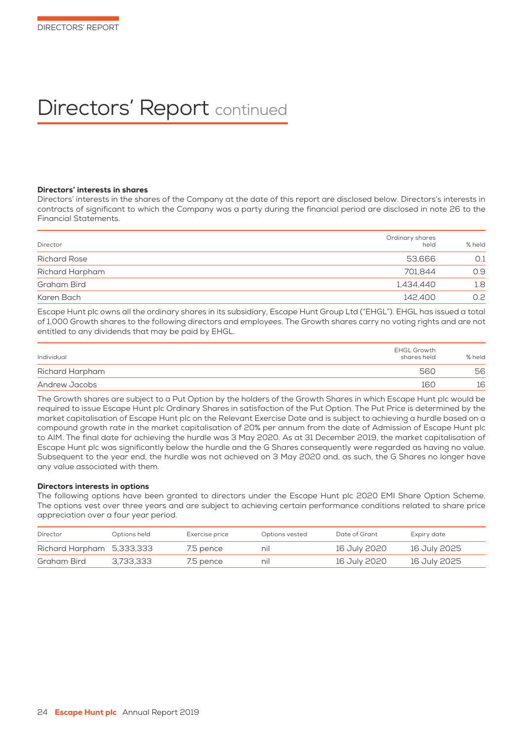# Directors' Report continued

### Directors' interests in shares

Directors' interests in the shares of the Company at the date of this report are disclosed below. Directors's interests in contracts of significant to which the Company was a party during the financial period are disclosed in note 26 to the Financial Statements.

| Director | Ordinary shares held | % held |
|---|---|---|
| Richard Rose | 53,666 | 0.1 |
| Richard Harpham | 701,844 | 0.9 |
| Graham Bird | 1,434,440 | 1.8 |
| Karen Bach | 142,400 | 0.2 |

Escape Hunt plc owns all the ordinary shares in its subsidiary, Escape Hunt Group Ltd ("EHGL"). EHGL has issued a total of 1,000 Growth shares to the following directors and employees. The Growth shares carry no voting rights and are not entitled to any dividends that may be paid by EHGL.

| Individual | EHGL Growth shares held | % held |
|---|---|---|
| Richard Harpham | 560 | 56 |
| Andrew Jacobs | 160 | 16 |

The Growth shares are subject to a Put Option by the holders of the Growth Shares in which Escape Hunt plc would be required to issue Escape Hunt plc Ordinary Shares in satisfaction of the Put Option. The Put Price is determined by the market capitalisation of Escape Hunt plc on the Relevant Exercise Date and is subject to achieving a hurdle based on a compound growth rate in the market capitalisation of 20% per annum from the date of Admission of Escape Hunt plc to AIM. The final date for achieving the hurdle was 3 May 2020. As at 31 December 2019, the market capitalisation of Escape Hunt plc was significantly below the hurdle and the G Shares consequently were regarded as having no value. Subsequent to the year end, the hurdle was not achieved on 3 May 2020 and, as such, the G Shares no longer have any value associated with them.

### Directors interests in options

The following options have been granted to directors under the Escape Hunt plc 2020 EMI Share Option Scheme. The options vest over three years and are subject to achieving certain performance conditions related to share price appreciation over a four year period.

| Director | Options held | Exercise price | Options vested | Date of Grant | Expiry date |
|---|---|---|---|---|---|
| Richard Harpham | 5,333,333 | 7.5 pence | nil | 16 July 2020 | 16 July 2025 |
| Graham Bird | 3,733,333 | 7.5 pence | nil | 16 July 2020 | 16 July 2025 |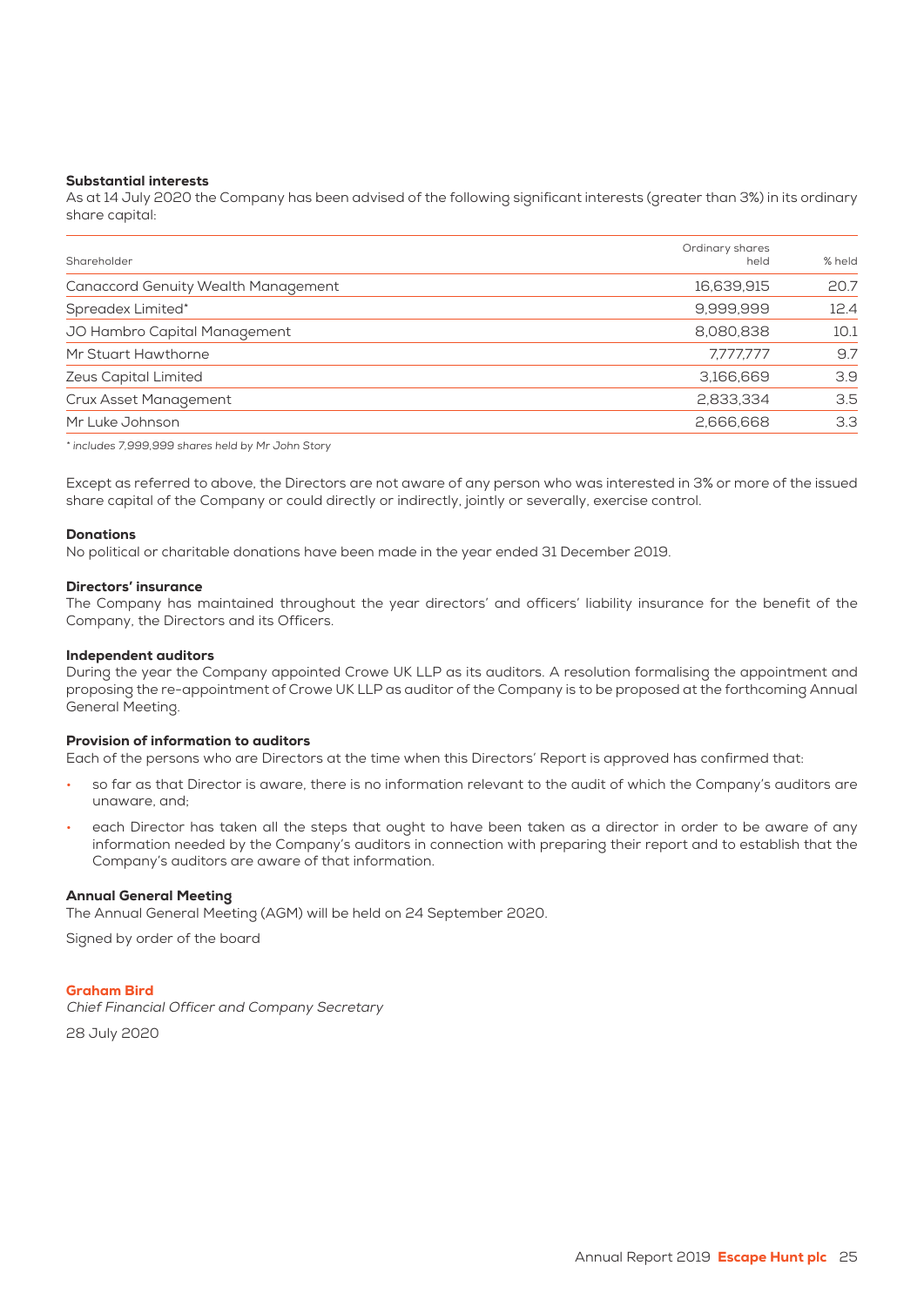### Substantial interests

As at 14 July 2020 the Company has been advised of the following significant interests (greater than 3%) in its ordinary share capital:

| Shareholder | Ordinary shares held | % held |
|---|---|---|
| Canaccord Genuity Wealth Management | 16,639,915 | 20.7 |
| Spreadex Limited* | 9,999,999 | 12.4 |
| JO Hambro Capital Management | 8,080,838 | 10.1 |
| Mr Stuart Hawthorne | 7,777,777 | 9.7 |
| Zeus Capital Limited | 3,166,669 | 3.9 |
| Crux Asset Management | 2,833,334 | 3.5 |
| Mr Luke Johnson | 2,666,668 | 3.3 |

*\* includes 7,999,999 shares held by Mr John Story*

Except as referred to above, the Directors are not aware of any person who was interested in 3% or more of the issued share capital of the Company or could directly or indirectly, jointly or severally, exercise control.

### Donations

No political or charitable donations have been made in the year ended 31 December 2019.

### Directors' insurance

The Company has maintained throughout the year directors' and officers' liability insurance for the benefit of the Company, the Directors and its Officers.

### Independent auditors

During the year the Company appointed Crowe UK LLP as its auditors. A resolution formalising the appointment and proposing the re-appointment of Crowe UK LLP as auditor of the Company is to be proposed at the forthcoming Annual General Meeting.

### Provision of information to auditors

Each of the persons who are Directors at the time when this Directors' Report is approved has confirmed that:

- so far as that Director is aware, there is no information relevant to the audit of which the Company's auditors are unaware, and;
- each Director has taken all the steps that ought to have been taken as a director in order to be aware of any information needed by the Company's auditors in connection with preparing their report and to establish that the Company's auditors are aware of that information.

### Annual General Meeting

The Annual General Meeting (AGM) will be held on 24 September 2020.

Signed by order of the board

**Graham Bird**
*Chief Financial Officer and Company Secretary*

28 July 2020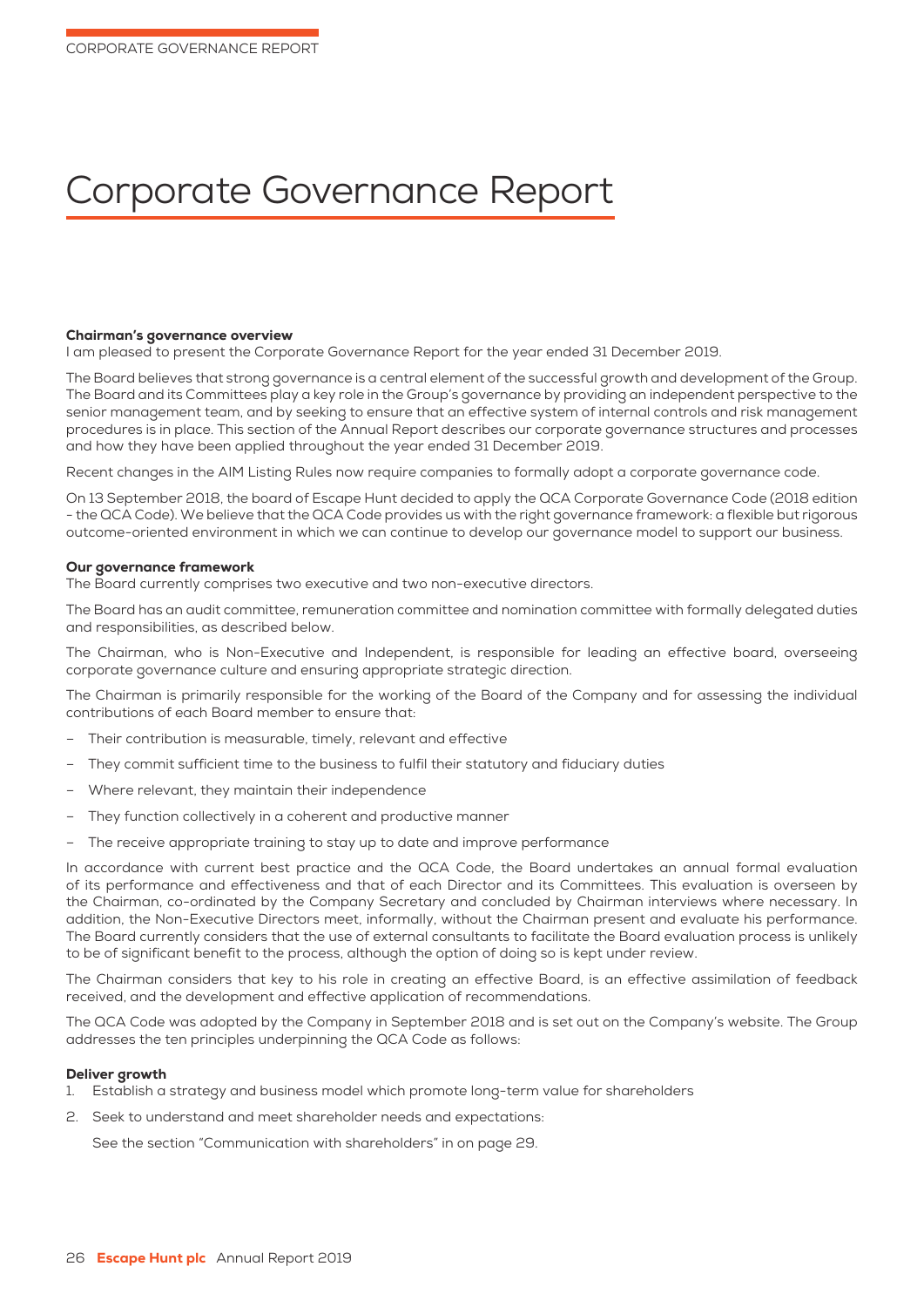# Corporate Governance Report

### Chairman's governance overview

I am pleased to present the Corporate Governance Report for the year ended 31 December 2019.

The Board believes that strong governance is a central element of the successful growth and development of the Group. The Board and its Committees play a key role in the Group's governance by providing an independent perspective to the senior management team, and by seeking to ensure that an effective system of internal controls and risk management procedures is in place. This section of the Annual Report describes our corporate governance structures and processes and how they have been applied throughout the year ended 31 December 2019.

Recent changes in the AIM Listing Rules now require companies to formally adopt a corporate governance code.

On 13 September 2018, the board of Escape Hunt decided to apply the QCA Corporate Governance Code (2018 edition - the QCA Code). We believe that the QCA Code provides us with the right governance framework: a flexible but rigorous outcome-oriented environment in which we can continue to develop our governance model to support our business.

### Our governance framework

The Board currently comprises two executive and two non-executive directors.

The Board has an audit committee, remuneration committee and nomination committee with formally delegated duties and responsibilities, as described below.

The Chairman, who is Non-Executive and Independent, is responsible for leading an effective board, overseeing corporate governance culture and ensuring appropriate strategic direction.

The Chairman is primarily responsible for the working of the Board of the Company and for assessing the individual contributions of each Board member to ensure that:

- Their contribution is measurable, timely, relevant and effective
- They commit sufficient time to the business to fulfil their statutory and fiduciary duties
- Where relevant, they maintain their independence
- They function collectively in a coherent and productive manner
- The receive appropriate training to stay up to date and improve performance

In accordance with current best practice and the QCA Code, the Board undertakes an annual formal evaluation of its performance and effectiveness and that of each Director and its Committees. This evaluation is overseen by the Chairman, co-ordinated by the Company Secretary and concluded by Chairman interviews where necessary. In addition, the Non-Executive Directors meet, informally, without the Chairman present and evaluate his performance. The Board currently considers that the use of external consultants to facilitate the Board evaluation process is unlikely to be of significant benefit to the process, although the option of doing so is kept under review.

The Chairman considers that key to his role in creating an effective Board, is an effective assimilation of feedback received, and the development and effective application of recommendations.

The QCA Code was adopted by the Company in September 2018 and is set out on the Company's website. The Group addresses the ten principles underpinning the QCA Code as follows:

### Deliver growth

1. Establish a strategy and business model which promote long-term value for shareholders
2. Seek to understand and meet shareholder needs and expectations:

   See the section "Communication with shareholders" in on page 29.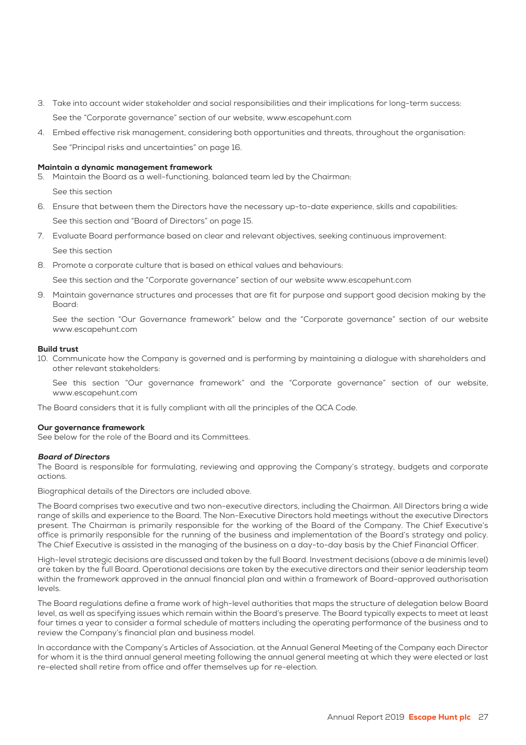3. Take into account wider stakeholder and social responsibilities and their implications for long-term success:

   See the "Corporate governance" section of our website, www.escapehunt.com

4. Embed effective risk management, considering both opportunities and threats, throughout the organisation:

   See "Principal risks and uncertainties" on page 16.

**Maintain a dynamic management framework**

5. Maintain the Board as a well-functioning, balanced team led by the Chairman:

   See this section

6. Ensure that between them the Directors have the necessary up-to-date experience, skills and capabilities:

   See this section and "Board of Directors" on page 15.

7. Evaluate Board performance based on clear and relevant objectives, seeking continuous improvement:

   See this section

8. Promote a corporate culture that is based on ethical values and behaviours:

   See this section and the "Corporate governance" section of our website www.escapehunt.com

9. Maintain governance structures and processes that are fit for purpose and support good decision making by the Board:

   See the section "Our Governance framework" below and the "Corporate governance" section of our website www.escapehunt.com

**Build trust**

10. Communicate how the Company is governed and is performing by maintaining a dialogue with shareholders and other relevant stakeholders:

    See this section "Our governance framework" and the "Corporate governance" section of our website, www.escapehunt.com

The Board considers that it is fully compliant with all the principles of the QCA Code.

**Our governance framework**

See below for the role of the Board and its Committees.

***Board of Directors***

The Board is responsible for formulating, reviewing and approving the Company's strategy, budgets and corporate actions.

Biographical details of the Directors are included above.

The Board comprises two executive and two non-executive directors, including the Chairman. All Directors bring a wide range of skills and experience to the Board. The Non-Executive Directors hold meetings without the executive Directors present. The Chairman is primarily responsible for the working of the Board of the Company. The Chief Executive's office is primarily responsible for the running of the business and implementation of the Board's strategy and policy. The Chief Executive is assisted in the managing of the business on a day-to-day basis by the Chief Financial Officer.

High-level strategic decisions are discussed and taken by the full Board. Investment decisions (above a de minimis level) are taken by the full Board. Operational decisions are taken by the executive directors and their senior leadership team within the framework approved in the annual financial plan and within a framework of Board-approved authorisation levels.

The Board regulations define a frame work of high-level authorities that maps the structure of delegation below Board level, as well as specifying issues which remain within the Board's preserve. The Board typically expects to meet at least four times a year to consider a formal schedule of matters including the operating performance of the business and to review the Company's financial plan and business model.

In accordance with the Company's Articles of Association, at the Annual General Meeting of the Company each Director for whom it is the third annual general meeting following the annual general meeting at which they were elected or last re-elected shall retire from office and offer themselves up for re-election.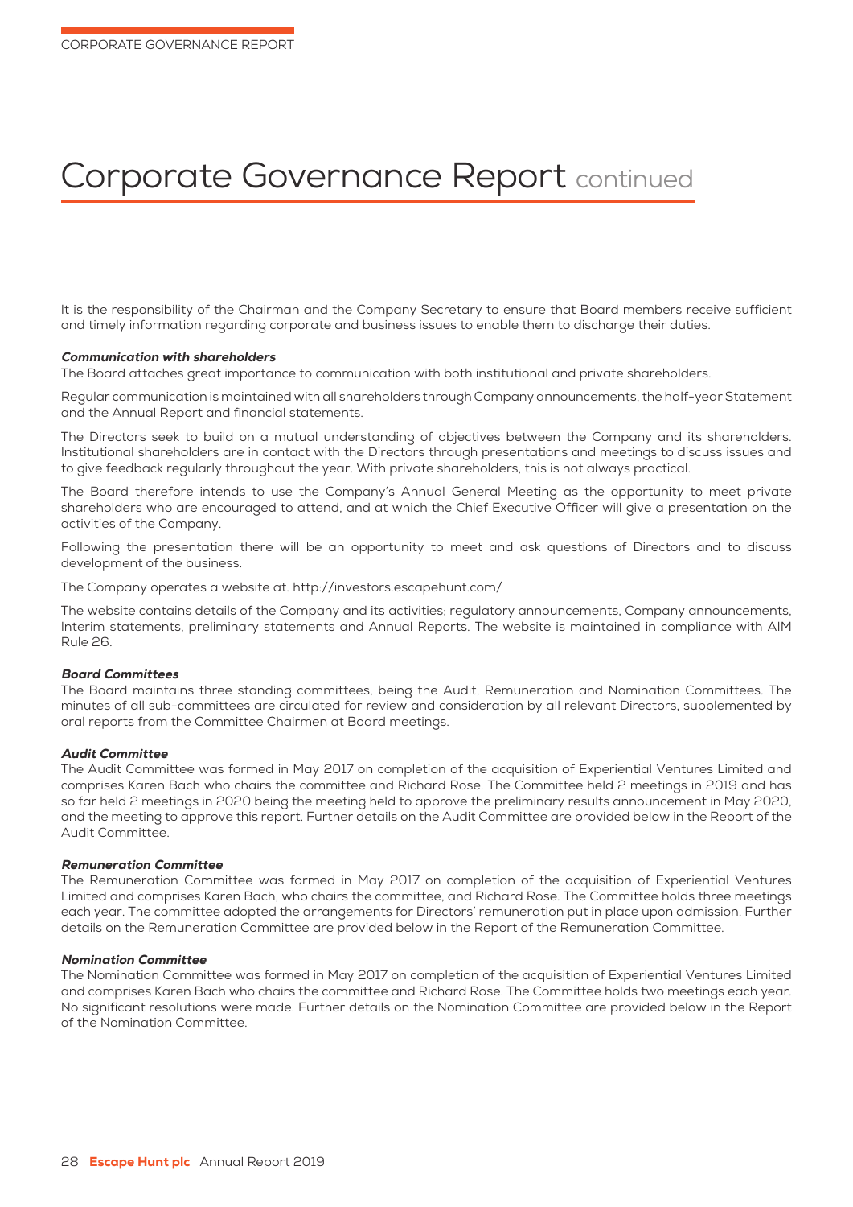# Corporate Governance Report continued

It is the responsibility of the Chairman and the Company Secretary to ensure that Board members receive sufficient and timely information regarding corporate and business issues to enable them to discharge their duties.

***Communication with shareholders***

The Board attaches great importance to communication with both institutional and private shareholders.

Regular communication is maintained with all shareholders through Company announcements, the half-year Statement and the Annual Report and financial statements.

The Directors seek to build on a mutual understanding of objectives between the Company and its shareholders. Institutional shareholders are in contact with the Directors through presentations and meetings to discuss issues and to give feedback regularly throughout the year. With private shareholders, this is not always practical.

The Board therefore intends to use the Company's Annual General Meeting as the opportunity to meet private shareholders who are encouraged to attend, and at which the Chief Executive Officer will give a presentation on the activities of the Company.

Following the presentation there will be an opportunity to meet and ask questions of Directors and to discuss development of the business.

The Company operates a website at. http://investors.escapehunt.com/

The website contains details of the Company and its activities; regulatory announcements, Company announcements, Interim statements, preliminary statements and Annual Reports. The website is maintained in compliance with AIM Rule 26.

***Board Committees***

The Board maintains three standing committees, being the Audit, Remuneration and Nomination Committees. The minutes of all sub-committees are circulated for review and consideration by all relevant Directors, supplemented by oral reports from the Committee Chairmen at Board meetings.

***Audit Committee***

The Audit Committee was formed in May 2017 on completion of the acquisition of Experiential Ventures Limited and comprises Karen Bach who chairs the committee and Richard Rose. The Committee held 2 meetings in 2019 and has so far held 2 meetings in 2020 being the meeting held to approve the preliminary results announcement in May 2020, and the meeting to approve this report. Further details on the Audit Committee are provided below in the Report of the Audit Committee.

***Remuneration Committee***

The Remuneration Committee was formed in May 2017 on completion of the acquisition of Experiential Ventures Limited and comprises Karen Bach, who chairs the committee, and Richard Rose. The Committee holds three meetings each year. The committee adopted the arrangements for Directors' remuneration put in place upon admission. Further details on the Remuneration Committee are provided below in the Report of the Remuneration Committee.

***Nomination Committee***

The Nomination Committee was formed in May 2017 on completion of the acquisition of Experiential Ventures Limited and comprises Karen Bach who chairs the committee and Richard Rose. The Committee holds two meetings each year. No significant resolutions were made. Further details on the Nomination Committee are provided below in the Report of the Nomination Committee.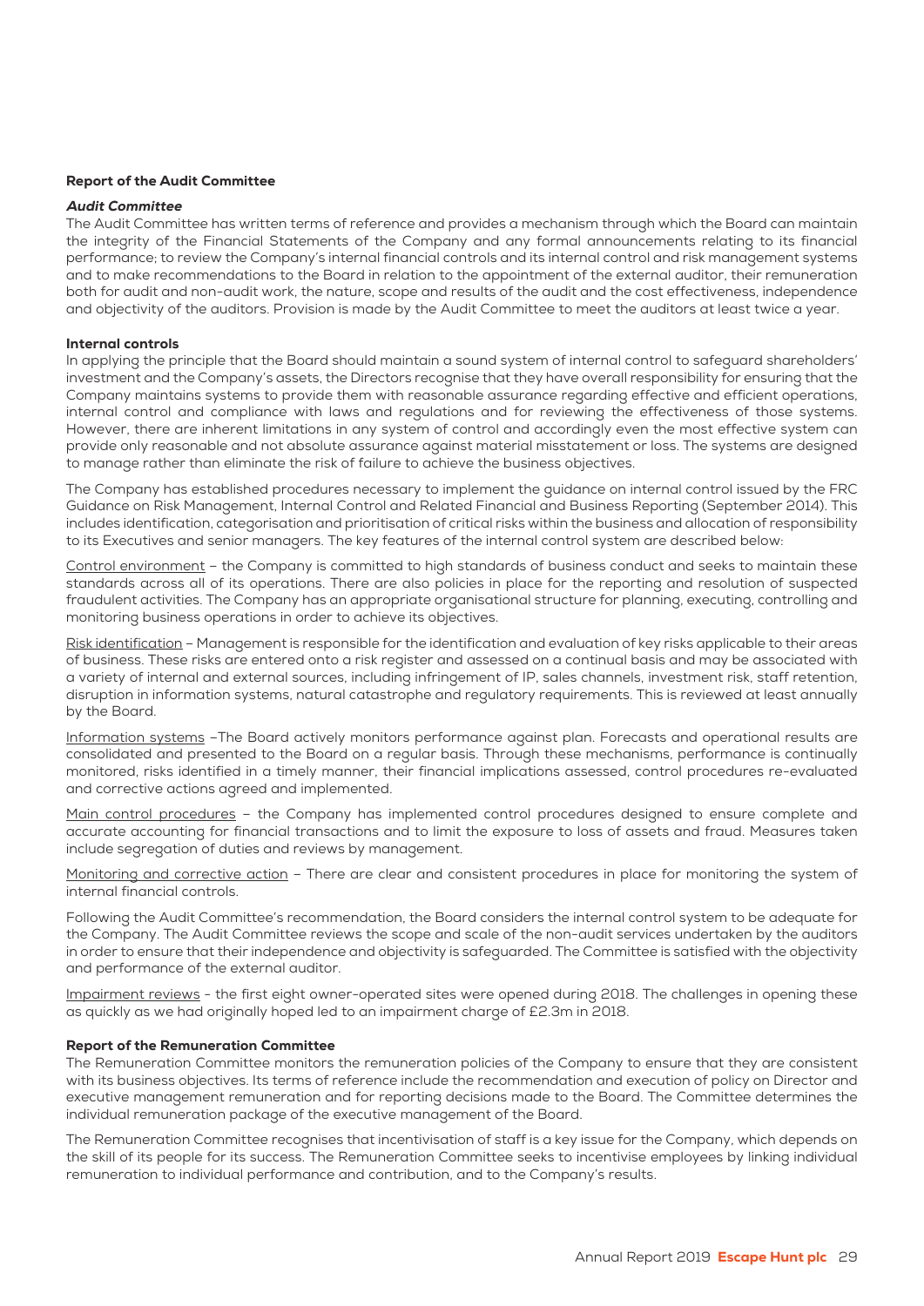## Report of the Audit Committee

### *Audit Committee*

The Audit Committee has written terms of reference and provides a mechanism through which the Board can maintain the integrity of the Financial Statements of the Company and any formal announcements relating to its financial performance; to review the Company's internal financial controls and its internal control and risk management systems and to make recommendations to the Board in relation to the appointment of the external auditor, their remuneration both for audit and non-audit work, the nature, scope and results of the audit and the cost effectiveness, independence and objectivity of the auditors. Provision is made by the Audit Committee to meet the auditors at least twice a year.

### Internal controls

In applying the principle that the Board should maintain a sound system of internal control to safeguard shareholders' investment and the Company's assets, the Directors recognise that they have overall responsibility for ensuring that the Company maintains systems to provide them with reasonable assurance regarding effective and efficient operations, internal control and compliance with laws and regulations and for reviewing the effectiveness of those systems. However, there are inherent limitations in any system of control and accordingly even the most effective system can provide only reasonable and not absolute assurance against material misstatement or loss. The systems are designed to manage rather than eliminate the risk of failure to achieve the business objectives.

The Company has established procedures necessary to implement the guidance on internal control issued by the FRC Guidance on Risk Management, Internal Control and Related Financial and Business Reporting (September 2014). This includes identification, categorisation and prioritisation of critical risks within the business and allocation of responsibility to its Executives and senior managers. The key features of the internal control system are described below:

Control environment – the Company is committed to high standards of business conduct and seeks to maintain these standards across all of its operations. There are also policies in place for the reporting and resolution of suspected fraudulent activities. The Company has an appropriate organisational structure for planning, executing, controlling and monitoring business operations in order to achieve its objectives.

Risk identification – Management is responsible for the identification and evaluation of key risks applicable to their areas of business. These risks are entered onto a risk register and assessed on a continual basis and may be associated with a variety of internal and external sources, including infringement of IP, sales channels, investment risk, staff retention, disruption in information systems, natural catastrophe and regulatory requirements. This is reviewed at least annually by the Board.

Information systems –The Board actively monitors performance against plan. Forecasts and operational results are consolidated and presented to the Board on a regular basis. Through these mechanisms, performance is continually monitored, risks identified in a timely manner, their financial implications assessed, control procedures re-evaluated and corrective actions agreed and implemented.

Main control procedures – the Company has implemented control procedures designed to ensure complete and accurate accounting for financial transactions and to limit the exposure to loss of assets and fraud. Measures taken include segregation of duties and reviews by management.

Monitoring and corrective action – There are clear and consistent procedures in place for monitoring the system of internal financial controls.

Following the Audit Committee's recommendation, the Board considers the internal control system to be adequate for the Company. The Audit Committee reviews the scope and scale of the non-audit services undertaken by the auditors in order to ensure that their independence and objectivity is safeguarded. The Committee is satisfied with the objectivity and performance of the external auditor.

Impairment reviews - the first eight owner-operated sites were opened during 2018. The challenges in opening these as quickly as we had originally hoped led to an impairment charge of £2.3m in 2018.

## Report of the Remuneration Committee

The Remuneration Committee monitors the remuneration policies of the Company to ensure that they are consistent with its business objectives. Its terms of reference include the recommendation and execution of policy on Director and executive management remuneration and for reporting decisions made to the Board. The Committee determines the individual remuneration package of the executive management of the Board.

The Remuneration Committee recognises that incentivisation of staff is a key issue for the Company, which depends on the skill of its people for its success. The Remuneration Committee seeks to incentivise employees by linking individual remuneration to individual performance and contribution, and to the Company's results.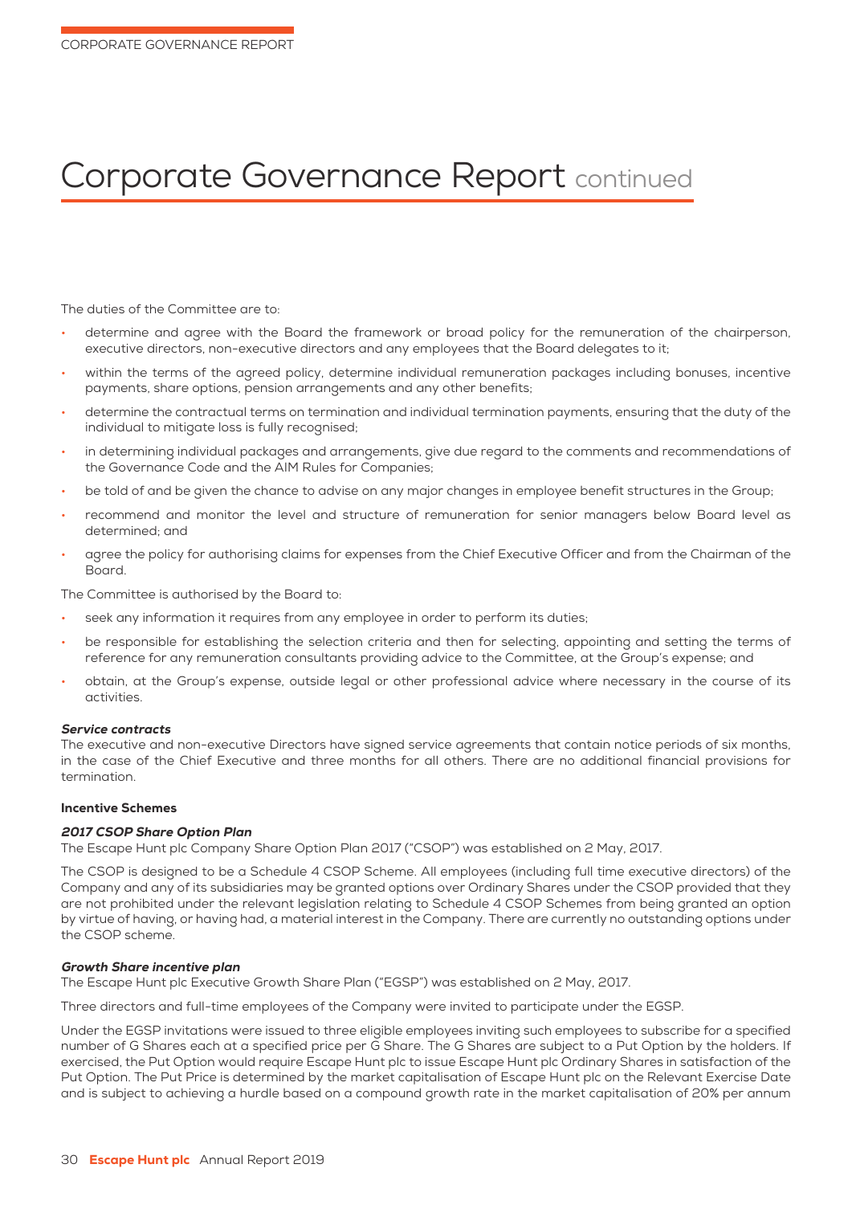# Corporate Governance Report continued

The duties of the Committee are to:

- determine and agree with the Board the framework or broad policy for the remuneration of the chairperson, executive directors, non-executive directors and any employees that the Board delegates to it;
- within the terms of the agreed policy, determine individual remuneration packages including bonuses, incentive payments, share options, pension arrangements and any other benefits;
- determine the contractual terms on termination and individual termination payments, ensuring that the duty of the individual to mitigate loss is fully recognised;
- in determining individual packages and arrangements, give due regard to the comments and recommendations of the Governance Code and the AIM Rules for Companies;
- be told of and be given the chance to advise on any major changes in employee benefit structures in the Group;
- recommend and monitor the level and structure of remuneration for senior managers below Board level as determined; and
- agree the policy for authorising claims for expenses from the Chief Executive Officer and from the Chairman of the Board.

The Committee is authorised by the Board to:

- seek any information it requires from any employee in order to perform its duties;
- be responsible for establishing the selection criteria and then for selecting, appointing and setting the terms of reference for any remuneration consultants providing advice to the Committee, at the Group's expense; and
- obtain, at the Group's expense, outside legal or other professional advice where necessary in the course of its activities.

***Service contracts***

The executive and non-executive Directors have signed service agreements that contain notice periods of six months, in the case of the Chief Executive and three months for all others. There are no additional financial provisions for termination.

**Incentive Schemes**

***2017 CSOP Share Option Plan***

The Escape Hunt plc Company Share Option Plan 2017 ("CSOP") was established on 2 May, 2017.

The CSOP is designed to be a Schedule 4 CSOP Scheme. All employees (including full time executive directors) of the Company and any of its subsidiaries may be granted options over Ordinary Shares under the CSOP provided that they are not prohibited under the relevant legislation relating to Schedule 4 CSOP Schemes from being granted an option by virtue of having, or having had, a material interest in the Company. There are currently no outstanding options under the CSOP scheme.

***Growth Share incentive plan***

The Escape Hunt plc Executive Growth Share Plan ("EGSP") was established on 2 May, 2017.

Three directors and full-time employees of the Company were invited to participate under the EGSP.

Under the EGSP invitations were issued to three eligible employees inviting such employees to subscribe for a specified number of G Shares each at a specified price per G Share. The G Shares are subject to a Put Option by the holders. If exercised, the Put Option would require Escape Hunt plc to issue Escape Hunt plc Ordinary Shares in satisfaction of the Put Option. The Put Price is determined by the market capitalisation of Escape Hunt plc on the Relevant Exercise Date and is subject to achieving a hurdle based on a compound growth rate in the market capitalisation of 20% per annum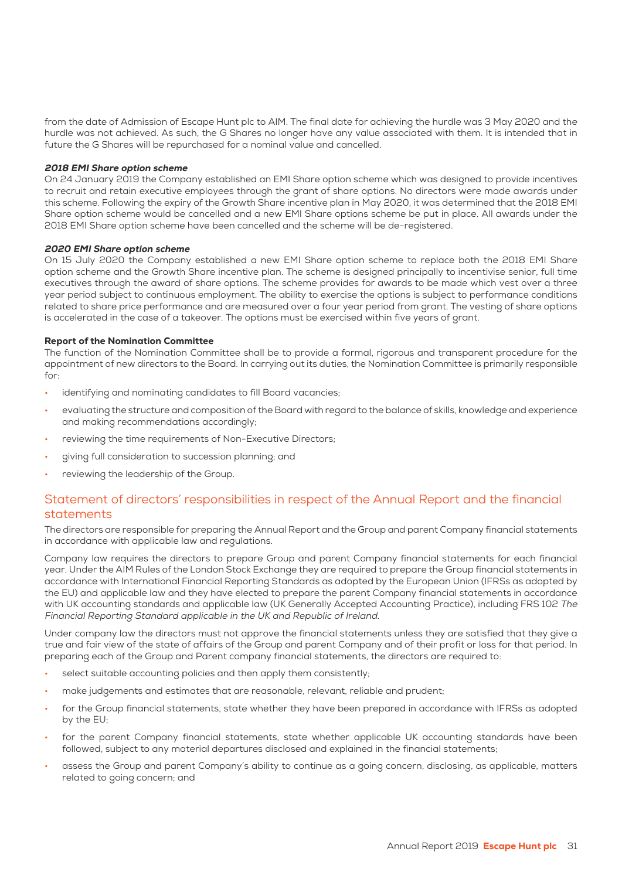from the date of Admission of Escape Hunt plc to AIM. The final date for achieving the hurdle was 3 May 2020 and the hurdle was not achieved. As such, the G Shares no longer have any value associated with them. It is intended that in future the G Shares will be repurchased for a nominal value and cancelled.

#### *2018 EMI Share option scheme*

On 24 January 2019 the Company established an EMI Share option scheme which was designed to provide incentives to recruit and retain executive employees through the grant of share options. No directors were made awards under this scheme. Following the expiry of the Growth Share incentive plan in May 2020, it was determined that the 2018 EMI Share option scheme would be cancelled and a new EMI Share options scheme be put in place. All awards under the 2018 EMI Share option scheme have been cancelled and the scheme will be de-registered.

#### *2020 EMI Share option scheme*

On 15 July 2020 the Company established a new EMI Share option scheme to replace both the 2018 EMI Share option scheme and the Growth Share incentive plan. The scheme is designed principally to incentivise senior, full time executives through the award of share options. The scheme provides for awards to be made which vest over a three year period subject to continuous employment. The ability to exercise the options is subject to performance conditions related to share price performance and are measured over a four year period from grant. The vesting of share options is accelerated in the case of a takeover. The options must be exercised within five years of grant.

#### Report of the Nomination Committee

The function of the Nomination Committee shall be to provide a formal, rigorous and transparent procedure for the appointment of new directors to the Board. In carrying out its duties, the Nomination Committee is primarily responsible for:

- identifying and nominating candidates to fill Board vacancies;
- evaluating the structure and composition of the Board with regard to the balance of skills, knowledge and experience and making recommendations accordingly;
- reviewing the time requirements of Non-Executive Directors;
- giving full consideration to succession planning; and
- reviewing the leadership of the Group.

## Statement of directors' responsibilities in respect of the Annual Report and the financial statements

The directors are responsible for preparing the Annual Report and the Group and parent Company financial statements in accordance with applicable law and regulations.

Company law requires the directors to prepare Group and parent Company financial statements for each financial year. Under the AIM Rules of the London Stock Exchange they are required to prepare the Group financial statements in accordance with International Financial Reporting Standards as adopted by the European Union (IFRSs as adopted by the EU) and applicable law and they have elected to prepare the parent Company financial statements in accordance with UK accounting standards and applicable law (UK Generally Accepted Accounting Practice), including FRS 102 *The Financial Reporting Standard applicable in the UK and Republic of Ireland.*

Under company law the directors must not approve the financial statements unless they are satisfied that they give a true and fair view of the state of affairs of the Group and parent Company and of their profit or loss for that period. In preparing each of the Group and Parent company financial statements, the directors are required to:

- select suitable accounting policies and then apply them consistently;
- make judgements and estimates that are reasonable, relevant, reliable and prudent;
- for the Group financial statements, state whether they have been prepared in accordance with IFRSs as adopted by the EU;
- for the parent Company financial statements, state whether applicable UK accounting standards have been followed, subject to any material departures disclosed and explained in the financial statements;
- assess the Group and parent Company's ability to continue as a going concern, disclosing, as applicable, matters related to going concern; and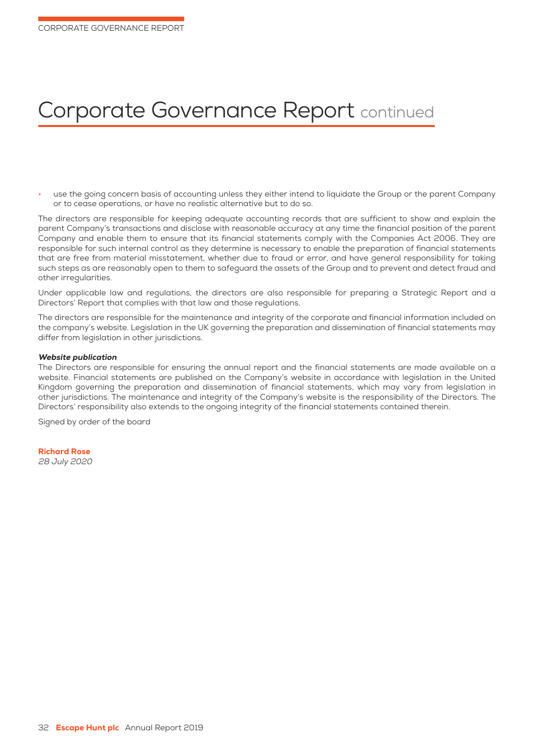# Corporate Governance Report continued

- use the going concern basis of accounting unless they either intend to liquidate the Group or the parent Company or to cease operations, or have no realistic alternative but to do so.

The directors are responsible for keeping adequate accounting records that are sufficient to show and explain the parent Company's transactions and disclose with reasonable accuracy at any time the financial position of the parent Company and enable them to ensure that its financial statements comply with the Companies Act 2006. They are responsible for such internal control as they determine is necessary to enable the preparation of financial statements that are free from material misstatement, whether due to fraud or error, and have general responsibility for taking such steps as are reasonably open to them to safeguard the assets of the Group and to prevent and detect fraud and other irregularities.

Under applicable law and regulations, the directors are also responsible for preparing a Strategic Report and a Directors' Report that complies with that law and those regulations.

The directors are responsible for the maintenance and integrity of the corporate and financial information included on the company's website. Legislation in the UK governing the preparation and dissemination of financial statements may differ from legislation in other jurisdictions.

***Website publication***

The Directors are responsible for ensuring the annual report and the financial statements are made available on a website. Financial statements are published on the Company's website in accordance with legislation in the United Kingdom governing the preparation and dissemination of financial statements, which may vary from legislation in other jurisdictions. The maintenance and integrity of the Company's website is the responsibility of the Directors. The Directors' responsibility also extends to the ongoing integrity of the financial statements contained therein.

Signed by order of the board

**Richard Rose**
*28 July 2020*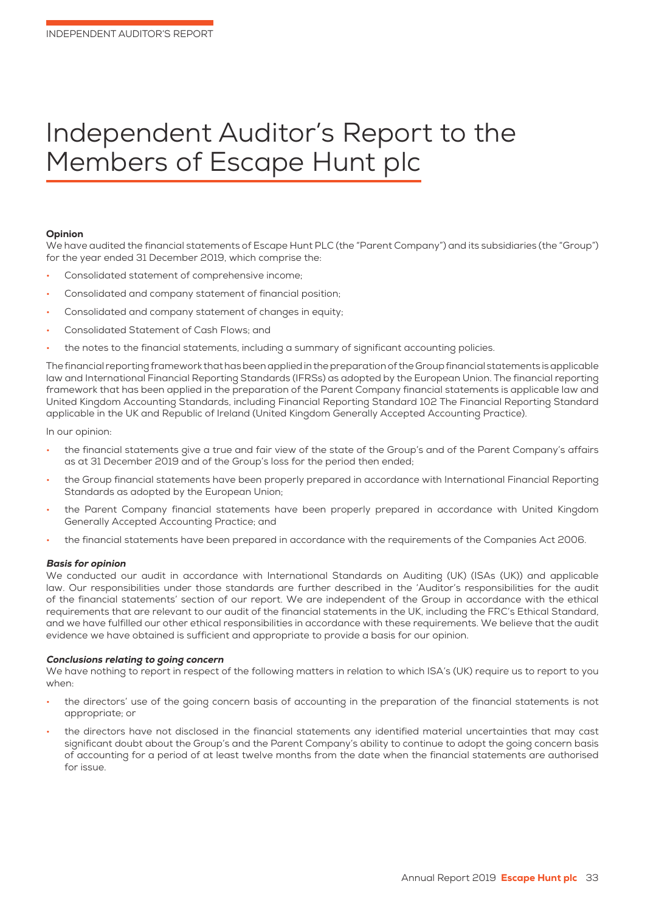# Independent Auditor's Report to the Members of Escape Hunt plc

**Opinion**

We have audited the financial statements of Escape Hunt PLC (the "Parent Company") and its subsidiaries (the "Group") for the year ended 31 December 2019, which comprise the:

- Consolidated statement of comprehensive income;
- Consolidated and company statement of financial position;
- Consolidated and company statement of changes in equity;
- Consolidated Statement of Cash Flows; and
- the notes to the financial statements, including a summary of significant accounting policies.

The financial reporting framework that has been applied in the preparation of the Group financial statements is applicable law and International Financial Reporting Standards (IFRSs) as adopted by the European Union. The financial reporting framework that has been applied in the preparation of the Parent Company financial statements is applicable law and United Kingdom Accounting Standards, including Financial Reporting Standard 102 The Financial Reporting Standard applicable in the UK and Republic of Ireland (United Kingdom Generally Accepted Accounting Practice).

In our opinion:

- the financial statements give a true and fair view of the state of the Group's and of the Parent Company's affairs as at 31 December 2019 and of the Group's loss for the period then ended;
- the Group financial statements have been properly prepared in accordance with International Financial Reporting Standards as adopted by the European Union;
- the Parent Company financial statements have been properly prepared in accordance with United Kingdom Generally Accepted Accounting Practice; and
- the financial statements have been prepared in accordance with the requirements of the Companies Act 2006.

***Basis for opinion***

We conducted our audit in accordance with International Standards on Auditing (UK) (ISAs (UK)) and applicable law. Our responsibilities under those standards are further described in the 'Auditor's responsibilities for the audit of the financial statements' section of our report. We are independent of the Group in accordance with the ethical requirements that are relevant to our audit of the financial statements in the UK, including the FRC's Ethical Standard, and we have fulfilled our other ethical responsibilities in accordance with these requirements. We believe that the audit evidence we have obtained is sufficient and appropriate to provide a basis for our opinion.

***Conclusions relating to going concern***

We have nothing to report in respect of the following matters in relation to which ISA's (UK) require us to report to you when:

- the directors' use of the going concern basis of accounting in the preparation of the financial statements is not appropriate; or
- the directors have not disclosed in the financial statements any identified material uncertainties that may cast significant doubt about the Group's and the Parent Company's ability to continue to adopt the going concern basis of accounting for a period of at least twelve months from the date when the financial statements are authorised for issue.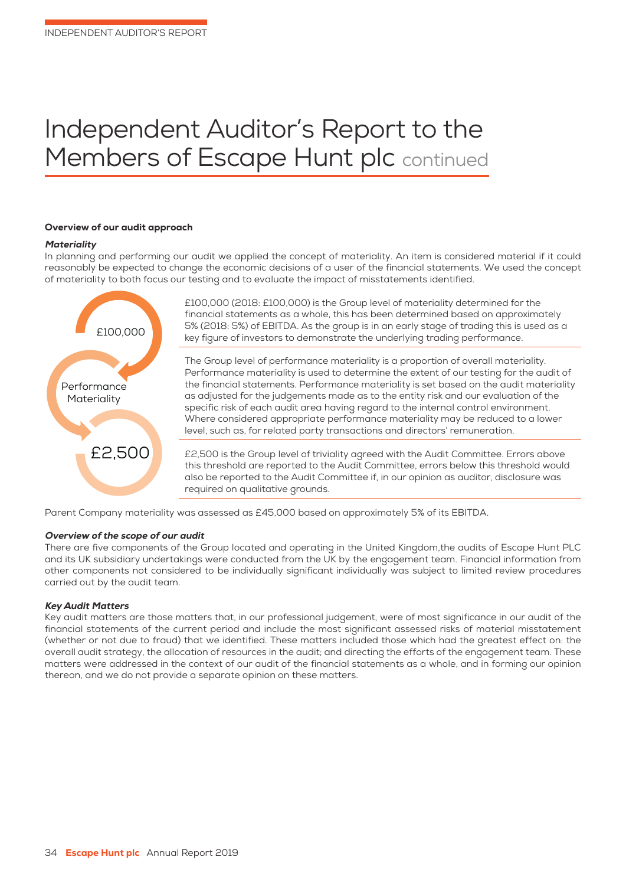# Independent Auditor's Report to the Members of Escape Hunt plc continued

**Overview of our audit approach**

***Materiality***

In planning and performing our audit we applied the concept of materiality. An item is considered material if it could reasonably be expected to change the economic decisions of a user of the financial statements. We used the concept of materiality to both focus our testing and to evaluate the impact of misstatements identified.

£100,000

£100,000 (2018: £100,000) is the Group level of materiality determined for the financial statements as a whole, this has been determined based on approximately 5% (2018: 5%) of EBITDA. As the group is in an early stage of trading this is used as a key figure of investors to demonstrate the underlying trading performance.

Performance Materiality

The Group level of performance materiality is a proportion of overall materiality. Performance materiality is used to determine the extent of our testing for the audit of the financial statements. Performance materiality is set based on the audit materiality as adjusted for the judgements made as to the entity risk and our evaluation of the specific risk of each audit area having regard to the internal control environment. Where considered appropriate performance materiality may be reduced to a lower level, such as, for related party transactions and directors' remuneration.

£2,500

£2,500 is the Group level of triviality agreed with the Audit Committee. Errors above this threshold are reported to the Audit Committee, errors below this threshold would also be reported to the Audit Committee if, in our opinion as auditor, disclosure was required on qualitative grounds.

Parent Company materiality was assessed as £45,000 based on approximately 5% of its EBITDA.

***Overview of the scope of our audit***

There are five components of the Group located and operating in the United Kingdom,the audits of Escape Hunt PLC and its UK subsidiary undertakings were conducted from the UK by the engagement team. Financial information from other components not considered to be individually significant individually was subject to limited review procedures carried out by the audit team.

***Key Audit Matters***

Key audit matters are those matters that, in our professional judgement, were of most significance in our audit of the financial statements of the current period and include the most significant assessed risks of material misstatement (whether or not due to fraud) that we identified. These matters included those which had the greatest effect on: the overall audit strategy, the allocation of resources in the audit; and directing the efforts of the engagement team. These matters were addressed in the context of our audit of the financial statements as a whole, and in forming our opinion thereon, and we do not provide a separate opinion on these matters.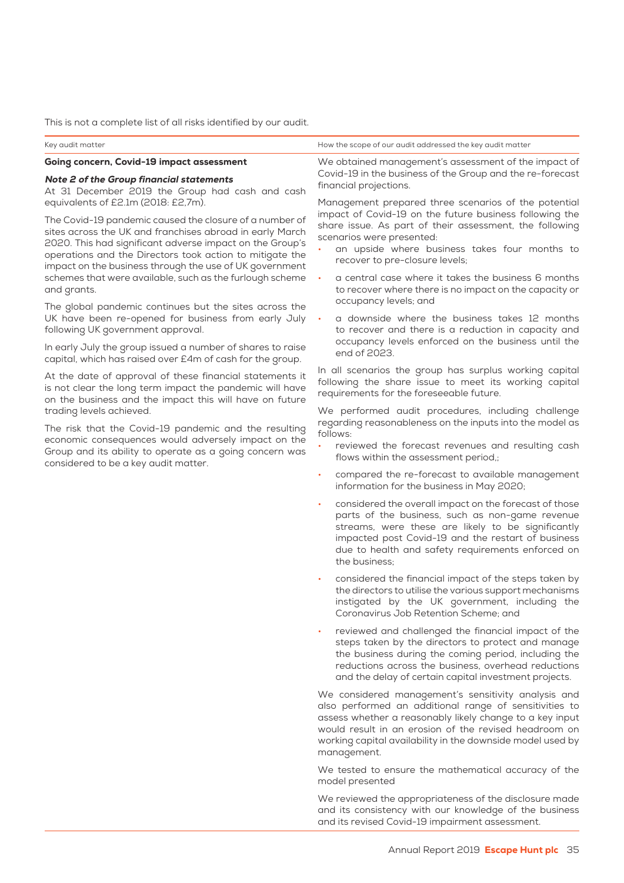This is not a complete list of all risks identified by our audit.

| Key audit matter | How the scope of our audit addressed the key audit matter |
|---|---|
| **Going concern, Covid-19 impact assessment**<br><br>***Note 2 of the Group financial statements***<br>At 31 December 2019 the Group had cash and cash equivalents of £2.1m (2018: £2,7m).<br><br>The Covid-19 pandemic caused the closure of a number of sites across the UK and franchises abroad in early March 2020. This had significant adverse impact on the Group's operations and the Directors took action to mitigate the impact on the business through the use of UK government schemes that were available, such as the furlough scheme and grants.<br><br>The global pandemic continues but the sites across the UK have been re-opened for business from early July following UK government approval.<br><br>In early July the group issued a number of shares to raise capital, which has raised over £4m of cash for the group.<br><br>At the date of approval of these financial statements it is not clear the long term impact the pandemic will have on the business and the impact this will have on future trading levels achieved.<br><br>The risk that the Covid-19 pandemic and the resulting economic consequences would adversely impact on the Group and its ability to operate as a going concern was considered to be a key audit matter. | We obtained management's assessment of the impact of Covid-19 in the business of the Group and the re-forecast financial projections.<br><br>Management prepared three scenarios of the potential impact of Covid-19 on the future business following the share issue. As part of their assessment, the following scenarios were presented:<br>• an upside where business takes four months to recover to pre-closure levels;<br>• a central case where it takes the business 6 months to recover where there is no impact on the capacity or occupancy levels; and<br>• a downside where the business takes 12 months to recover and there is a reduction in capacity and occupancy levels enforced on the business until the end of 2023.<br><br>In all scenarios the group has surplus working capital following the share issue to meet its working capital requirements for the foreseeable future.<br><br>We performed audit procedures, including challenge regarding reasonableness on the inputs into the model as follows:<br>• reviewed the forecast revenues and resulting cash flows within the assessment period,;<br>• compared the re-forecast to available management information for the business in May 2020;<br>• considered the overall impact on the forecast of those parts of the business, such as non-game revenue streams, were these are likely to be significantly impacted post Covid-19 and the restart of business due to health and safety requirements enforced on the business;<br>• considered the financial impact of the steps taken by the directors to utilise the various support mechanisms instigated by the UK government, including the Coronavirus Job Retention Scheme; and<br>• reviewed and challenged the financial impact of the steps taken by the directors to protect and manage the business during the coming period, including the reductions across the business, overhead reductions and the delay of certain capital investment projects.<br><br>We considered management's sensitivity analysis and also performed an additional range of sensitivities to assess whether a reasonably likely change to a key input would result in an erosion of the revised headroom on working capital availability in the downside model used by management.<br><br>We tested to ensure the mathematical accuracy of the model presented<br><br>We reviewed the appropriateness of the disclosure made and its consistency with our knowledge of the business and its revised Covid-19 impairment assessment. |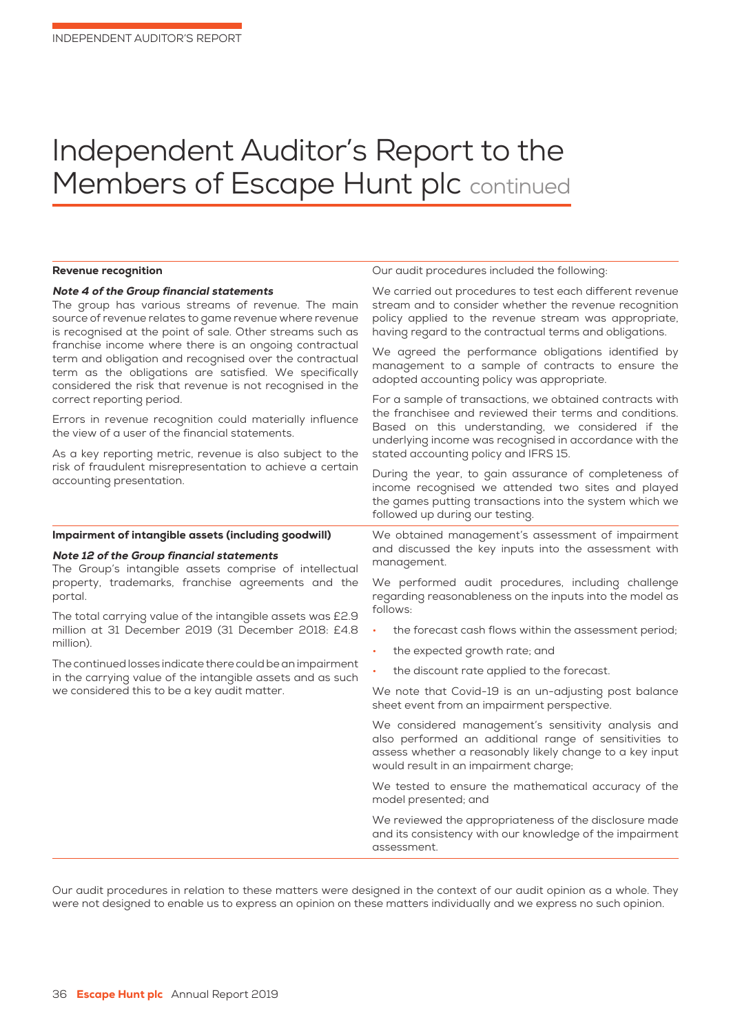# Independent Auditor's Report to the Members of Escape Hunt plc continued

| Key audit matter | Our audit procedures |
|---|---|
| **Revenue recognition**<br><br>***Note 4 of the Group financial statements***<br>The group has various streams of revenue. The main source of revenue relates to game revenue where revenue is recognised at the point of sale. Other streams such as franchise income where there is an ongoing contractual term and obligation and recognised over the contractual term as the obligations are satisfied. We specifically considered the risk that revenue is not recognised in the correct reporting period.<br><br>Errors in revenue recognition could materially influence the view of a user of the financial statements.<br><br>As a key reporting metric, revenue is also subject to the risk of fraudulent misrepresentation to achieve a certain accounting presentation. | Our audit procedures included the following:<br><br>We carried out procedures to test each different revenue stream and to consider whether the revenue recognition policy applied to the revenue stream was appropriate, having regard to the contractual terms and obligations.<br><br>We agreed the performance obligations identified by management to a sample of contracts to ensure the adopted accounting policy was appropriate.<br><br>For a sample of transactions, we obtained contracts with the franchisee and reviewed their terms and conditions. Based on this understanding, we considered if the underlying income was recognised in accordance with the stated accounting policy and IFRS 15.<br><br>During the year, to gain assurance of completeness of income recognised we attended two sites and played the games putting transactions into the system which we followed up during our testing. |
| **Impairment of intangible assets (including goodwill)**<br><br>***Note 12 of the Group financial statements***<br>The Group's intangible assets comprise of intellectual property, trademarks, franchise agreements and the portal.<br><br>The total carrying value of the intangible assets was £2.9 million at 31 December 2019 (31 December 2018: £4.8 million).<br><br>The continued losses indicate there could be an impairment in the carrying value of the intangible assets and as such we considered this to be a key audit matter. | We obtained management's assessment of impairment and discussed the key inputs into the assessment with management.<br><br>We performed audit procedures, including challenge regarding reasonableness on the inputs into the model as follows:<br>• the forecast cash flows within the assessment period;<br>• the expected growth rate; and<br>• the discount rate applied to the forecast.<br><br>We note that Covid-19 is an un-adjusting post balance sheet event from an impairment perspective.<br><br>We considered management's sensitivity analysis and also performed an additional range of sensitivities to assess whether a reasonably likely change to a key input would result in an impairment charge;<br><br>We tested to ensure the mathematical accuracy of the model presented; and<br><br>We reviewed the appropriateness of the disclosure made and its consistency with our knowledge of the impairment assessment. |

Our audit procedures in relation to these matters were designed in the context of our audit opinion as a whole. They were not designed to enable us to express an opinion on these matters individually and we express no such opinion.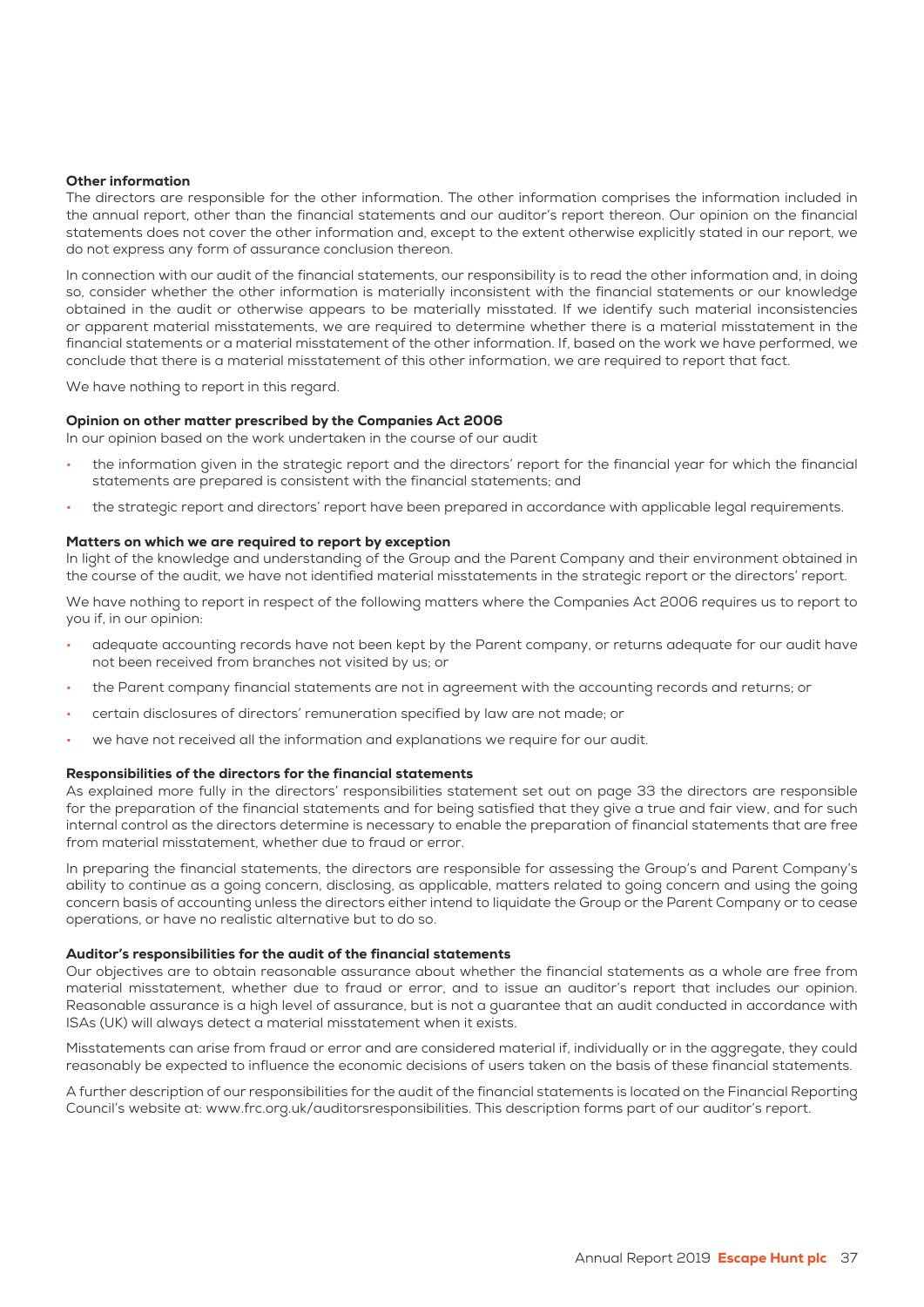### Other information

The directors are responsible for the other information. The other information comprises the information included in the annual report, other than the financial statements and our auditor's report thereon. Our opinion on the financial statements does not cover the other information and, except to the extent otherwise explicitly stated in our report, we do not express any form of assurance conclusion thereon.

In connection with our audit of the financial statements, our responsibility is to read the other information and, in doing so, consider whether the other information is materially inconsistent with the financial statements or our knowledge obtained in the audit or otherwise appears to be materially misstated. If we identify such material inconsistencies or apparent material misstatements, we are required to determine whether there is a material misstatement in the financial statements or a material misstatement of the other information. If, based on the work we have performed, we conclude that there is a material misstatement of this other information, we are required to report that fact.

We have nothing to report in this regard.

### Opinion on other matter prescribed by the Companies Act 2006

In our opinion based on the work undertaken in the course of our audit

- the information given in the strategic report and the directors' report for the financial year for which the financial statements are prepared is consistent with the financial statements; and
- the strategic report and directors' report have been prepared in accordance with applicable legal requirements.

### Matters on which we are required to report by exception

In light of the knowledge and understanding of the Group and the Parent Company and their environment obtained in the course of the audit, we have not identified material misstatements in the strategic report or the directors' report.

We have nothing to report in respect of the following matters where the Companies Act 2006 requires us to report to you if, in our opinion:

- adequate accounting records have not been kept by the Parent company, or returns adequate for our audit have not been received from branches not visited by us; or
- the Parent company financial statements are not in agreement with the accounting records and returns; or
- certain disclosures of directors' remuneration specified by law are not made; or
- we have not received all the information and explanations we require for our audit.

### Responsibilities of the directors for the financial statements

As explained more fully in the directors' responsibilities statement set out on page 33 the directors are responsible for the preparation of the financial statements and for being satisfied that they give a true and fair view, and for such internal control as the directors determine is necessary to enable the preparation of financial statements that are free from material misstatement, whether due to fraud or error.

In preparing the financial statements, the directors are responsible for assessing the Group's and Parent Company's ability to continue as a going concern, disclosing, as applicable, matters related to going concern and using the going concern basis of accounting unless the directors either intend to liquidate the Group or the Parent Company or to cease operations, or have no realistic alternative but to do so.

### Auditor's responsibilities for the audit of the financial statements

Our objectives are to obtain reasonable assurance about whether the financial statements as a whole are free from material misstatement, whether due to fraud or error, and to issue an auditor's report that includes our opinion. Reasonable assurance is a high level of assurance, but is not a guarantee that an audit conducted in accordance with ISAs (UK) will always detect a material misstatement when it exists.

Misstatements can arise from fraud or error and are considered material if, individually or in the aggregate, they could reasonably be expected to influence the economic decisions of users taken on the basis of these financial statements.

A further description of our responsibilities for the audit of the financial statements is located on the Financial Reporting Council's website at: www.frc.org.uk/auditorsresponsibilities. This description forms part of our auditor's report.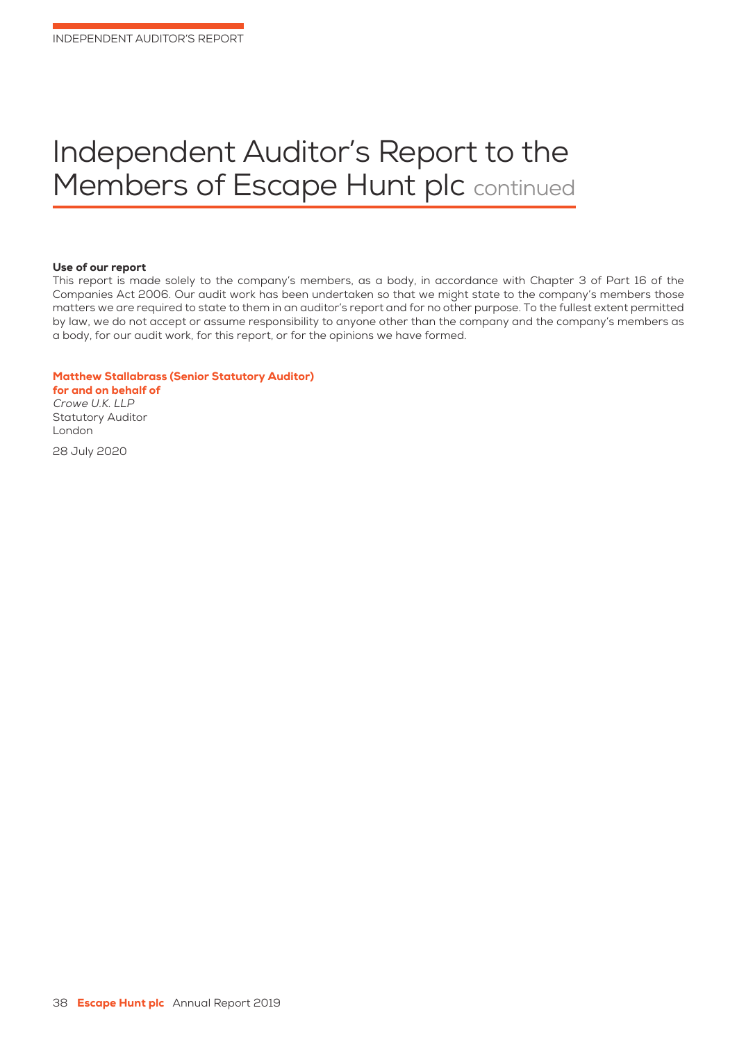# Independent Auditor's Report to the Members of Escape Hunt plc continued

**Use of our report**

This report is made solely to the company's members, as a body, in accordance with Chapter 3 of Part 16 of the Companies Act 2006. Our audit work has been undertaken so that we might state to the company's members those matters we are required to state to them in an auditor's report and for no other purpose. To the fullest extent permitted by law, we do not accept or assume responsibility to anyone other than the company and the company's members as a body, for our audit work, for this report, or for the opinions we have formed.

**Matthew Stallabrass (Senior Statutory Auditor)**
**for and on behalf of**
*Crowe U.K. LLP*
Statutory Auditor
London

28 July 2020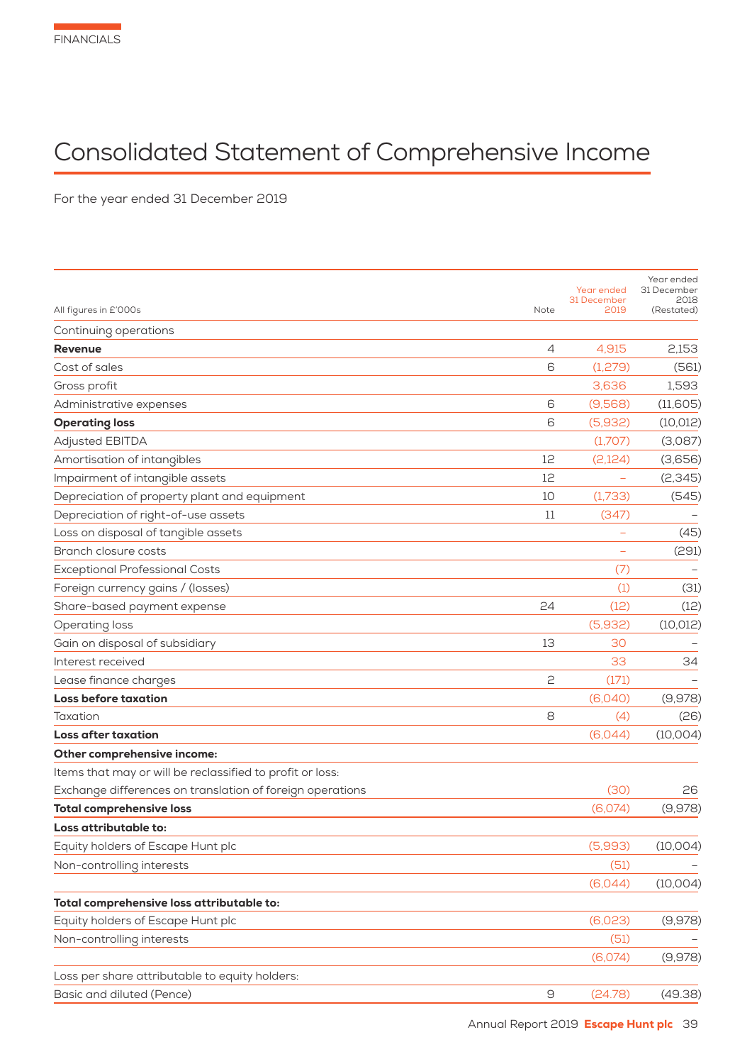# Consolidated Statement of Comprehensive Income

For the year ended 31 December 2019

| All figures in £'000s | Note | Year ended 31 December 2019 | Year ended 31 December 2018 (Restated) |
|---|---|---|---|
| Continuing operations | | | |
| **Revenue** | 4 | 4,915 | 2,153 |
| Cost of sales | 6 | (1,279) | (561) |
| Gross profit | | 3,636 | 1,593 |
| Administrative expenses | 6 | (9,568) | (11,605) |
| **Operating loss** | 6 | (5,932) | (10,012) |
| Adjusted EBITDA | | (1,707) | (3,087) |
| Amortisation of intangibles | 12 | (2,124) | (3,656) |
| Impairment of intangible assets | 12 | – | (2,345) |
| Depreciation of property plant and equipment | 10 | (1,733) | (545) |
| Depreciation of right-of-use assets | 11 | (347) | – |
| Loss on disposal of tangible assets | | – | (45) |
| Branch closure costs | | – | (291) |
| Exceptional Professional Costs | | (7) | – |
| Foreign currency gains / (losses) | | (1) | (31) |
| Share-based payment expense | 24 | (12) | (12) |
| Operating loss | | (5,932) | (10,012) |
| Gain on disposal of subsidiary | 13 | 30 | – |
| Interest received | | 33 | 34 |
| Lease finance charges | 2 | (171) | – |
| **Loss before taxation** | | (6,040) | (9,978) |
| Taxation | 8 | (4) | (26) |
| **Loss after taxation** | | (6,044) | (10,004) |
| **Other comprehensive income:** | | | |
| Items that may or will be reclassified to profit or loss: | | | |
| Exchange differences on translation of foreign operations | | (30) | 26 |
| **Total comprehensive loss** | | (6,074) | (9,978) |
| **Loss attributable to:** | | | |
| Equity holders of Escape Hunt plc | | (5,993) | (10,004) |
| Non-controlling interests | | (51) | – |
| | | (6,044) | (10,004) |
| **Total comprehensive loss attributable to:** | | | |
| Equity holders of Escape Hunt plc | | (6,023) | (9,978) |
| Non-controlling interests | | (51) | – |
| | | (6,074) | (9,978) |
| Loss per share attributable to equity holders: | | | |
| Basic and diluted (Pence) | 9 | (24.78) | (49.38) |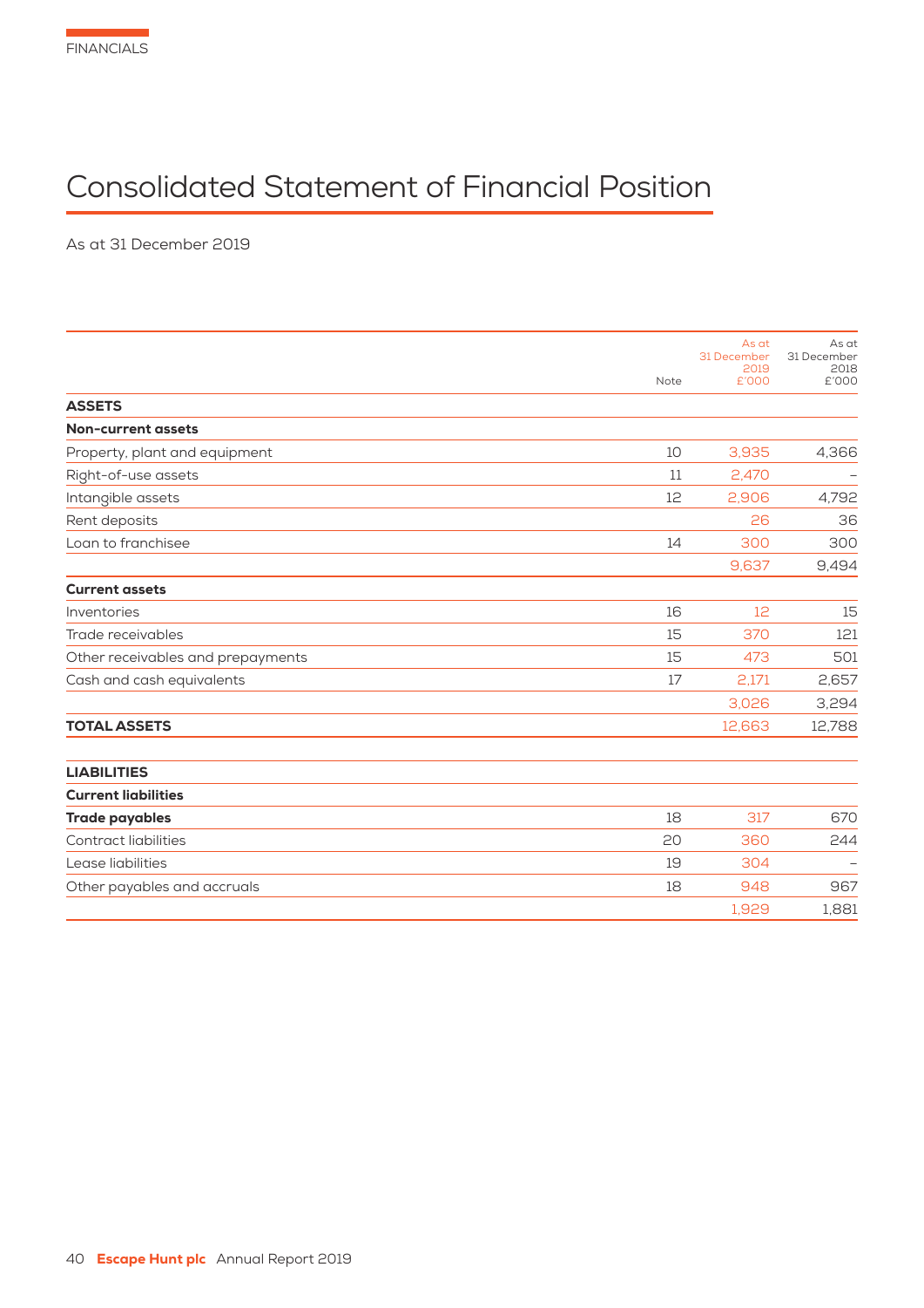# Consolidated Statement of Financial Position

As at 31 December 2019

| | Note | As at 31 December 2019 £'000 | As at 31 December 2018 £'000 |
|---|---|---|---|
| **ASSETS** | | | |
| **Non-current assets** | | | |
| Property, plant and equipment | 10 | 3,935 | 4,366 |
| Right-of-use assets | 11 | 2,470 | – |
| Intangible assets | 12 | 2,906 | 4,792 |
| Rent deposits | | 26 | 36 |
| Loan to franchisee | 14 | 300 | 300 |
| | | 9,637 | 9,494 |
| **Current assets** | | | |
| Inventories | 16 | 12 | 15 |
| Trade receivables | 15 | 370 | 121 |
| Other receivables and prepayments | 15 | 473 | 501 |
| Cash and cash equivalents | 17 | 2,171 | 2,657 |
| | | 3,026 | 3,294 |
| **TOTAL ASSETS** | | 12,663 | 12,788 |
| | | | |
| **LIABILITIES** | | | |
| **Current liabilities** | | | |
| **Trade payables** | 18 | 317 | 670 |
| Contract liabilities | 20 | 360 | 244 |
| Lease liabilities | 19 | 304 | – |
| Other payables and accruals | 18 | 948 | 967 |
| | | 1,929 | 1,881 |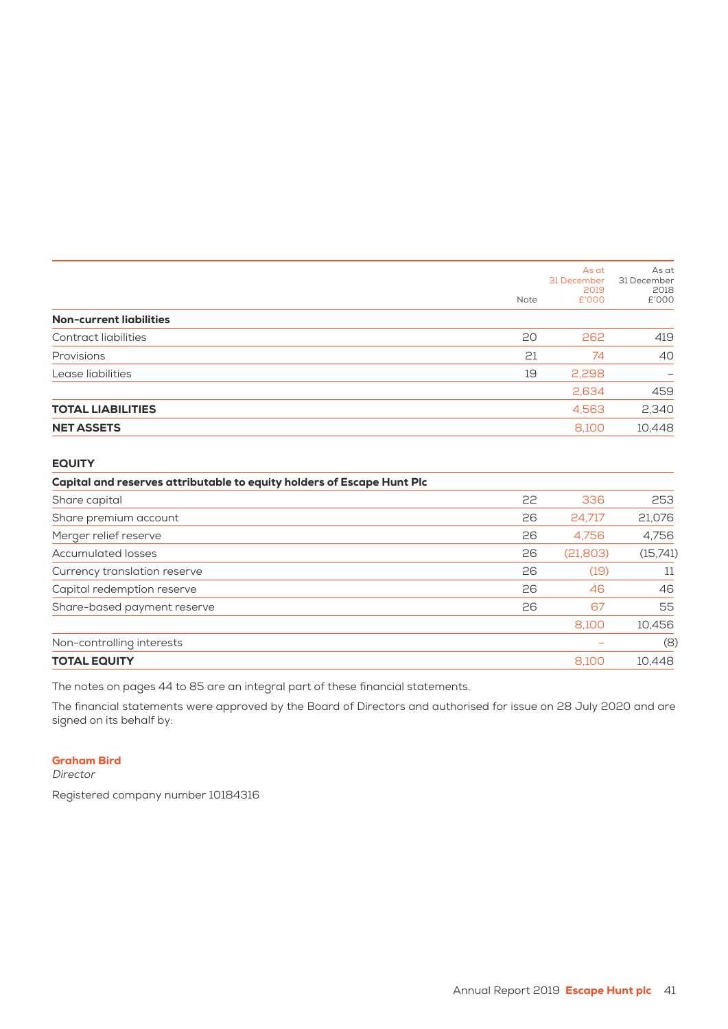| | Note | As at 31 December 2019 £'000 | As at 31 December 2018 £'000 |
|---|---|---|---|
| **Non-current liabilities** | | | |
| Contract liabilities | 20 | 262 | 419 |
| Provisions | 21 | 74 | 40 |
| Lease liabilities | 19 | 2,298 | – |
| | | 2,634 | 459 |
| **TOTAL LIABILITIES** | | 4,563 | 2,340 |
| **NET ASSETS** | | 8,100 | 10,448 |

**EQUITY**

| **Capital and reserves attributable to equity holders of Escape Hunt Plc** | | | |
|---|---|---|---|
| Share capital | 22 | 336 | 253 |
| Share premium account | 26 | 24,717 | 21,076 |
| Merger relief reserve | 26 | 4,756 | 4,756 |
| Accumulated losses | 26 | (21,803) | (15,741) |
| Currency translation reserve | 26 | (19) | 11 |
| Capital redemption reserve | 26 | 46 | 46 |
| Share-based payment reserve | 26 | 67 | 55 |
| | | 8,100 | 10,456 |
| Non-controlling interests | | – | (8) |
| **TOTAL EQUITY** | | 8,100 | 10,448 |

The notes on pages 44 to 85 are an integral part of these financial statements.

The financial statements were approved by the Board of Directors and authorised for issue on 28 July 2020 and are signed on its behalf by:

**Graham Bird**
*Director*

Registered company number 10184316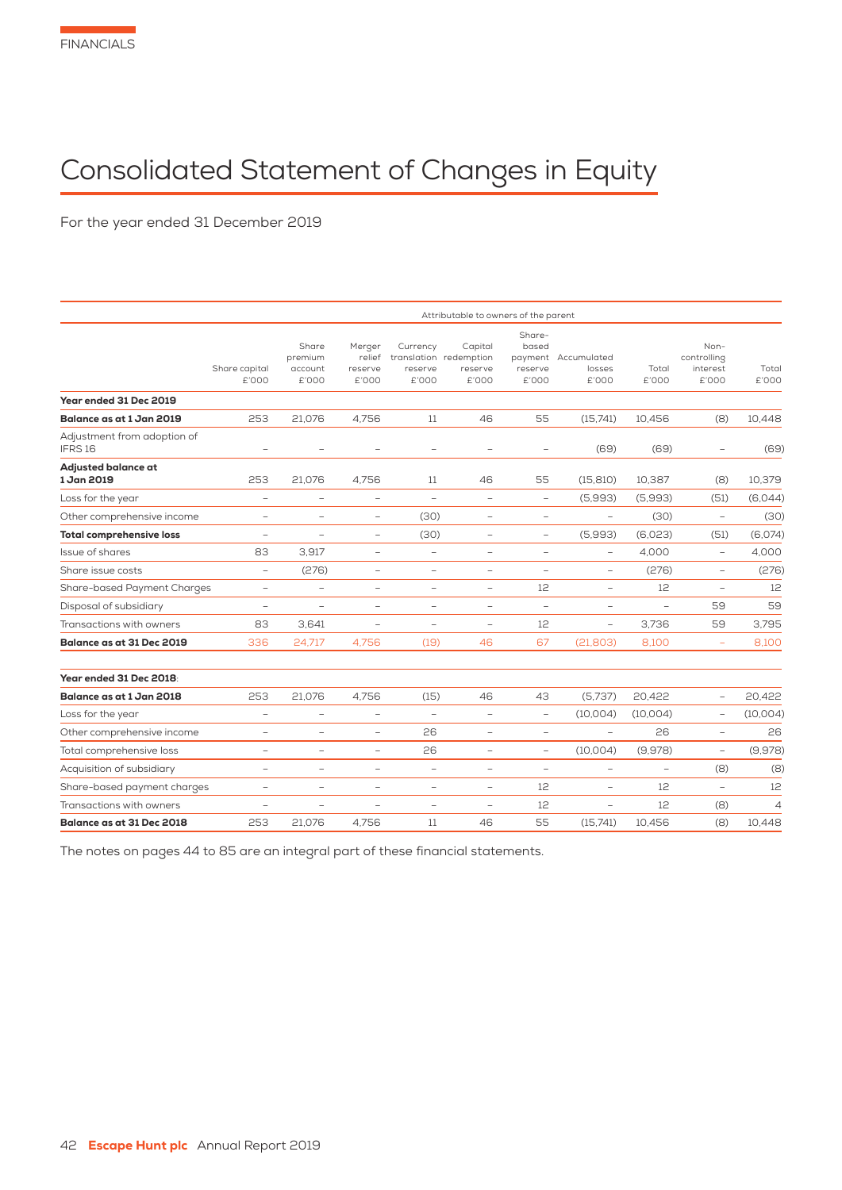# Consolidated Statement of Changes in Equity

For the year ended 31 December 2019

| | Attributable to owners of the parent | | | | | | | | | |
|---|---|---|---|---|---|---|---|---|---|---|
| | Share capital £'000 | Share premium account £'000 | Merger relief reserve £'000 | Currency translation reserve £'000 | Capital redemption reserve £'000 | Share-based payment reserve £'000 | Accumulated losses £'000 | Total £'000 | Non-controlling interest £'000 | Total £'000 |
| **Year ended 31 Dec 2019** | | | | | | | | | | |
| **Balance as at 1 Jan 2019** | 253 | 21,076 | 4,756 | 11 | 46 | 55 | (15,741) | 10,456 | (8) | 10,448 |
| Adjustment from adoption of IFRS 16 | – | – | – | – | – | – | (69) | (69) | – | (69) |
| **Adjusted balance at 1 Jan 2019** | 253 | 21,076 | 4,756 | 11 | 46 | 55 | (15,810) | 10,387 | (8) | 10,379 |
| Loss for the year | – | – | – | – | – | – | (5,993) | (5,993) | (51) | (6,044) |
| Other comprehensive income | – | – | – | (30) | – | – | – | (30) | – | (30) |
| **Total comprehensive loss** | – | – | – | (30) | – | – | (5,993) | (6,023) | (51) | (6,074) |
| Issue of shares | 83 | 3,917 | – | – | – | – | – | 4,000 | – | 4,000 |
| Share issue costs | – | (276) | – | – | – | – | – | (276) | – | (276) |
| Share-based Payment Charges | – | – | – | – | – | 12 | – | 12 | – | 12 |
| Disposal of subsidiary | – | – | – | – | – | – | – | – | 59 | 59 |
| Transactions with owners | 83 | 3,641 | – | – | – | 12 | – | 3,736 | 59 | 3,795 |
| **Balance as at 31 Dec 2019** | 336 | 24,717 | 4,756 | (19) | 46 | 67 | (21,803) | 8,100 | – | 8,100 |
| | | | | | | | | | | |
| **Year ended 31 Dec 2018**: | | | | | | | | | | |
| **Balance as at 1 Jan 2018** | 253 | 21,076 | 4,756 | (15) | 46 | 43 | (5,737) | 20,422 | – | 20,422 |
| Loss for the year | – | – | – | – | – | – | (10,004) | (10,004) | – | (10,004) |
| Other comprehensive income | – | – | – | 26 | – | – | – | 26 | – | 26 |
| Total comprehensive loss | – | – | – | 26 | – | – | (10,004) | (9,978) | – | (9,978) |
| Acquisition of subsidiary | – | – | – | – | – | – | – | – | (8) | (8) |
| Share-based payment charges | – | – | – | – | – | 12 | – | 12 | – | 12 |
| Transactions with owners | – | – | – | – | – | 12 | – | 12 | (8) | 4 |
| **Balance as at 31 Dec 2018** | 253 | 21,076 | 4,756 | 11 | 46 | 55 | (15,741) | 10,456 | (8) | 10,448 |

The notes on pages 44 to 85 are an integral part of these financial statements.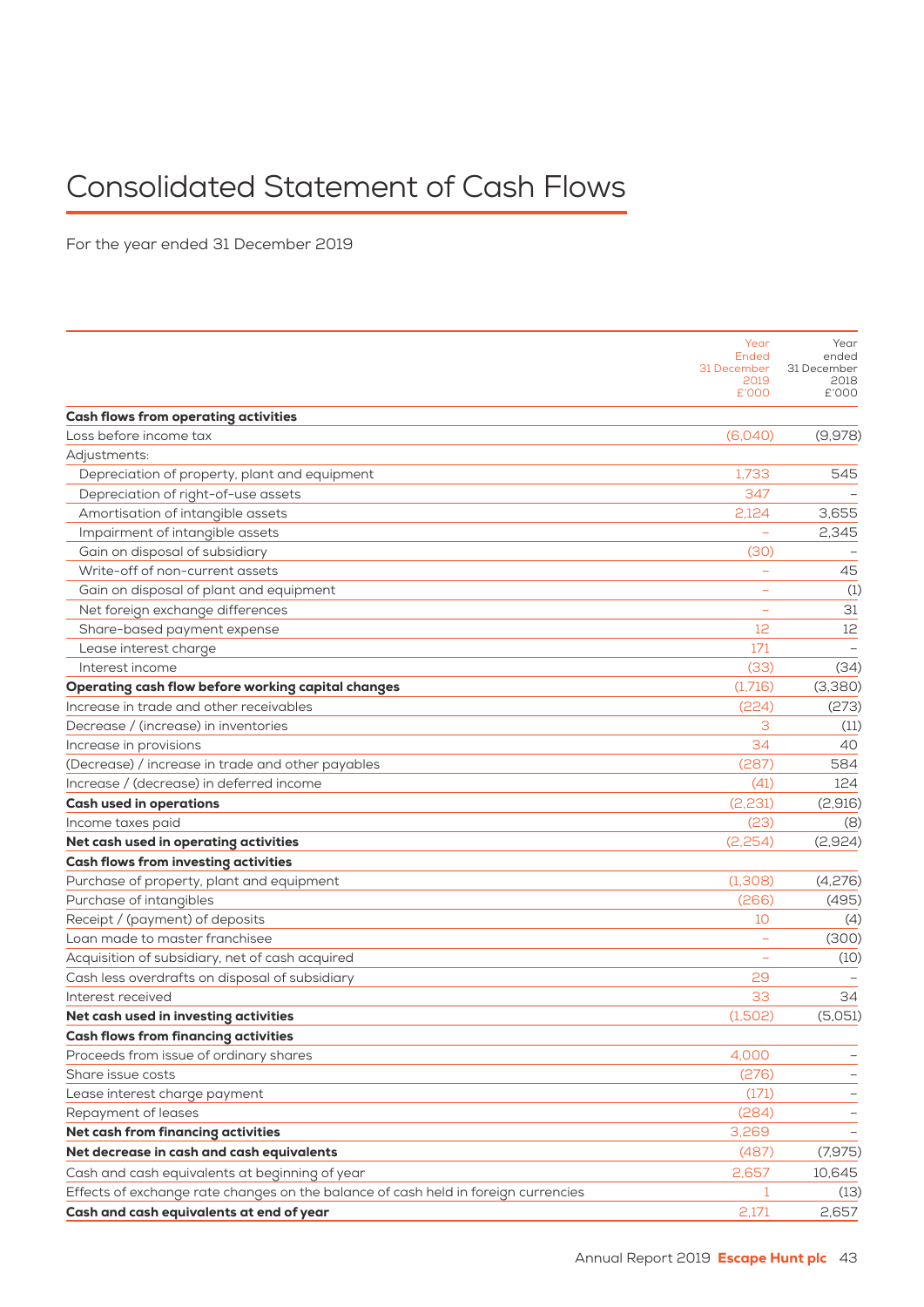# Consolidated Statement of Cash Flows

For the year ended 31 December 2019

| | Year Ended 31 December 2019 £'000 | Year ended 31 December 2018 £'000 |
|---|---|---|
| **Cash flows from operating activities** | | |
| Loss before income tax | (6,040) | (9,978) |
| Adjustments: | | |
| Depreciation of property, plant and equipment | 1,733 | 545 |
| Depreciation of right-of-use assets | 347 | – |
| Amortisation of intangible assets | 2,124 | 3,655 |
| Impairment of intangible assets | – | 2,345 |
| Gain on disposal of subsidiary | (30) | – |
| Write-off of non-current assets | – | 45 |
| Gain on disposal of plant and equipment | – | (1) |
| Net foreign exchange differences | – | 31 |
| Share-based payment expense | 12 | 12 |
| Lease interest charge | 171 | – |
| Interest income | (33) | (34) |
| **Operating cash flow before working capital changes** | (1,716) | (3,380) |
| Increase in trade and other receivables | (224) | (273) |
| Decrease / (increase) in inventories | 3 | (11) |
| Increase in provisions | 34 | 40 |
| (Decrease) / increase in trade and other payables | (287) | 584 |
| Increase / (decrease) in deferred income | (41) | 124 |
| **Cash used in operations** | (2,231) | (2,916) |
| Income taxes paid | (23) | (8) |
| **Net cash used in operating activities** | (2,254) | (2,924) |
| **Cash flows from investing activities** | | |
| Purchase of property, plant and equipment | (1,308) | (4,276) |
| Purchase of intangibles | (266) | (495) |
| Receipt / (payment) of deposits | 10 | (4) |
| Loan made to master franchisee | – | (300) |
| Acquisition of subsidiary, net of cash acquired | – | (10) |
| Cash less overdrafts on disposal of subsidiary | 29 | – |
| Interest received | 33 | 34 |
| **Net cash used in investing activities** | (1,502) | (5,051) |
| **Cash flows from financing activities** | | |
| Proceeds from issue of ordinary shares | 4,000 | – |
| Share issue costs | (276) | – |
| Lease interest charge payment | (171) | – |
| Repayment of leases | (284) | – |
| **Net cash from financing activities** | 3,269 | – |
| **Net decrease in cash and cash equivalents** | (487) | (7,975) |
| Cash and cash equivalents at beginning of year | 2,657 | 10,645 |
| Effects of exchange rate changes on the balance of cash held in foreign currencies | 1 | (13) |
| **Cash and cash equivalents at end of year** | 2,171 | 2,657 |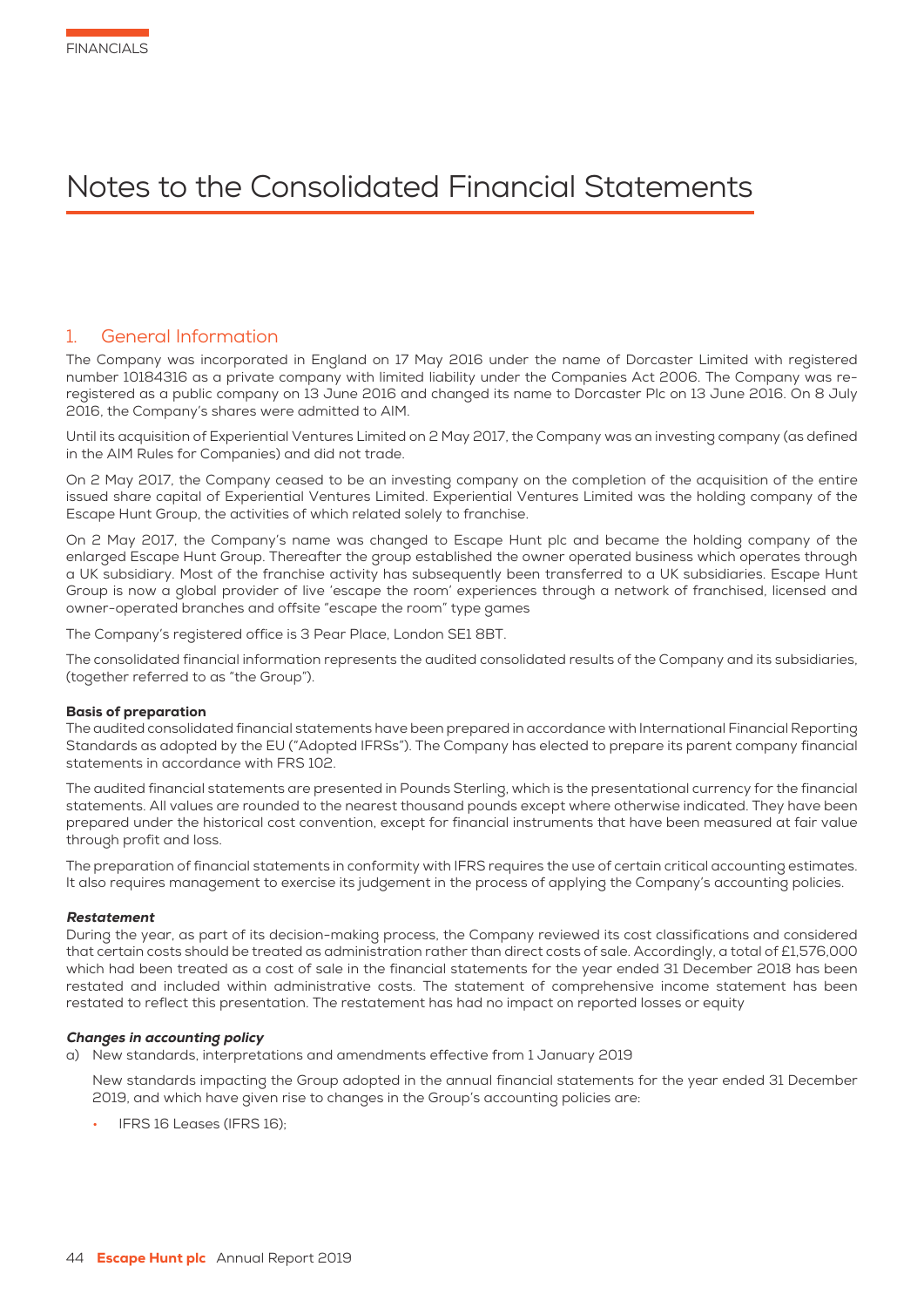# Notes to the Consolidated Financial Statements

## 1. General Information

The Company was incorporated in England on 17 May 2016 under the name of Dorcaster Limited with registered number 10184316 as a private company with limited liability under the Companies Act 2006. The Company was re-registered as a public company on 13 June 2016 and changed its name to Dorcaster Plc on 13 June 2016. On 8 July 2016, the Company's shares were admitted to AIM.

Until its acquisition of Experiential Ventures Limited on 2 May 2017, the Company was an investing company (as defined in the AIM Rules for Companies) and did not trade.

On 2 May 2017, the Company ceased to be an investing company on the completion of the acquisition of the entire issued share capital of Experiential Ventures Limited. Experiential Ventures Limited was the holding company of the Escape Hunt Group, the activities of which related solely to franchise.

On 2 May 2017, the Company's name was changed to Escape Hunt plc and became the holding company of the enlarged Escape Hunt Group. Thereafter the group established the owner operated business which operates through a UK subsidiary. Most of the franchise activity has subsequently been transferred to a UK subsidiaries. Escape Hunt Group is now a global provider of live 'escape the room' experiences through a network of franchised, licensed and owner-operated branches and offsite "escape the room" type games

The Company's registered office is 3 Pear Place, London SE1 8BT.

The consolidated financial information represents the audited consolidated results of the Company and its subsidiaries, (together referred to as "the Group").

**Basis of preparation**

The audited consolidated financial statements have been prepared in accordance with International Financial Reporting Standards as adopted by the EU ("Adopted IFRSs"). The Company has elected to prepare its parent company financial statements in accordance with FRS 102.

The audited financial statements are presented in Pounds Sterling, which is the presentational currency for the financial statements. All values are rounded to the nearest thousand pounds except where otherwise indicated. They have been prepared under the historical cost convention, except for financial instruments that have been measured at fair value through profit and loss.

The preparation of financial statements in conformity with IFRS requires the use of certain critical accounting estimates. It also requires management to exercise its judgement in the process of applying the Company's accounting policies.

***Restatement***

During the year, as part of its decision-making process, the Company reviewed its cost classifications and considered that certain costs should be treated as administration rather than direct costs of sale. Accordingly, a total of £1,576,000 which had been treated as a cost of sale in the financial statements for the year ended 31 December 2018 has been restated and included within administrative costs. The statement of comprehensive income statement has been restated to reflect this presentation. The restatement has had no impact on reported losses or equity

***Changes in accounting policy***

a) New standards, interpretations and amendments effective from 1 January 2019

New standards impacting the Group adopted in the annual financial statements for the year ended 31 December 2019, and which have given rise to changes in the Group's accounting policies are:

- IFRS 16 Leases (IFRS 16);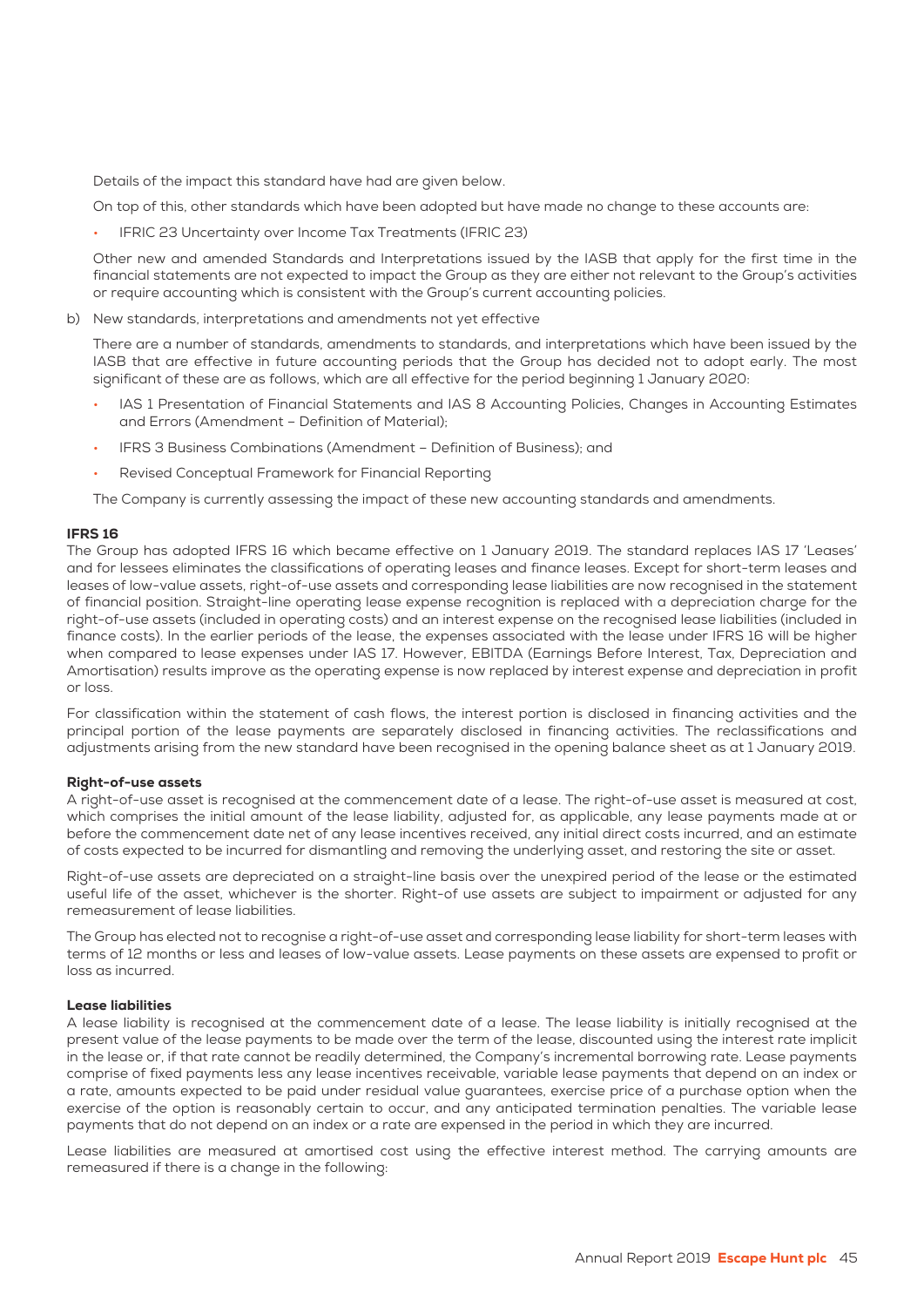Details of the impact this standard have had are given below.

On top of this, other standards which have been adopted but have made no change to these accounts are:

- IFRIC 23 Uncertainty over Income Tax Treatments (IFRIC 23)

Other new and amended Standards and Interpretations issued by the IASB that apply for the first time in the financial statements are not expected to impact the Group as they are either not relevant to the Group's activities or require accounting which is consistent with the Group's current accounting policies.

b) New standards, interpretations and amendments not yet effective

There are a number of standards, amendments to standards, and interpretations which have been issued by the IASB that are effective in future accounting periods that the Group has decided not to adopt early. The most significant of these are as follows, which are all effective for the period beginning 1 January 2020:

- IAS 1 Presentation of Financial Statements and IAS 8 Accounting Policies, Changes in Accounting Estimates and Errors (Amendment – Definition of Material);
- IFRS 3 Business Combinations (Amendment – Definition of Business); and
- Revised Conceptual Framework for Financial Reporting

The Company is currently assessing the impact of these new accounting standards and amendments.

### IFRS 16

The Group has adopted IFRS 16 which became effective on 1 January 2019. The standard replaces IAS 17 'Leases' and for lessees eliminates the classifications of operating leases and finance leases. Except for short-term leases and leases of low-value assets, right-of-use assets and corresponding lease liabilities are now recognised in the statement of financial position. Straight-line operating lease expense recognition is replaced with a depreciation charge for the right-of-use assets (included in operating costs) and an interest expense on the recognised lease liabilities (included in finance costs). In the earlier periods of the lease, the expenses associated with the lease under IFRS 16 will be higher when compared to lease expenses under IAS 17. However, EBITDA (Earnings Before Interest, Tax, Depreciation and Amortisation) results improve as the operating expense is now replaced by interest expense and depreciation in profit or loss.

For classification within the statement of cash flows, the interest portion is disclosed in financing activities and the principal portion of the lease payments are separately disclosed in financing activities. The reclassifications and adjustments arising from the new standard have been recognised in the opening balance sheet as at 1 January 2019.

#### Right-of-use assets

A right-of-use asset is recognised at the commencement date of a lease. The right-of-use asset is measured at cost, which comprises the initial amount of the lease liability, adjusted for, as applicable, any lease payments made at or before the commencement date net of any lease incentives received, any initial direct costs incurred, and an estimate of costs expected to be incurred for dismantling and removing the underlying asset, and restoring the site or asset.

Right-of-use assets are depreciated on a straight-line basis over the unexpired period of the lease or the estimated useful life of the asset, whichever is the shorter. Right-of use assets are subject to impairment or adjusted for any remeasurement of lease liabilities.

The Group has elected not to recognise a right-of-use asset and corresponding lease liability for short-term leases with terms of 12 months or less and leases of low-value assets. Lease payments on these assets are expensed to profit or loss as incurred.

#### Lease liabilities

A lease liability is recognised at the commencement date of a lease. The lease liability is initially recognised at the present value of the lease payments to be made over the term of the lease, discounted using the interest rate implicit in the lease or, if that rate cannot be readily determined, the Company's incremental borrowing rate. Lease payments comprise of fixed payments less any lease incentives receivable, variable lease payments that depend on an index or a rate, amounts expected to be paid under residual value guarantees, exercise price of a purchase option when the exercise of the option is reasonably certain to occur, and any anticipated termination penalties. The variable lease payments that do not depend on an index or a rate are expensed in the period in which they are incurred.

Lease liabilities are measured at amortised cost using the effective interest method. The carrying amounts are remeasured if there is a change in the following: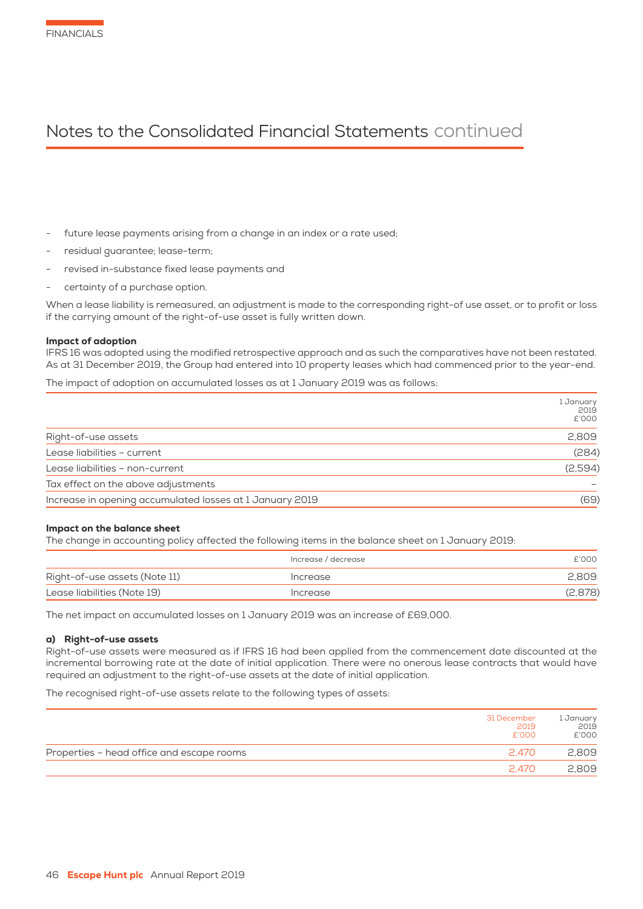- future lease payments arising from a change in an index or a rate used;
- residual guarantee; lease-term;
- revised in-substance fixed lease payments and
- certainty of a purchase option.

When a lease liability is remeasured, an adjustment is made to the corresponding right-of use asset, or to profit or loss if the carrying amount of the right-of-use asset is fully written down.

#### Impact of adoption

IFRS 16 was adopted using the modified retrospective approach and as such the comparatives have not been restated. As at 31 December 2019, the Group had entered into 10 property leases which had commenced prior to the year-end.

The impact of adoption on accumulated losses as at 1 January 2019 was as follows:

| | 1 January 2019 £'000 |
|---|---|
| Right-of-use assets | 2,809 |
| Lease liabilities – current | (284) |
| Lease liabilities – non-current | (2,594) |
| Tax effect on the above adjustments | – |
| Increase in opening accumulated losses at 1 January 2019 | (69) |

#### Impact on the balance sheet

The change in accounting policy affected the following items in the balance sheet on 1 January 2019:

| | Increase / decrease | £'000 |
|---|---|---|
| Right-of-use assets (Note 11) | Increase | 2,809 |
| Lease liabilities (Note 19) | Increase | (2,878) |

The net impact on accumulated losses on 1 January 2019 was an increase of £69,000.

#### a) Right-of-use assets

Right-of-use assets were measured as if IFRS 16 had been applied from the commencement date discounted at the incremental borrowing rate at the date of initial application. There were no onerous lease contracts that would have required an adjustment to the right-of-use assets at the date of initial application.

The recognised right-of-use assets relate to the following types of assets:

| | 31 December 2019 £'000 | 1 January 2019 £'000 |
|---|---|---|
| Properties – head office and escape rooms | 2,470 | 2,809 |
| | 2,470 | 2,809 |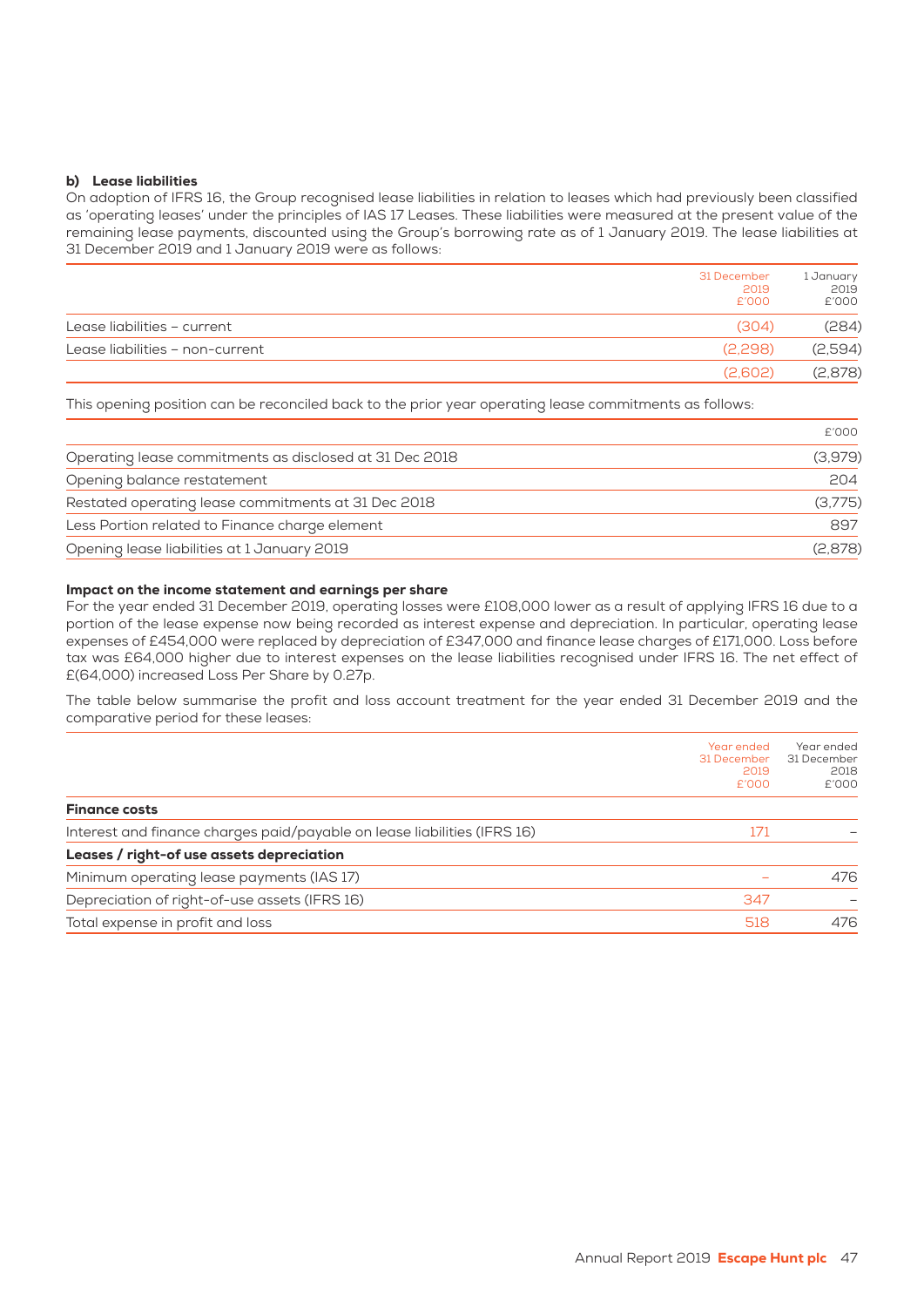### b) Lease liabilities

On adoption of IFRS 16, the Group recognised lease liabilities in relation to leases which had previously been classified as 'operating leases' under the principles of IAS 17 Leases. These liabilities were measured at the present value of the remaining lease payments, discounted using the Group's borrowing rate as of 1 January 2019. The lease liabilities at 31 December 2019 and 1 January 2019 were as follows:

| | 31 December 2019 £'000 | 1 January 2019 £'000 |
|---|---|---|
| Lease liabilities – current | (304) | (284) |
| Lease liabilities – non-current | (2,298) | (2,594) |
| | (2,602) | (2,878) |

This opening position can be reconciled back to the prior year operating lease commitments as follows:

| | £'000 |
|---|---|
| Operating lease commitments as disclosed at 31 Dec 2018 | (3,979) |
| Opening balance restatement | 204 |
| Restated operating lease commitments at 31 Dec 2018 | (3,775) |
| Less Portion related to Finance charge element | 897 |
| Opening lease liabilities at 1 January 2019 | (2,878) |

**Impact on the income statement and earnings per share**

For the year ended 31 December 2019, operating losses were £108,000 lower as a result of applying IFRS 16 due to a portion of the lease expense now being recorded as interest expense and depreciation. In particular, operating lease expenses of £454,000 were replaced by depreciation of £347,000 and finance lease charges of £171,000. Loss before tax was £64,000 higher due to interest expenses on the lease liabilities recognised under IFRS 16. The net effect of £(64,000) increased Loss Per Share by 0.27p.

The table below summarise the profit and loss account treatment for the year ended 31 December 2019 and the comparative period for these leases:

| | Year ended 31 December 2019 £'000 | Year ended 31 December 2018 £'000 |
|---|---|---|
| **Finance costs** | | |
| Interest and finance charges paid/payable on lease liabilities (IFRS 16) | 171 | – |
| **Leases / right-of use assets depreciation** | | |
| Minimum operating lease payments (IAS 17) | – | 476 |
| Depreciation of right-of-use assets (IFRS 16) | 347 | – |
| Total expense in profit and loss | 518 | 476 |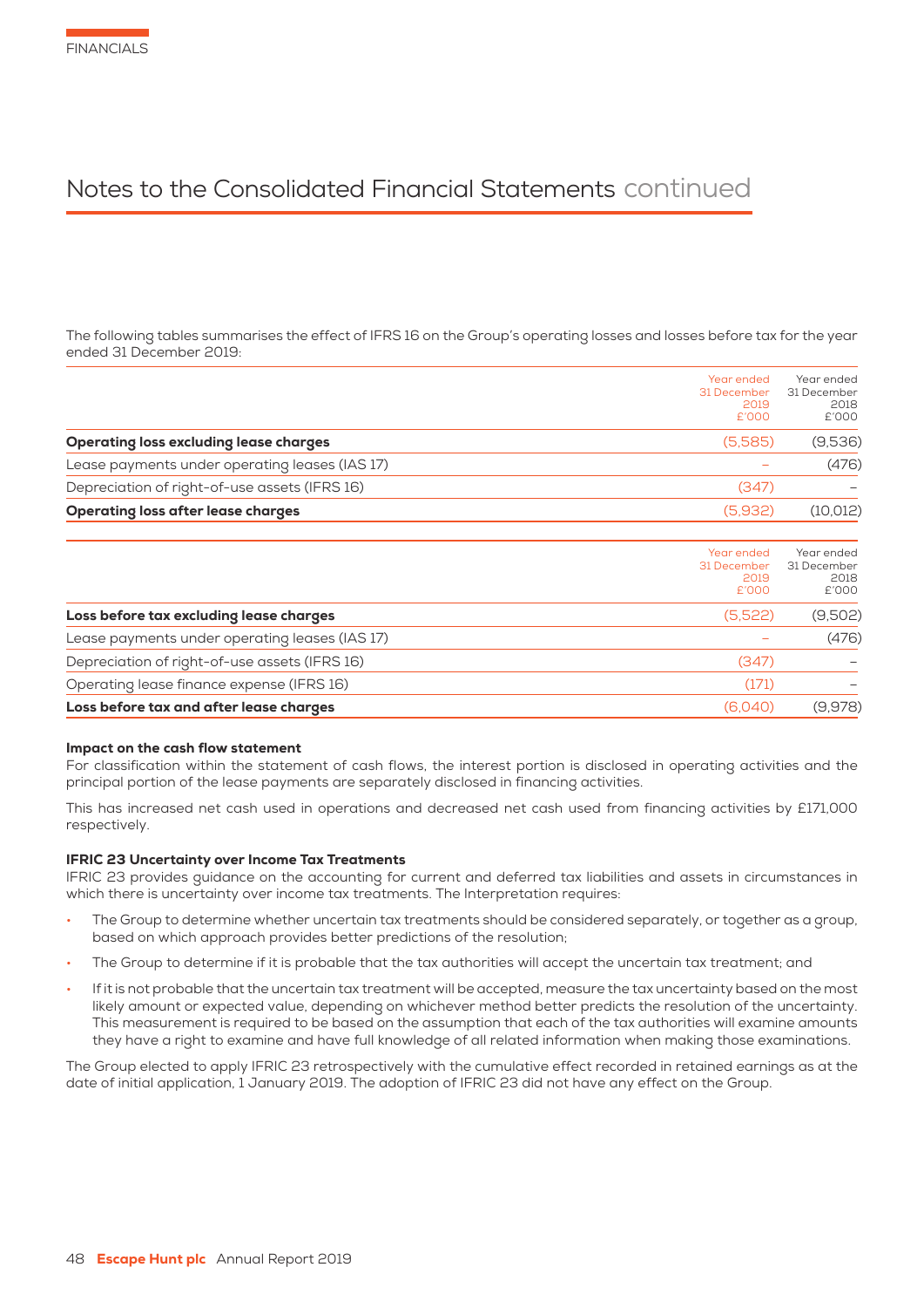# Notes to the Consolidated Financial Statements continued

The following tables summarises the effect of IFRS 16 on the Group's operating losses and losses before tax for the year ended 31 December 2019:

| | Year ended 31 December 2019 £'000 | Year ended 31 December 2018 £'000 |
|---|---|---|
| **Operating loss excluding lease charges** | (5,585) | (9,536) |
| Lease payments under operating leases (IAS 17) | – | (476) |
| Depreciation of right-of-use assets (IFRS 16) | (347) | – |
| **Operating loss after lease charges** | (5,932) | (10,012) |

| | Year ended 31 December 2019 £'000 | Year ended 31 December 2018 £'000 |
|---|---|---|
| **Loss before tax excluding lease charges** | (5,522) | (9,502) |
| Lease payments under operating leases (IAS 17) | – | (476) |
| Depreciation of right-of-use assets (IFRS 16) | (347) | – |
| Operating lease finance expense (IFRS 16) | (171) | – |
| **Loss before tax and after lease charges** | (6,040) | (9,978) |

**Impact on the cash flow statement**

For classification within the statement of cash flows, the interest portion is disclosed in operating activities and the principal portion of the lease payments are separately disclosed in financing activities.

This has increased net cash used in operations and decreased net cash used from financing activities by £171,000 respectively.

**IFRIC 23 Uncertainty over Income Tax Treatments**

IFRIC 23 provides guidance on the accounting for current and deferred tax liabilities and assets in circumstances in which there is uncertainty over income tax treatments. The Interpretation requires:

- The Group to determine whether uncertain tax treatments should be considered separately, or together as a group, based on which approach provides better predictions of the resolution;
- The Group to determine if it is probable that the tax authorities will accept the uncertain tax treatment; and
- If it is not probable that the uncertain tax treatment will be accepted, measure the tax uncertainty based on the most likely amount or expected value, depending on whichever method better predicts the resolution of the uncertainty. This measurement is required to be based on the assumption that each of the tax authorities will examine amounts they have a right to examine and have full knowledge of all related information when making those examinations.

The Group elected to apply IFRIC 23 retrospectively with the cumulative effect recorded in retained earnings as at the date of initial application, 1 January 2019. The adoption of IFRIC 23 did not have any effect on the Group.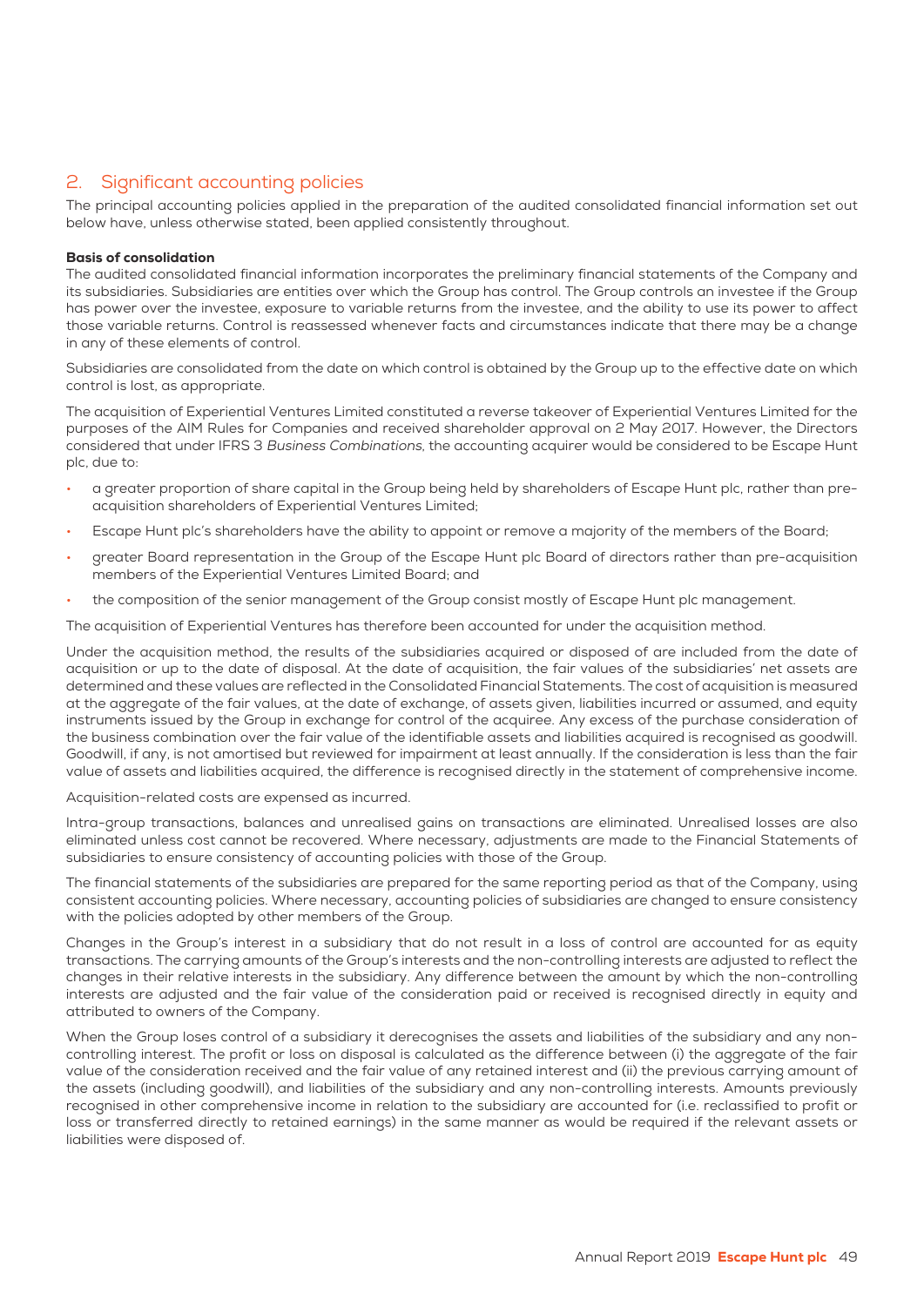## 2. Significant accounting policies

The principal accounting policies applied in the preparation of the audited consolidated financial information set out below have, unless otherwise stated, been applied consistently throughout.

**Basis of consolidation**

The audited consolidated financial information incorporates the preliminary financial statements of the Company and its subsidiaries. Subsidiaries are entities over which the Group has control. The Group controls an investee if the Group has power over the investee, exposure to variable returns from the investee, and the ability to use its power to affect those variable returns. Control is reassessed whenever facts and circumstances indicate that there may be a change in any of these elements of control.

Subsidiaries are consolidated from the date on which control is obtained by the Group up to the effective date on which control is lost, as appropriate.

The acquisition of Experiential Ventures Limited constituted a reverse takeover of Experiential Ventures Limited for the purposes of the AIM Rules for Companies and received shareholder approval on 2 May 2017. However, the Directors considered that under IFRS 3 *Business Combinations*, the accounting acquirer would be considered to be Escape Hunt plc, due to:

- a greater proportion of share capital in the Group being held by shareholders of Escape Hunt plc, rather than pre-acquisition shareholders of Experiential Ventures Limited;
- Escape Hunt plc's shareholders have the ability to appoint or remove a majority of the members of the Board;
- greater Board representation in the Group of the Escape Hunt plc Board of directors rather than pre-acquisition members of the Experiential Ventures Limited Board; and
- the composition of the senior management of the Group consist mostly of Escape Hunt plc management.

The acquisition of Experiential Ventures has therefore been accounted for under the acquisition method.

Under the acquisition method, the results of the subsidiaries acquired or disposed of are included from the date of acquisition or up to the date of disposal. At the date of acquisition, the fair values of the subsidiaries' net assets are determined and these values are reflected in the Consolidated Financial Statements. The cost of acquisition is measured at the aggregate of the fair values, at the date of exchange, of assets given, liabilities incurred or assumed, and equity instruments issued by the Group in exchange for control of the acquiree. Any excess of the purchase consideration of the business combination over the fair value of the identifiable assets and liabilities acquired is recognised as goodwill. Goodwill, if any, is not amortised but reviewed for impairment at least annually. If the consideration is less than the fair value of assets and liabilities acquired, the difference is recognised directly in the statement of comprehensive income.

Acquisition-related costs are expensed as incurred.

Intra-group transactions, balances and unrealised gains on transactions are eliminated. Unrealised losses are also eliminated unless cost cannot be recovered. Where necessary, adjustments are made to the Financial Statements of subsidiaries to ensure consistency of accounting policies with those of the Group.

The financial statements of the subsidiaries are prepared for the same reporting period as that of the Company, using consistent accounting policies. Where necessary, accounting policies of subsidiaries are changed to ensure consistency with the policies adopted by other members of the Group.

Changes in the Group's interest in a subsidiary that do not result in a loss of control are accounted for as equity transactions. The carrying amounts of the Group's interests and the non-controlling interests are adjusted to reflect the changes in their relative interests in the subsidiary. Any difference between the amount by which the non-controlling interests are adjusted and the fair value of the consideration paid or received is recognised directly in equity and attributed to owners of the Company.

When the Group loses control of a subsidiary it derecognises the assets and liabilities of the subsidiary and any non-controlling interest. The profit or loss on disposal is calculated as the difference between (i) the aggregate of the fair value of the consideration received and the fair value of any retained interest and (ii) the previous carrying amount of the assets (including goodwill), and liabilities of the subsidiary and any non-controlling interests. Amounts previously recognised in other comprehensive income in relation to the subsidiary are accounted for (i.e. reclassified to profit or loss or transferred directly to retained earnings) in the same manner as would be required if the relevant assets or liabilities were disposed of.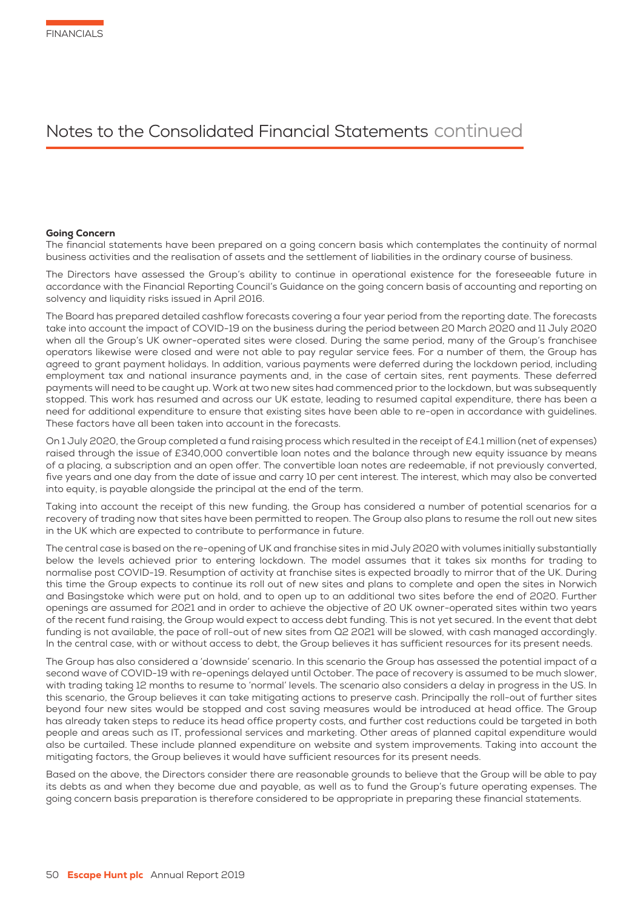# Notes to the Consolidated Financial Statements continued

### Going Concern

The financial statements have been prepared on a going concern basis which contemplates the continuity of normal business activities and the realisation of assets and the settlement of liabilities in the ordinary course of business.

The Directors have assessed the Group's ability to continue in operational existence for the foreseeable future in accordance with the Financial Reporting Council's Guidance on the going concern basis of accounting and reporting on solvency and liquidity risks issued in April 2016.

The Board has prepared detailed cashflow forecasts covering a four year period from the reporting date. The forecasts take into account the impact of COVID-19 on the business during the period between 20 March 2020 and 11 July 2020 when all the Group's UK owner-operated sites were closed. During the same period, many of the Group's franchisee operators likewise were closed and were not able to pay regular service fees. For a number of them, the Group has agreed to grant payment holidays. In addition, various payments were deferred during the lockdown period, including employment tax and national insurance payments and, in the case of certain sites, rent payments. These deferred payments will need to be caught up. Work at two new sites had commenced prior to the lockdown, but was subsequently stopped. This work has resumed and across our UK estate, leading to resumed capital expenditure, there has been a need for additional expenditure to ensure that existing sites have been able to re-open in accordance with guidelines. These factors have all been taken into account in the forecasts.

On 1 July 2020, the Group completed a fund raising process which resulted in the receipt of £4.1 million (net of expenses) raised through the issue of £340,000 convertible loan notes and the balance through new equity issuance by means of a placing, a subscription and an open offer. The convertible loan notes are redeemable, if not previously converted, five years and one day from the date of issue and carry 10 per cent interest. The interest, which may also be converted into equity, is payable alongside the principal at the end of the term.

Taking into account the receipt of this new funding, the Group has considered a number of potential scenarios for a recovery of trading now that sites have been permitted to reopen. The Group also plans to resume the roll out new sites in the UK which are expected to contribute to performance in future.

The central case is based on the re-opening of UK and franchise sites in mid July 2020 with volumes initially substantially below the levels achieved prior to entering lockdown. The model assumes that it takes six months for trading to normalise post COVID-19. Resumption of activity at franchise sites is expected broadly to mirror that of the UK. During this time the Group expects to continue its roll out of new sites and plans to complete and open the sites in Norwich and Basingstoke which were put on hold, and to open up to an additional two sites before the end of 2020. Further openings are assumed for 2021 and in order to achieve the objective of 20 UK owner-operated sites within two years of the recent fund raising, the Group would expect to access debt funding. This is not yet secured. In the event that debt funding is not available, the pace of roll-out of new sites from Q2 2021 will be slowed, with cash managed accordingly. In the central case, with or without access to debt, the Group believes it has sufficient resources for its present needs.

The Group has also considered a 'downside' scenario. In this scenario the Group has assessed the potential impact of a second wave of COVID-19 with re-openings delayed until October. The pace of recovery is assumed to be much slower, with trading taking 12 months to resume to 'normal' levels. The scenario also considers a delay in progress in the US. In this scenario, the Group believes it can take mitigating actions to preserve cash. Principally the roll-out of further sites beyond four new sites would be stopped and cost saving measures would be introduced at head office. The Group has already taken steps to reduce its head office property costs, and further cost reductions could be targeted in both people and areas such as IT, professional services and marketing. Other areas of planned capital expenditure would also be curtailed. These include planned expenditure on website and system improvements. Taking into account the mitigating factors, the Group believes it would have sufficient resources for its present needs.

Based on the above, the Directors consider there are reasonable grounds to believe that the Group will be able to pay its debts as and when they become due and payable, as well as to fund the Group's future operating expenses. The going concern basis preparation is therefore considered to be appropriate in preparing these financial statements.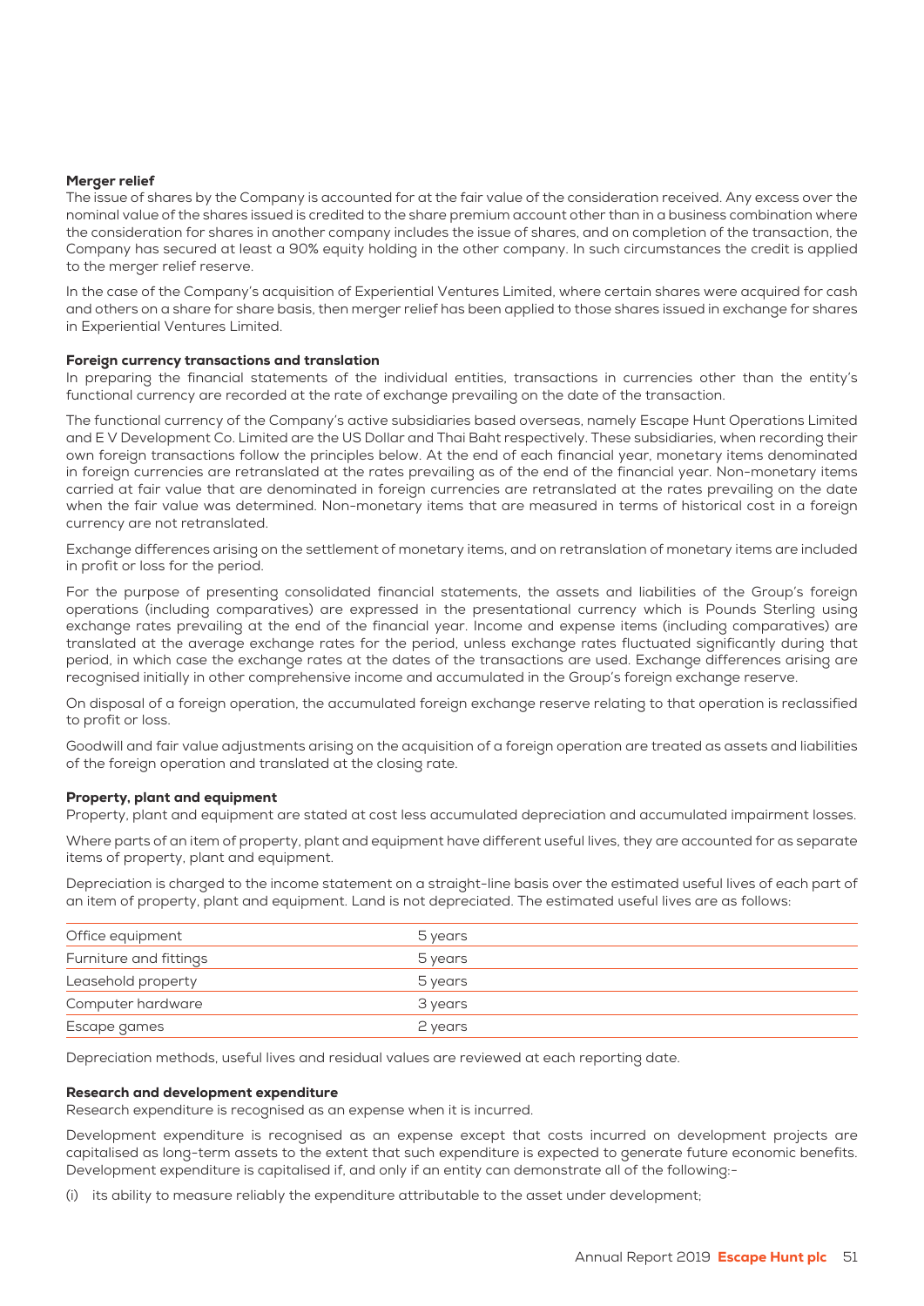### Merger relief

The issue of shares by the Company is accounted for at the fair value of the consideration received. Any excess over the nominal value of the shares issued is credited to the share premium account other than in a business combination where the consideration for shares in another company includes the issue of shares, and on completion of the transaction, the Company has secured at least a 90% equity holding in the other company. In such circumstances the credit is applied to the merger relief reserve.

In the case of the Company's acquisition of Experiential Ventures Limited, where certain shares were acquired for cash and others on a share for share basis, then merger relief has been applied to those shares issued in exchange for shares in Experiential Ventures Limited.

### Foreign currency transactions and translation

In preparing the financial statements of the individual entities, transactions in currencies other than the entity's functional currency are recorded at the rate of exchange prevailing on the date of the transaction.

The functional currency of the Company's active subsidiaries based overseas, namely Escape Hunt Operations Limited and E V Development Co. Limited are the US Dollar and Thai Baht respectively. These subsidiaries, when recording their own foreign transactions follow the principles below. At the end of each financial year, monetary items denominated in foreign currencies are retranslated at the rates prevailing as of the end of the financial year. Non-monetary items carried at fair value that are denominated in foreign currencies are retranslated at the rates prevailing on the date when the fair value was determined. Non-monetary items that are measured in terms of historical cost in a foreign currency are not retranslated.

Exchange differences arising on the settlement of monetary items, and on retranslation of monetary items are included in profit or loss for the period.

For the purpose of presenting consolidated financial statements, the assets and liabilities of the Group's foreign operations (including comparatives) are expressed in the presentational currency which is Pounds Sterling using exchange rates prevailing at the end of the financial year. Income and expense items (including comparatives) are translated at the average exchange rates for the period, unless exchange rates fluctuated significantly during that period, in which case the exchange rates at the dates of the transactions are used. Exchange differences arising are recognised initially in other comprehensive income and accumulated in the Group's foreign exchange reserve.

On disposal of a foreign operation, the accumulated foreign exchange reserve relating to that operation is reclassified to profit or loss.

Goodwill and fair value adjustments arising on the acquisition of a foreign operation are treated as assets and liabilities of the foreign operation and translated at the closing rate.

### Property, plant and equipment

Property, plant and equipment are stated at cost less accumulated depreciation and accumulated impairment losses.

Where parts of an item of property, plant and equipment have different useful lives, they are accounted for as separate items of property, plant and equipment.

Depreciation is charged to the income statement on a straight-line basis over the estimated useful lives of each part of an item of property, plant and equipment. Land is not depreciated. The estimated useful lives are as follows:

| | |
|---|---|
| Office equipment | 5 years |
| Furniture and fittings | 5 years |
| Leasehold property | 5 years |
| Computer hardware | 3 years |
| Escape games | 2 years |

Depreciation methods, useful lives and residual values are reviewed at each reporting date.

### Research and development expenditure

Research expenditure is recognised as an expense when it is incurred.

Development expenditure is recognised as an expense except that costs incurred on development projects are capitalised as long-term assets to the extent that such expenditure is expected to generate future economic benefits. Development expenditure is capitalised if, and only if an entity can demonstrate all of the following:-

(i) its ability to measure reliably the expenditure attributable to the asset under development;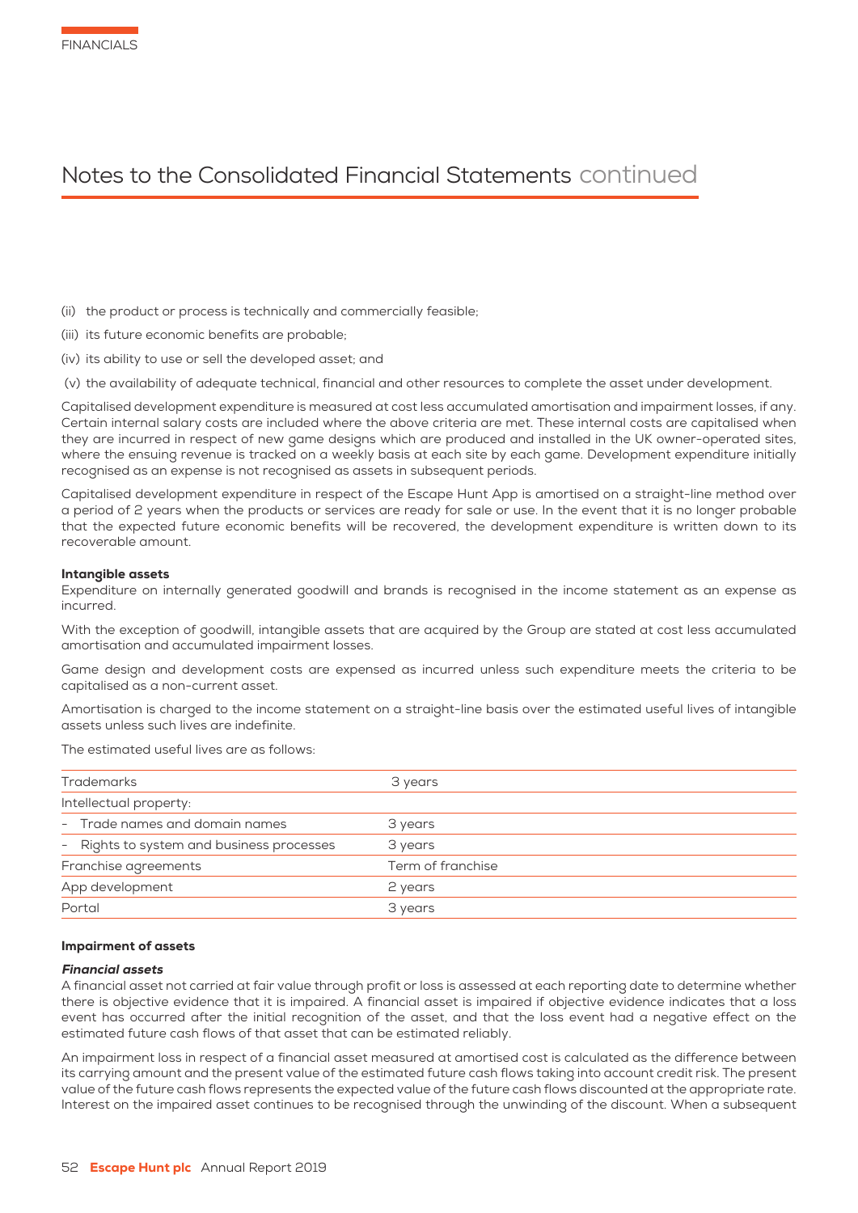(ii) the product or process is technically and commercially feasible;

(iii) its future economic benefits are probable;

(iv) its ability to use or sell the developed asset; and

(v) the availability of adequate technical, financial and other resources to complete the asset under development.

Capitalised development expenditure is measured at cost less accumulated amortisation and impairment losses, if any. Certain internal salary costs are included where the above criteria are met. These internal costs are capitalised when they are incurred in respect of new game designs which are produced and installed in the UK owner-operated sites, where the ensuing revenue is tracked on a weekly basis at each site by each game. Development expenditure initially recognised as an expense is not recognised as assets in subsequent periods.

Capitalised development expenditure in respect of the Escape Hunt App is amortised on a straight-line method over a period of 2 years when the products or services are ready for sale or use. In the event that it is no longer probable that the expected future economic benefits will be recovered, the development expenditure is written down to its recoverable amount.

**Intangible assets**

Expenditure on internally generated goodwill and brands is recognised in the income statement as an expense as incurred.

With the exception of goodwill, intangible assets that are acquired by the Group are stated at cost less accumulated amortisation and accumulated impairment losses.

Game design and development costs are expensed as incurred unless such expenditure meets the criteria to be capitalised as a non-current asset.

Amortisation is charged to the income statement on a straight-line basis over the estimated useful lives of intangible assets unless such lives are indefinite.

The estimated useful lives are as follows:

| | |
|---|---|
| Trademarks | 3 years |
| Intellectual property: | |
| - Trade names and domain names | 3 years |
| - Rights to system and business processes | 3 years |
| Franchise agreements | Term of franchise |
| App development | 2 years |
| Portal | 3 years |

**Impairment of assets**

***Financial assets***

A financial asset not carried at fair value through profit or loss is assessed at each reporting date to determine whether there is objective evidence that it is impaired. A financial asset is impaired if objective evidence indicates that a loss event has occurred after the initial recognition of the asset, and that the loss event had a negative effect on the estimated future cash flows of that asset that can be estimated reliably.

An impairment loss in respect of a financial asset measured at amortised cost is calculated as the difference between its carrying amount and the present value of the estimated future cash flows taking into account credit risk. The present value of the future cash flows represents the expected value of the future cash flows discounted at the appropriate rate. Interest on the impaired asset continues to be recognised through the unwinding of the discount. When a subsequent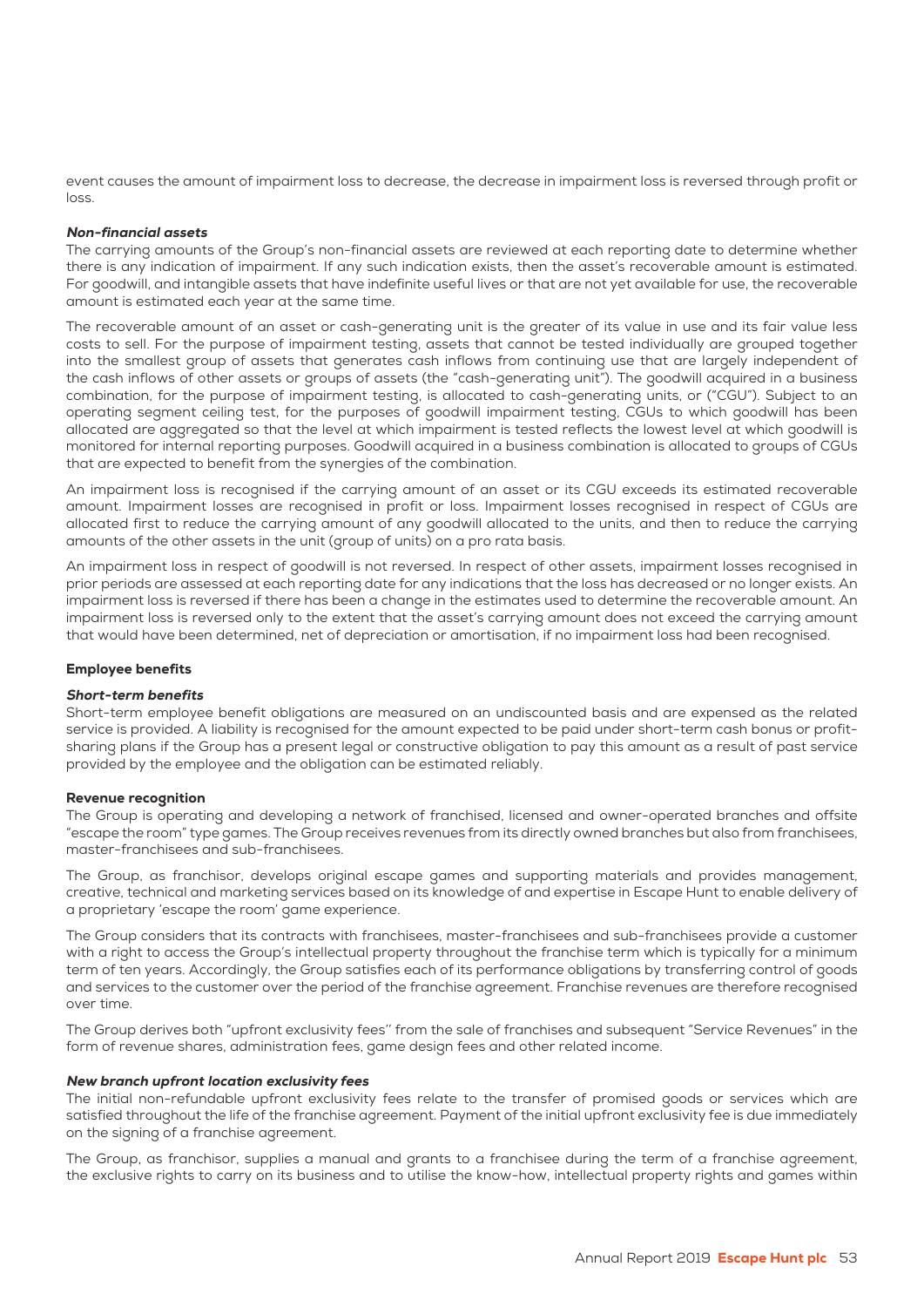event causes the amount of impairment loss to decrease, the decrease in impairment loss is reversed through profit or loss.

#### *Non-financial assets*

The carrying amounts of the Group's non-financial assets are reviewed at each reporting date to determine whether there is any indication of impairment. If any such indication exists, then the asset's recoverable amount is estimated. For goodwill, and intangible assets that have indefinite useful lives or that are not yet available for use, the recoverable amount is estimated each year at the same time.

The recoverable amount of an asset or cash-generating unit is the greater of its value in use and its fair value less costs to sell. For the purpose of impairment testing, assets that cannot be tested individually are grouped together into the smallest group of assets that generates cash inflows from continuing use that are largely independent of the cash inflows of other assets or groups of assets (the "cash-generating unit"). The goodwill acquired in a business combination, for the purpose of impairment testing, is allocated to cash-generating units, or ("CGU"). Subject to an operating segment ceiling test, for the purposes of goodwill impairment testing, CGUs to which goodwill has been allocated are aggregated so that the level at which impairment is tested reflects the lowest level at which goodwill is monitored for internal reporting purposes. Goodwill acquired in a business combination is allocated to groups of CGUs that are expected to benefit from the synergies of the combination.

An impairment loss is recognised if the carrying amount of an asset or its CGU exceeds its estimated recoverable amount. Impairment losses are recognised in profit or loss. Impairment losses recognised in respect of CGUs are allocated first to reduce the carrying amount of any goodwill allocated to the units, and then to reduce the carrying amounts of the other assets in the unit (group of units) on a pro rata basis.

An impairment loss in respect of goodwill is not reversed. In respect of other assets, impairment losses recognised in prior periods are assessed at each reporting date for any indications that the loss has decreased or no longer exists. An impairment loss is reversed if there has been a change in the estimates used to determine the recoverable amount. An impairment loss is reversed only to the extent that the asset's carrying amount does not exceed the carrying amount that would have been determined, net of depreciation or amortisation, if no impairment loss had been recognised.

### Employee benefits

#### *Short-term benefits*

Short-term employee benefit obligations are measured on an undiscounted basis and are expensed as the related service is provided. A liability is recognised for the amount expected to be paid under short-term cash bonus or profit-sharing plans if the Group has a present legal or constructive obligation to pay this amount as a result of past service provided by the employee and the obligation can be estimated reliably.

### Revenue recognition

The Group is operating and developing a network of franchised, licensed and owner-operated branches and offsite "escape the room" type games. The Group receives revenues from its directly owned branches but also from franchisees, master-franchisees and sub-franchisees.

The Group, as franchisor, develops original escape games and supporting materials and provides management, creative, technical and marketing services based on its knowledge of and expertise in Escape Hunt to enable delivery of a proprietary 'escape the room' game experience.

The Group considers that its contracts with franchisees, master-franchisees and sub-franchisees provide a customer with a right to access the Group's intellectual property throughout the franchise term which is typically for a minimum term of ten years. Accordingly, the Group satisfies each of its performance obligations by transferring control of goods and services to the customer over the period of the franchise agreement. Franchise revenues are therefore recognised over time.

The Group derives both "upfront exclusivity fees'' from the sale of franchises and subsequent "Service Revenues" in the form of revenue shares, administration fees, game design fees and other related income.

#### *New branch upfront location exclusivity fees*

The initial non-refundable upfront exclusivity fees relate to the transfer of promised goods or services which are satisfied throughout the life of the franchise agreement. Payment of the initial upfront exclusivity fee is due immediately on the signing of a franchise agreement.

The Group, as franchisor, supplies a manual and grants to a franchisee during the term of a franchise agreement, the exclusive rights to carry on its business and to utilise the know-how, intellectual property rights and games within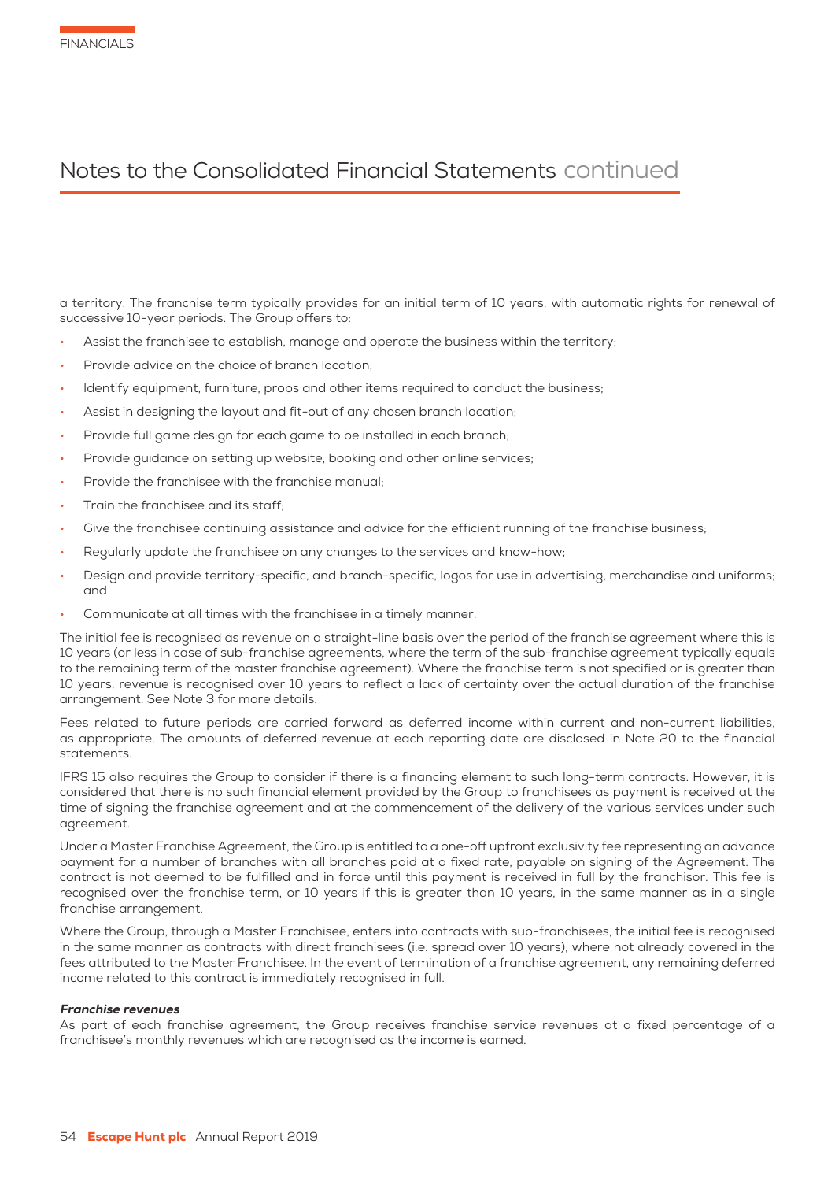a territory. The franchise term typically provides for an initial term of 10 years, with automatic rights for renewal of successive 10-year periods. The Group offers to:

- Assist the franchisee to establish, manage and operate the business within the territory;
- Provide advice on the choice of branch location;
- Identify equipment, furniture, props and other items required to conduct the business;
- Assist in designing the layout and fit-out of any chosen branch location;
- Provide full game design for each game to be installed in each branch;
- Provide guidance on setting up website, booking and other online services;
- Provide the franchisee with the franchise manual;
- Train the franchisee and its staff;
- Give the franchisee continuing assistance and advice for the efficient running of the franchise business;
- Regularly update the franchisee on any changes to the services and know-how;
- Design and provide territory-specific, and branch-specific, logos for use in advertising, merchandise and uniforms; and
- Communicate at all times with the franchisee in a timely manner.

The initial fee is recognised as revenue on a straight-line basis over the period of the franchise agreement where this is 10 years (or less in case of sub-franchise agreements, where the term of the sub-franchise agreement typically equals to the remaining term of the master franchise agreement). Where the franchise term is not specified or is greater than 10 years, revenue is recognised over 10 years to reflect a lack of certainty over the actual duration of the franchise arrangement. See Note 3 for more details.

Fees related to future periods are carried forward as deferred income within current and non-current liabilities, as appropriate. The amounts of deferred revenue at each reporting date are disclosed in Note 20 to the financial statements.

IFRS 15 also requires the Group to consider if there is a financing element to such long-term contracts. However, it is considered that there is no such financial element provided by the Group to franchisees as payment is received at the time of signing the franchise agreement and at the commencement of the delivery of the various services under such agreement.

Under a Master Franchise Agreement, the Group is entitled to a one-off upfront exclusivity fee representing an advance payment for a number of branches with all branches paid at a fixed rate, payable on signing of the Agreement. The contract is not deemed to be fulfilled and in force until this payment is received in full by the franchisor. This fee is recognised over the franchise term, or 10 years if this is greater than 10 years, in the same manner as in a single franchise arrangement.

Where the Group, through a Master Franchisee, enters into contracts with sub-franchisees, the initial fee is recognised in the same manner as contracts with direct franchisees (i.e. spread over 10 years), where not already covered in the fees attributed to the Master Franchisee. In the event of termination of a franchise agreement, any remaining deferred income related to this contract is immediately recognised in full.

***Franchise revenues***

As part of each franchise agreement, the Group receives franchise service revenues at a fixed percentage of a franchisee's monthly revenues which are recognised as the income is earned.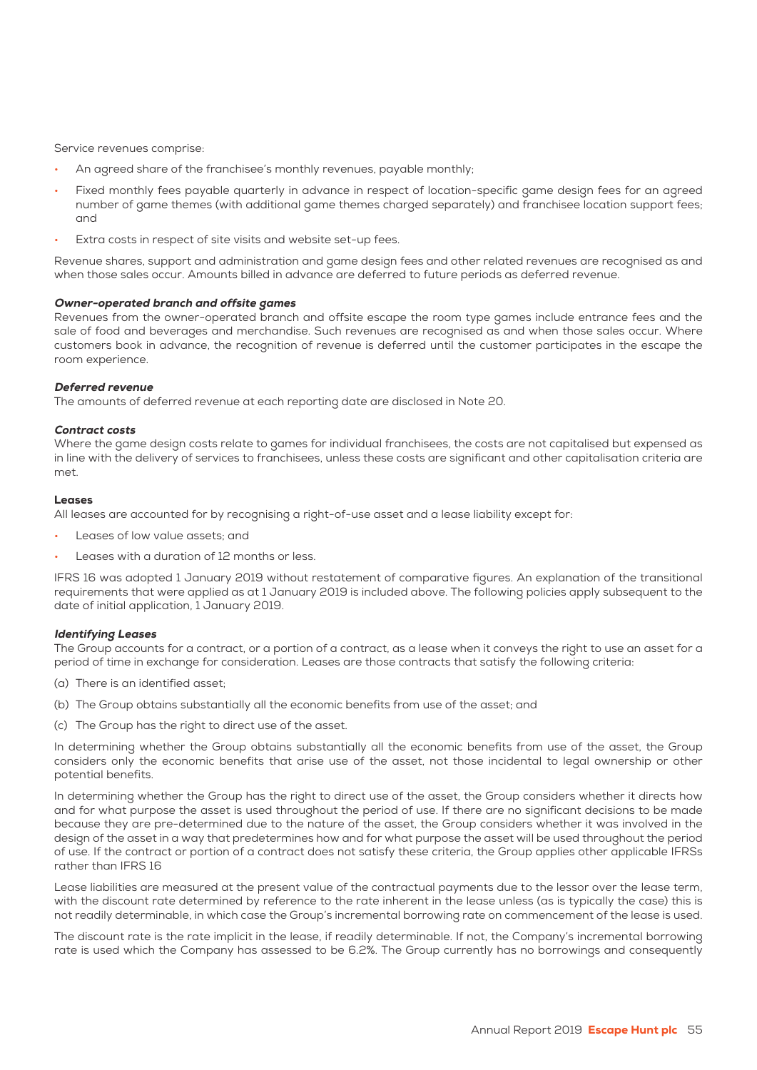Service revenues comprise:

- An agreed share of the franchisee's monthly revenues, payable monthly;
- Fixed monthly fees payable quarterly in advance in respect of location-specific game design fees for an agreed number of game themes (with additional game themes charged separately) and franchisee location support fees; and
- Extra costs in respect of site visits and website set-up fees.

Revenue shares, support and administration and game design fees and other related revenues are recognised as and when those sales occur. Amounts billed in advance are deferred to future periods as deferred revenue.

#### *Owner-operated branch and offsite games*

Revenues from the owner-operated branch and offsite escape the room type games include entrance fees and the sale of food and beverages and merchandise. Such revenues are recognised as and when those sales occur. Where customers book in advance, the recognition of revenue is deferred until the customer participates in the escape the room experience.

#### *Deferred revenue*

The amounts of deferred revenue at each reporting date are disclosed in Note 20.

#### *Contract costs*

Where the game design costs relate to games for individual franchisees, the costs are not capitalised but expensed as in line with the delivery of services to franchisees, unless these costs are significant and other capitalisation criteria are met.

### Leases

All leases are accounted for by recognising a right-of-use asset and a lease liability except for:

- Leases of low value assets; and
- Leases with a duration of 12 months or less.

IFRS 16 was adopted 1 January 2019 without restatement of comparative figures. An explanation of the transitional requirements that were applied as at 1 January 2019 is included above. The following policies apply subsequent to the date of initial application, 1 January 2019.

#### *Identifying Leases*

The Group accounts for a contract, or a portion of a contract, as a lease when it conveys the right to use an asset for a period of time in exchange for consideration. Leases are those contracts that satisfy the following criteria:

(a) There is an identified asset;

(b) The Group obtains substantially all the economic benefits from use of the asset; and

(c) The Group has the right to direct use of the asset.

In determining whether the Group obtains substantially all the economic benefits from use of the asset, the Group considers only the economic benefits that arise use of the asset, not those incidental to legal ownership or other potential benefits.

In determining whether the Group has the right to direct use of the asset, the Group considers whether it directs how and for what purpose the asset is used throughout the period of use. If there are no significant decisions to be made because they are pre-determined due to the nature of the asset, the Group considers whether it was involved in the design of the asset in a way that predetermines how and for what purpose the asset will be used throughout the period of use. If the contract or portion of a contract does not satisfy these criteria, the Group applies other applicable IFRSs rather than IFRS 16

Lease liabilities are measured at the present value of the contractual payments due to the lessor over the lease term, with the discount rate determined by reference to the rate inherent in the lease unless (as is typically the case) this is not readily determinable, in which case the Group's incremental borrowing rate on commencement of the lease is used.

The discount rate is the rate implicit in the lease, if readily determinable. If not, the Company's incremental borrowing rate is used which the Company has assessed to be 6.2%. The Group currently has no borrowings and consequently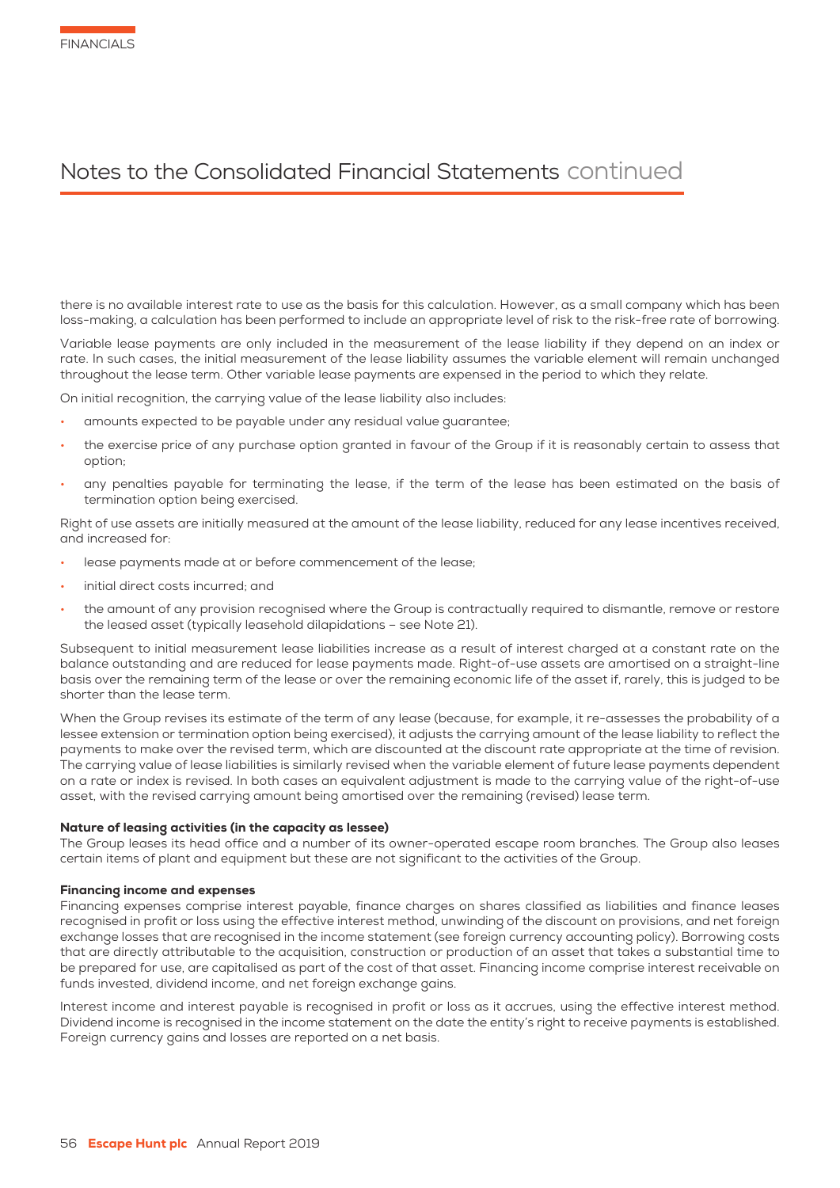there is no available interest rate to use as the basis for this calculation. However, as a small company which has been loss-making, a calculation has been performed to include an appropriate level of risk to the risk-free rate of borrowing.

Variable lease payments are only included in the measurement of the lease liability if they depend on an index or rate. In such cases, the initial measurement of the lease liability assumes the variable element will remain unchanged throughout the lease term. Other variable lease payments are expensed in the period to which they relate.

On initial recognition, the carrying value of the lease liability also includes:

- amounts expected to be payable under any residual value guarantee;
- the exercise price of any purchase option granted in favour of the Group if it is reasonably certain to assess that option;
- any penalties payable for terminating the lease, if the term of the lease has been estimated on the basis of termination option being exercised.

Right of use assets are initially measured at the amount of the lease liability, reduced for any lease incentives received, and increased for:

- lease payments made at or before commencement of the lease;
- initial direct costs incurred; and
- the amount of any provision recognised where the Group is contractually required to dismantle, remove or restore the leased asset (typically leasehold dilapidations – see Note 21).

Subsequent to initial measurement lease liabilities increase as a result of interest charged at a constant rate on the balance outstanding and are reduced for lease payments made. Right-of-use assets are amortised on a straight-line basis over the remaining term of the lease or over the remaining economic life of the asset if, rarely, this is judged to be shorter than the lease term.

When the Group revises its estimate of the term of any lease (because, for example, it re-assesses the probability of a lessee extension or termination option being exercised), it adjusts the carrying amount of the lease liability to reflect the payments to make over the revised term, which are discounted at the discount rate appropriate at the time of revision. The carrying value of lease liabilities is similarly revised when the variable element of future lease payments dependent on a rate or index is revised. In both cases an equivalent adjustment is made to the carrying value of the right-of-use asset, with the revised carrying amount being amortised over the remaining (revised) lease term.

**Nature of leasing activities (in the capacity as lessee)**
The Group leases its head office and a number of its owner-operated escape room branches. The Group also leases certain items of plant and equipment but these are not significant to the activities of the Group.

**Financing income and expenses**
Financing expenses comprise interest payable, finance charges on shares classified as liabilities and finance leases recognised in profit or loss using the effective interest method, unwinding of the discount on provisions, and net foreign exchange losses that are recognised in the income statement (see foreign currency accounting policy). Borrowing costs that are directly attributable to the acquisition, construction or production of an asset that takes a substantial time to be prepared for use, are capitalised as part of the cost of that asset. Financing income comprise interest receivable on funds invested, dividend income, and net foreign exchange gains.

Interest income and interest payable is recognised in profit or loss as it accrues, using the effective interest method. Dividend income is recognised in the income statement on the date the entity's right to receive payments is established. Foreign currency gains and losses are reported on a net basis.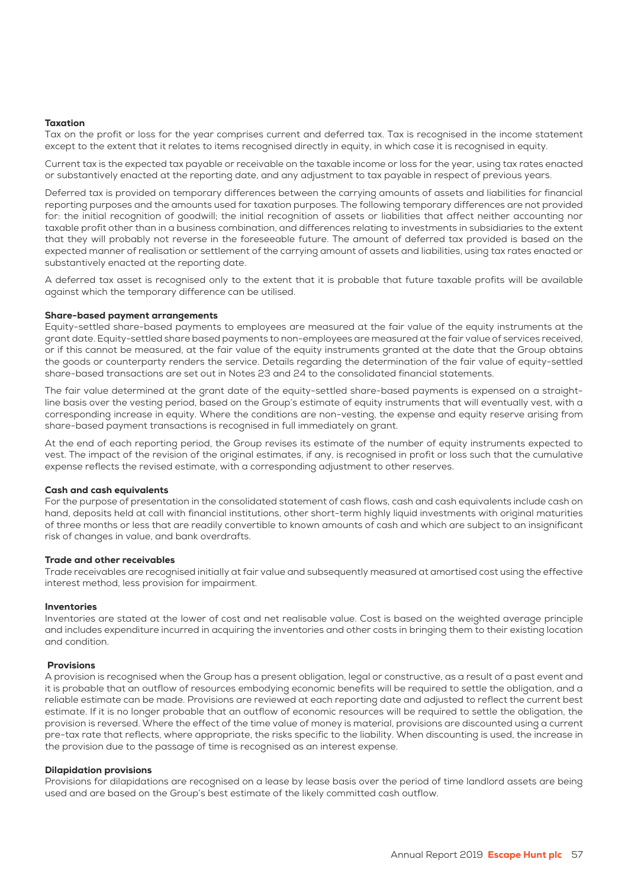### Taxation

Tax on the profit or loss for the year comprises current and deferred tax. Tax is recognised in the income statement except to the extent that it relates to items recognised directly in equity, in which case it is recognised in equity.

Current tax is the expected tax payable or receivable on the taxable income or loss for the year, using tax rates enacted or substantively enacted at the reporting date, and any adjustment to tax payable in respect of previous years.

Deferred tax is provided on temporary differences between the carrying amounts of assets and liabilities for financial reporting purposes and the amounts used for taxation purposes. The following temporary differences are not provided for: the initial recognition of goodwill; the initial recognition of assets or liabilities that affect neither accounting nor taxable profit other than in a business combination, and differences relating to investments in subsidiaries to the extent that they will probably not reverse in the foreseeable future. The amount of deferred tax provided is based on the expected manner of realisation or settlement of the carrying amount of assets and liabilities, using tax rates enacted or substantively enacted at the reporting date.

A deferred tax asset is recognised only to the extent that it is probable that future taxable profits will be available against which the temporary difference can be utilised.

### Share-based payment arrangements

Equity-settled share-based payments to employees are measured at the fair value of the equity instruments at the grant date. Equity-settled share based payments to non-employees are measured at the fair value of services received, or if this cannot be measured, at the fair value of the equity instruments granted at the date that the Group obtains the goods or counterparty renders the service. Details regarding the determination of the fair value of equity-settled share-based transactions are set out in Notes 23 and 24 to the consolidated financial statements.

The fair value determined at the grant date of the equity-settled share-based payments is expensed on a straight-line basis over the vesting period, based on the Group's estimate of equity instruments that will eventually vest, with a corresponding increase in equity. Where the conditions are non-vesting, the expense and equity reserve arising from share-based payment transactions is recognised in full immediately on grant.

At the end of each reporting period, the Group revises its estimate of the number of equity instruments expected to vest. The impact of the revision of the original estimates, if any, is recognised in profit or loss such that the cumulative expense reflects the revised estimate, with a corresponding adjustment to other reserves.

### Cash and cash equivalents

For the purpose of presentation in the consolidated statement of cash flows, cash and cash equivalents include cash on hand, deposits held at call with financial institutions, other short-term highly liquid investments with original maturities of three months or less that are readily convertible to known amounts of cash and which are subject to an insignificant risk of changes in value, and bank overdrafts.

### Trade and other receivables

Trade receivables are recognised initially at fair value and subsequently measured at amortised cost using the effective interest method, less provision for impairment.

### Inventories

Inventories are stated at the lower of cost and net realisable value. Cost is based on the weighted average principle and includes expenditure incurred in acquiring the inventories and other costs in bringing them to their existing location and condition.

### Provisions

A provision is recognised when the Group has a present obligation, legal or constructive, as a result of a past event and it is probable that an outflow of resources embodying economic benefits will be required to settle the obligation, and a reliable estimate can be made. Provisions are reviewed at each reporting date and adjusted to reflect the current best estimate. If it is no longer probable that an outflow of economic resources will be required to settle the obligation, the provision is reversed. Where the effect of the time value of money is material, provisions are discounted using a current pre-tax rate that reflects, where appropriate, the risks specific to the liability. When discounting is used, the increase in the provision due to the passage of time is recognised as an interest expense.

### Dilapidation provisions

Provisions for dilapidations are recognised on a lease by lease basis over the period of time landlord assets are being used and are based on the Group's best estimate of the likely committed cash outflow.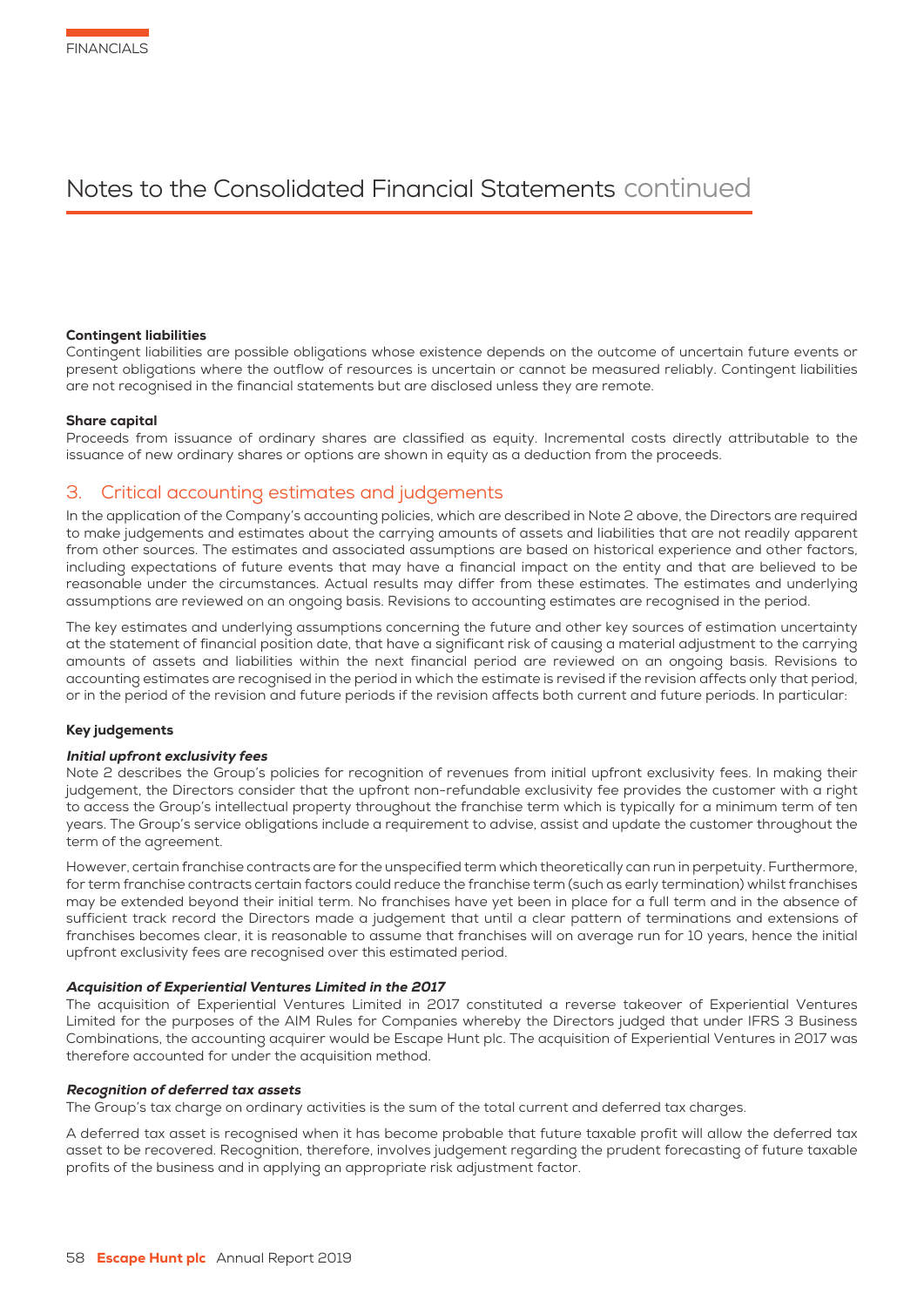#### Contingent liabilities

Contingent liabilities are possible obligations whose existence depends on the outcome of uncertain future events or present obligations where the outflow of resources is uncertain or cannot be measured reliably. Contingent liabilities are not recognised in the financial statements but are disclosed unless they are remote.

#### Share capital

Proceeds from issuance of ordinary shares are classified as equity. Incremental costs directly attributable to the issuance of new ordinary shares or options are shown in equity as a deduction from the proceeds.

## 3. Critical accounting estimates and judgements

In the application of the Company's accounting policies, which are described in Note 2 above, the Directors are required to make judgements and estimates about the carrying amounts of assets and liabilities that are not readily apparent from other sources. The estimates and associated assumptions are based on historical experience and other factors, including expectations of future events that may have a financial impact on the entity and that are believed to be reasonable under the circumstances. Actual results may differ from these estimates. The estimates and underlying assumptions are reviewed on an ongoing basis. Revisions to accounting estimates are recognised in the period.

The key estimates and underlying assumptions concerning the future and other key sources of estimation uncertainty at the statement of financial position date, that have a significant risk of causing a material adjustment to the carrying amounts of assets and liabilities within the next financial period are reviewed on an ongoing basis. Revisions to accounting estimates are recognised in the period in which the estimate is revised if the revision affects only that period, or in the period of the revision and future periods if the revision affects both current and future periods. In particular:

#### Key judgements

***Initial upfront exclusivity fees***

Note 2 describes the Group's policies for recognition of revenues from initial upfront exclusivity fees. In making their judgement, the Directors consider that the upfront non-refundable exclusivity fee provides the customer with a right to access the Group's intellectual property throughout the franchise term which is typically for a minimum term of ten years. The Group's service obligations include a requirement to advise, assist and update the customer throughout the term of the agreement.

However, certain franchise contracts are for the unspecified term which theoretically can run in perpetuity. Furthermore, for term franchise contracts certain factors could reduce the franchise term (such as early termination) whilst franchises may be extended beyond their initial term. No franchises have yet been in place for a full term and in the absence of sufficient track record the Directors made a judgement that until a clear pattern of terminations and extensions of franchises becomes clear, it is reasonable to assume that franchises will on average run for 10 years, hence the initial upfront exclusivity fees are recognised over this estimated period.

***Acquisition of Experiential Ventures Limited in the 2017***

The acquisition of Experiential Ventures Limited in 2017 constituted a reverse takeover of Experiential Ventures Limited for the purposes of the AIM Rules for Companies whereby the Directors judged that under IFRS 3 Business Combinations, the accounting acquirer would be Escape Hunt plc. The acquisition of Experiential Ventures in 2017 was therefore accounted for under the acquisition method.

***Recognition of deferred tax assets***

The Group's tax charge on ordinary activities is the sum of the total current and deferred tax charges.

A deferred tax asset is recognised when it has become probable that future taxable profit will allow the deferred tax asset to be recovered. Recognition, therefore, involves judgement regarding the prudent forecasting of future taxable profits of the business and in applying an appropriate risk adjustment factor.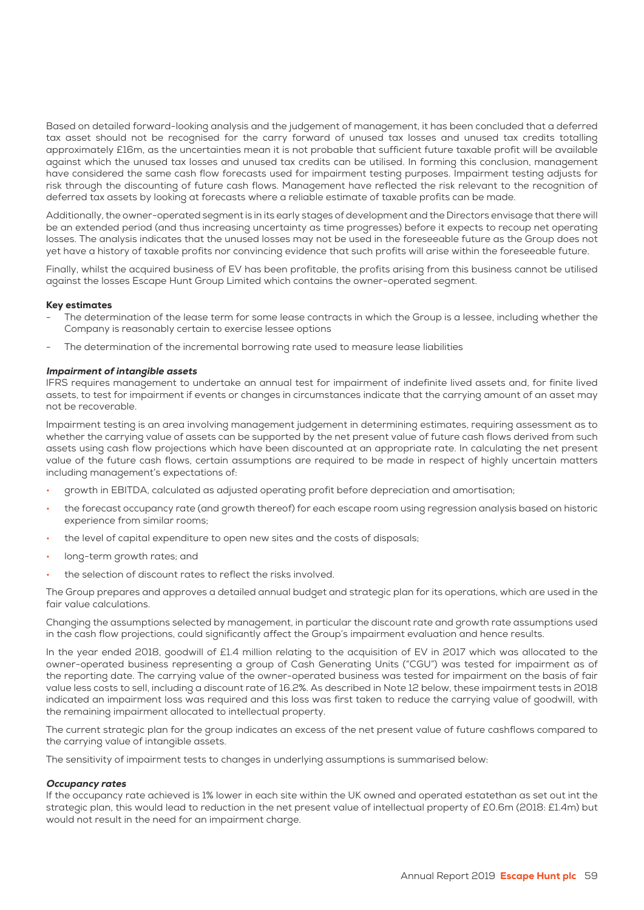Based on detailed forward-looking analysis and the judgement of management, it has been concluded that a deferred tax asset should not be recognised for the carry forward of unused tax losses and unused tax credits totalling approximately £16m, as the uncertainties mean it is not probable that sufficient future taxable profit will be available against which the unused tax losses and unused tax credits can be utilised. In forming this conclusion, management have considered the same cash flow forecasts used for impairment testing purposes. Impairment testing adjusts for risk through the discounting of future cash flows. Management have reflected the risk relevant to the recognition of deferred tax assets by looking at forecasts where a reliable estimate of taxable profits can be made.

Additionally, the owner-operated segment is in its early stages of development and the Directors envisage that there will be an extended period (and thus increasing uncertainty as time progresses) before it expects to recoup net operating losses. The analysis indicates that the unused losses may not be used in the foreseeable future as the Group does not yet have a history of taxable profits nor convincing evidence that such profits will arise within the foreseeable future.

Finally, whilst the acquired business of EV has been profitable, the profits arising from this business cannot be utilised against the losses Escape Hunt Group Limited which contains the owner-operated segment.

**Key estimates**

- The determination of the lease term for some lease contracts in which the Group is a lessee, including whether the Company is reasonably certain to exercise lessee options
- The determination of the incremental borrowing rate used to measure lease liabilities

***Impairment of intangible assets***

IFRS requires management to undertake an annual test for impairment of indefinite lived assets and, for finite lived assets, to test for impairment if events or changes in circumstances indicate that the carrying amount of an asset may not be recoverable.

Impairment testing is an area involving management judgement in determining estimates, requiring assessment as to whether the carrying value of assets can be supported by the net present value of future cash flows derived from such assets using cash flow projections which have been discounted at an appropriate rate. In calculating the net present value of the future cash flows, certain assumptions are required to be made in respect of highly uncertain matters including management's expectations of:

- growth in EBITDA, calculated as adjusted operating profit before depreciation and amortisation;
- the forecast occupancy rate (and growth thereof) for each escape room using regression analysis based on historic experience from similar rooms;
- the level of capital expenditure to open new sites and the costs of disposals;
- long-term growth rates; and
- the selection of discount rates to reflect the risks involved.

The Group prepares and approves a detailed annual budget and strategic plan for its operations, which are used in the fair value calculations.

Changing the assumptions selected by management, in particular the discount rate and growth rate assumptions used in the cash flow projections, could significantly affect the Group's impairment evaluation and hence results.

In the year ended 2018, goodwill of £1.4 million relating to the acquisition of EV in 2017 which was allocated to the owner-operated business representing a group of Cash Generating Units ("CGU") was tested for impairment as of the reporting date. The carrying value of the owner-operated business was tested for impairment on the basis of fair value less costs to sell, including a discount rate of 16.2%. As described in Note 12 below, these impairment tests in 2018 indicated an impairment loss was required and this loss was first taken to reduce the carrying value of goodwill, with the remaining impairment allocated to intellectual property.

The current strategic plan for the group indicates an excess of the net present value of future cashflows compared to the carrying value of intangible assets.

The sensitivity of impairment tests to changes in underlying assumptions is summarised below:

***Occupancy rates***

If the occupancy rate achieved is 1% lower in each site within the UK owned and operated estatethan as set out int the strategic plan, this would lead to reduction in the net present value of intellectual property of £0.6m (2018: £1.4m) but would not result in the need for an impairment charge.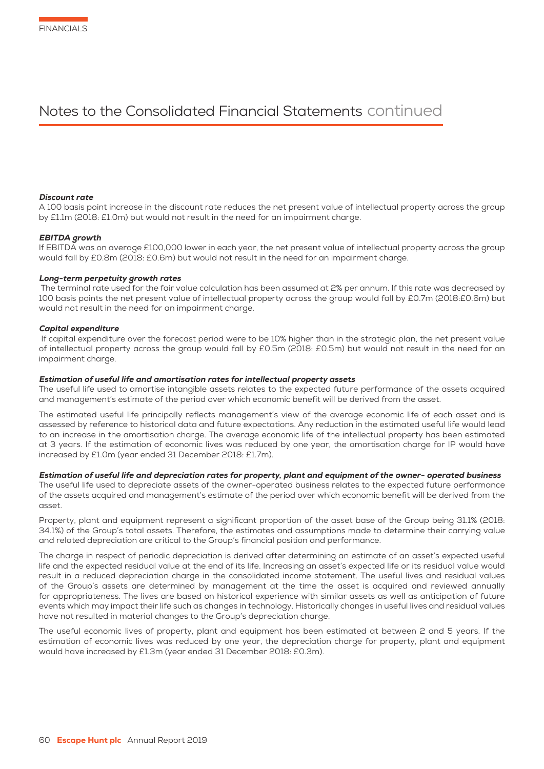# Notes to the Consolidated Financial Statements continued

***Discount rate***

A 100 basis point increase in the discount rate reduces the net present value of intellectual property across the group by £1.1m (2018: £1.0m) but would not result in the need for an impairment charge.

***EBITDA growth***

If EBITDA was on average £100,000 lower in each year, the net present value of intellectual property across the group would fall by £0.8m (2018: £0.6m) but would not result in the need for an impairment charge.

***Long-term perpetuity growth rates***

The terminal rate used for the fair value calculation has been assumed at 2% per annum. If this rate was decreased by 100 basis points the net present value of intellectual property across the group would fall by £0.7m (2018:£0.6m) but would not result in the need for an impairment charge.

***Capital expenditure***

If capital expenditure over the forecast period were to be 10% higher than in the strategic plan, the net present value of intellectual property across the group would fall by £0.5m (2018: £0.5m) but would not result in the need for an impairment charge.

***Estimation of useful life and amortisation rates for intellectual property assets***

The useful life used to amortise intangible assets relates to the expected future performance of the assets acquired and management's estimate of the period over which economic benefit will be derived from the asset.

The estimated useful life principally reflects management's view of the average economic life of each asset and is assessed by reference to historical data and future expectations. Any reduction in the estimated useful life would lead to an increase in the amortisation charge. The average economic life of the intellectual property has been estimated at 3 years. If the estimation of economic lives was reduced by one year, the amortisation charge for IP would have increased by £1.0m (year ended 31 December 2018: £1.7m).

***Estimation of useful life and depreciation rates for property, plant and equipment of the owner- operated business***

The useful life used to depreciate assets of the owner-operated business relates to the expected future performance of the assets acquired and management's estimate of the period over which economic benefit will be derived from the asset.

Property, plant and equipment represent a significant proportion of the asset base of the Group being 31.1% (2018: 34.1%) of the Group's total assets. Therefore, the estimates and assumptions made to determine their carrying value and related depreciation are critical to the Group's financial position and performance.

The charge in respect of periodic depreciation is derived after determining an estimate of an asset's expected useful life and the expected residual value at the end of its life. Increasing an asset's expected life or its residual value would result in a reduced depreciation charge in the consolidated income statement. The useful lives and residual values of the Group's assets are determined by management at the time the asset is acquired and reviewed annually for appropriateness. The lives are based on historical experience with similar assets as well as anticipation of future events which may impact their life such as changes in technology. Historically changes in useful lives and residual values have not resulted in material changes to the Group's depreciation charge.

The useful economic lives of property, plant and equipment has been estimated at between 2 and 5 years. If the estimation of economic lives was reduced by one year, the depreciation charge for property, plant and equipment would have increased by £1.3m (year ended 31 December 2018: £0.3m).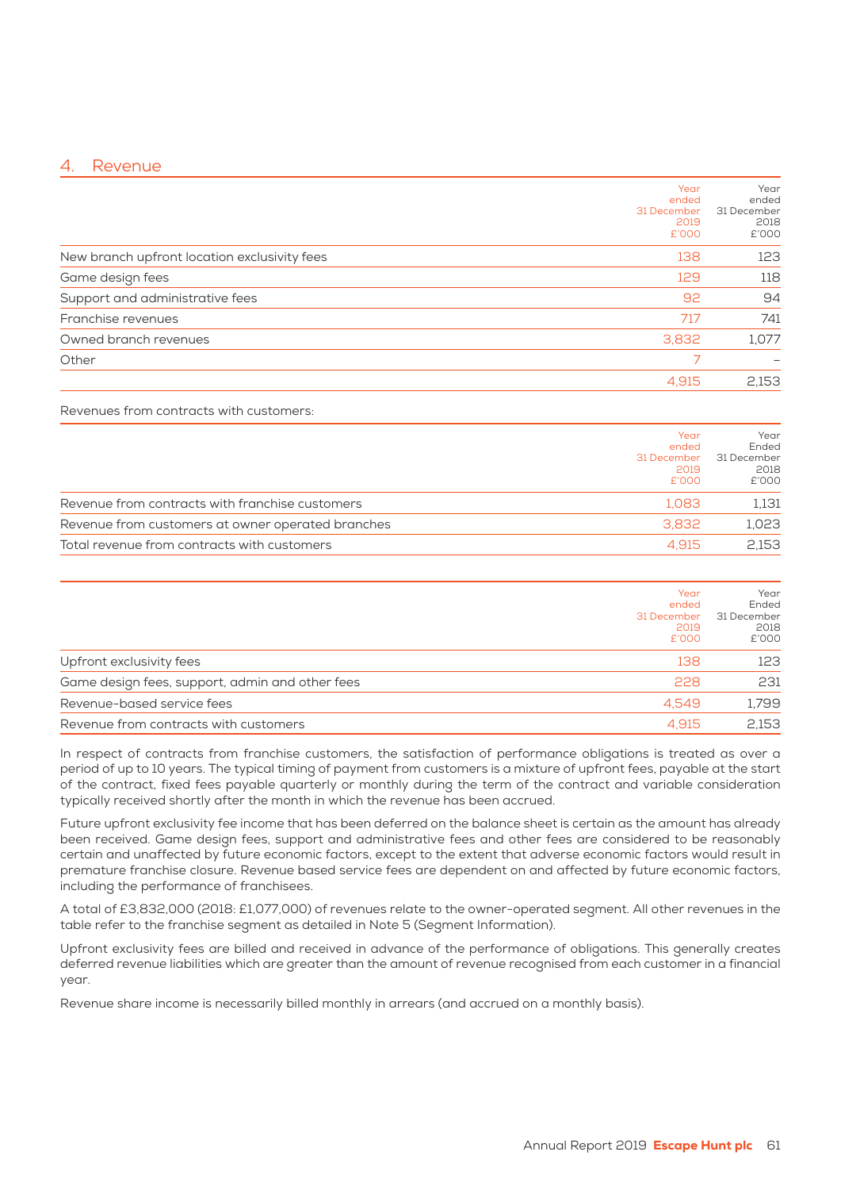## 4. Revenue

| | Year ended 31 December 2019 £'000 | Year ended 31 December 2018 £'000 |
|---|---|---|
| New branch upfront location exclusivity fees | 138 | 123 |
| Game design fees | 129 | 118 |
| Support and administrative fees | 92 | 94 |
| Franchise revenues | 717 | 741 |
| Owned branch revenues | 3,832 | 1,077 |
| Other | 7 | – |
| | 4,915 | 2,153 |

Revenues from contracts with customers:

| | Year ended 31 December 2019 £'000 | Year Ended 31 December 2018 £'000 |
|---|---|---|
| Revenue from contracts with franchise customers | 1,083 | 1,131 |
| Revenue from customers at owner operated branches | 3,832 | 1,023 |
| Total revenue from contracts with customers | 4,915 | 2,153 |

| | Year ended 31 December 2019 £'000 | Year Ended 31 December 2018 £'000 |
|---|---|---|
| Upfront exclusivity fees | 138 | 123 |
| Game design fees, support, admin and other fees | 228 | 231 |
| Revenue-based service fees | 4,549 | 1,799 |
| Revenue from contracts with customers | 4,915 | 2,153 |

In respect of contracts from franchise customers, the satisfaction of performance obligations is treated as over a period of up to 10 years. The typical timing of payment from customers is a mixture of upfront fees, payable at the start of the contract, fixed fees payable quarterly or monthly during the term of the contract and variable consideration typically received shortly after the month in which the revenue has been accrued.

Future upfront exclusivity fee income that has been deferred on the balance sheet is certain as the amount has already been received. Game design fees, support and administrative fees and other fees are considered to be reasonably certain and unaffected by future economic factors, except to the extent that adverse economic factors would result in premature franchise closure. Revenue based service fees are dependent on and affected by future economic factors, including the performance of franchisees.

A total of £3,832,000 (2018: £1,077,000) of revenues relate to the owner-operated segment. All other revenues in the table refer to the franchise segment as detailed in Note 5 (Segment Information).

Upfront exclusivity fees are billed and received in advance of the performance of obligations. This generally creates deferred revenue liabilities which are greater than the amount of revenue recognised from each customer in a financial year.

Revenue share income is necessarily billed monthly in arrears (and accrued on a monthly basis).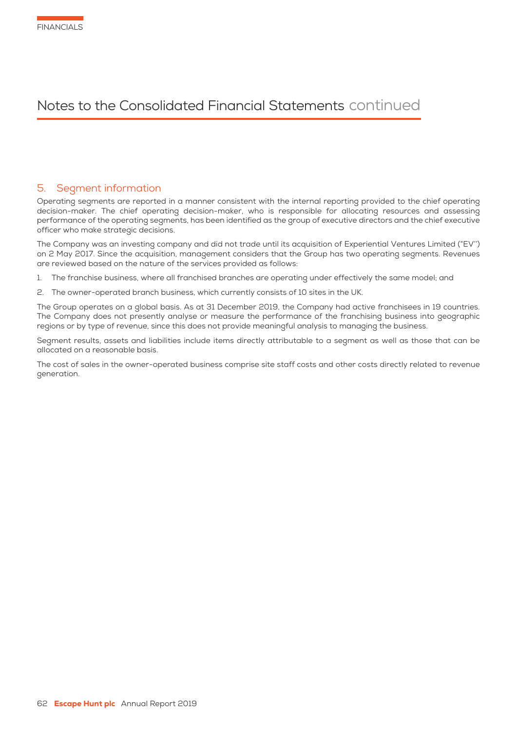# Notes to the Consolidated Financial Statements continued

## 5. Segment information

Operating segments are reported in a manner consistent with the internal reporting provided to the chief operating decision-maker. The chief operating decision-maker, who is responsible for allocating resources and assessing performance of the operating segments, has been identified as the group of executive directors and the chief executive officer who make strategic decisions.

The Company was an investing company and did not trade until its acquisition of Experiential Ventures Limited ("EV") on 2 May 2017. Since the acquisition, management considers that the Group has two operating segments. Revenues are reviewed based on the nature of the services provided as follows:

1. The franchise business, where all franchised branches are operating under effectively the same model; and
2. The owner-operated branch business, which currently consists of 10 sites in the UK.

The Group operates on a global basis. As at 31 December 2019, the Company had active franchisees in 19 countries. The Company does not presently analyse or measure the performance of the franchising business into geographic regions or by type of revenue, since this does not provide meaningful analysis to managing the business.

Segment results, assets and liabilities include items directly attributable to a segment as well as those that can be allocated on a reasonable basis.

The cost of sales in the owner-operated business comprise site staff costs and other costs directly related to revenue generation.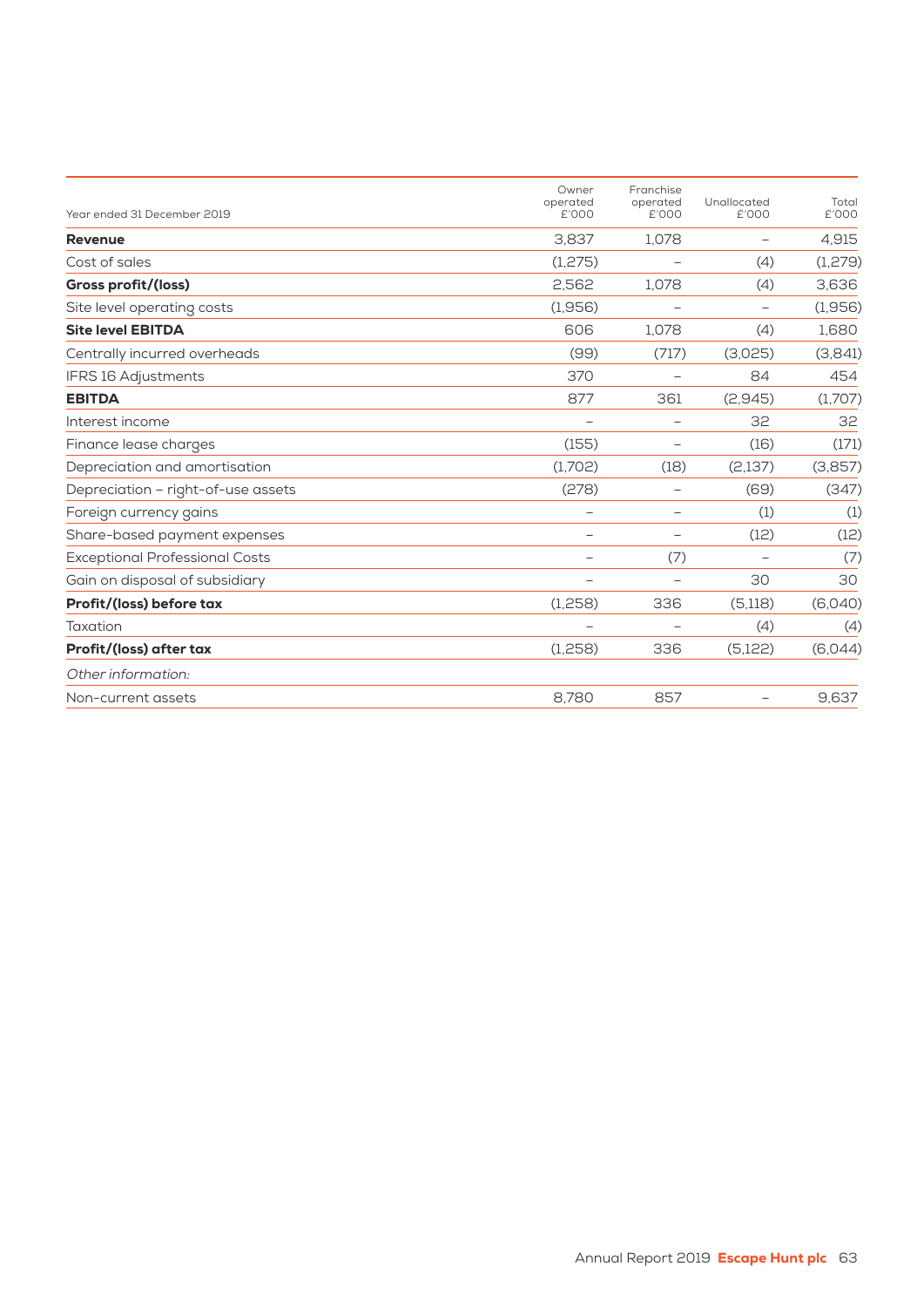| Year ended 31 December 2019 | Owner operated £'000 | Franchise operated £'000 | Unallocated £'000 | Total £'000 |
|---|---|---|---|---|
| **Revenue** | 3,837 | 1,078 | – | 4,915 |
| Cost of sales | (1,275) | – | (4) | (1,279) |
| **Gross profit/(loss)** | 2,562 | 1,078 | (4) | 3,636 |
| Site level operating costs | (1,956) | – | – | (1,956) |
| **Site level EBITDA** | 606 | 1,078 | (4) | 1,680 |
| Centrally incurred overheads | (99) | (717) | (3,025) | (3,841) |
| IFRS 16 Adjustments | 370 | – | 84 | 454 |
| **EBITDA** | 877 | 361 | (2,945) | (1,707) |
| Interest income | – | – | 32 | 32 |
| Finance lease charges | (155) | – | (16) | (171) |
| Depreciation and amortisation | (1,702) | (18) | (2,137) | (3,857) |
| Depreciation – right-of-use assets | (278) | – | (69) | (347) |
| Foreign currency gains | – | – | (1) | (1) |
| Share-based payment expenses | – | – | (12) | (12) |
| Exceptional Professional Costs | – | (7) | – | (7) |
| Gain on disposal of subsidiary | – | – | 30 | 30 |
| **Profit/(loss) before tax** | (1,258) | 336 | (5,118) | (6,040) |
| Taxation | – | – | (4) | (4) |
| **Profit/(loss) after tax** | (1,258) | 336 | (5,122) | (6,044) |
| *Other information:* | | | | |
| Non-current assets | 8,780 | 857 | – | 9,637 |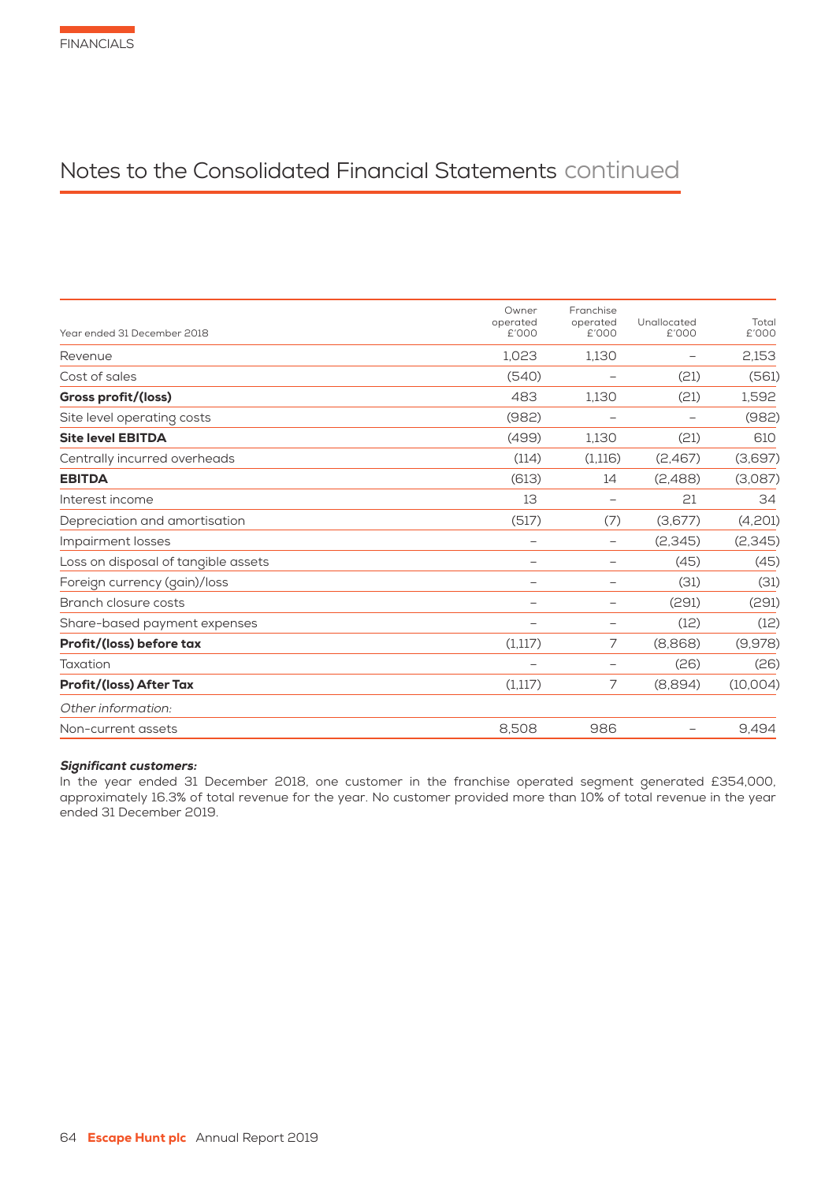# Notes to the Consolidated Financial Statements continued

| Year ended 31 December 2018 | Owner operated £'000 | Franchise operated £'000 | Unallocated £'000 | Total £'000 |
|---|---|---|---|---|
| Revenue | 1,023 | 1,130 | – | 2,153 |
| Cost of sales | (540) | – | (21) | (561) |
| **Gross profit/(loss)** | 483 | 1,130 | (21) | 1,592 |
| Site level operating costs | (982) | – | – | (982) |
| **Site level EBITDA** | (499) | 1,130 | (21) | 610 |
| Centrally incurred overheads | (114) | (1,116) | (2,467) | (3,697) |
| **EBITDA** | (613) | 14 | (2,488) | (3,087) |
| Interest income | 13 | – | 21 | 34 |
| Depreciation and amortisation | (517) | (7) | (3,677) | (4,201) |
| Impairment losses | – | – | (2,345) | (2,345) |
| Loss on disposal of tangible assets | – | – | (45) | (45) |
| Foreign currency (gain)/loss | – | – | (31) | (31) |
| Branch closure costs | – | – | (291) | (291) |
| Share-based payment expenses | – | – | (12) | (12) |
| **Profit/(loss) before tax** | (1,117) | 7 | (8,868) | (9,978) |
| Taxation | – | – | (26) | (26) |
| **Profit/(loss) After Tax** | (1,117) | 7 | (8,894) | (10,004) |
| *Other information:* | | | | |
| Non-current assets | 8,508 | 986 | – | 9,494 |

***Significant customers:***

In the year ended 31 December 2018, one customer in the franchise operated segment generated £354,000, approximately 16.3% of total revenue for the year. No customer provided more than 10% of total revenue in the year ended 31 December 2019.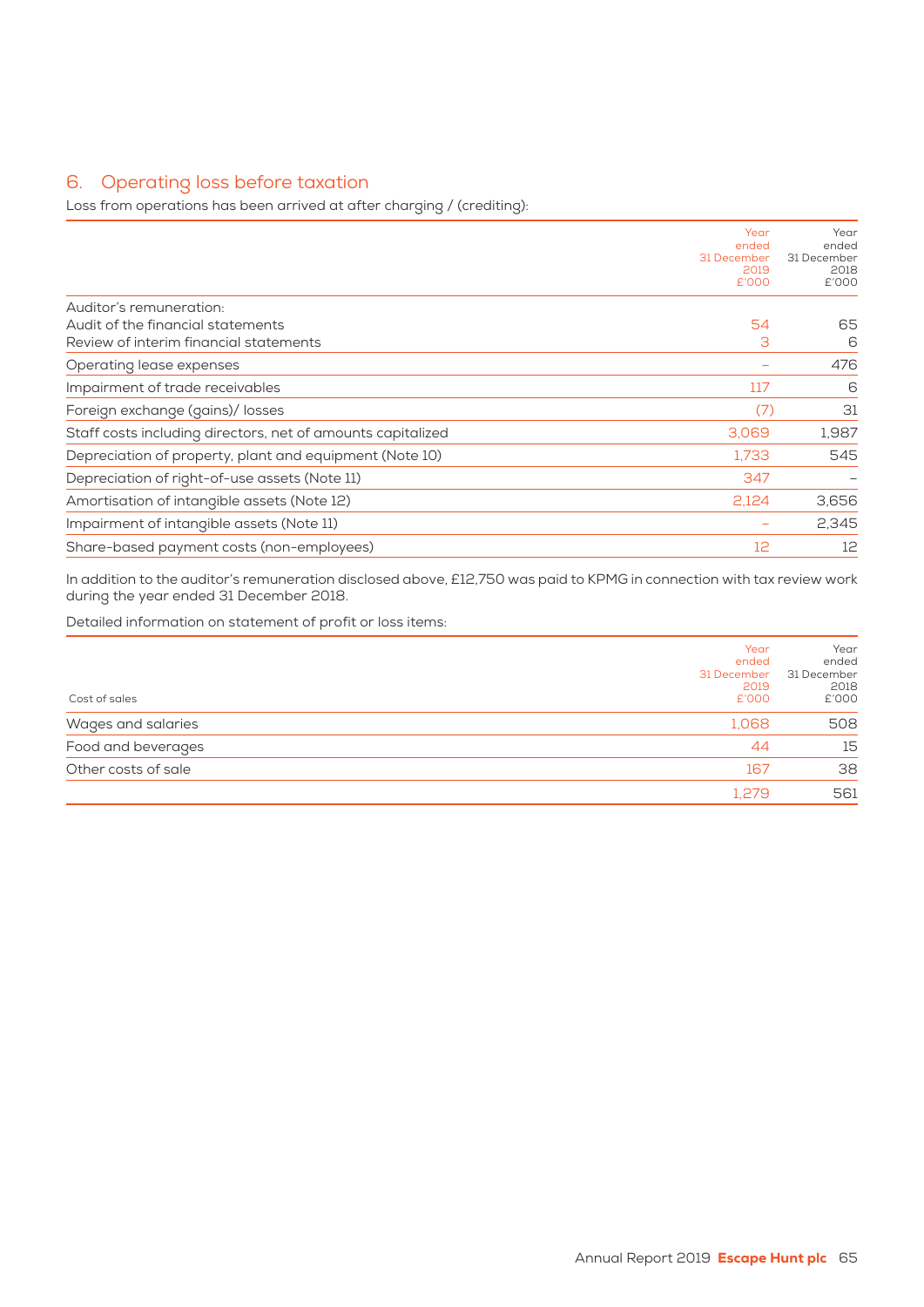## 6. Operating loss before taxation

Loss from operations has been arrived at after charging / (crediting):

| | Year ended 31 December 2019 £'000 | Year ended 31 December 2018 £'000 |
|---|---|---|
| Auditor's remuneration: | | |
| Audit of the financial statements | 54 | 65 |
| Review of interim financial statements | 3 | 6 |
| Operating lease expenses | – | 476 |
| Impairment of trade receivables | 117 | 6 |
| Foreign exchange (gains)/ losses | (7) | 31 |
| Staff costs including directors, net of amounts capitalized | 3,069 | 1,987 |
| Depreciation of property, plant and equipment (Note 10) | 1,733 | 545 |
| Depreciation of right-of-use assets (Note 11) | 347 | – |
| Amortisation of intangible assets (Note 12) | 2,124 | 3,656 |
| Impairment of intangible assets (Note 11) | – | 2,345 |
| Share-based payment costs (non-employees) | 12 | 12 |

In addition to the auditor's remuneration disclosed above, £12,750 was paid to KPMG in connection with tax review work during the year ended 31 December 2018.

Detailed information on statement of profit or loss items:

| Cost of sales | Year ended 31 December 2019 £'000 | Year ended 31 December 2018 £'000 |
|---|---|---|
| Wages and salaries | 1,068 | 508 |
| Food and beverages | 44 | 15 |
| Other costs of sale | 167 | 38 |
| | 1,279 | 561 |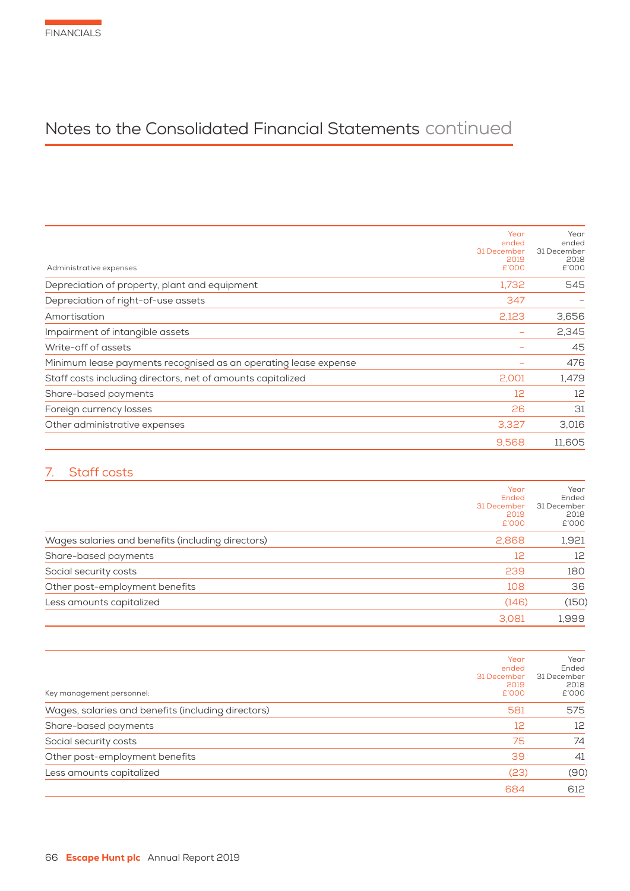# Notes to the Consolidated Financial Statements continued

| Administrative expenses | Year ended 31 December 2019 £'000 | Year ended 31 December 2018 £'000 |
|---|---|---|
| Depreciation of property, plant and equipment | 1,732 | 545 |
| Depreciation of right-of-use assets | 347 | – |
| Amortisation | 2,123 | 3,656 |
| Impairment of intangible assets | – | 2,345 |
| Write-off of assets | – | 45 |
| Minimum lease payments recognised as an operating lease expense | – | 476 |
| Staff costs including directors, net of amounts capitalized | 2,001 | 1,479 |
| Share-based payments | 12 | 12 |
| Foreign currency losses | 26 | 31 |
| Other administrative expenses | 3,327 | 3,016 |
| | 9,568 | 11,605 |

## 7. Staff costs

| | Year Ended 31 December 2019 £'000 | Year Ended 31 December 2018 £'000 |
|---|---|---|
| Wages salaries and benefits (including directors) | 2,868 | 1,921 |
| Share-based payments | 12 | 12 |
| Social security costs | 239 | 180 |
| Other post-employment benefits | 108 | 36 |
| Less amounts capitalized | (146) | (150) |
| | 3,081 | 1,999 |

| Key management personnel: | Year ended 31 December 2019 £'000 | Year Ended 31 December 2018 £'000 |
|---|---|---|
| Wages, salaries and benefits (including directors) | 581 | 575 |
| Share-based payments | 12 | 12 |
| Social security costs | 75 | 74 |
| Other post-employment benefits | 39 | 41 |
| Less amounts capitalized | (23) | (90) |
| | 684 | 612 |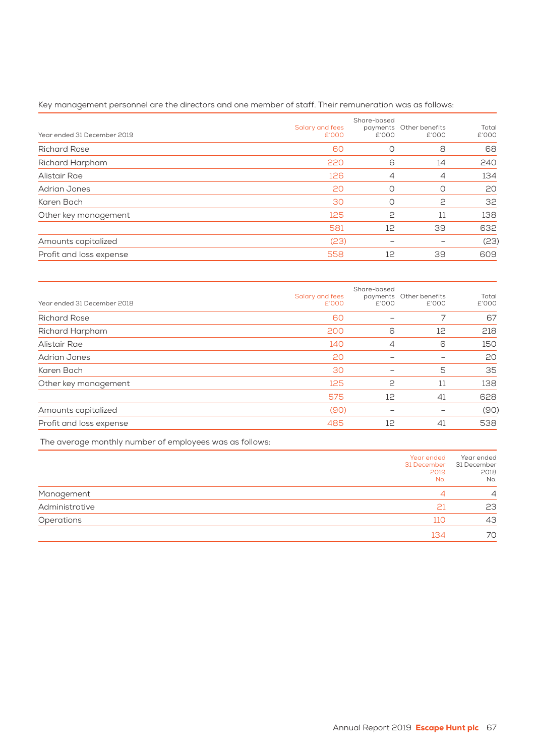Key management personnel are the directors and one member of staff. Their remuneration was as follows:

| Year ended 31 December 2019 | Salary and fees £'000 | Share-based payments £'000 | Other benefits £'000 | Total £'000 |
|---|---|---|---|---|
| Richard Rose | 60 | 0 | 8 | 68 |
| Richard Harpham | 220 | 6 | 14 | 240 |
| Alistair Rae | 126 | 4 | 4 | 134 |
| Adrian Jones | 20 | 0 | 0 | 20 |
| Karen Bach | 30 | 0 | 2 | 32 |
| Other key management | 125 | 2 | 11 | 138 |
| | 581 | 12 | 39 | 632 |
| Amounts capitalized | (23) | – | – | (23) |
| Profit and loss expense | 558 | 12 | 39 | 609 |

| Year ended 31 December 2018 | Salary and fees £'000 | Share-based payments £'000 | Other benefits £'000 | Total £'000 |
|---|---|---|---|---|
| Richard Rose | 60 | – | 7 | 67 |
| Richard Harpham | 200 | 6 | 12 | 218 |
| Alistair Rae | 140 | 4 | 6 | 150 |
| Adrian Jones | 20 | – | – | 20 |
| Karen Bach | 30 | – | 5 | 35 |
| Other key management | 125 | 2 | 11 | 138 |
| | 575 | 12 | 41 | 628 |
| Amounts capitalized | (90) | – | – | (90) |
| Profit and loss expense | 485 | 12 | 41 | 538 |

The average monthly number of employees was as follows:

| | Year ended 31 December 2019 No. | Year ended 31 December 2018 No. |
|---|---|---|
| Management | 4 | 4 |
| Administrative | 21 | 23 |
| Operations | 110 | 43 |
| | 134 | 70 |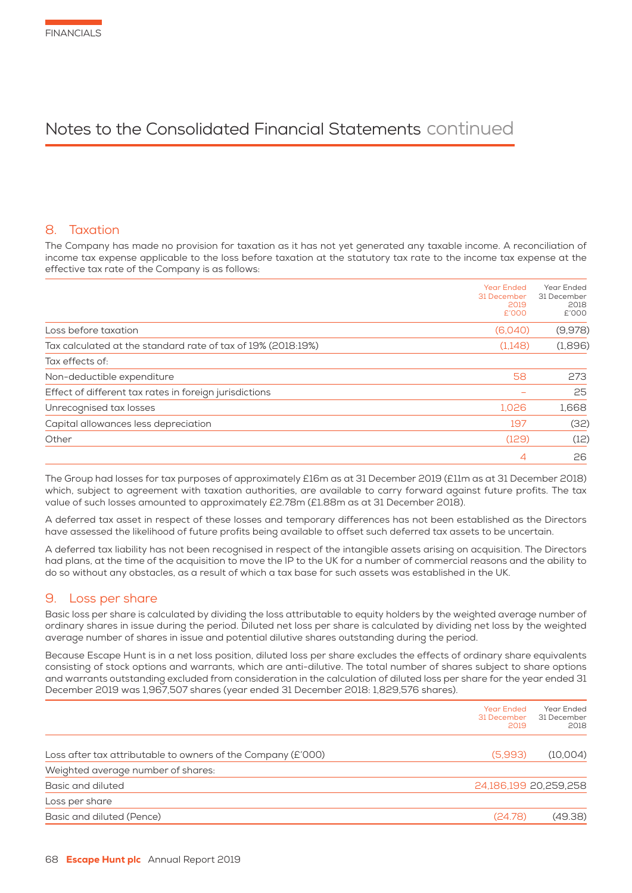FINANCIALS

# Notes to the Consolidated Financial Statements continued

## 8. Taxation

The Company has made no provision for taxation as it has not yet generated any taxable income. A reconciliation of income tax expense applicable to the loss before taxation at the statutory tax rate to the income tax expense at the effective tax rate of the Company is as follows:

| | Year Ended 31 December 2019 £'000 | Year Ended 31 December 2018 £'000 |
|---|---|---|
| Loss before taxation | (6,040) | (9,978) |
| Tax calculated at the standard rate of tax of 19% (2018:19%) | (1,148) | (1,896) |
| Tax effects of: | | |
| Non-deductible expenditure | 58 | 273 |
| Effect of different tax rates in foreign jurisdictions | – | 25 |
| Unrecognised tax losses | 1,026 | 1,668 |
| Capital allowances less depreciation | 197 | (32) |
| Other | (129) | (12) |
| | 4 | 26 |

The Group had losses for tax purposes of approximately £16m as at 31 December 2019 (£11m as at 31 December 2018) which, subject to agreement with taxation authorities, are available to carry forward against future profits. The tax value of such losses amounted to approximately £2.78m (£1.88m as at 31 December 2018).

A deferred tax asset in respect of these losses and temporary differences has not been established as the Directors have assessed the likelihood of future profits being available to offset such deferred tax assets to be uncertain.

A deferred tax liability has not been recognised in respect of the intangible assets arising on acquisition. The Directors had plans, at the time of the acquisition to move the IP to the UK for a number of commercial reasons and the ability to do so without any obstacles, as a result of which a tax base for such assets was established in the UK.

## 9. Loss per share

Basic loss per share is calculated by dividing the loss attributable to equity holders by the weighted average number of ordinary shares in issue during the period. Diluted net loss per share is calculated by dividing net loss by the weighted average number of shares in issue and potential dilutive shares outstanding during the period.

Because Escape Hunt is in a net loss position, diluted loss per share excludes the effects of ordinary share equivalents consisting of stock options and warrants, which are anti-dilutive. The total number of shares subject to share options and warrants outstanding excluded from consideration in the calculation of diluted loss per share for the year ended 31 December 2019 was 1,967,507 shares (year ended 31 December 2018: 1,829,576 shares).

| | Year Ended 31 December 2019 | Year Ended 31 December 2018 |
|---|---|---|
| Loss after tax attributable to owners of the Company (£'000) | (5,993) | (10,004) |
| Weighted average number of shares: | | |
| Basic and diluted | 24,186,199 | 20,259,258 |
| Loss per share | | |
| Basic and diluted (Pence) | (24.78) | (49.38) |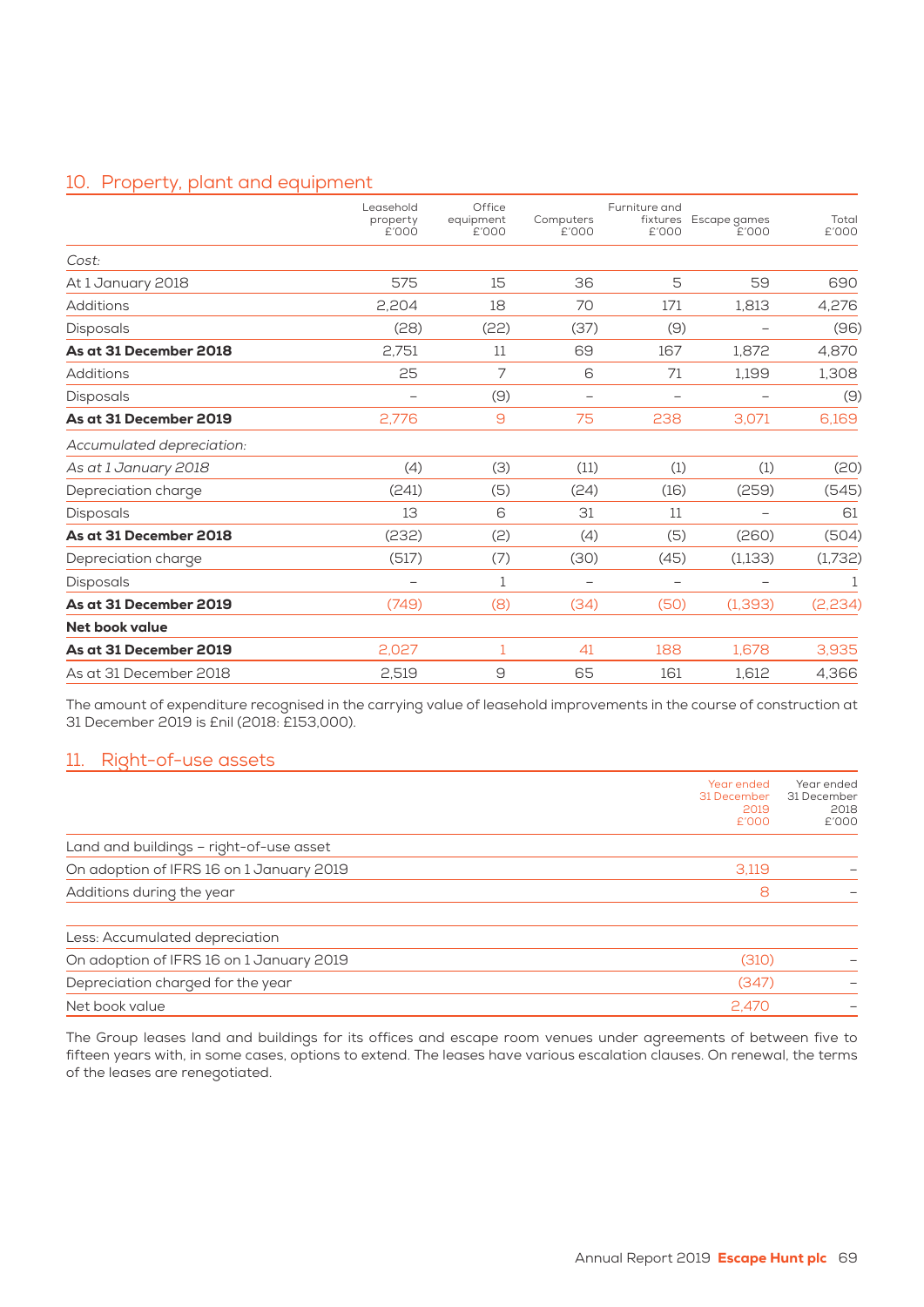## 10. Property, plant and equipment

| | Leasehold property £'000 | Office equipment £'000 | Computers £'000 | Furniture and fixtures £'000 | Escape games £'000 | Total £'000 |
|---|---|---|---|---|---|---|
| *Cost:* | | | | | | |
| At 1 January 2018 | 575 | 15 | 36 | 5 | 59 | 690 |
| Additions | 2,204 | 18 | 70 | 171 | 1,813 | 4,276 |
| Disposals | (28) | (22) | (37) | (9) | – | (96) |
| **As at 31 December 2018** | 2,751 | 11 | 69 | 167 | 1,872 | 4,870 |
| Additions | 25 | 7 | 6 | 71 | 1,199 | 1,308 |
| Disposals | – | (9) | – | – | – | (9) |
| **As at 31 December 2019** | 2,776 | 9 | 75 | 238 | 3,071 | 6,169 |
| *Accumulated depreciation:* | | | | | | |
| *As at 1 January 2018* | (4) | (3) | (11) | (1) | (1) | (20) |
| Depreciation charge | (241) | (5) | (24) | (16) | (259) | (545) |
| Disposals | 13 | 6 | 31 | 11 | – | 61 |
| **As at 31 December 2018** | (232) | (2) | (4) | (5) | (260) | (504) |
| Depreciation charge | (517) | (7) | (30) | (45) | (1,133) | (1,732) |
| Disposals | – | 1 | – | – | – | 1 |
| **As at 31 December 2019** | (749) | (8) | (34) | (50) | (1,393) | (2,234) |
| **Net book value** | | | | | | |
| **As at 31 December 2019** | 2,027 | 1 | 41 | 188 | 1,678 | 3,935 |
| As at 31 December 2018 | 2,519 | 9 | 65 | 161 | 1,612 | 4,366 |

The amount of expenditure recognised in the carrying value of leasehold improvements in the course of construction at 31 December 2019 is £nil (2018: £153,000).

## 11. Right-of-use assets

| | Year ended 31 December 2019 £'000 | Year ended 31 December 2018 £'000 |
|---|---|---|
| Land and buildings – right-of-use asset | | |
| On adoption of IFRS 16 on 1 January 2019 | 3,119 | – |
| Additions during the year | 8 | – |
| | | |
| Less: Accumulated depreciation | | |
| On adoption of IFRS 16 on 1 January 2019 | (310) | – |
| Depreciation charged for the year | (347) | – |
| Net book value | 2,470 | – |

The Group leases land and buildings for its offices and escape room venues under agreements of between five to fifteen years with, in some cases, options to extend. The leases have various escalation clauses. On renewal, the terms of the leases are renegotiated.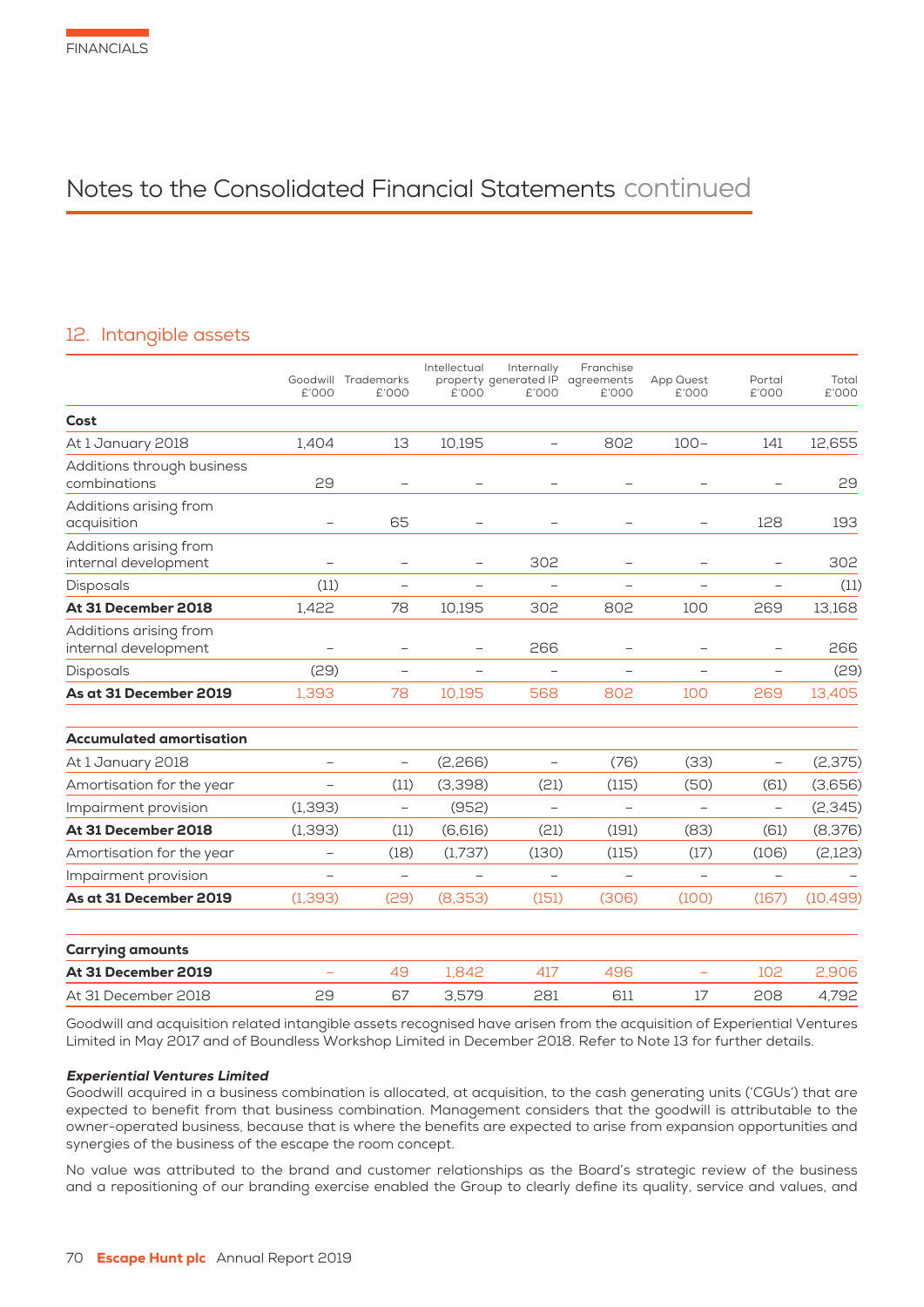# Notes to the Consolidated Financial Statements continued

## 12. Intangible assets

| | Goodwill £'000 | Trademarks £'000 | Intellectual property £'000 | Internally generated IP £'000 | Franchise agreements £'000 | App Quest £'000 | Portal £'000 | Total £'000 |
|---|---|---|---|---|---|---|---|---|
| **Cost** | | | | | | | | |
| At 1 January 2018 | 1,404 | 13 | 10,195 | – | 802 | 100– | 141 | 12,655 |
| Additions through business combinations | 29 | – | – | – | – | – | – | 29 |
| Additions arising from acquisition | – | 65 | – | – | – | – | 128 | 193 |
| Additions arising from internal development | – | – | – | 302 | – | – | – | 302 |
| Disposals | (11) | – | – | – | – | – | – | (11) |
| **At 31 December 2018** | 1,422 | 78 | 10,195 | 302 | 802 | 100 | 269 | 13,168 |
| Additions arising from internal development | – | – | – | 266 | – | – | – | 266 |
| Disposals | (29) | – | – | – | – | – | – | (29) |
| **As at 31 December 2019** | 1,393 | 78 | 10,195 | 568 | 802 | 100 | 269 | 13,405 |
| **Accumulated amortisation** | | | | | | | | |
| At 1 January 2018 | – | – | (2,266) | – | (76) | (33) | – | (2,375) |
| Amortisation for the year | – | (11) | (3,398) | (21) | (115) | (50) | (61) | (3,656) |
| Impairment provision | (1,393) | – | (952) | – | – | – | – | (2,345) |
| **At 31 December 2018** | (1,393) | (11) | (6,616) | (21) | (191) | (83) | (61) | (8,376) |
| Amortisation for the year | – | (18) | (1,737) | (130) | (115) | (17) | (106) | (2,123) |
| Impairment provision | – | – | – | – | – | – | – | – |
| **As at 31 December 2019** | (1,393) | (29) | (8,353) | (151) | (306) | (100) | (167) | (10,499) |
| **Carrying amounts** | | | | | | | | |
| **At 31 December 2019** | – | 49 | 1,842 | 417 | 496 | – | 102 | 2,906 |
| At 31 December 2018 | 29 | 67 | 3,579 | 281 | 611 | 17 | 208 | 4,792 |

Goodwill and acquisition related intangible assets recognised have arisen from the acquisition of Experiential Ventures Limited in May 2017 and of Boundless Workshop Limited in December 2018. Refer to Note 13 for further details.

***Experiential Ventures Limited***

Goodwill acquired in a business combination is allocated, at acquisition, to the cash generating units ('CGUs') that are expected to benefit from that business combination. Management considers that the goodwill is attributable to the owner-operated business, because that is where the benefits are expected to arise from expansion opportunities and synergies of the business of the escape the room concept.

No value was attributed to the brand and customer relationships as the Board's strategic review of the business and a repositioning of our branding exercise enabled the Group to clearly define its quality, service and values, and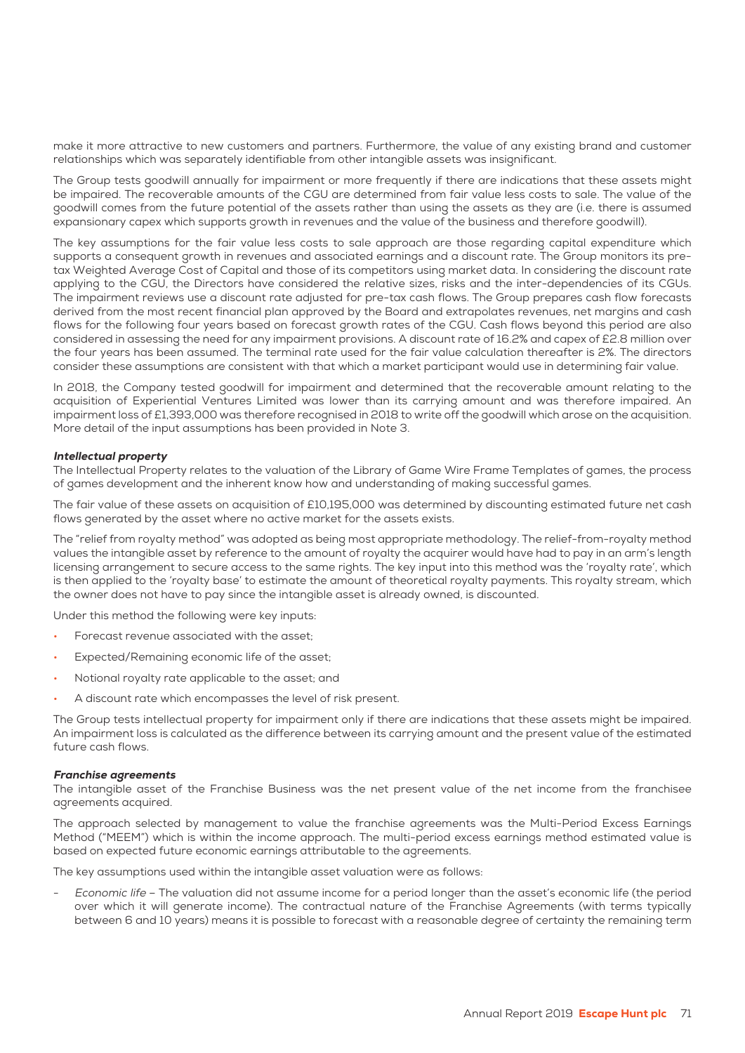make it more attractive to new customers and partners. Furthermore, the value of any existing brand and customer relationships which was separately identifiable from other intangible assets was insignificant.

The Group tests goodwill annually for impairment or more frequently if there are indications that these assets might be impaired. The recoverable amounts of the CGU are determined from fair value less costs to sale. The value of the goodwill comes from the future potential of the assets rather than using the assets as they are (i.e. there is assumed expansionary capex which supports growth in revenues and the value of the business and therefore goodwill).

The key assumptions for the fair value less costs to sale approach are those regarding capital expenditure which supports a consequent growth in revenues and associated earnings and a discount rate. The Group monitors its pre-tax Weighted Average Cost of Capital and those of its competitors using market data. In considering the discount rate applying to the CGU, the Directors have considered the relative sizes, risks and the inter-dependencies of its CGUs. The impairment reviews use a discount rate adjusted for pre-tax cash flows. The Group prepares cash flow forecasts derived from the most recent financial plan approved by the Board and extrapolates revenues, net margins and cash flows for the following four years based on forecast growth rates of the CGU. Cash flows beyond this period are also considered in assessing the need for any impairment provisions. A discount rate of 16.2% and capex of £2.8 million over the four years has been assumed. The terminal rate used for the fair value calculation thereafter is 2%. The directors consider these assumptions are consistent with that which a market participant would use in determining fair value.

In 2018, the Company tested goodwill for impairment and determined that the recoverable amount relating to the acquisition of Experiential Ventures Limited was lower than its carrying amount and was therefore impaired. An impairment loss of £1,393,000 was therefore recognised in 2018 to write off the goodwill which arose on the acquisition. More detail of the input assumptions has been provided in Note 3.

***Intellectual property***

The Intellectual Property relates to the valuation of the Library of Game Wire Frame Templates of games, the process of games development and the inherent know how and understanding of making successful games.

The fair value of these assets on acquisition of £10,195,000 was determined by discounting estimated future net cash flows generated by the asset where no active market for the assets exists.

The "relief from royalty method" was adopted as being most appropriate methodology. The relief-from-royalty method values the intangible asset by reference to the amount of royalty the acquirer would have had to pay in an arm's length licensing arrangement to secure access to the same rights. The key input into this method was the 'royalty rate', which is then applied to the 'royalty base' to estimate the amount of theoretical royalty payments. This royalty stream, which the owner does not have to pay since the intangible asset is already owned, is discounted.

Under this method the following were key inputs:

- Forecast revenue associated with the asset;
- Expected/Remaining economic life of the asset;
- Notional royalty rate applicable to the asset; and
- A discount rate which encompasses the level of risk present.

The Group tests intellectual property for impairment only if there are indications that these assets might be impaired. An impairment loss is calculated as the difference between its carrying amount and the present value of the estimated future cash flows.

***Franchise agreements***

The intangible asset of the Franchise Business was the net present value of the net income from the franchisee agreements acquired.

The approach selected by management to value the franchise agreements was the Multi-Period Excess Earnings Method ("MEEM") which is within the income approach. The multi-period excess earnings method estimated value is based on expected future economic earnings attributable to the agreements.

The key assumptions used within the intangible asset valuation were as follows:

- *Economic life* – The valuation did not assume income for a period longer than the asset's economic life (the period over which it will generate income). The contractual nature of the Franchise Agreements (with terms typically between 6 and 10 years) means it is possible to forecast with a reasonable degree of certainty the remaining term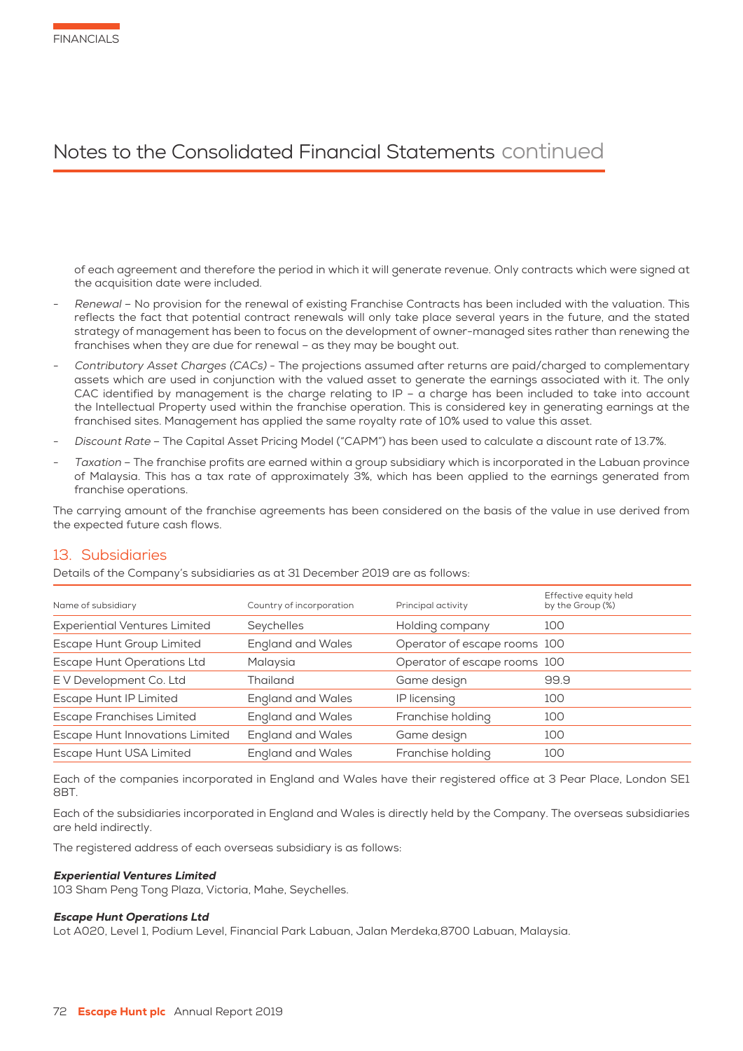# Notes to the Consolidated Financial Statements continued

of each agreement and therefore the period in which it will generate revenue. Only contracts which were signed at the acquisition date were included.

- *Renewal* – No provision for the renewal of existing Franchise Contracts has been included with the valuation. This reflects the fact that potential contract renewals will only take place several years in the future, and the stated strategy of management has been to focus on the development of owner-managed sites rather than renewing the franchises when they are due for renewal – as they may be bought out.
- *Contributory Asset Charges (CACs)* - The projections assumed after returns are paid/charged to complementary assets which are used in conjunction with the valued asset to generate the earnings associated with it. The only CAC identified by management is the charge relating to IP – a charge has been included to take into account the Intellectual Property used within the franchise operation. This is considered key in generating earnings at the franchised sites. Management has applied the same royalty rate of 10% used to value this asset.
- *Discount Rate* – The Capital Asset Pricing Model ("CAPM") has been used to calculate a discount rate of 13.7%.
- *Taxation* – The franchise profits are earned within a group subsidiary which is incorporated in the Labuan province of Malaysia. This has a tax rate of approximately 3%, which has been applied to the earnings generated from franchise operations.

The carrying amount of the franchise agreements has been considered on the basis of the value in use derived from the expected future cash flows.

## 13. Subsidiaries

Details of the Company's subsidiaries as at 31 December 2019 are as follows:

| Name of subsidiary | Country of incorporation | Principal activity | Effective equity held by the Group (%) |
|---|---|---|---|
| Experiential Ventures Limited | Seychelles | Holding company | 100 |
| Escape Hunt Group Limited | England and Wales | Operator of escape rooms | 100 |
| Escape Hunt Operations Ltd | Malaysia | Operator of escape rooms | 100 |
| E V Development Co. Ltd | Thailand | Game design | 99.9 |
| Escape Hunt IP Limited | England and Wales | IP licensing | 100 |
| Escape Franchises Limited | England and Wales | Franchise holding | 100 |
| Escape Hunt Innovations Limited | England and Wales | Game design | 100 |
| Escape Hunt USA Limited | England and Wales | Franchise holding | 100 |

Each of the companies incorporated in England and Wales have their registered office at 3 Pear Place, London SE1 8BT.

Each of the subsidiaries incorporated in England and Wales is directly held by the Company. The overseas subsidiaries are held indirectly.

The registered address of each overseas subsidiary is as follows:

***Experiential Ventures Limited***
103 Sham Peng Tong Plaza, Victoria, Mahe, Seychelles.

***Escape Hunt Operations Ltd***
Lot A020, Level 1, Podium Level, Financial Park Labuan, Jalan Merdeka,8700 Labuan, Malaysia.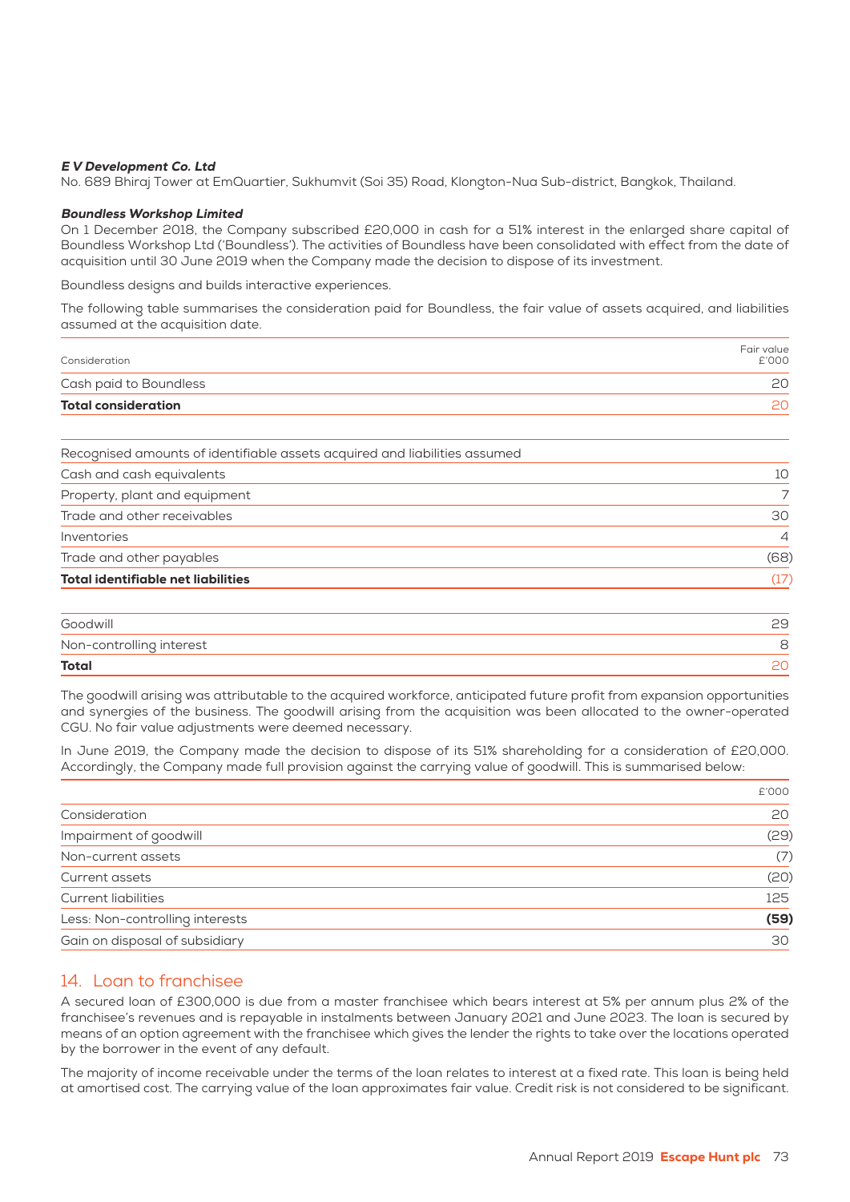***E V Development Co. Ltd***
No. 689 Bhiraj Tower at EmQuartier, Sukhumvit (Soi 35) Road, Klongton-Nua Sub-district, Bangkok, Thailand.

***Boundless Workshop Limited***
On 1 December 2018, the Company subscribed £20,000 in cash for a 51% interest in the enlarged share capital of Boundless Workshop Ltd ('Boundless'). The activities of Boundless have been consolidated with effect from the date of acquisition until 30 June 2019 when the Company made the decision to dispose of its investment.

Boundless designs and builds interactive experiences.

The following table summarises the consideration paid for Boundless, the fair value of assets acquired, and liabilities assumed at the acquisition date.

| Consideration | Fair value £'000 |
|---|---|
| Cash paid to Boundless | 20 |
| **Total consideration** | 20 |

| Recognised amounts of identifiable assets acquired and liabilities assumed | |
|---|---|
| Cash and cash equivalents | 10 |
| Property, plant and equipment | 7 |
| Trade and other receivables | 30 |
| Inventories | 4 |
| Trade and other payables | (68) |
| **Total identifiable net liabilities** | (17) |

| | |
|---|---|
| Goodwill | 29 |
| Non-controlling interest | 8 |
| **Total** | 20 |

The goodwill arising was attributable to the acquired workforce, anticipated future profit from expansion opportunities and synergies of the business. The goodwill arising from the acquisition was been allocated to the owner-operated CGU. No fair value adjustments were deemed necessary.

In June 2019, the Company made the decision to dispose of its 51% shareholding for a consideration of £20,000. Accordingly, the Company made full provision against the carrying value of goodwill. This is summarised below:

| | £'000 |
|---|---|
| Consideration | 20 |
| Impairment of goodwill | (29) |
| Non-current assets | (7) |
| Current assets | (20) |
| Current liabilities | 125 |
| Less: Non-controlling interests | **(59)** |
| Gain on disposal of subsidiary | 30 |

## 14. Loan to franchisee

A secured loan of £300,000 is due from a master franchisee which bears interest at 5% per annum plus 2% of the franchisee's revenues and is repayable in instalments between January 2021 and June 2023. The loan is secured by means of an option agreement with the franchisee which gives the lender the rights to take over the locations operated by the borrower in the event of any default.

The majority of income receivable under the terms of the loan relates to interest at a fixed rate. This loan is being held at amortised cost. The carrying value of the loan approximates fair value. Credit risk is not considered to be significant.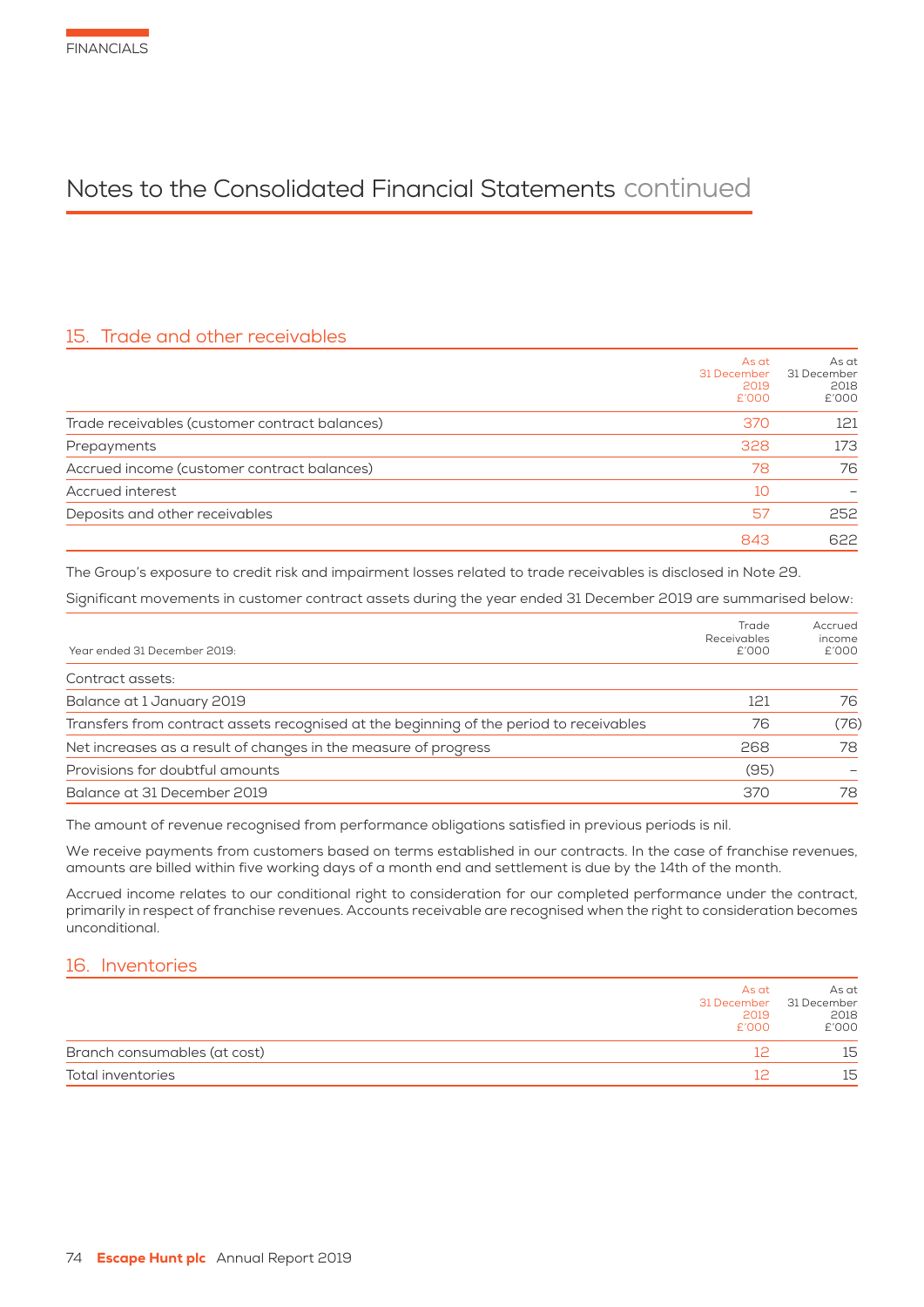# Notes to the Consolidated Financial Statements continued

## 15. Trade and other receivables

| | As at 31 December 2019 £'000 | As at 31 December 2018 £'000 |
|---|---|---|
| Trade receivables (customer contract balances) | 370 | 121 |
| Prepayments | 328 | 173 |
| Accrued income (customer contract balances) | 78 | 76 |
| Accrued interest | 10 | – |
| Deposits and other receivables | 57 | 252 |
| | 843 | 622 |

The Group's exposure to credit risk and impairment losses related to trade receivables is disclosed in Note 29.

Significant movements in customer contract assets during the year ended 31 December 2019 are summarised below:

| Year ended 31 December 2019: | Trade Receivables £'000 | Accrued income £'000 |
|---|---|---|
| Contract assets: | | |
| Balance at 1 January 2019 | 121 | 76 |
| Transfers from contract assets recognised at the beginning of the period to receivables | 76 | (76) |
| Net increases as a result of changes in the measure of progress | 268 | 78 |
| Provisions for doubtful amounts | (95) | – |
| Balance at 31 December 2019 | 370 | 78 |

The amount of revenue recognised from performance obligations satisfied in previous periods is nil.

We receive payments from customers based on terms established in our contracts. In the case of franchise revenues, amounts are billed within five working days of a month end and settlement is due by the 14th of the month.

Accrued income relates to our conditional right to consideration for our completed performance under the contract, primarily in respect of franchise revenues. Accounts receivable are recognised when the right to consideration becomes unconditional.

## 16. Inventories

| | As at 31 December 2019 £'000 | As at 31 December 2018 £'000 |
|---|---|---|
| Branch consumables (at cost) | 12 | 15 |
| Total inventories | 12 | 15 |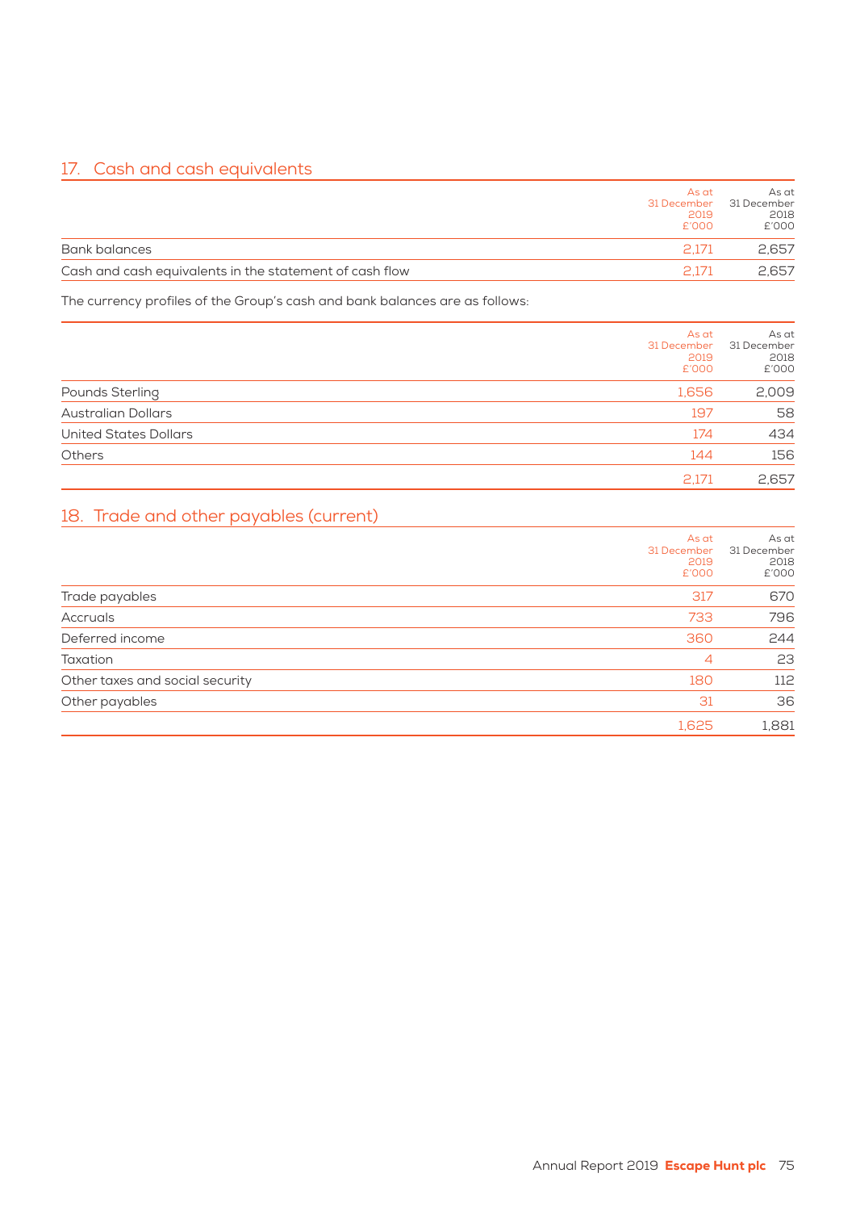## 17. Cash and cash equivalents

| | As at 31 December 2019 £'000 | As at 31 December 2018 £'000 |
|---|---|---|
| Bank balances | 2,171 | 2,657 |
| Cash and cash equivalents in the statement of cash flow | 2,171 | 2,657 |

The currency profiles of the Group's cash and bank balances are as follows:

| | As at 31 December 2019 £'000 | As at 31 December 2018 £'000 |
|---|---|---|
| Pounds Sterling | 1,656 | 2,009 |
| Australian Dollars | 197 | 58 |
| United States Dollars | 174 | 434 |
| Others | 144 | 156 |
| | 2,171 | 2,657 |

## 18. Trade and other payables (current)

| | As at 31 December 2019 £'000 | As at 31 December 2018 £'000 |
|---|---|---|
| Trade payables | 317 | 670 |
| Accruals | 733 | 796 |
| Deferred income | 360 | 244 |
| Taxation | 4 | 23 |
| Other taxes and social security | 180 | 112 |
| Other payables | 31 | 36 |
| | 1,625 | 1,881 |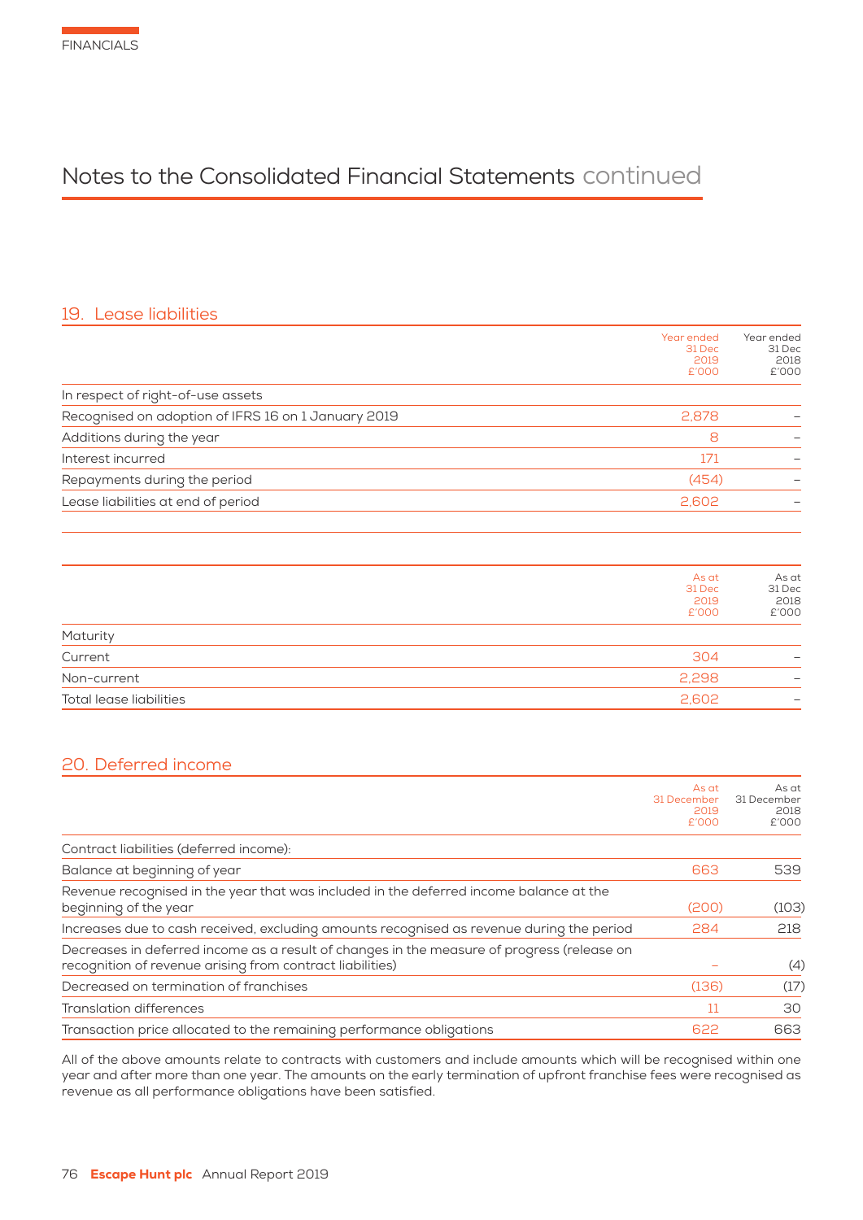# Notes to the Consolidated Financial Statements continued

## 19. Lease liabilities

| | Year ended 31 Dec 2019 £'000 | Year ended 31 Dec 2018 £'000 |
|---|---|---|
| In respect of right-of-use assets | | |
| Recognised on adoption of IFRS 16 on 1 January 2019 | 2,878 | – |
| Additions during the year | 8 | – |
| Interest incurred | 171 | – |
| Repayments during the period | (454) | – |
| Lease liabilities at end of period | 2,602 | – |

| | As at 31 Dec 2019 £'000 | As at 31 Dec 2018 £'000 |
|---|---|---|
| Maturity | | |
| Current | 304 | – |
| Non-current | 2,298 | – |
| Total lease liabilities | 2,602 | – |

## 20. Deferred income

| | As at 31 December 2019 £'000 | As at 31 December 2018 £'000 |
|---|---|---|
| Contract liabilities (deferred income): | | |
| Balance at beginning of year | 663 | 539 |
| Revenue recognised in the year that was included in the deferred income balance at the beginning of the year | (200) | (103) |
| Increases due to cash received, excluding amounts recognised as revenue during the period | 284 | 218 |
| Decreases in deferred income as a result of changes in the measure of progress (release on recognition of revenue arising from contract liabilities) | – | (4) |
| Decreased on termination of franchises | (136) | (17) |
| Translation differences | 11 | 30 |
| Transaction price allocated to the remaining performance obligations | 622 | 663 |

All of the above amounts relate to contracts with customers and include amounts which will be recognised within one year and after more than one year. The amounts on the early termination of upfront franchise fees were recognised as revenue as all performance obligations have been satisfied.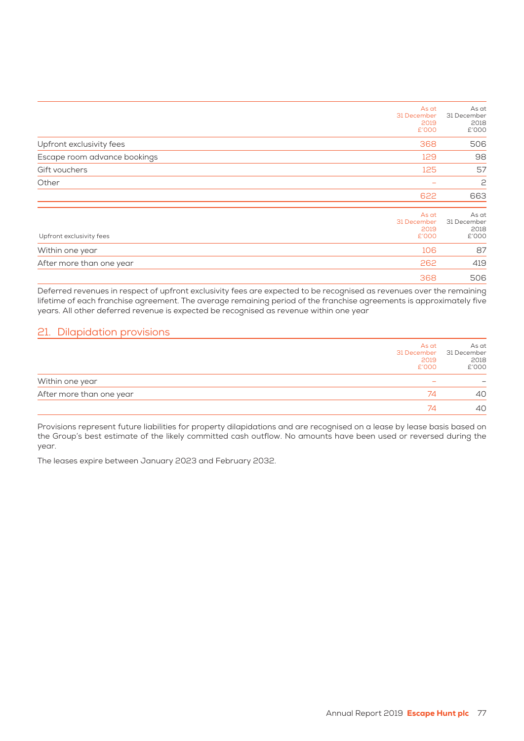| | As at 31 December 2019 £'000 | As at 31 December 2018 £'000 |
|---|---|---|
| Upfront exclusivity fees | 368 | 506 |
| Escape room advance bookings | 129 | 98 |
| Gift vouchers | 125 | 57 |
| Other | – | 2 |
| | 622 | 663 |

| Upfront exclusivity fees | As at 31 December 2019 £'000 | As at 31 December 2018 £'000 |
|---|---|---|
| Within one year | 106 | 87 |
| After more than one year | 262 | 419 |
| | 368 | 506 |

Deferred revenues in respect of upfront exclusivity fees are expected to be recognised as revenues over the remaining lifetime of each franchise agreement. The average remaining period of the franchise agreements is approximately five years. All other deferred revenue is expected be recognised as revenue within one year

## 21. Dilapidation provisions

| | As at 31 December 2019 £'000 | As at 31 December 2018 £'000 |
|---|---|---|
| Within one year | – | – |
| After more than one year | 74 | 40 |
| | 74 | 40 |

Provisions represent future liabilities for property dilapidations and are recognised on a lease by lease basis based on the Group's best estimate of the likely committed cash outflow. No amounts have been used or reversed during the year.

The leases expire between January 2023 and February 2032.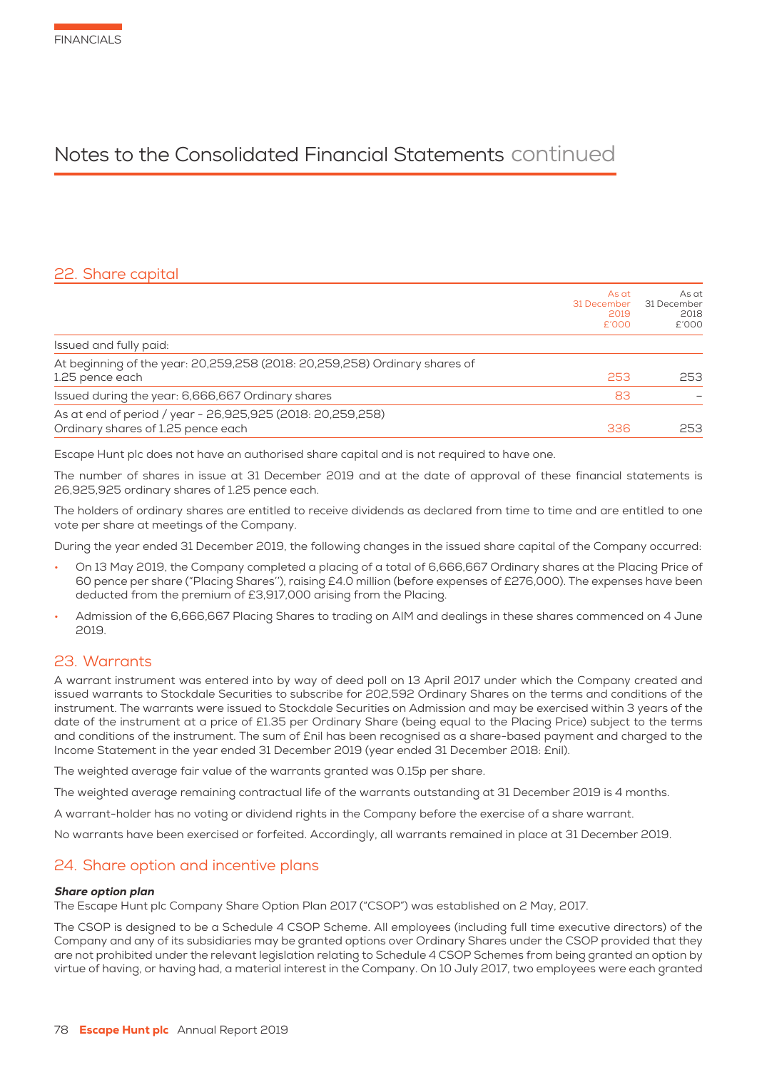## Notes to the Consolidated Financial Statements continued

### 22. Share capital

| | As at 31 December 2019 £'000 | As at 31 December 2018 £'000 |
|---|---|---|
| Issued and fully paid: | | |
| At beginning of the year: 20,259,258 (2018: 20,259,258) Ordinary shares of 1.25 pence each | 253 | 253 |
| Issued during the year: 6,666,667 Ordinary shares | 83 | – |
| As at end of period / year - 26,925,925 (2018: 20,259,258) Ordinary shares of 1.25 pence each | 336 | 253 |

Escape Hunt plc does not have an authorised share capital and is not required to have one.

The number of shares in issue at 31 December 2019 and at the date of approval of these financial statements is 26,925,925 ordinary shares of 1.25 pence each.

The holders of ordinary shares are entitled to receive dividends as declared from time to time and are entitled to one vote per share at meetings of the Company.

During the year ended 31 December 2019, the following changes in the issued share capital of the Company occurred:

- On 13 May 2019, the Company completed a placing of a total of 6,666,667 Ordinary shares at the Placing Price of 60 pence per share ("Placing Shares''), raising £4.0 million (before expenses of £276,000). The expenses have been deducted from the premium of £3,917,000 arising from the Placing.
- Admission of the 6,666,667 Placing Shares to trading on AIM and dealings in these shares commenced on 4 June 2019.

### 23. Warrants

A warrant instrument was entered into by way of deed poll on 13 April 2017 under which the Company created and issued warrants to Stockdale Securities to subscribe for 202,592 Ordinary Shares on the terms and conditions of the instrument. The warrants were issued to Stockdale Securities on Admission and may be exercised within 3 years of the date of the instrument at a price of £1.35 per Ordinary Share (being equal to the Placing Price) subject to the terms and conditions of the instrument. The sum of £nil has been recognised as a share-based payment and charged to the Income Statement in the year ended 31 December 2019 (year ended 31 December 2018: £nil).

The weighted average fair value of the warrants granted was 0.15p per share.

The weighted average remaining contractual life of the warrants outstanding at 31 December 2019 is 4 months.

A warrant-holder has no voting or dividend rights in the Company before the exercise of a share warrant.

No warrants have been exercised or forfeited. Accordingly, all warrants remained in place at 31 December 2019.

### 24. Share option and incentive plans

***Share option plan***

The Escape Hunt plc Company Share Option Plan 2017 ("CSOP") was established on 2 May, 2017.

The CSOP is designed to be a Schedule 4 CSOP Scheme. All employees (including full time executive directors) of the Company and any of its subsidiaries may be granted options over Ordinary Shares under the CSOP provided that they are not prohibited under the relevant legislation relating to Schedule 4 CSOP Schemes from being granted an option by virtue of having, or having had, a material interest in the Company. On 10 July 2017, two employees were each granted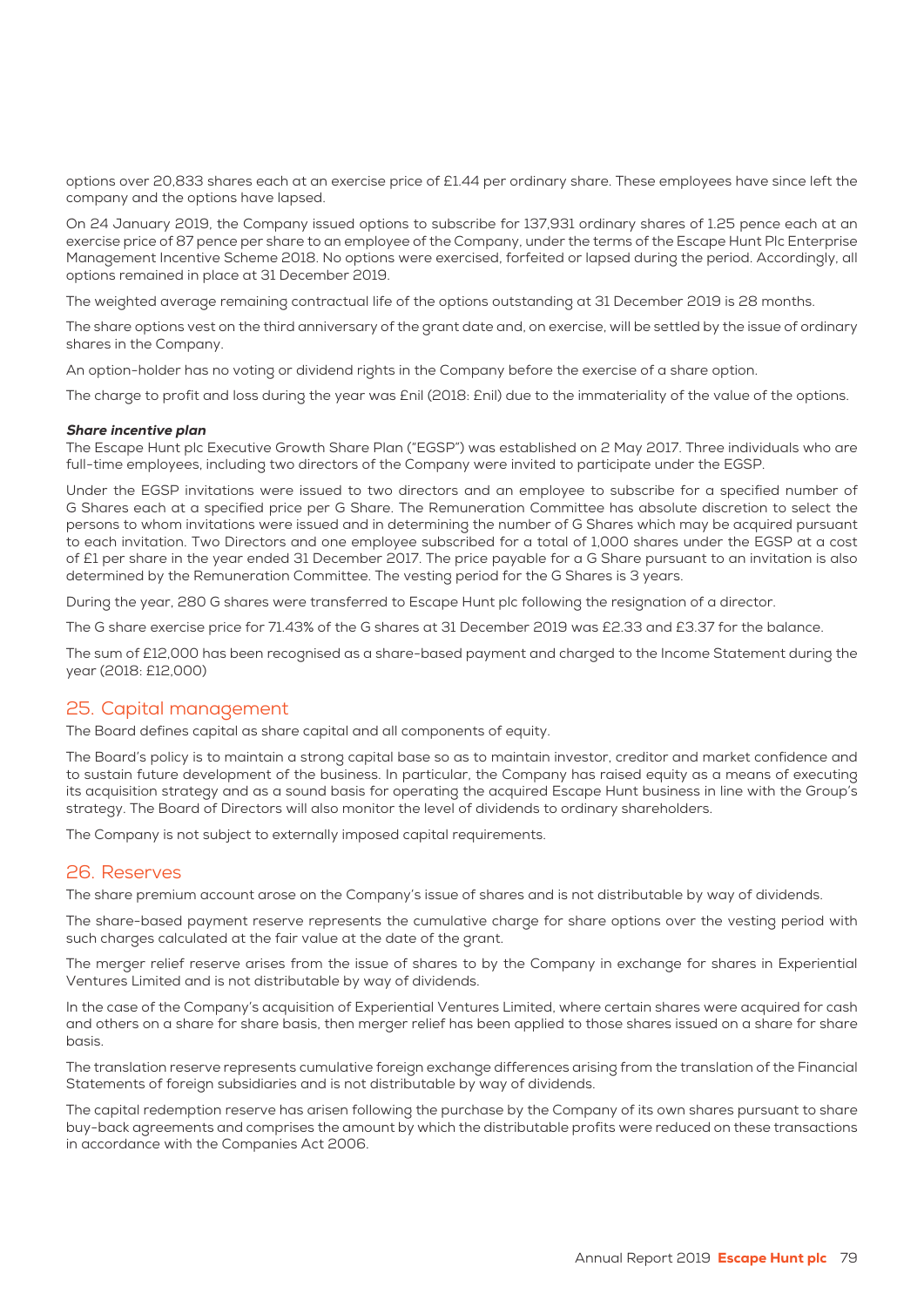options over 20,833 shares each at an exercise price of £1.44 per ordinary share. These employees have since left the company and the options have lapsed.

On 24 January 2019, the Company issued options to subscribe for 137,931 ordinary shares of 1.25 pence each at an exercise price of 87 pence per share to an employee of the Company, under the terms of the Escape Hunt Plc Enterprise Management Incentive Scheme 2018. No options were exercised, forfeited or lapsed during the period. Accordingly, all options remained in place at 31 December 2019.

The weighted average remaining contractual life of the options outstanding at 31 December 2019 is 28 months.

The share options vest on the third anniversary of the grant date and, on exercise, will be settled by the issue of ordinary shares in the Company.

An option-holder has no voting or dividend rights in the Company before the exercise of a share option.

The charge to profit and loss during the year was £nil (2018: £nil) due to the immateriality of the value of the options.

***Share incentive plan***

The Escape Hunt plc Executive Growth Share Plan ("EGSP") was established on 2 May 2017. Three individuals who are full-time employees, including two directors of the Company were invited to participate under the EGSP.

Under the EGSP invitations were issued to two directors and an employee to subscribe for a specified number of G Shares each at a specified price per G Share. The Remuneration Committee has absolute discretion to select the persons to whom invitations were issued and in determining the number of G Shares which may be acquired pursuant to each invitation. Two Directors and one employee subscribed for a total of 1,000 shares under the EGSP at a cost of £1 per share in the year ended 31 December 2017. The price payable for a G Share pursuant to an invitation is also determined by the Remuneration Committee. The vesting period for the G Shares is 3 years.

During the year, 280 G shares were transferred to Escape Hunt plc following the resignation of a director.

The G share exercise price for 71.43% of the G shares at 31 December 2019 was £2.33 and £3.37 for the balance.

The sum of £12,000 has been recognised as a share-based payment and charged to the Income Statement during the year (2018: £12,000)

## 25. Capital management

The Board defines capital as share capital and all components of equity.

The Board's policy is to maintain a strong capital base so as to maintain investor, creditor and market confidence and to sustain future development of the business. In particular, the Company has raised equity as a means of executing its acquisition strategy and as a sound basis for operating the acquired Escape Hunt business in line with the Group's strategy. The Board of Directors will also monitor the level of dividends to ordinary shareholders.

The Company is not subject to externally imposed capital requirements.

## 26. Reserves

The share premium account arose on the Company's issue of shares and is not distributable by way of dividends.

The share-based payment reserve represents the cumulative charge for share options over the vesting period with such charges calculated at the fair value at the date of the grant.

The merger relief reserve arises from the issue of shares to by the Company in exchange for shares in Experiential Ventures Limited and is not distributable by way of dividends.

In the case of the Company's acquisition of Experiential Ventures Limited, where certain shares were acquired for cash and others on a share for share basis, then merger relief has been applied to those shares issued on a share for share basis.

The translation reserve represents cumulative foreign exchange differences arising from the translation of the Financial Statements of foreign subsidiaries and is not distributable by way of dividends.

The capital redemption reserve has arisen following the purchase by the Company of its own shares pursuant to share buy-back agreements and comprises the amount by which the distributable profits were reduced on these transactions in accordance with the Companies Act 2006.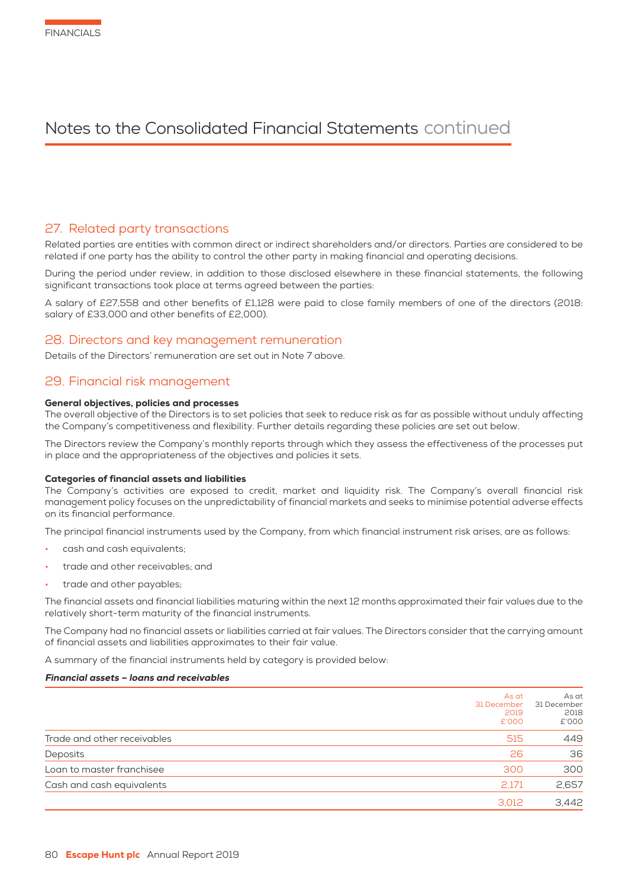# Notes to the Consolidated Financial Statements continued

## 27. Related party transactions

Related parties are entities with common direct or indirect shareholders and/or directors. Parties are considered to be related if one party has the ability to control the other party in making financial and operating decisions.

During the period under review, in addition to those disclosed elsewhere in these financial statements, the following significant transactions took place at terms agreed between the parties:

A salary of £27,558 and other benefits of £1,128 were paid to close family members of one of the directors (2018: salary of £33,000 and other benefits of £2,000).

## 28. Directors and key management remuneration

Details of the Directors' remuneration are set out in Note 7 above.

## 29. Financial risk management

**General objectives, policies and processes**

The overall objective of the Directors is to set policies that seek to reduce risk as far as possible without unduly affecting the Company's competitiveness and flexibility. Further details regarding these policies are set out below.

The Directors review the Company's monthly reports through which they assess the effectiveness of the processes put in place and the appropriateness of the objectives and policies it sets.

**Categories of financial assets and liabilities**

The Company's activities are exposed to credit, market and liquidity risk. The Company's overall financial risk management policy focuses on the unpredictability of financial markets and seeks to minimise potential adverse effects on its financial performance.

The principal financial instruments used by the Company, from which financial instrument risk arises, are as follows:

- cash and cash equivalents;
- trade and other receivables; and
- trade and other payables;

The financial assets and financial liabilities maturing within the next 12 months approximated their fair values due to the relatively short-term maturity of the financial instruments.

The Company had no financial assets or liabilities carried at fair values. The Directors consider that the carrying amount of financial assets and liabilities approximates to their fair value.

A summary of the financial instruments held by category is provided below:

***Financial assets – loans and receivables***

| | As at 31 December 2019 £'000 | As at 31 December 2018 £'000 |
|---|---|---|
| Trade and other receivables | 515 | 449 |
| Deposits | 26 | 36 |
| Loan to master franchisee | 300 | 300 |
| Cash and cash equivalents | 2,171 | 2,657 |
| | 3,012 | 3,442 |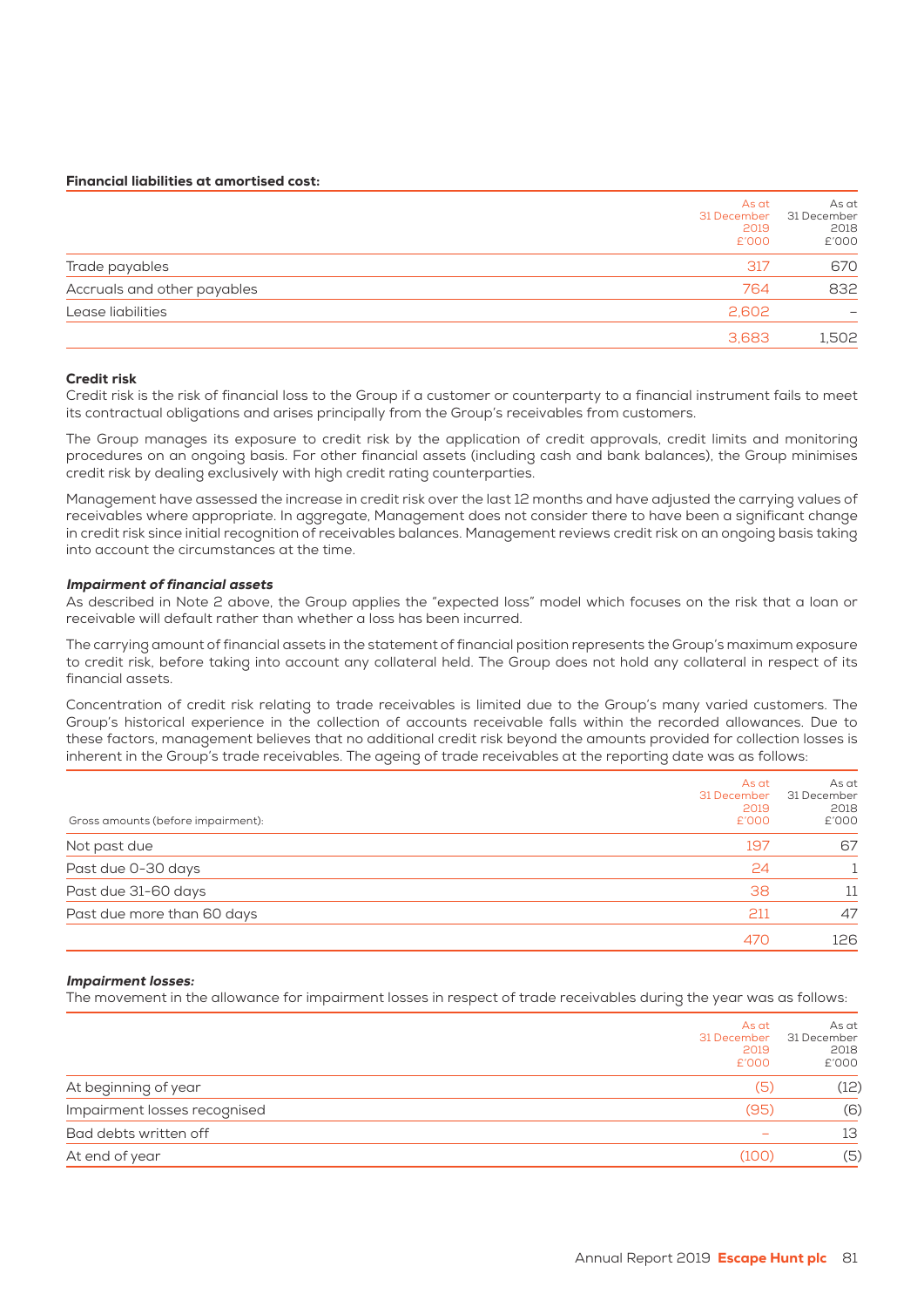**Financial liabilities at amortised cost:**

| | As at 31 December 2019 £'000 | As at 31 December 2018 £'000 |
|---|---|---|
| Trade payables | 317 | 670 |
| Accruals and other payables | 764 | 832 |
| Lease liabilities | 2,602 | – |
| | 3,683 | 1,502 |

**Credit risk**

Credit risk is the risk of financial loss to the Group if a customer or counterparty to a financial instrument fails to meet its contractual obligations and arises principally from the Group's receivables from customers.

The Group manages its exposure to credit risk by the application of credit approvals, credit limits and monitoring procedures on an ongoing basis. For other financial assets (including cash and bank balances), the Group minimises credit risk by dealing exclusively with high credit rating counterparties.

Management have assessed the increase in credit risk over the last 12 months and have adjusted the carrying values of receivables where appropriate. In aggregate, Management does not consider there to have been a significant change in credit risk since initial recognition of receivables balances. Management reviews credit risk on an ongoing basis taking into account the circumstances at the time.

***Impairment of financial assets***

As described in Note 2 above, the Group applies the "expected loss" model which focuses on the risk that a loan or receivable will default rather than whether a loss has been incurred.

The carrying amount of financial assets in the statement of financial position represents the Group's maximum exposure to credit risk, before taking into account any collateral held. The Group does not hold any collateral in respect of its financial assets.

Concentration of credit risk relating to trade receivables is limited due to the Group's many varied customers. The Group's historical experience in the collection of accounts receivable falls within the recorded allowances. Due to these factors, management believes that no additional credit risk beyond the amounts provided for collection losses is inherent in the Group's trade receivables. The ageing of trade receivables at the reporting date was as follows:

| Gross amounts (before impairment): | As at 31 December 2019 £'000 | As at 31 December 2018 £'000 |
|---|---|---|
| Not past due | 197 | 67 |
| Past due 0-30 days | 24 | 1 |
| Past due 31-60 days | 38 | 11 |
| Past due more than 60 days | 211 | 47 |
| | 470 | 126 |

***Impairment losses:***

The movement in the allowance for impairment losses in respect of trade receivables during the year was as follows:

| | As at 31 December 2019 £'000 | As at 31 December 2018 £'000 |
|---|---|---|
| At beginning of year | (5) | (12) |
| Impairment losses recognised | (95) | (6) |
| Bad debts written off | – | 13 |
| At end of year | (100) | (5) |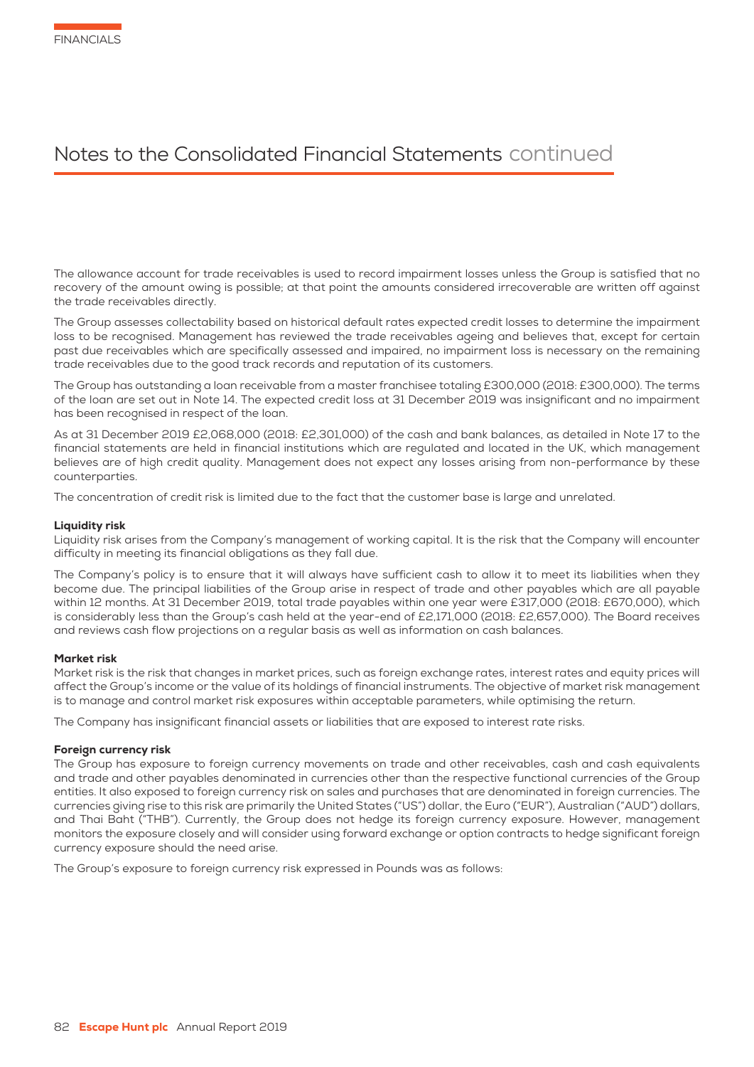The allowance account for trade receivables is used to record impairment losses unless the Group is satisfied that no recovery of the amount owing is possible; at that point the amounts considered irrecoverable are written off against the trade receivables directly.

The Group assesses collectability based on historical default rates expected credit losses to determine the impairment loss to be recognised. Management has reviewed the trade receivables ageing and believes that, except for certain past due receivables which are specifically assessed and impaired, no impairment loss is necessary on the remaining trade receivables due to the good track records and reputation of its customers.

The Group has outstanding a loan receivable from a master franchisee totaling £300,000 (2018: £300,000). The terms of the loan are set out in Note 14. The expected credit loss at 31 December 2019 was insignificant and no impairment has been recognised in respect of the loan.

As at 31 December 2019 £2,068,000 (2018: £2,301,000) of the cash and bank balances, as detailed in Note 17 to the financial statements are held in financial institutions which are regulated and located in the UK, which management believes are of high credit quality. Management does not expect any losses arising from non-performance by these counterparties.

The concentration of credit risk is limited due to the fact that the customer base is large and unrelated.

#### Liquidity risk

Liquidity risk arises from the Company's management of working capital. It is the risk that the Company will encounter difficulty in meeting its financial obligations as they fall due.

The Company's policy is to ensure that it will always have sufficient cash to allow it to meet its liabilities when they become due. The principal liabilities of the Group arise in respect of trade and other payables which are all payable within 12 months. At 31 December 2019, total trade payables within one year were £317,000 (2018: £670,000), which is considerably less than the Group's cash held at the year-end of £2,171,000 (2018: £2,657,000). The Board receives and reviews cash flow projections on a regular basis as well as information on cash balances.

#### Market risk

Market risk is the risk that changes in market prices, such as foreign exchange rates, interest rates and equity prices will affect the Group's income or the value of its holdings of financial instruments. The objective of market risk management is to manage and control market risk exposures within acceptable parameters, while optimising the return.

The Company has insignificant financial assets or liabilities that are exposed to interest rate risks.

#### Foreign currency risk

The Group has exposure to foreign currency movements on trade and other receivables, cash and cash equivalents and trade and other payables denominated in currencies other than the respective functional currencies of the Group entities. It also exposed to foreign currency risk on sales and purchases that are denominated in foreign currencies. The currencies giving rise to this risk are primarily the United States ("US") dollar, the Euro ("EUR"), Australian ("AUD") dollars, and Thai Baht ("THB"). Currently, the Group does not hedge its foreign currency exposure. However, management monitors the exposure closely and will consider using forward exchange or option contracts to hedge significant foreign currency exposure should the need arise.

The Group's exposure to foreign currency risk expressed in Pounds was as follows: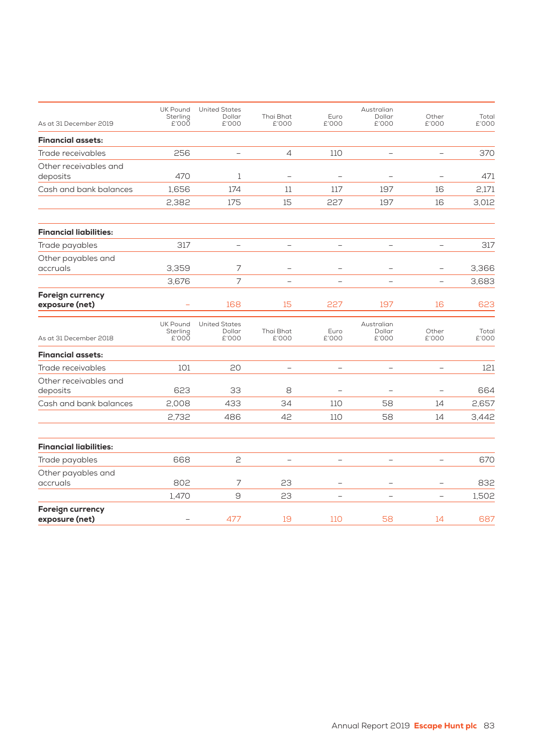| As at 31 December 2019 | UK Pound Sterling £'000 | United States Dollar £'000 | Thai Bhat £'000 | Euro £'000 | Australian Dollar £'000 | Other £'000 | Total £'000 |
|---|---|---|---|---|---|---|---|
| **Financial assets:** | | | | | | | |
| Trade receivables | 256 | – | 4 | 110 | – | – | 370 |
| Other receivables and deposits | 470 | 1 | – | – | – | – | 471 |
| Cash and bank balances | 1,656 | 174 | 11 | 117 | 197 | 16 | 2,171 |
| | 2,382 | 175 | 15 | 227 | 197 | 16 | 3,012 |
| **Financial liabilities:** | | | | | | | |
| Trade payables | 317 | – | – | – | – | – | 317 |
| Other payables and accruals | 3,359 | 7 | – | – | – | – | 3,366 |
| | 3,676 | 7 | – | – | – | – | 3,683 |
| **Foreign currency exposure (net)** | – | 168 | 15 | 227 | 197 | 16 | 623 |

| As at 31 December 2018 | UK Pound Sterling £'000 | United States Dollar £'000 | Thai Bhat £'000 | Euro £'000 | Australian Dollar £'000 | Other £'000 | Total £'000 |
|---|---|---|---|---|---|---|---|
| **Financial assets:** | | | | | | | |
| Trade receivables | 101 | 20 | – | – | – | – | 121 |
| Other receivables and deposits | 623 | 33 | 8 | – | – | – | 664 |
| Cash and bank balances | 2,008 | 433 | 34 | 110 | 58 | 14 | 2,657 |
| | 2,732 | 486 | 42 | 110 | 58 | 14 | 3,442 |
| **Financial liabilities:** | | | | | | | |
| Trade payables | 668 | 2 | – | – | – | – | 670 |
| Other payables and accruals | 802 | 7 | 23 | – | – | – | 832 |
| | 1,470 | 9 | 23 | – | – | – | 1,502 |
| **Foreign currency exposure (net)** | – | 477 | 19 | 110 | 58 | 14 | 687 |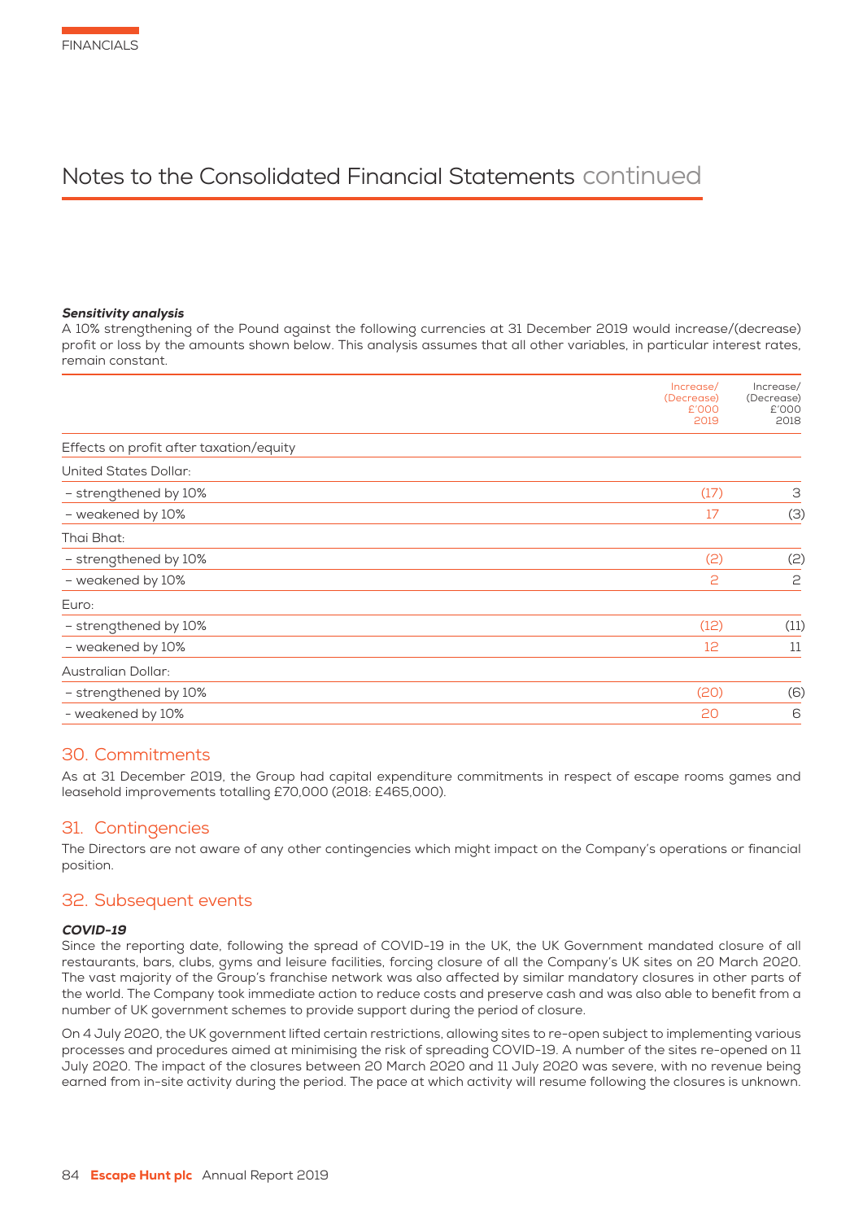### *Sensitivity analysis*

A 10% strengthening of the Pound against the following currencies at 31 December 2019 would increase/(decrease) profit or loss by the amounts shown below. This analysis assumes that all other variables, in particular interest rates, remain constant.

| | Increase/ (Decrease) £'000 2019 | Increase/ (Decrease) £'000 2018 |
|---|---|---|
| Effects on profit after taxation/equity | | |
| United States Dollar: | | |
| – strengthened by 10% | (17) | 3 |
| – weakened by 10% | 17 | (3) |
| Thai Bhat: | | |
| – strengthened by 10% | (2) | (2) |
| – weakened by 10% | 2 | 2 |
| Euro: | | |
| – strengthened by 10% | (12) | (11) |
| – weakened by 10% | 12 | 11 |
| Australian Dollar: | | |
| – strengthened by 10% | (20) | (6) |
| - weakened by 10% | 20 | 6 |

## 30. Commitments

As at 31 December 2019, the Group had capital expenditure commitments in respect of escape rooms games and leasehold improvements totalling £70,000 (2018: £465,000).

## 31. Contingencies

The Directors are not aware of any other contingencies which might impact on the Company's operations or financial position.

## 32. Subsequent events

### *COVID-19*

Since the reporting date, following the spread of COVID-19 in the UK, the UK Government mandated closure of all restaurants, bars, clubs, gyms and leisure facilities, forcing closure of all the Company's UK sites on 20 March 2020. The vast majority of the Group's franchise network was also affected by similar mandatory closures in other parts of the world. The Company took immediate action to reduce costs and preserve cash and was also able to benefit from a number of UK government schemes to provide support during the period of closure.

On 4 July 2020, the UK government lifted certain restrictions, allowing sites to re-open subject to implementing various processes and procedures aimed at minimising the risk of spreading COVID-19. A number of the sites re-opened on 11 July 2020. The impact of the closures between 20 March 2020 and 11 July 2020 was severe, with no revenue being earned from in-site activity during the period. The pace at which activity will resume following the closures is unknown.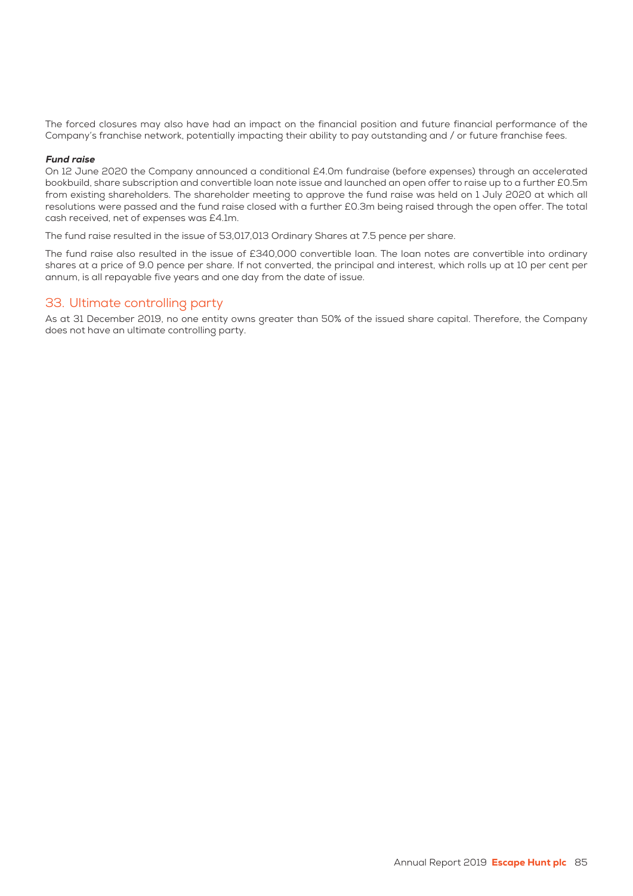The forced closures may also have had an impact on the financial position and future financial performance of the Company's franchise network, potentially impacting their ability to pay outstanding and / or future franchise fees.

***Fund raise***

On 12 June 2020 the Company announced a conditional £4.0m fundraise (before expenses) through an accelerated bookbuild, share subscription and convertible loan note issue and launched an open offer to raise up to a further £0.5m from existing shareholders. The shareholder meeting to approve the fund raise was held on 1 July 2020 at which all resolutions were passed and the fund raise closed with a further £0.3m being raised through the open offer. The total cash received, net of expenses was £4.1m.

The fund raise resulted in the issue of 53,017,013 Ordinary Shares at 7.5 pence per share.

The fund raise also resulted in the issue of £340,000 convertible loan. The loan notes are convertible into ordinary shares at a price of 9.0 pence per share. If not converted, the principal and interest, which rolls up at 10 per cent per annum, is all repayable five years and one day from the date of issue.

## 33. Ultimate controlling party

As at 31 December 2019, no one entity owns greater than 50% of the issued share capital. Therefore, the Company does not have an ultimate controlling party.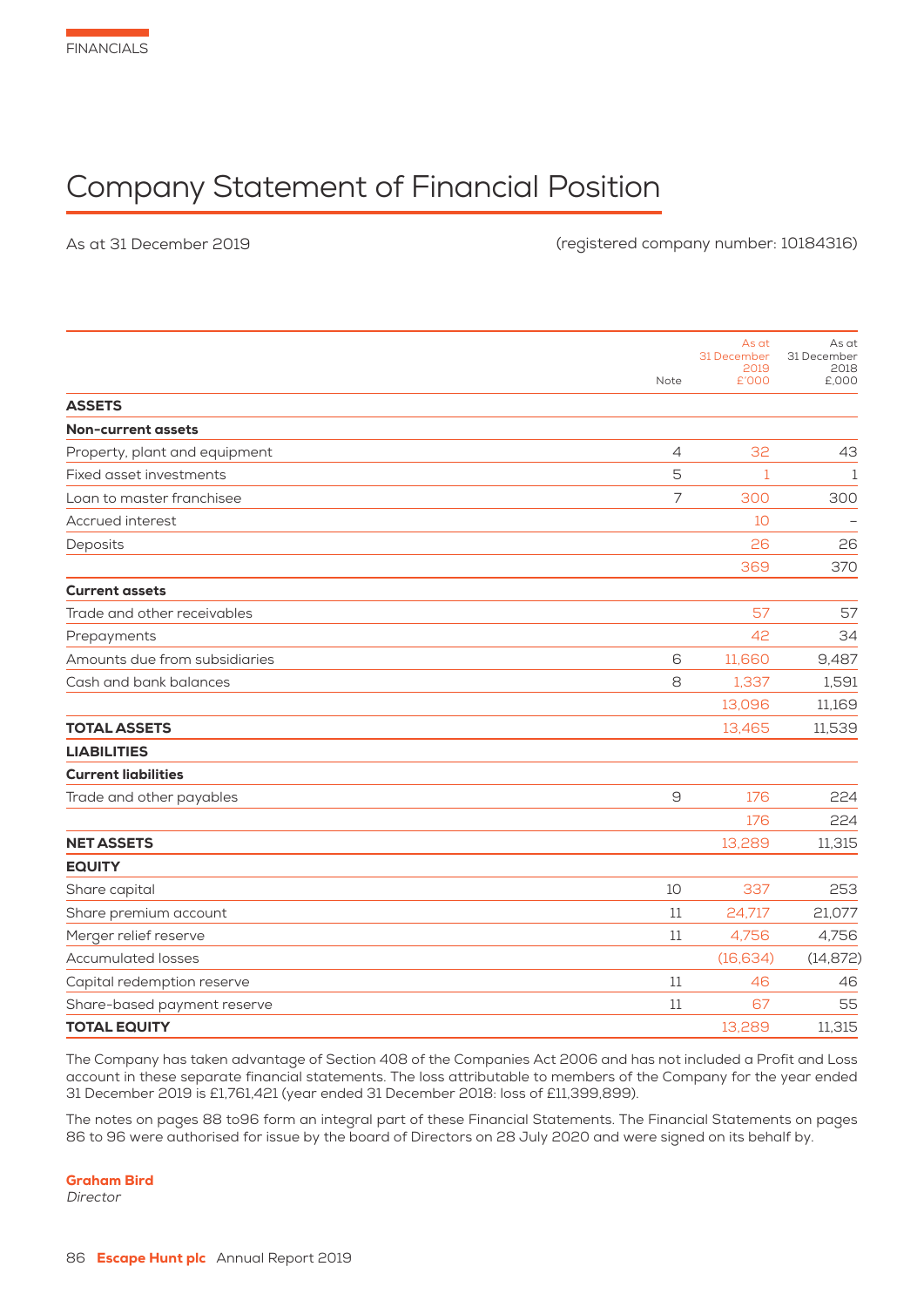# Company Statement of Financial Position

As at 31 December 2019 (registered company number: 10184316)

| | Note | As at 31 December 2019 £'000 | As at 31 December 2018 £,000 |
|---|---|---|---|
| **ASSETS** | | | |
| **Non-current assets** | | | |
| Property, plant and equipment | 4 | 32 | 43 |
| Fixed asset investments | 5 | 1 | 1 |
| Loan to master franchisee | 7 | 300 | 300 |
| Accrued interest | | 10 | – |
| Deposits | | 26 | 26 |
| | | 369 | 370 |
| **Current assets** | | | |
| Trade and other receivables | | 57 | 57 |
| Prepayments | | 42 | 34 |
| Amounts due from subsidiaries | 6 | 11,660 | 9,487 |
| Cash and bank balances | 8 | 1,337 | 1,591 |
| | | 13,096 | 11,169 |
| **TOTAL ASSETS** | | 13,465 | 11,539 |
| **LIABILITIES** | | | |
| **Current liabilities** | | | |
| Trade and other payables | 9 | 176 | 224 |
| | | 176 | 224 |
| **NET ASSETS** | | 13,289 | 11,315 |
| **EQUITY** | | | |
| Share capital | 10 | 337 | 253 |
| Share premium account | 11 | 24,717 | 21,077 |
| Merger relief reserve | 11 | 4,756 | 4,756 |
| Accumulated losses | | (16,634) | (14,872) |
| Capital redemption reserve | 11 | 46 | 46 |
| Share-based payment reserve | 11 | 67 | 55 |
| **TOTAL EQUITY** | | 13,289 | 11,315 |

The Company has taken advantage of Section 408 of the Companies Act 2006 and has not included a Profit and Loss account in these separate financial statements. The loss attributable to members of the Company for the year ended 31 December 2019 is £1,761,421 (year ended 31 December 2018: loss of £11,399,899).

The notes on pages 88 to96 form an integral part of these Financial Statements. The Financial Statements on pages 86 to 96 were authorised for issue by the board of Directors on 28 July 2020 and were signed on its behalf by.

**Graham Bird**
*Director*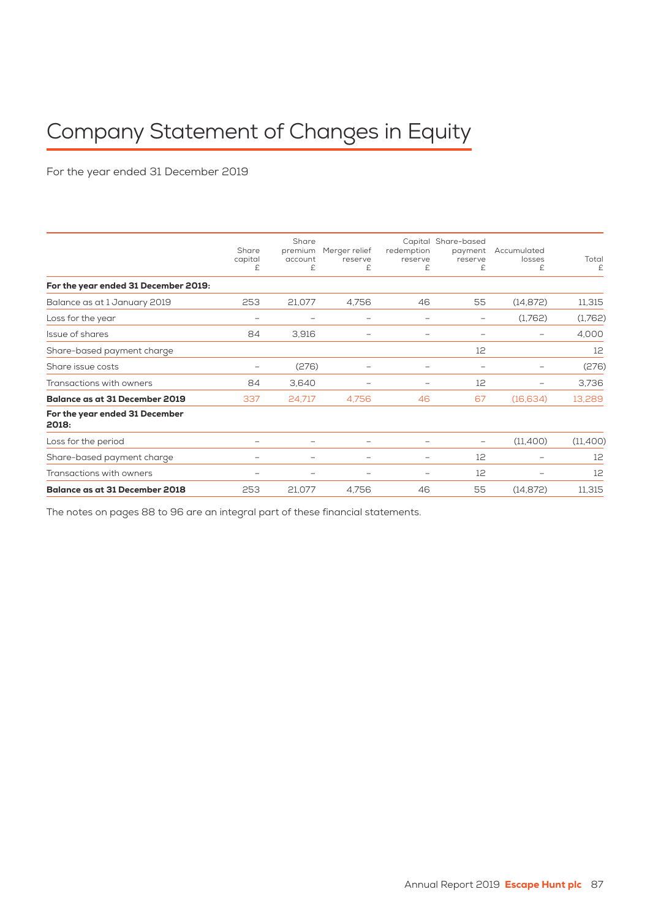# Company Statement of Changes in Equity

For the year ended 31 December 2019

| | Share capital £ | Share premium account £ | Merger relief reserve £ | Capital redemption reserve £ | Share-based payment reserve £ | Accumulated losses £ | Total £ |
|---|---|---|---|---|---|---|---|
| **For the year ended 31 December 2019:** | | | | | | | |
| Balance as at 1 January 2019 | 253 | 21,077 | 4,756 | 46 | 55 | (14,872) | 11,315 |
| Loss for the year | – | – | – | – | – | (1,762) | (1,762) |
| Issue of shares | 84 | 3,916 | – | – | – | – | 4,000 |
| Share-based payment charge | | | | | 12 | | 12 |
| Share issue costs | – | (276) | – | – | – | – | (276) |
| Transactions with owners | 84 | 3,640 | – | – | 12 | – | 3,736 |
| **Balance as at 31 December 2019** | 337 | 24,717 | 4,756 | 46 | 67 | (16,634) | 13,289 |
| **For the year ended 31 December 2018:** | | | | | | | |
| Loss for the period | – | – | – | – | – | (11,400) | (11,400) |
| Share-based payment charge | – | – | – | – | 12 | – | 12 |
| Transactions with owners | – | – | – | – | 12 | – | 12 |
| **Balance as at 31 December 2018** | 253 | 21,077 | 4,756 | 46 | 55 | (14,872) | 11,315 |

The notes on pages 88 to 96 are an integral part of these financial statements.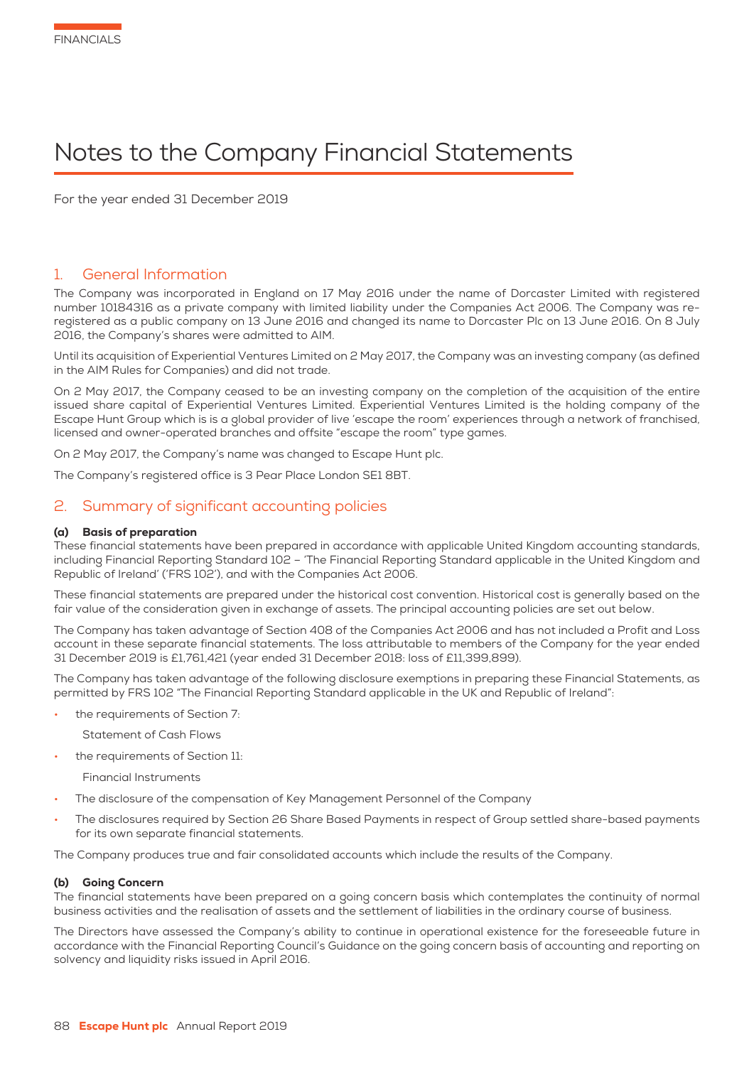# Notes to the Company Financial Statements

For the year ended 31 December 2019

## 1. General Information

The Company was incorporated in England on 17 May 2016 under the name of Dorcaster Limited with registered number 10184316 as a private company with limited liability under the Companies Act 2006. The Company was re-registered as a public company on 13 June 2016 and changed its name to Dorcaster Plc on 13 June 2016. On 8 July 2016, the Company's shares were admitted to AIM.

Until its acquisition of Experiential Ventures Limited on 2 May 2017, the Company was an investing company (as defined in the AIM Rules for Companies) and did not trade.

On 2 May 2017, the Company ceased to be an investing company on the completion of the acquisition of the entire issued share capital of Experiential Ventures Limited. Experiential Ventures Limited is the holding company of the Escape Hunt Group which is is a global provider of live 'escape the room' experiences through a network of franchised, licensed and owner-operated branches and offsite "escape the room" type games.

On 2 May 2017, the Company's name was changed to Escape Hunt plc.

The Company's registered office is 3 Pear Place London SE1 8BT.

## 2. Summary of significant accounting policies

### (a) Basis of preparation

These financial statements have been prepared in accordance with applicable United Kingdom accounting standards, including Financial Reporting Standard 102 – 'The Financial Reporting Standard applicable in the United Kingdom and Republic of Ireland' ('FRS 102'), and with the Companies Act 2006.

These financial statements are prepared under the historical cost convention. Historical cost is generally based on the fair value of the consideration given in exchange of assets. The principal accounting policies are set out below.

The Company has taken advantage of Section 408 of the Companies Act 2006 and has not included a Profit and Loss account in these separate financial statements. The loss attributable to members of the Company for the year ended 31 December 2019 is £1,761,421 (year ended 31 December 2018: loss of £11,399,899).

The Company has taken advantage of the following disclosure exemptions in preparing these Financial Statements, as permitted by FRS 102 "The Financial Reporting Standard applicable in the UK and Republic of Ireland":

- the requirements of Section 7:

  Statement of Cash Flows

- the requirements of Section 11:

  Financial Instruments

- The disclosure of the compensation of Key Management Personnel of the Company
- The disclosures required by Section 26 Share Based Payments in respect of Group settled share-based payments for its own separate financial statements.

The Company produces true and fair consolidated accounts which include the results of the Company.

### (b) Going Concern

The financial statements have been prepared on a going concern basis which contemplates the continuity of normal business activities and the realisation of assets and the settlement of liabilities in the ordinary course of business.

The Directors have assessed the Company's ability to continue in operational existence for the foreseeable future in accordance with the Financial Reporting Council's Guidance on the going concern basis of accounting and reporting on solvency and liquidity risks issued in April 2016.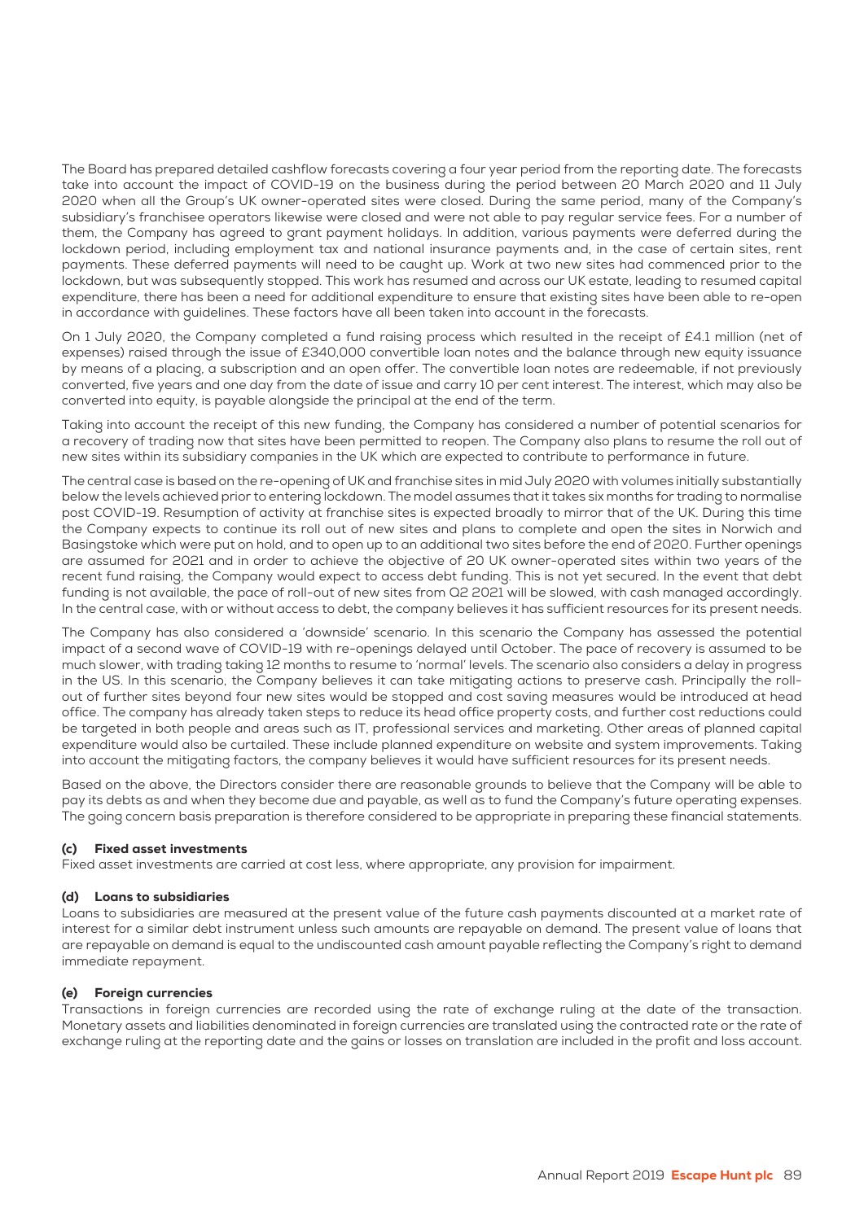The Board has prepared detailed cashflow forecasts covering a four year period from the reporting date. The forecasts take into account the impact of COVID-19 on the business during the period between 20 March 2020 and 11 July 2020 when all the Group's UK owner-operated sites were closed. During the same period, many of the Company's subsidiary's franchisee operators likewise were closed and were not able to pay regular service fees. For a number of them, the Company has agreed to grant payment holidays. In addition, various payments were deferred during the lockdown period, including employment tax and national insurance payments and, in the case of certain sites, rent payments. These deferred payments will need to be caught up. Work at two new sites had commenced prior to the lockdown, but was subsequently stopped. This work has resumed and across our UK estate, leading to resumed capital expenditure, there has been a need for additional expenditure to ensure that existing sites have been able to re-open in accordance with guidelines. These factors have all been taken into account in the forecasts.

On 1 July 2020, the Company completed a fund raising process which resulted in the receipt of £4.1 million (net of expenses) raised through the issue of £340,000 convertible loan notes and the balance through new equity issuance by means of a placing, a subscription and an open offer. The convertible loan notes are redeemable, if not previously converted, five years and one day from the date of issue and carry 10 per cent interest. The interest, which may also be converted into equity, is payable alongside the principal at the end of the term.

Taking into account the receipt of this new funding, the Company has considered a number of potential scenarios for a recovery of trading now that sites have been permitted to reopen. The Company also plans to resume the roll out of new sites within its subsidiary companies in the UK which are expected to contribute to performance in future.

The central case is based on the re-opening of UK and franchise sites in mid July 2020 with volumes initially substantially below the levels achieved prior to entering lockdown. The model assumes that it takes six months for trading to normalise post COVID-19. Resumption of activity at franchise sites is expected broadly to mirror that of the UK. During this time the Company expects to continue its roll out of new sites and plans to complete and open the sites in Norwich and Basingstoke which were put on hold, and to open up to an additional two sites before the end of 2020. Further openings are assumed for 2021 and in order to achieve the objective of 20 UK owner-operated sites within two years of the recent fund raising, the Company would expect to access debt funding. This is not yet secured. In the event that debt funding is not available, the pace of roll-out of new sites from Q2 2021 will be slowed, with cash managed accordingly. In the central case, with or without access to debt, the company believes it has sufficient resources for its present needs.

The Company has also considered a 'downside' scenario. In this scenario the Company has assessed the potential impact of a second wave of COVID-19 with re-openings delayed until October. The pace of recovery is assumed to be much slower, with trading taking 12 months to resume to 'normal' levels. The scenario also considers a delay in progress in the US. In this scenario, the Company believes it can take mitigating actions to preserve cash. Principally the roll-out of further sites beyond four new sites would be stopped and cost saving measures would be introduced at head office. The company has already taken steps to reduce its head office property costs, and further cost reductions could be targeted in both people and areas such as IT, professional services and marketing. Other areas of planned capital expenditure would also be curtailed. These include planned expenditure on website and system improvements. Taking into account the mitigating factors, the company believes it would have sufficient resources for its present needs.

Based on the above, the Directors consider there are reasonable grounds to believe that the Company will be able to pay its debts as and when they become due and payable, as well as to fund the Company's future operating expenses. The going concern basis preparation is therefore considered to be appropriate in preparing these financial statements.

**(c) Fixed asset investments**

Fixed asset investments are carried at cost less, where appropriate, any provision for impairment.

**(d) Loans to subsidiaries**

Loans to subsidiaries are measured at the present value of the future cash payments discounted at a market rate of interest for a similar debt instrument unless such amounts are repayable on demand. The present value of loans that are repayable on demand is equal to the undiscounted cash amount payable reflecting the Company's right to demand immediate repayment.

**(e) Foreign currencies**

Transactions in foreign currencies are recorded using the rate of exchange ruling at the date of the transaction. Monetary assets and liabilities denominated in foreign currencies are translated using the contracted rate or the rate of exchange ruling at the reporting date and the gains or losses on translation are included in the profit and loss account.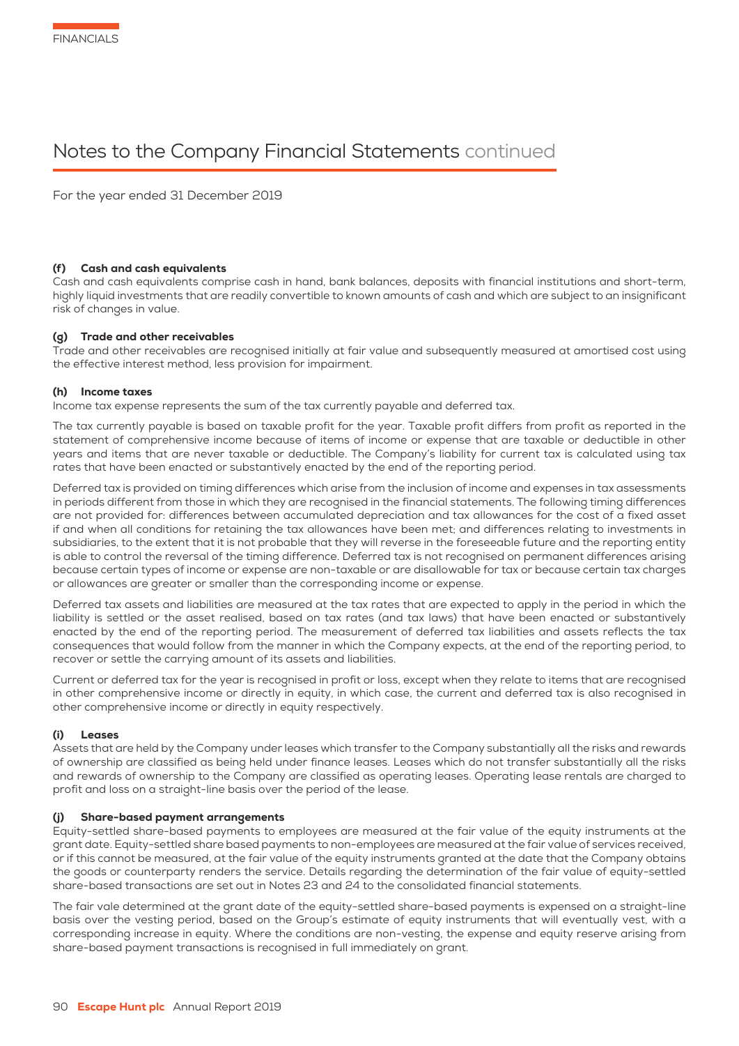# Notes to the Company Financial Statements continued

For the year ended 31 December 2019

### (f) Cash and cash equivalents

Cash and cash equivalents comprise cash in hand, bank balances, deposits with financial institutions and short-term, highly liquid investments that are readily convertible to known amounts of cash and which are subject to an insignificant risk of changes in value.

### (g) Trade and other receivables

Trade and other receivables are recognised initially at fair value and subsequently measured at amortised cost using the effective interest method, less provision for impairment.

### (h) Income taxes

Income tax expense represents the sum of the tax currently payable and deferred tax.

The tax currently payable is based on taxable profit for the year. Taxable profit differs from profit as reported in the statement of comprehensive income because of items of income or expense that are taxable or deductible in other years and items that are never taxable or deductible. The Company's liability for current tax is calculated using tax rates that have been enacted or substantively enacted by the end of the reporting period.

Deferred tax is provided on timing differences which arise from the inclusion of income and expenses in tax assessments in periods different from those in which they are recognised in the financial statements. The following timing differences are not provided for: differences between accumulated depreciation and tax allowances for the cost of a fixed asset if and when all conditions for retaining the tax allowances have been met; and differences relating to investments in subsidiaries, to the extent that it is not probable that they will reverse in the foreseeable future and the reporting entity is able to control the reversal of the timing difference. Deferred tax is not recognised on permanent differences arising because certain types of income or expense are non-taxable or are disallowable for tax or because certain tax charges or allowances are greater or smaller than the corresponding income or expense.

Deferred tax assets and liabilities are measured at the tax rates that are expected to apply in the period in which the liability is settled or the asset realised, based on tax rates (and tax laws) that have been enacted or substantively enacted by the end of the reporting period. The measurement of deferred tax liabilities and assets reflects the tax consequences that would follow from the manner in which the Company expects, at the end of the reporting period, to recover or settle the carrying amount of its assets and liabilities.

Current or deferred tax for the year is recognised in profit or loss, except when they relate to items that are recognised in other comprehensive income or directly in equity, in which case, the current and deferred tax is also recognised in other comprehensive income or directly in equity respectively.

### (i) Leases

Assets that are held by the Company under leases which transfer to the Company substantially all the risks and rewards of ownership are classified as being held under finance leases. Leases which do not transfer substantially all the risks and rewards of ownership to the Company are classified as operating leases. Operating lease rentals are charged to profit and loss on a straight-line basis over the period of the lease.

### (j) Share-based payment arrangements

Equity-settled share-based payments to employees are measured at the fair value of the equity instruments at the grant date. Equity-settled share based payments to non-employees are measured at the fair value of services received, or if this cannot be measured, at the fair value of the equity instruments granted at the date that the Company obtains the goods or counterparty renders the service. Details regarding the determination of the fair value of equity-settled share-based transactions are set out in Notes 23 and 24 to the consolidated financial statements.

The fair vale determined at the grant date of the equity-settled share-based payments is expensed on a straight-line basis over the vesting period, based on the Group's estimate of equity instruments that will eventually vest, with a corresponding increase in equity. Where the conditions are non-vesting, the expense and equity reserve arising from share-based payment transactions is recognised in full immediately on grant.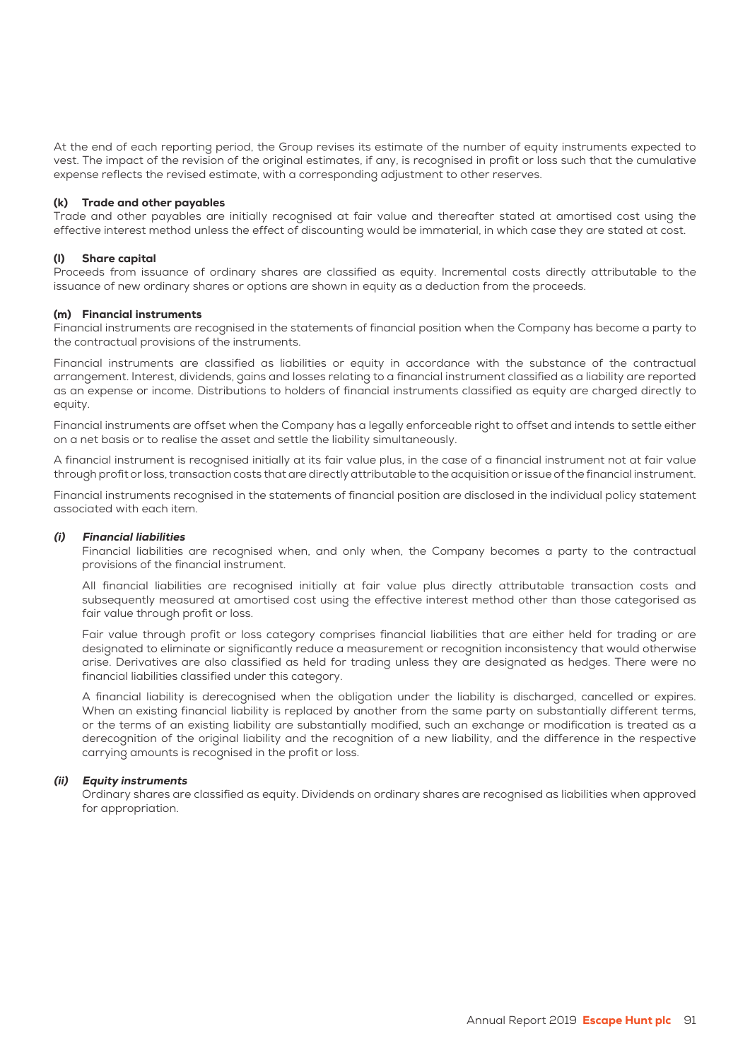At the end of each reporting period, the Group revises its estimate of the number of equity instruments expected to vest. The impact of the revision of the original estimates, if any, is recognised in profit or loss such that the cumulative expense reflects the revised estimate, with a corresponding adjustment to other reserves.

### (k) Trade and other payables

Trade and other payables are initially recognised at fair value and thereafter stated at amortised cost using the effective interest method unless the effect of discounting would be immaterial, in which case they are stated at cost.

### (l) Share capital

Proceeds from issuance of ordinary shares are classified as equity. Incremental costs directly attributable to the issuance of new ordinary shares or options are shown in equity as a deduction from the proceeds.

### (m) Financial instruments

Financial instruments are recognised in the statements of financial position when the Company has become a party to the contractual provisions of the instruments.

Financial instruments are classified as liabilities or equity in accordance with the substance of the contractual arrangement. Interest, dividends, gains and losses relating to a financial instrument classified as a liability are reported as an expense or income. Distributions to holders of financial instruments classified as equity are charged directly to equity.

Financial instruments are offset when the Company has a legally enforceable right to offset and intends to settle either on a net basis or to realise the asset and settle the liability simultaneously.

A financial instrument is recognised initially at its fair value plus, in the case of a financial instrument not at fair value through profit or loss, transaction costs that are directly attributable to the acquisition or issue of the financial instrument.

Financial instruments recognised in the statements of financial position are disclosed in the individual policy statement associated with each item.

#### *(i) Financial liabilities*

Financial liabilities are recognised when, and only when, the Company becomes a party to the contractual provisions of the financial instrument.

All financial liabilities are recognised initially at fair value plus directly attributable transaction costs and subsequently measured at amortised cost using the effective interest method other than those categorised as fair value through profit or loss.

Fair value through profit or loss category comprises financial liabilities that are either held for trading or are designated to eliminate or significantly reduce a measurement or recognition inconsistency that would otherwise arise. Derivatives are also classified as held for trading unless they are designated as hedges. There were no financial liabilities classified under this category.

A financial liability is derecognised when the obligation under the liability is discharged, cancelled or expires. When an existing financial liability is replaced by another from the same party on substantially different terms, or the terms of an existing liability are substantially modified, such an exchange or modification is treated as a derecognition of the original liability and the recognition of a new liability, and the difference in the respective carrying amounts is recognised in the profit or loss.

#### *(ii) Equity instruments*

Ordinary shares are classified as equity. Dividends on ordinary shares are recognised as liabilities when approved for appropriation.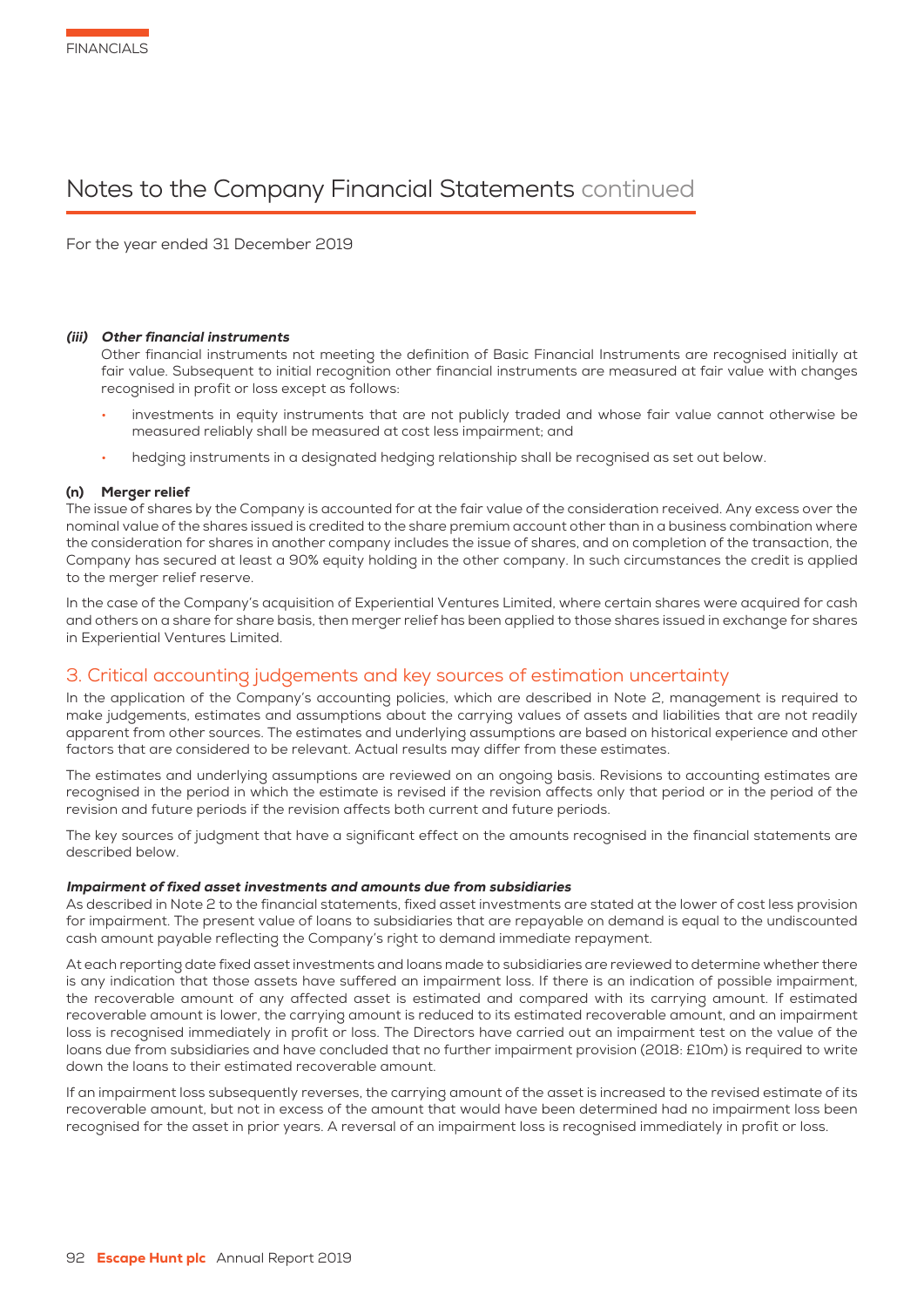# Notes to the Company Financial Statements continued

For the year ended 31 December 2019

***(iii) Other financial instruments***

Other financial instruments not meeting the definition of Basic Financial Instruments are recognised initially at fair value. Subsequent to initial recognition other financial instruments are measured at fair value with changes recognised in profit or loss except as follows:

- investments in equity instruments that are not publicly traded and whose fair value cannot otherwise be measured reliably shall be measured at cost less impairment; and
- hedging instruments in a designated hedging relationship shall be recognised as set out below.

**(n) Merger relief**

The issue of shares by the Company is accounted for at the fair value of the consideration received. Any excess over the nominal value of the shares issued is credited to the share premium account other than in a business combination where the consideration for shares in another company includes the issue of shares, and on completion of the transaction, the Company has secured at least a 90% equity holding in the other company. In such circumstances the credit is applied to the merger relief reserve.

In the case of the Company's acquisition of Experiential Ventures Limited, where certain shares were acquired for cash and others on a share for share basis, then merger relief has been applied to those shares issued in exchange for shares in Experiential Ventures Limited.

## 3. Critical accounting judgements and key sources of estimation uncertainty

In the application of the Company's accounting policies, which are described in Note 2, management is required to make judgements, estimates and assumptions about the carrying values of assets and liabilities that are not readily apparent from other sources. The estimates and underlying assumptions are based on historical experience and other factors that are considered to be relevant. Actual results may differ from these estimates.

The estimates and underlying assumptions are reviewed on an ongoing basis. Revisions to accounting estimates are recognised in the period in which the estimate is revised if the revision affects only that period or in the period of the revision and future periods if the revision affects both current and future periods.

The key sources of judgment that have a significant effect on the amounts recognised in the financial statements are described below.

***Impairment of fixed asset investments and amounts due from subsidiaries***

As described in Note 2 to the financial statements, fixed asset investments are stated at the lower of cost less provision for impairment. The present value of loans to subsidiaries that are repayable on demand is equal to the undiscounted cash amount payable reflecting the Company's right to demand immediate repayment.

At each reporting date fixed asset investments and loans made to subsidiaries are reviewed to determine whether there is any indication that those assets have suffered an impairment loss. If there is an indication of possible impairment, the recoverable amount of any affected asset is estimated and compared with its carrying amount. If estimated recoverable amount is lower, the carrying amount is reduced to its estimated recoverable amount, and an impairment loss is recognised immediately in profit or loss. The Directors have carried out an impairment test on the value of the loans due from subsidiaries and have concluded that no further impairment provision (2018: £10m) is required to write down the loans to their estimated recoverable amount.

If an impairment loss subsequently reverses, the carrying amount of the asset is increased to the revised estimate of its recoverable amount, but not in excess of the amount that would have been determined had no impairment loss been recognised for the asset in prior years. A reversal of an impairment loss is recognised immediately in profit or loss.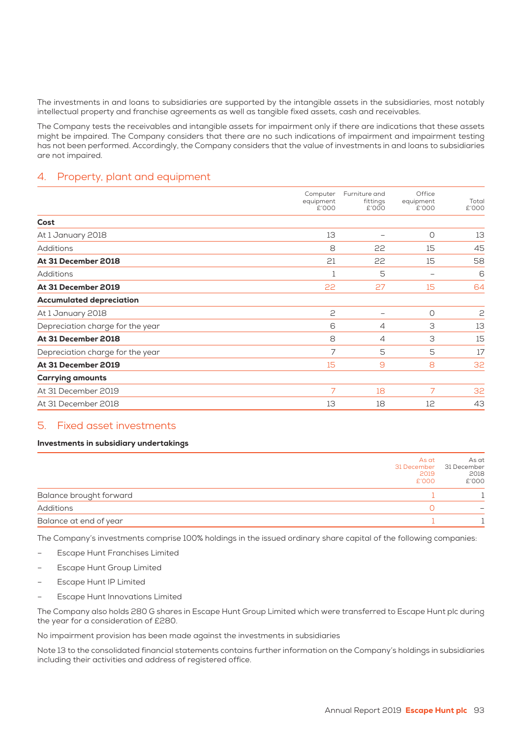The investments in and loans to subsidiaries are supported by the intangible assets in the subsidiaries, most notably intellectual property and franchise agreements as well as tangible fixed assets, cash and receivables.

The Company tests the receivables and intangible assets for impairment only if there are indications that these assets might be impaired. The Company considers that there are no such indications of impairment and impairment testing has not been performed. Accordingly, the Company considers that the value of investments in and loans to subsidiaries are not impaired.

## 4. Property, plant and equipment

| | Computer equipment £'000 | Furniture and fittings £'000 | Office equipment £'000 | Total £'000 |
|---|---|---|---|---|
| **Cost** | | | | |
| At 1 January 2018 | 13 | – | 0 | 13 |
| Additions | 8 | 22 | 15 | 45 |
| **At 31 December 2018** | 21 | 22 | 15 | 58 |
| Additions | 1 | 5 | – | 6 |
| **At 31 December 2019** | 22 | 27 | 15 | 64 |
| **Accumulated depreciation** | | | | |
| At 1 January 2018 | 2 | – | 0 | 2 |
| Depreciation charge for the year | 6 | 4 | 3 | 13 |
| **At 31 December 2018** | 8 | 4 | 3 | 15 |
| Depreciation charge for the year | 7 | 5 | 5 | 17 |
| **At 31 December 2019** | 15 | 9 | 8 | 32 |
| **Carrying amounts** | | | | |
| At 31 December 2019 | 7 | 18 | 7 | 32 |
| At 31 December 2018 | 13 | 18 | 12 | 43 |

## 5. Fixed asset investments

**Investments in subsidiary undertakings**

| | As at 31 December 2019 £'000 | As at 31 December 2018 £'000 |
|---|---|---|
| Balance brought forward | 1 | 1 |
| Additions | 0 | – |
| Balance at end of year | 1 | 1 |

The Company's investments comprise 100% holdings in the issued ordinary share capital of the following companies:

- Escape Hunt Franchises Limited
- Escape Hunt Group Limited
- Escape Hunt IP Limited
- Escape Hunt Innovations Limited

The Company also holds 280 G shares in Escape Hunt Group Limited which were transferred to Escape Hunt plc during the year for a consideration of £280.

No impairment provision has been made against the investments in subsidiaries

Note 13 to the consolidated financial statements contains further information on the Company's holdings in subsidiaries including their activities and address of registered office.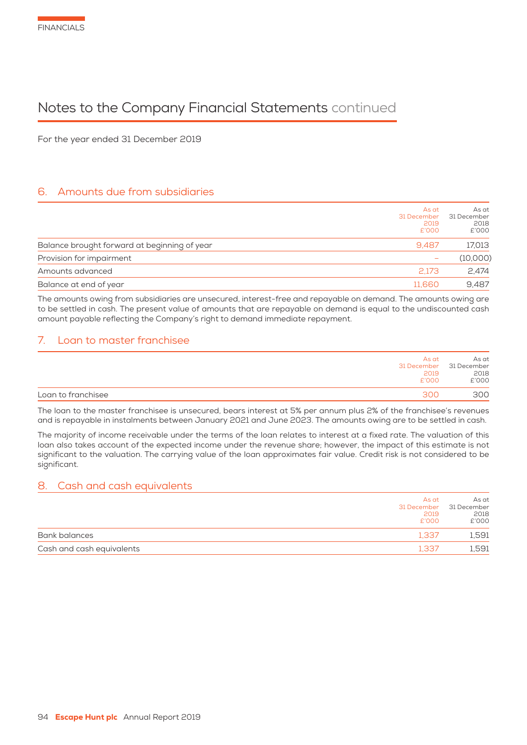# Notes to the Company Financial Statements continued

For the year ended 31 December 2019

## 6. Amounts due from subsidiaries

| | As at 31 December 2019 £'000 | As at 31 December 2018 £'000 |
|---|---|---|
| Balance brought forward at beginning of year | 9,487 | 17,013 |
| Provision for impairment | – | (10,000) |
| Amounts advanced | 2,173 | 2,474 |
| Balance at end of year | 11,660 | 9,487 |

The amounts owing from subsidiaries are unsecured, interest-free and repayable on demand. The amounts owing are to be settled in cash. The present value of amounts that are repayable on demand is equal to the undiscounted cash amount payable reflecting the Company's right to demand immediate repayment.

## 7. Loan to master franchisee

| | As at 31 December 2019 £'000 | As at 31 December 2018 £'000 |
|---|---|---|
| Loan to franchisee | 300 | 300 |

The loan to the master franchisee is unsecured, bears interest at 5% per annum plus 2% of the franchisee's revenues and is repayable in instalments between January 2021 and June 2023. The amounts owing are to be settled in cash.

The majority of income receivable under the terms of the loan relates to interest at a fixed rate. The valuation of this loan also takes account of the expected income under the revenue share; however, the impact of this estimate is not significant to the valuation. The carrying value of the loan approximates fair value. Credit risk is not considered to be significant.

## 8. Cash and cash equivalents

| | As at 31 December 2019 £'000 | As at 31 December 2018 £'000 |
|---|---|---|
| Bank balances | 1,337 | 1,591 |
| Cash and cash equivalents | 1,337 | 1,591 |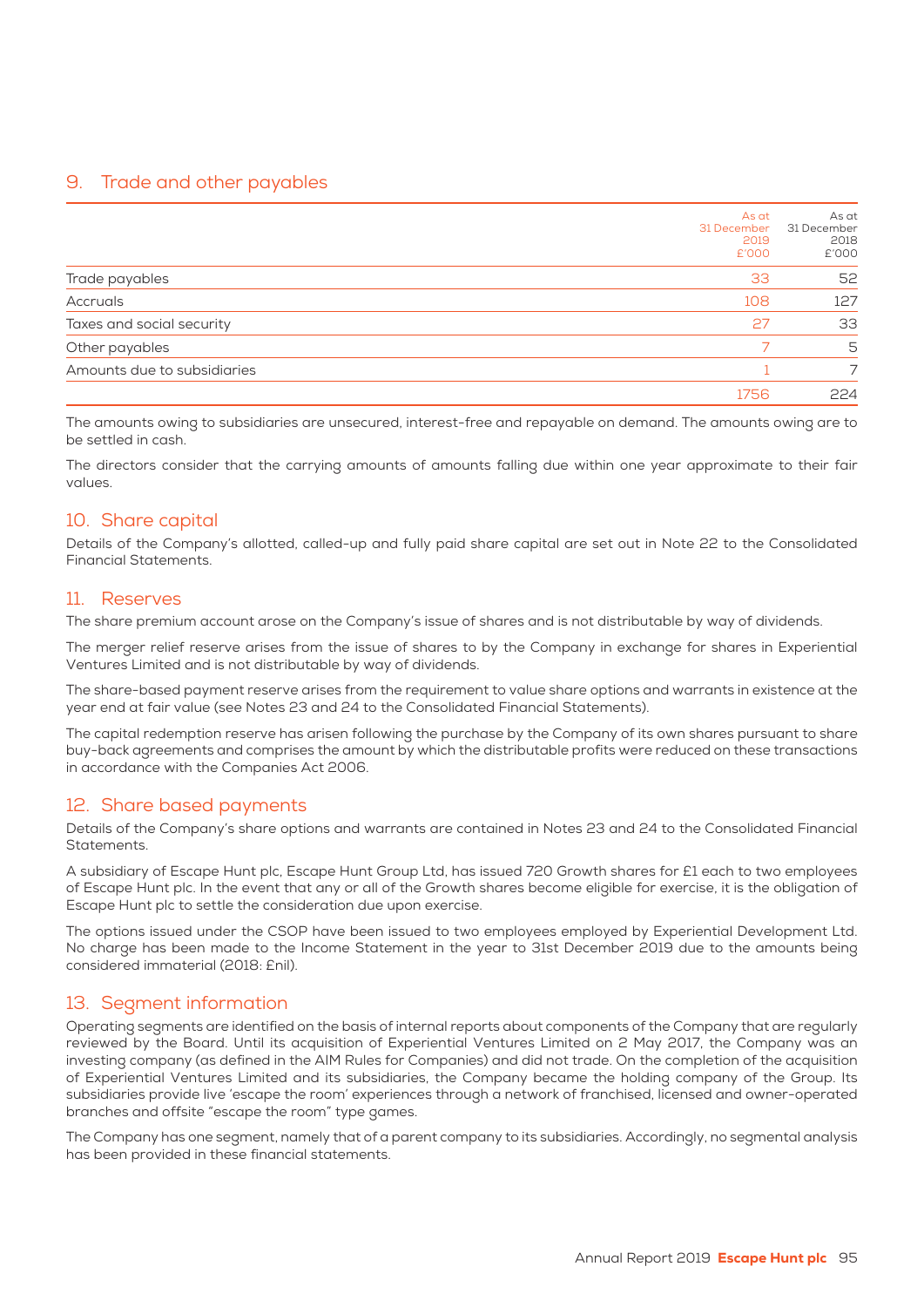## 9. Trade and other payables

| | As at 31 December 2019 £'000 | As at 31 December 2018 £'000 |
|---|---|---|
| Trade payables | 33 | 52 |
| Accruals | 108 | 127 |
| Taxes and social security | 27 | 33 |
| Other payables | 7 | 5 |
| Amounts due to subsidiaries | 1 | 7 |
| | 1756 | 224 |

The amounts owing to subsidiaries are unsecured, interest-free and repayable on demand. The amounts owing are to be settled in cash.

The directors consider that the carrying amounts of amounts falling due within one year approximate to their fair values.

## 10. Share capital

Details of the Company's allotted, called-up and fully paid share capital are set out in Note 22 to the Consolidated Financial Statements.

## 11. Reserves

The share premium account arose on the Company's issue of shares and is not distributable by way of dividends.

The merger relief reserve arises from the issue of shares to by the Company in exchange for shares in Experiential Ventures Limited and is not distributable by way of dividends.

The share-based payment reserve arises from the requirement to value share options and warrants in existence at the year end at fair value (see Notes 23 and 24 to the Consolidated Financial Statements).

The capital redemption reserve has arisen following the purchase by the Company of its own shares pursuant to share buy-back agreements and comprises the amount by which the distributable profits were reduced on these transactions in accordance with the Companies Act 2006.

## 12. Share based payments

Details of the Company's share options and warrants are contained in Notes 23 and 24 to the Consolidated Financial Statements.

A subsidiary of Escape Hunt plc, Escape Hunt Group Ltd, has issued 720 Growth shares for £1 each to two employees of Escape Hunt plc. In the event that any or all of the Growth shares become eligible for exercise, it is the obligation of Escape Hunt plc to settle the consideration due upon exercise.

The options issued under the CSOP have been issued to two employees employed by Experiential Development Ltd. No charge has been made to the Income Statement in the year to 31st December 2019 due to the amounts being considered immaterial (2018: £nil).

## 13. Segment information

Operating segments are identified on the basis of internal reports about components of the Company that are regularly reviewed by the Board. Until its acquisition of Experiential Ventures Limited on 2 May 2017, the Company was an investing company (as defined in the AIM Rules for Companies) and did not trade. On the completion of the acquisition of Experiential Ventures Limited and its subsidiaries, the Company became the holding company of the Group. Its subsidiaries provide live 'escape the room' experiences through a network of franchised, licensed and owner-operated branches and offsite "escape the room" type games.

The Company has one segment, namely that of a parent company to its subsidiaries. Accordingly, no segmental analysis has been provided in these financial statements.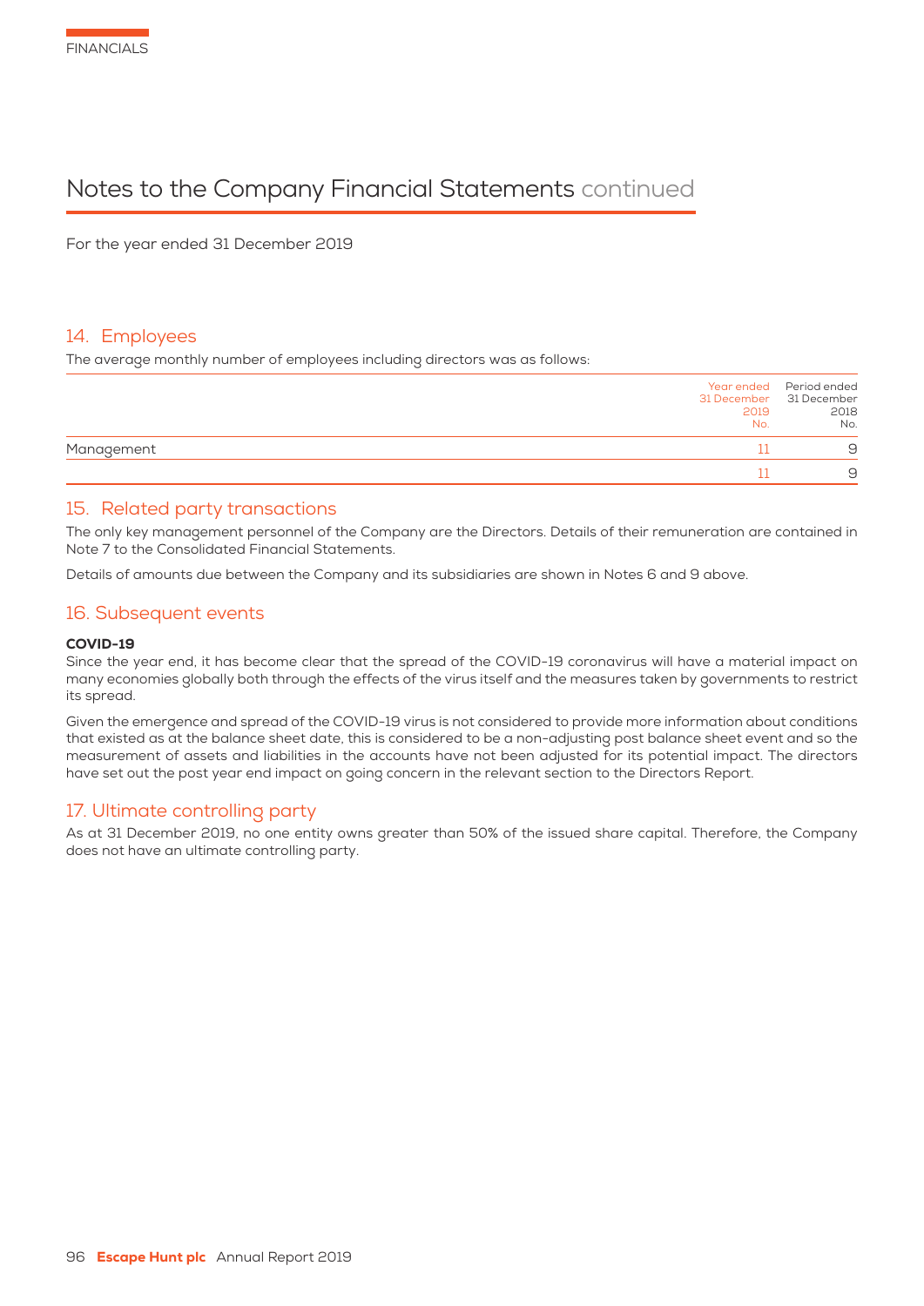# Notes to the Company Financial Statements continued

For the year ended 31 December 2019

## 14. Employees

The average monthly number of employees including directors was as follows:

| | Year ended 31 December 2019 No. | Period ended 31 December 2018 No. |
|---|---|---|
| Management | 11 | 9 |
| | 11 | 9 |

## 15. Related party transactions

The only key management personnel of the Company are the Directors. Details of their remuneration are contained in Note 7 to the Consolidated Financial Statements.

Details of amounts due between the Company and its subsidiaries are shown in Notes 6 and 9 above.

## 16. Subsequent events

**COVID-19**

Since the year end, it has become clear that the spread of the COVID-19 coronavirus will have a material impact on many economies globally both through the effects of the virus itself and the measures taken by governments to restrict its spread.

Given the emergence and spread of the COVID-19 virus is not considered to provide more information about conditions that existed as at the balance sheet date, this is considered to be a non-adjusting post balance sheet event and so the measurement of assets and liabilities in the accounts have not been adjusted for its potential impact. The directors have set out the post year end impact on going concern in the relevant section to the Directors Report.

## 17. Ultimate controlling party

As at 31 December 2019, no one entity owns greater than 50% of the issued share capital. Therefore, the Company does not have an ultimate controlling party.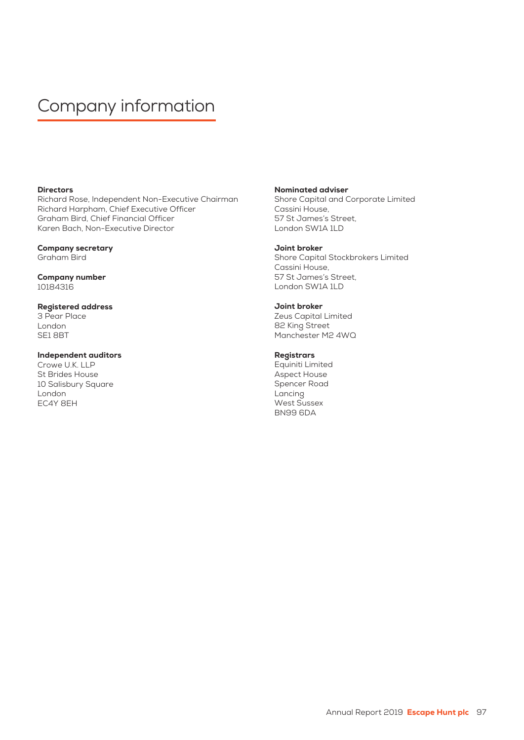# Company information

**Directors**
Richard Rose, Independent Non-Executive Chairman
Richard Harpham, Chief Executive Officer
Graham Bird, Chief Financial Officer
Karen Bach, Non-Executive Director

**Company secretary**
Graham Bird

**Company number**
10184316

**Registered address**
3 Pear Place
London
SE1 8BT

**Independent auditors**
Crowe U.K. LLP
St Brides House
10 Salisbury Square
London
EC4Y 8EH

**Nominated adviser**
Shore Capital and Corporate Limited
Cassini House,
57 St James's Street,
London SW1A 1LD

**Joint broker**
Shore Capital Stockbrokers Limited
Cassini House,
57 St James's Street,
London SW1A 1LD

**Joint broker**
Zeus Capital Limited
82 King Street
Manchester M2 4WQ

**Registrars**
Equiniti Limited
Aspect House
Spencer Road
Lancing
West Sussex
BN99 6DA